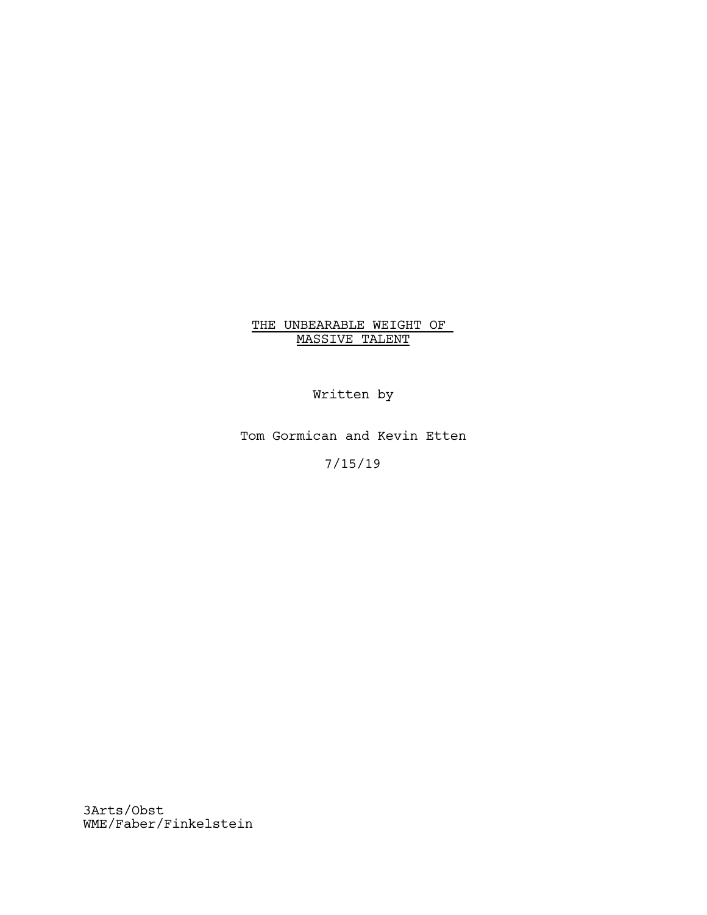# THE UNBEARABLE WEIGHT OF MASSIVE TALENT

Written by

Tom Gormican and Kevin Etten

7/15/19

3Arts/Obst
WME/Faber/Finkelstein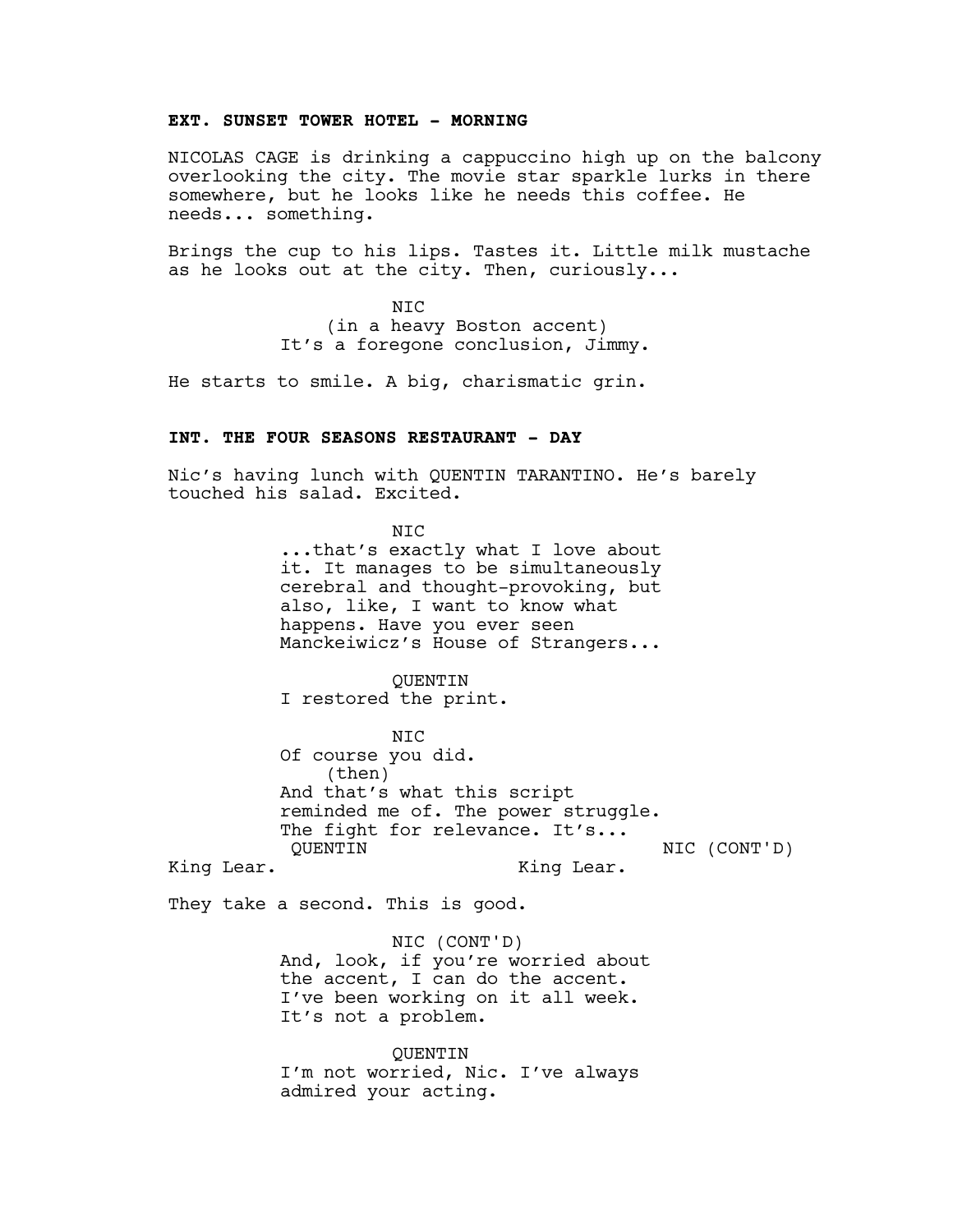**EXT. SUNSET TOWER HOTEL - MORNING**

NICOLAS CAGE is drinking a cappuccino high up on the balcony overlooking the city. The movie star sparkle lurks in there somewhere, but he looks like he needs this coffee. He needs... something.

Brings the cup to his lips. Tastes it. Little milk mustache as he looks out at the city. Then, curiously...

NIC
(in a heavy Boston accent)
It's a foregone conclusion, Jimmy.

He starts to smile. A big, charismatic grin.

**INT. THE FOUR SEASONS RESTAURANT - DAY**

Nic's having lunch with QUENTIN TARANTINO. He's barely touched his salad. Excited.

NIC
...that's exactly what I love about it. It manages to be simultaneously cerebral and thought-provoking, but also, like, I want to know what happens. Have you ever seen Manckeiwicz's House of Strangers...

QUENTIN
I restored the print.

NIC
Of course you did.
(then)
And that's what this script reminded me of. The power struggle. The fight for relevance. It's...

QUENTIN
King Lear.

NIC (CONT'D)
King Lear.

They take a second. This is good.

NIC (CONT'D)
And, look, if you're worried about the accent, I can do the accent. I've been working on it all week. It's not a problem.

QUENTIN
I'm not worried, Nic. I've always admired your acting.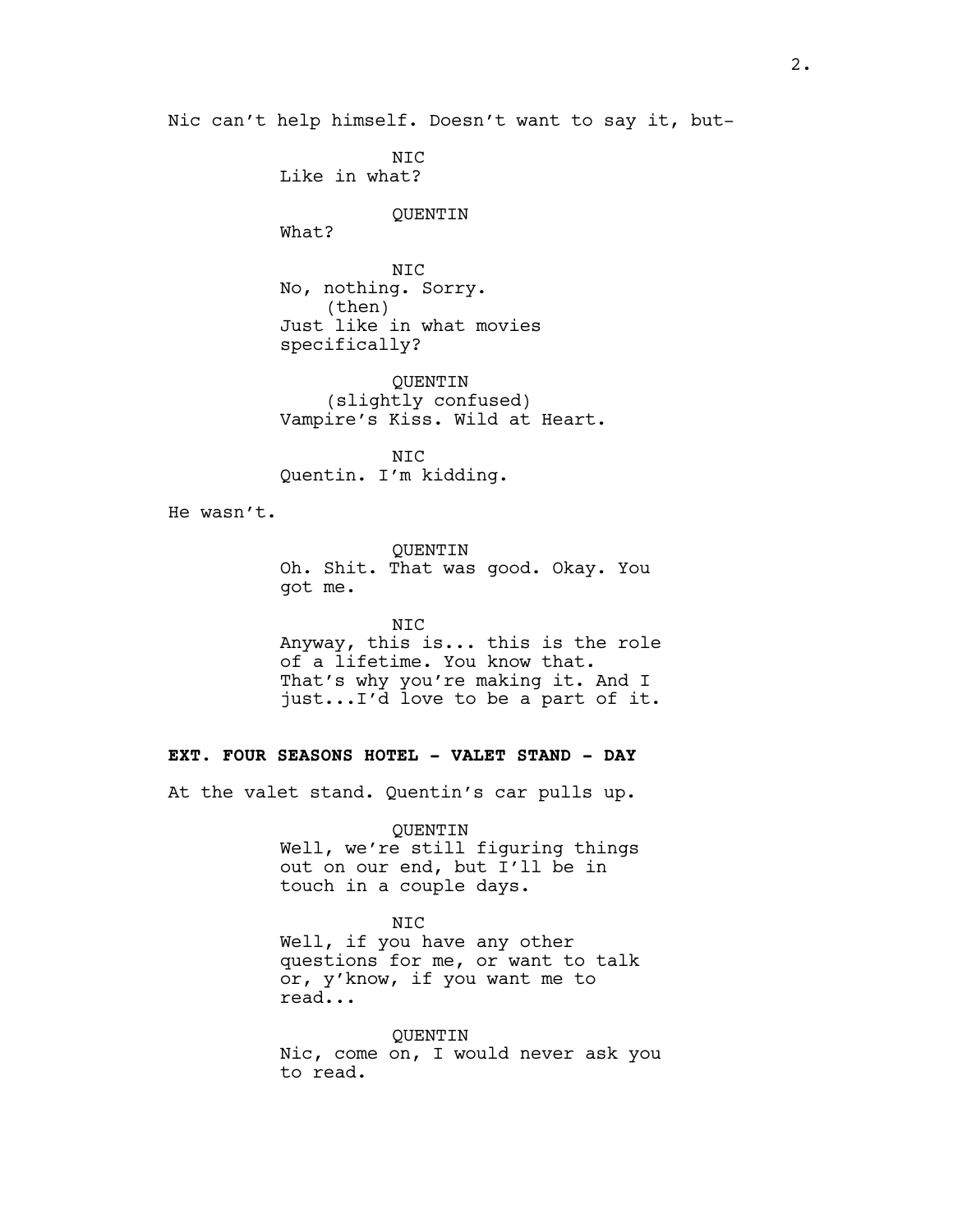Nic can't help himself. Doesn't want to say it, but-

NIC
Like in what?

QUENTIN
What?

NIC
No, nothing. Sorry.
(then)
Just like in what movies specifically?

QUENTIN
(slightly confused)
Vampire's Kiss. Wild at Heart.

NIC
Quentin. I'm kidding.

He wasn't.

QUENTIN
Oh. Shit. That was good. Okay. You got me.

NIC
Anyway, this is... this is the role of a lifetime. You know that. That's why you're making it. And I just...I'd love to be a part of it.

**EXT. FOUR SEASONS HOTEL - VALET STAND - DAY**

At the valet stand. Quentin's car pulls up.

QUENTIN
Well, we're still figuring things out on our end, but I'll be in touch in a couple days.

NIC
Well, if you have any other questions for me, or want to talk or, y'know, if you want me to read...

QUENTIN
Nic, come on, I would never ask you to read.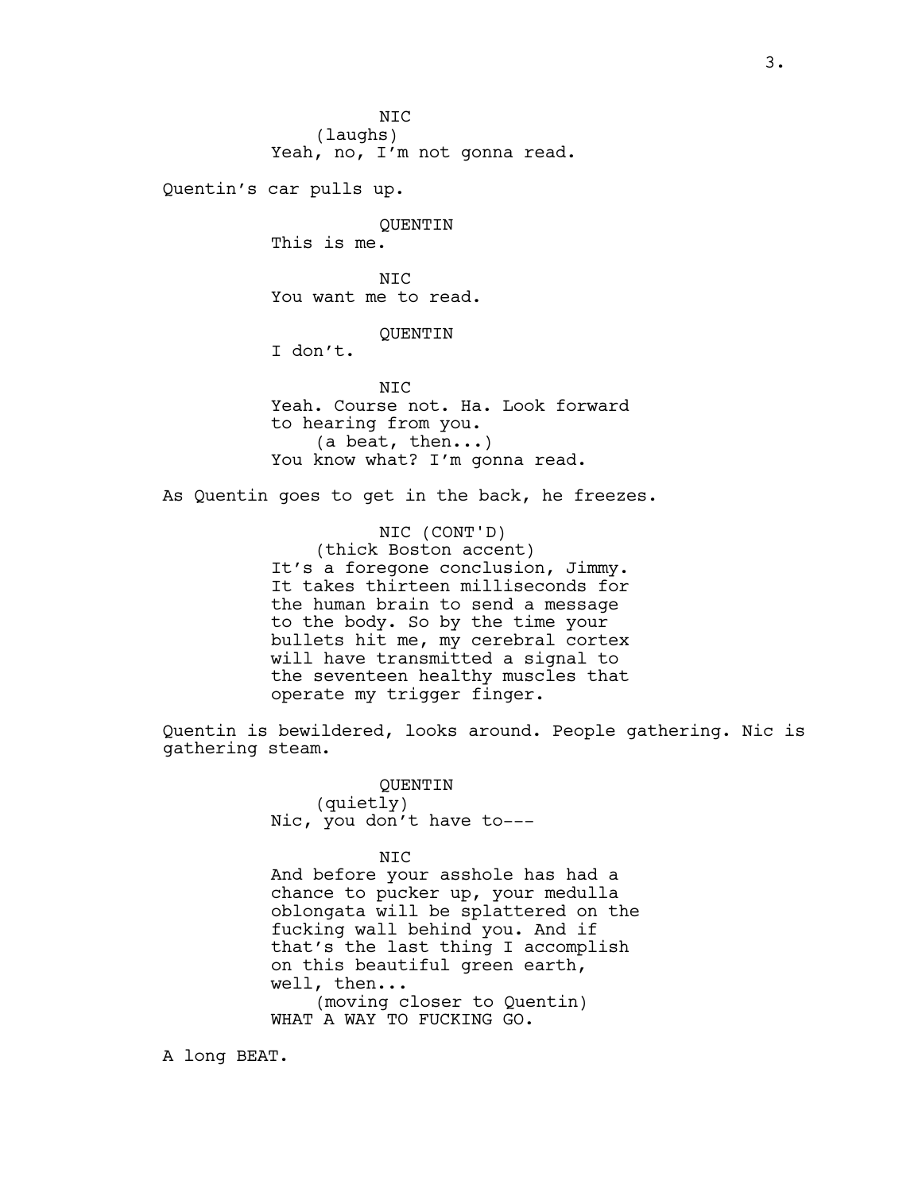NIC
(laughs)
Yeah, no, I'm not gonna read.

Quentin's car pulls up.

QUENTIN
This is me.

NIC
You want me to read.

QUENTIN
I don't.

NIC
Yeah. Course not. Ha. Look forward to hearing from you.
(a beat, then...)
You know what? I'm gonna read.

As Quentin goes to get in the back, he freezes.

NIC (CONT'D)
(thick Boston accent)
It's a foregone conclusion, Jimmy. It takes thirteen milliseconds for the human brain to send a message to the body. So by the time your bullets hit me, my cerebral cortex will have transmitted a signal to the seventeen healthy muscles that operate my trigger finger.

Quentin is bewildered, looks around. People gathering. Nic is gathering steam.

QUENTIN
(quietly)
Nic, you don't have to---

NIC
And before your asshole has had a chance to pucker up, your medulla oblongata will be splattered on the fucking wall behind you. And if that's the last thing I accomplish on this beautiful green earth, well, then...
(moving closer to Quentin)
WHAT A WAY TO FUCKING GO.

A long BEAT.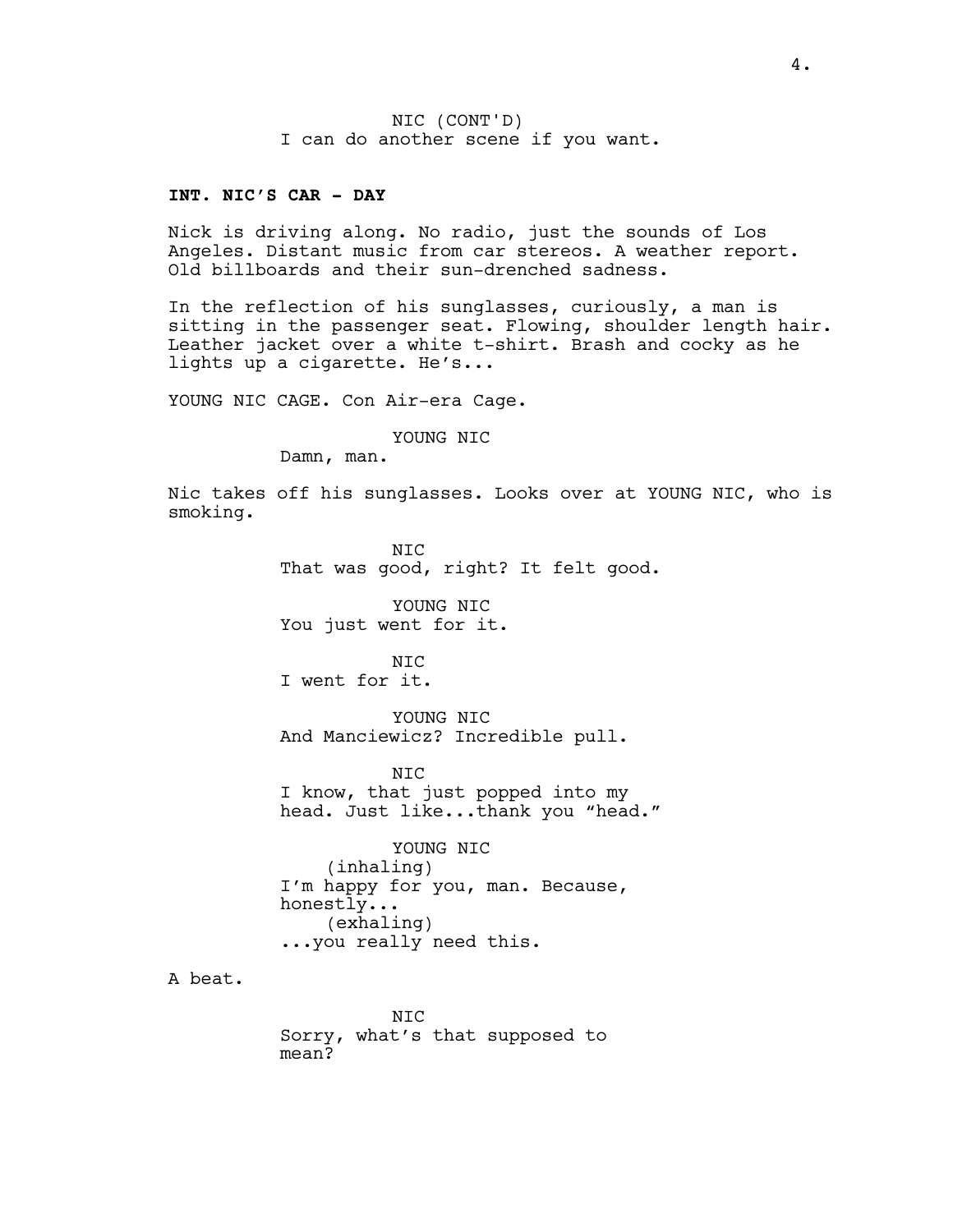NIC (CONT'D)
I can do another scene if you want.

**INT. NIC'S CAR - DAY**

Nick is driving along. No radio, just the sounds of Los Angeles. Distant music from car stereos. A weather report. Old billboards and their sun-drenched sadness.

In the reflection of his sunglasses, curiously, a man is sitting in the passenger seat. Flowing, shoulder length hair. Leather jacket over a white t-shirt. Brash and cocky as he lights up a cigarette. He's...

YOUNG NIC CAGE. Con Air-era Cage.

YOUNG NIC
Damn, man.

Nic takes off his sunglasses. Looks over at YOUNG NIC, who is smoking.

NIC
That was good, right? It felt good.

YOUNG NIC
You just went for it.

NIC
I went for it.

YOUNG NIC
And Manciewicz? Incredible pull.

NIC
I know, that just popped into my head. Just like...thank you "head."

YOUNG NIC
(inhaling)
I'm happy for you, man. Because, honestly...
(exhaling)
...you really need this.

A beat.

NIC
Sorry, what's that supposed to mean?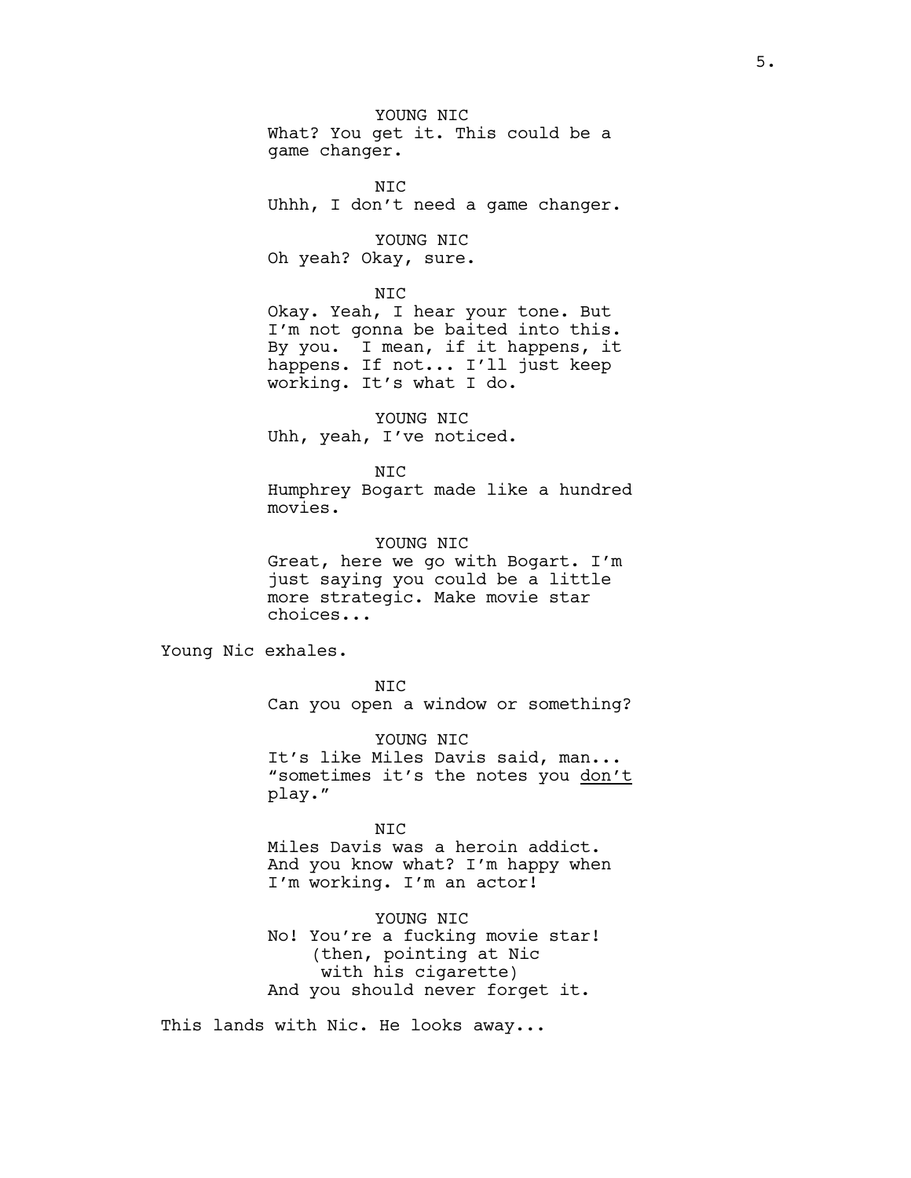YOUNG NIC
What? You get it. This could be a game changer.

NIC
Uhhh, I don't need a game changer.

YOUNG NIC
Oh yeah? Okay, sure.

NIC
Okay. Yeah, I hear your tone. But I'm not gonna be baited into this. By you. I mean, if it happens, it happens. If not... I'll just keep working. It's what I do.

YOUNG NIC
Uhh, yeah, I've noticed.

NIC
Humphrey Bogart made like a hundred movies.

YOUNG NIC
Great, here we go with Bogart. I'm just saying you could be a little more strategic. Make movie star choices...

Young Nic exhales.

NIC
Can you open a window or something?

YOUNG NIC
It's like Miles Davis said, man... "sometimes it's the notes you <u>don't</u> play."

NIC
Miles Davis was a heroin addict. And you know what? I'm happy when I'm working. I'm an actor!

YOUNG NIC
No! You're a fucking movie star!
(then, pointing at Nic with his cigarette)
And you should never forget it.

This lands with Nic. He looks away...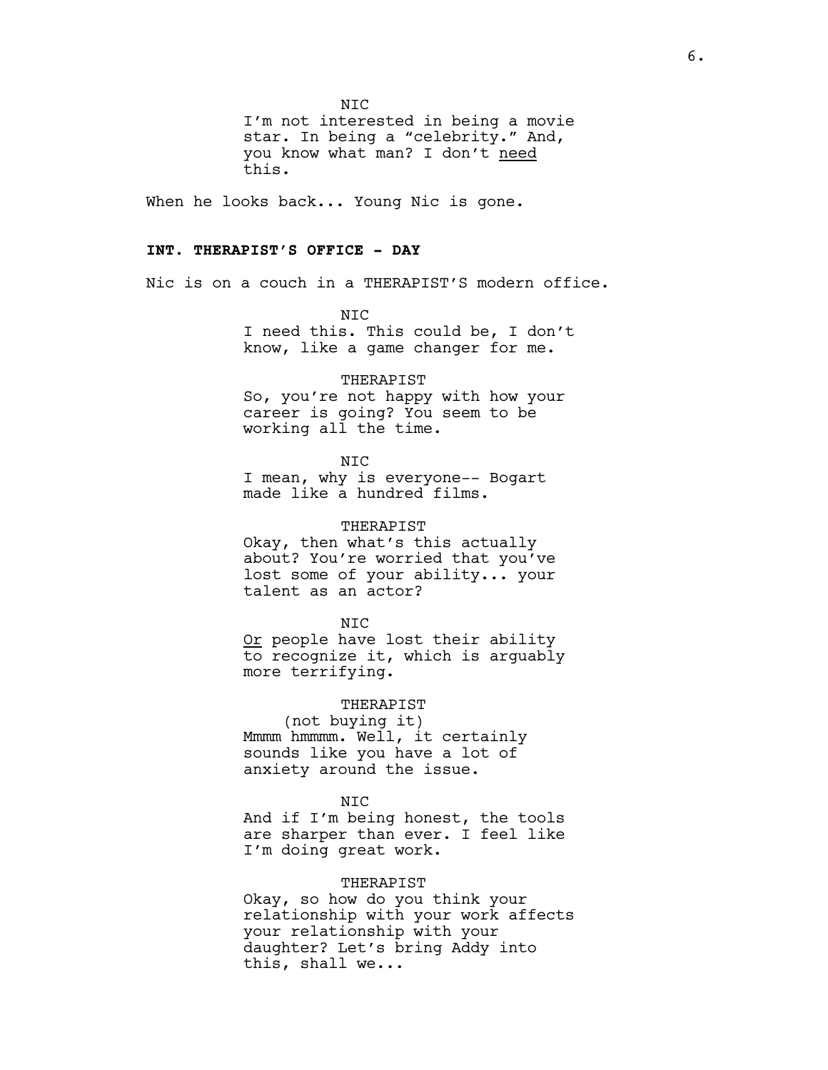NIC

I'm not interested in being a movie star. In being a "celebrity." And, you know what man? I don't <u>need</u> this.

When he looks back... Young Nic is gone.

**INT. THERAPIST'S OFFICE - DAY**

Nic is on a couch in a THERAPIST'S modern office.

NIC

I need this. This could be, I don't know, like a game changer for me.

THERAPIST

So, you're not happy with how your career is going? You seem to be working all the time.

NIC

I mean, why is everyone-- Bogart made like a hundred films.

THERAPIST

Okay, then what's this actually about? You're worried that you've lost some of your ability... your talent as an actor?

NIC

<u>Or</u> people have lost their ability to recognize it, which is arguably more terrifying.

THERAPIST

(not buying it)

Mmmm hmmmm. Well, it certainly sounds like you have a lot of anxiety around the issue.

NIC

And if I'm being honest, the tools are sharper than ever. I feel like I'm doing great work.

THERAPIST

Okay, so how do you think your relationship with your work affects your relationship with your daughter? Let's bring Addy into this, shall we...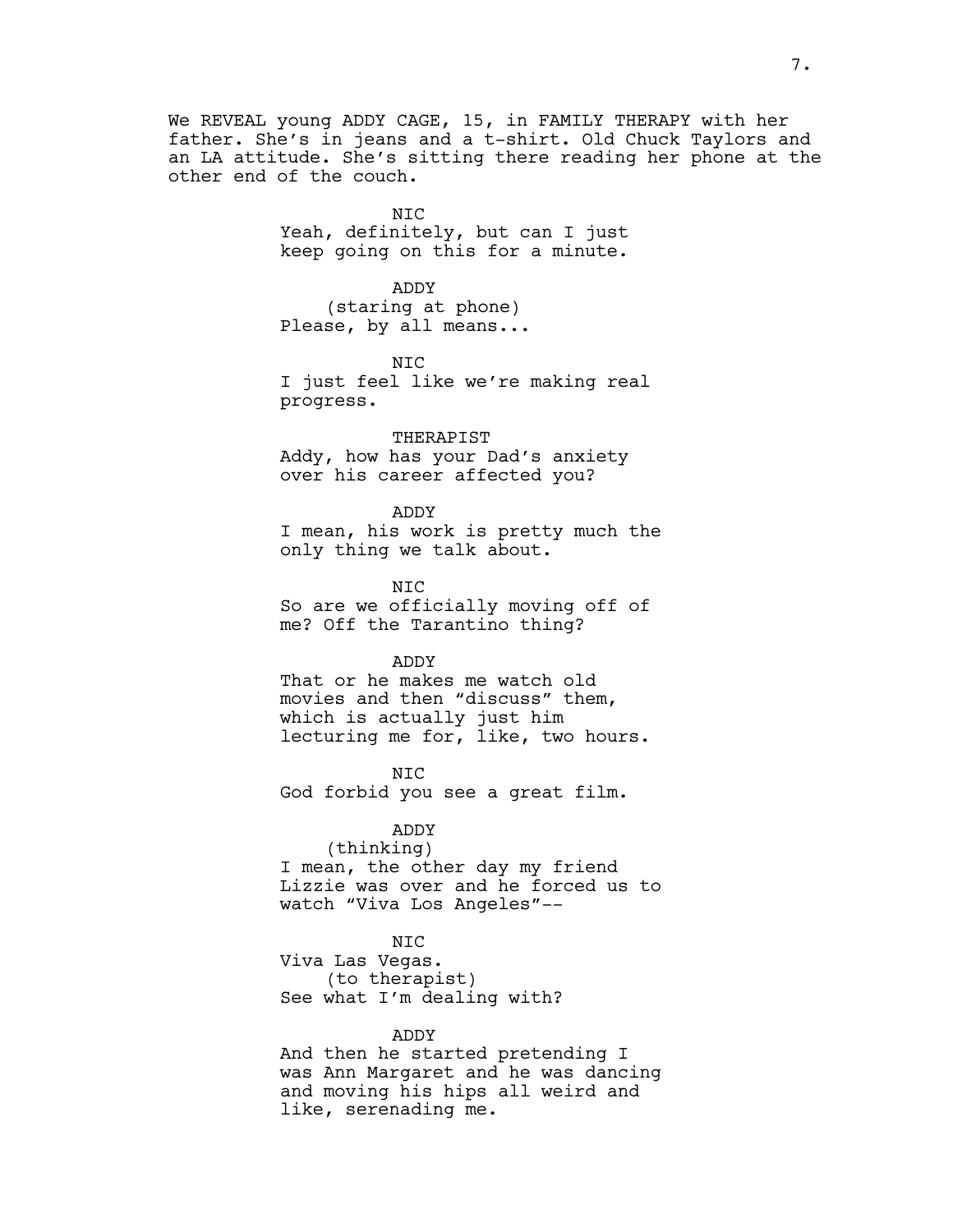We REVEAL young ADDY CAGE, 15, in FAMILY THERAPY with her father. She's in jeans and a t-shirt. Old Chuck Taylors and an LA attitude. She's sitting there reading her phone at the other end of the couch.

NIC
Yeah, definitely, but can I just keep going on this for a minute.

ADDY
(staring at phone)
Please, by all means...

NIC
I just feel like we're making real progress.

THERAPIST
Addy, how has your Dad's anxiety over his career affected you?

ADDY
I mean, his work is pretty much the only thing we talk about.

NIC
So are we officially moving off of me? Off the Tarantino thing?

ADDY
That or he makes me watch old movies and then "discuss" them, which is actually just him lecturing me for, like, two hours.

NIC
God forbid you see a great film.

ADDY
(thinking)
I mean, the other day my friend Lizzie was over and he forced us to watch "Viva Los Angeles"--

NIC
Viva Las Vegas.
(to therapist)
See what I'm dealing with?

ADDY
And then he started pretending I was Ann Margaret and he was dancing and moving his hips all weird and like, serenading me.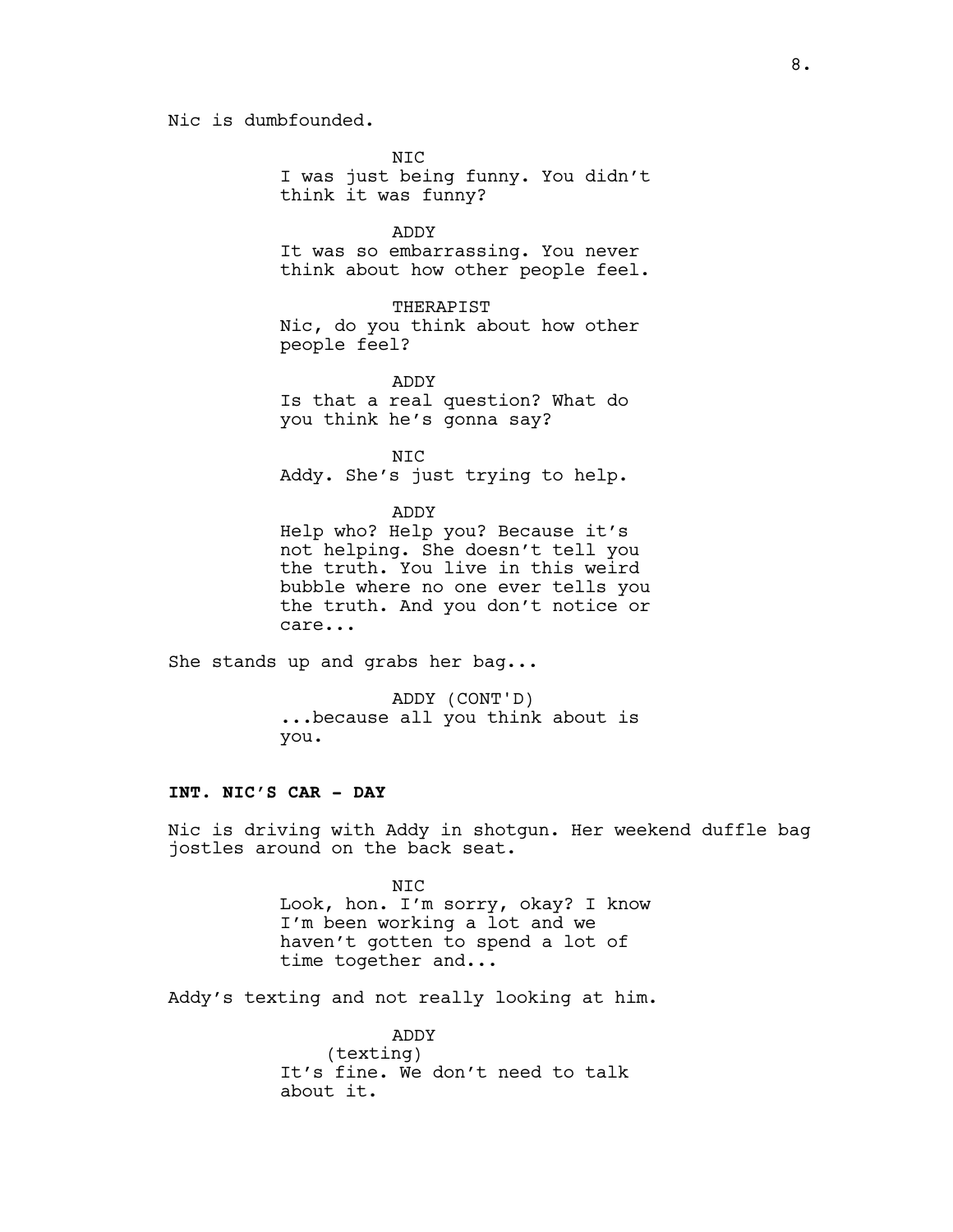Nic is dumbfounded.

NIC
I was just being funny. You didn't think it was funny?

ADDY
It was so embarrassing. You never think about how other people feel.

THERAPIST
Nic, do you think about how other people feel?

ADDY
Is that a real question? What do you think he's gonna say?

NIC
Addy. She's just trying to help.

ADDY
Help who? Help you? Because it's not helping. She doesn't tell you the truth. You live in this weird bubble where no one ever tells you the truth. And you don't notice or care...

She stands up and grabs her bag...

ADDY (CONT'D)
...because all you think about is you.

**INT. NIC'S CAR - DAY**

Nic is driving with Addy in shotgun. Her weekend duffle bag jostles around on the back seat.

NIC
Look, hon. I'm sorry, okay? I know I'm been working a lot and we haven't gotten to spend a lot of time together and...

Addy's texting and not really looking at him.

ADDY
(texting)
It's fine. We don't need to talk about it.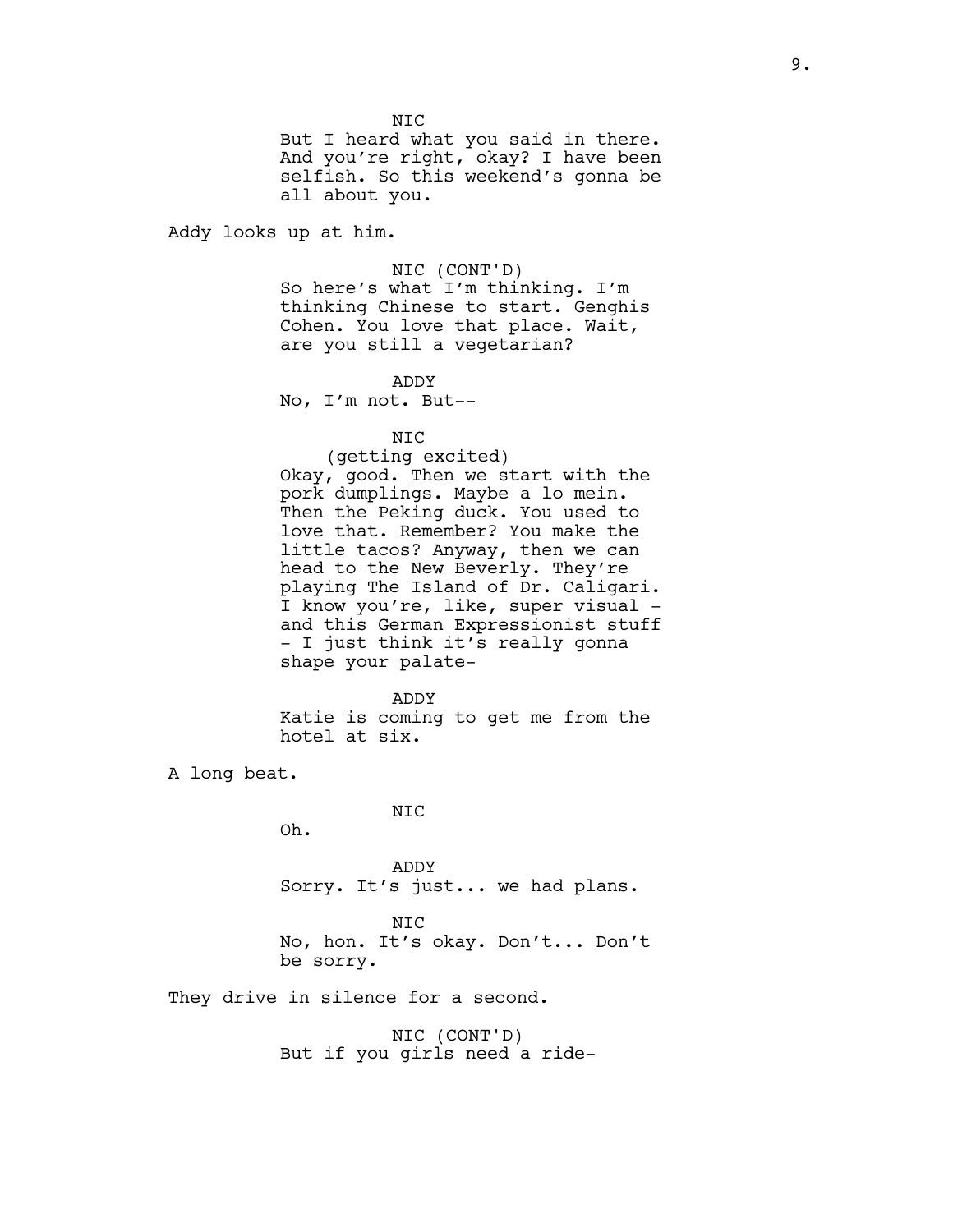NIC
But I heard what you said in there. And you're right, okay? I have been selfish. So this weekend's gonna be all about you.

Addy looks up at him.

NIC (CONT'D)
So here's what I'm thinking. I'm thinking Chinese to start. Genghis Cohen. You love that place. Wait, are you still a vegetarian?

ADDY
No, I'm not. But--

NIC
(getting excited)
Okay, good. Then we start with the pork dumplings. Maybe a lo mein. Then the Peking duck. You used to love that. Remember? You make the little tacos? Anyway, then we can head to the New Beverly. They're playing The Island of Dr. Caligari. I know you're, like, super visual - and this German Expressionist stuff - I just think it's really gonna shape your palate-

ADDY
Katie is coming to get me from the hotel at six.

A long beat.

NIC
Oh.

ADDY
Sorry. It's just... we had plans.

NIC
No, hon. It's okay. Don't... Don't be sorry.

They drive in silence for a second.

NIC (CONT'D)
But if you girls need a ride-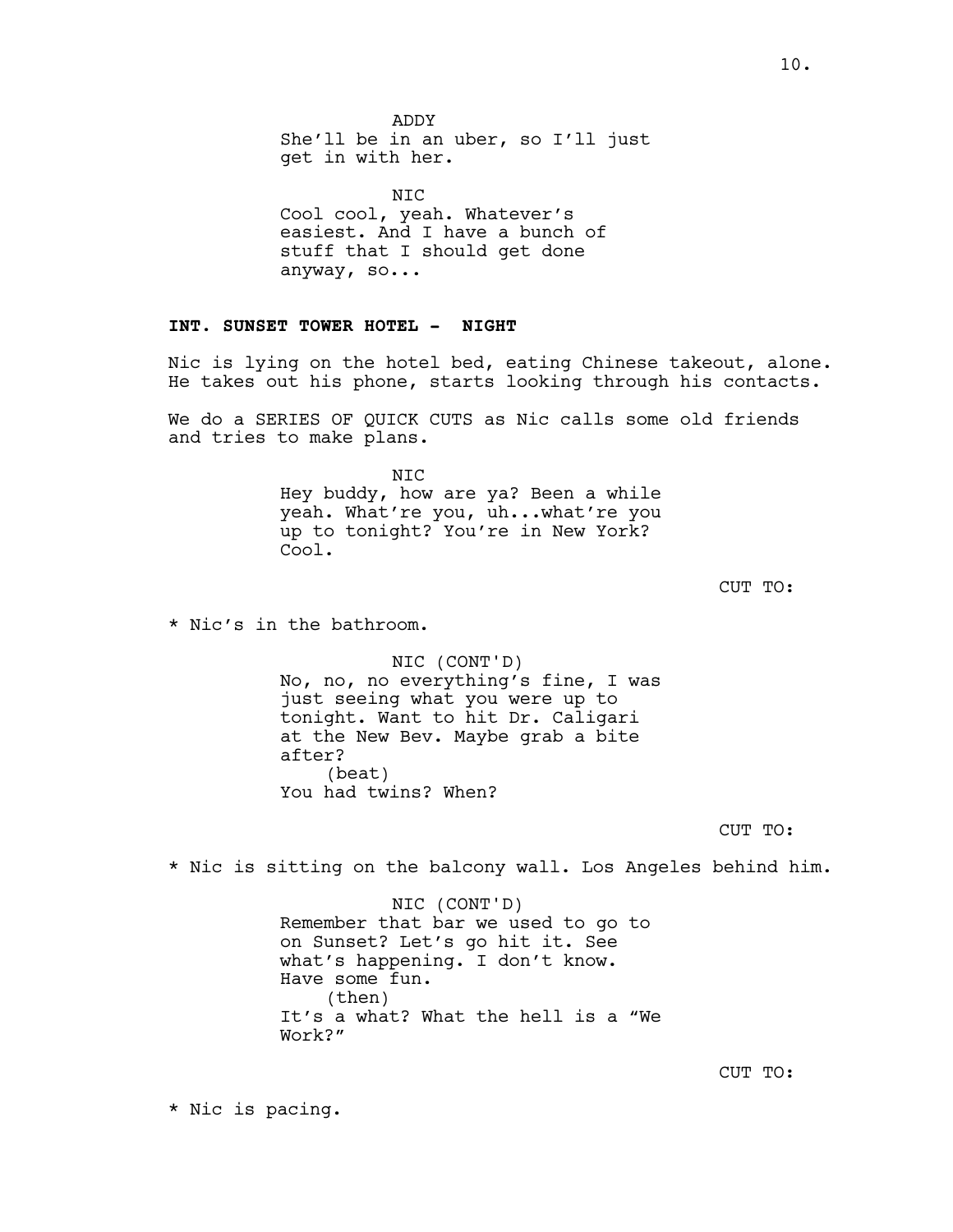ADDY
She'll be in an uber, so I'll just get in with her.

NIC
Cool cool, yeah. Whatever's easiest. And I have a bunch of stuff that I should get done anyway, so...

**INT. SUNSET TOWER HOTEL - NIGHT**

Nic is lying on the hotel bed, eating Chinese takeout, alone. He takes out his phone, starts looking through his contacts.

We do a SERIES OF QUICK CUTS as Nic calls some old friends and tries to make plans.

NIC
Hey buddy, how are ya? Been a while yeah. What're you, uh...what're you up to tonight? You're in New York? Cool.

CUT TO:

* Nic's in the bathroom.

NIC (CONT'D)
No, no, no everything's fine, I was just seeing what you were up to tonight. Want to hit Dr. Caligari at the New Bev. Maybe grab a bite after?
(beat)
You had twins? When?

CUT TO:

* Nic is sitting on the balcony wall. Los Angeles behind him.

NIC (CONT'D)
Remember that bar we used to go to on Sunset? Let's go hit it. See what's happening. I don't know. Have some fun.
(then)
It's a what? What the hell is a "We Work?"

CUT TO:

* Nic is pacing.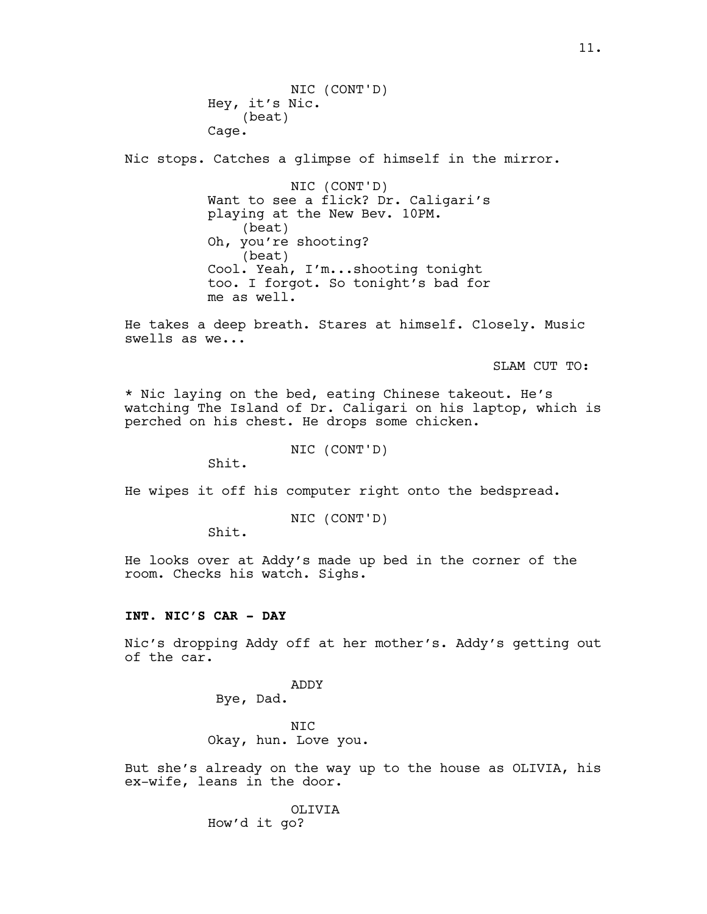NIC (CONT'D)
Hey, it's Nic.
(beat)
Cage.

Nic stops. Catches a glimpse of himself in the mirror.

NIC (CONT'D)
Want to see a flick? Dr. Caligari's playing at the New Bev. 10PM.
(beat)
Oh, you're shooting?
(beat)
Cool. Yeah, I'm...shooting tonight too. I forgot. So tonight's bad for me as well.

He takes a deep breath. Stares at himself. Closely. Music swells as we...

SLAM CUT TO:

* Nic laying on the bed, eating Chinese takeout. He's watching The Island of Dr. Caligari on his laptop, which is perched on his chest. He drops some chicken.

NIC (CONT'D)
Shit.

He wipes it off his computer right onto the bedspread.

NIC (CONT'D)
Shit.

He looks over at Addy's made up bed in the corner of the room. Checks his watch. Sighs.

**INT. NIC'S CAR - DAY**

Nic's dropping Addy off at her mother's. Addy's getting out of the car.

ADDY
Bye, Dad.

NIC
Okay, hun. Love you.

But she's already on the way up to the house as OLIVIA, his ex-wife, leans in the door.

OLIVIA
How'd it go?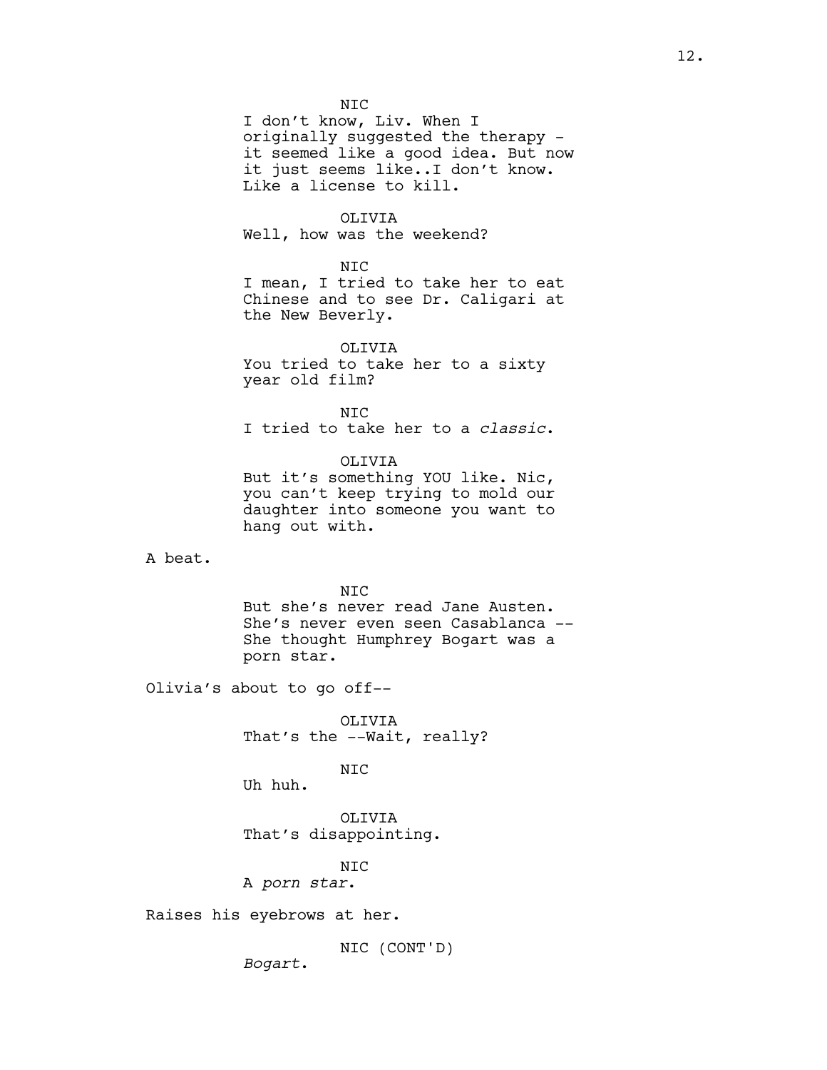NIC

I don't know, Liv. When I originally suggested the therapy - it seemed like a good idea. But now it just seems like..I don't know. Like a license to kill.

OLIVIA

Well, how was the weekend?

NIC

I mean, I tried to take her to eat Chinese and to see Dr. Caligari at the New Beverly.

OLIVIA

You tried to take her to a sixty year old film?

NIC

I tried to take her to a *classic*.

OLIVIA

But it's something YOU like. Nic, you can't keep trying to mold our daughter into someone you want to hang out with.

A beat.

NIC

But she's never read Jane Austen. She's never even seen Casablanca -- She thought Humphrey Bogart was a porn star.

Olivia's about to go off--

OLIVIA

That's the --Wait, really?

NIC

Uh huh.

OLIVIA

That's disappointing.

NIC

A *porn star*.

Raises his eyebrows at her.

NIC (CONT'D)

*Bogart*.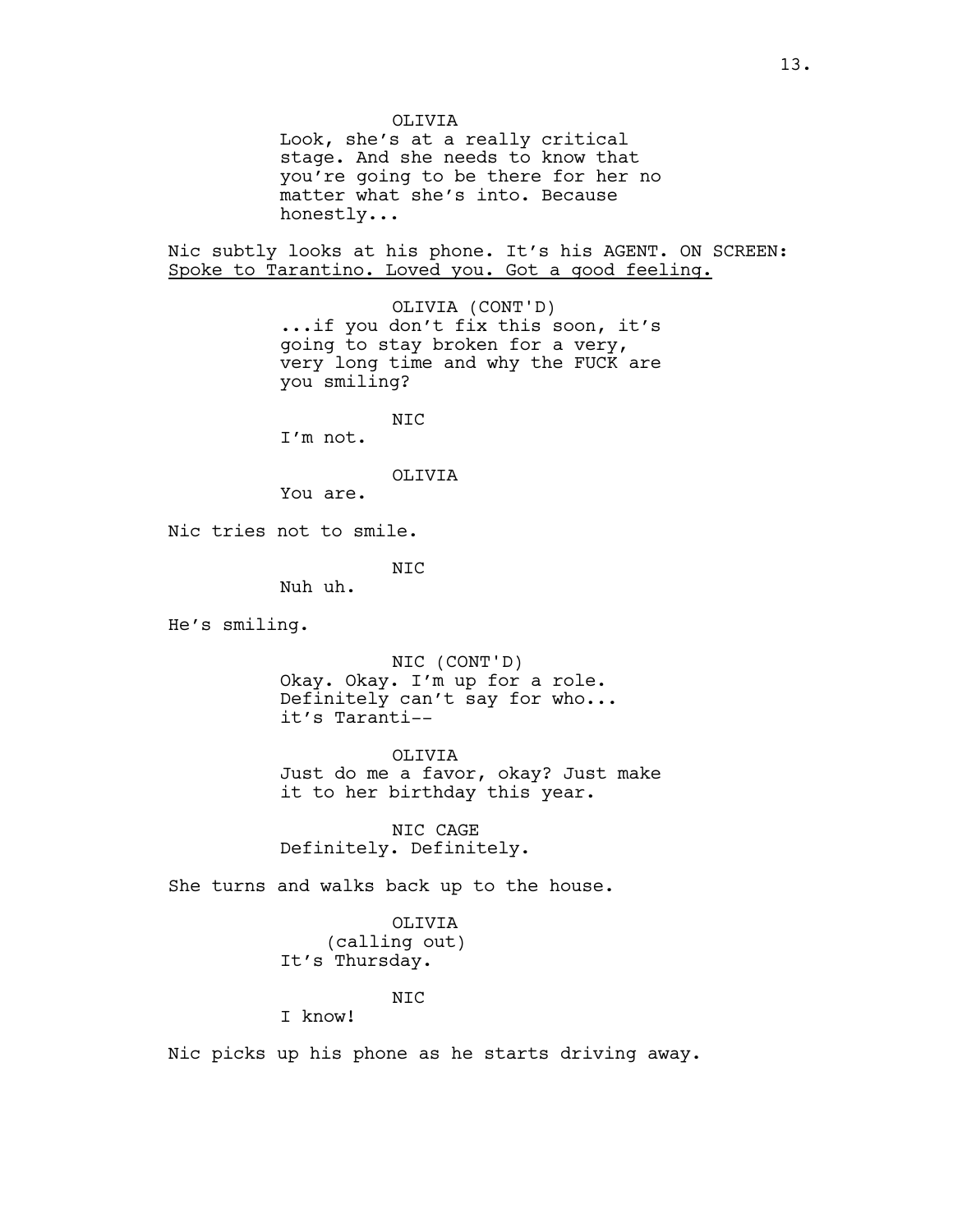OLIVIA
Look, she's at a really critical stage. And she needs to know that you're going to be there for her no matter what she's into. Because honestly...

Nic subtly looks at his phone. It's his AGENT. ON SCREEN: <u>Spoke to Tarantino. Loved you. Got a good feeling.</u>

OLIVIA (CONT'D)
...if you don't fix this soon, it's going to stay broken for a very, very long time and why the FUCK are you smiling?

NIC
I'm not.

OLIVIA
You are.

Nic tries not to smile.

NIC
Nuh uh.

He's smiling.

NIC (CONT'D)
Okay. Okay. I'm up for a role. Definitely can't say for who... it's Taranti--

OLIVIA
Just do me a favor, okay? Just make it to her birthday this year.

NIC CAGE
Definitely. Definitely.

She turns and walks back up to the house.

OLIVIA
(calling out)
It's Thursday.

NIC
I know!

Nic picks up his phone as he starts driving away.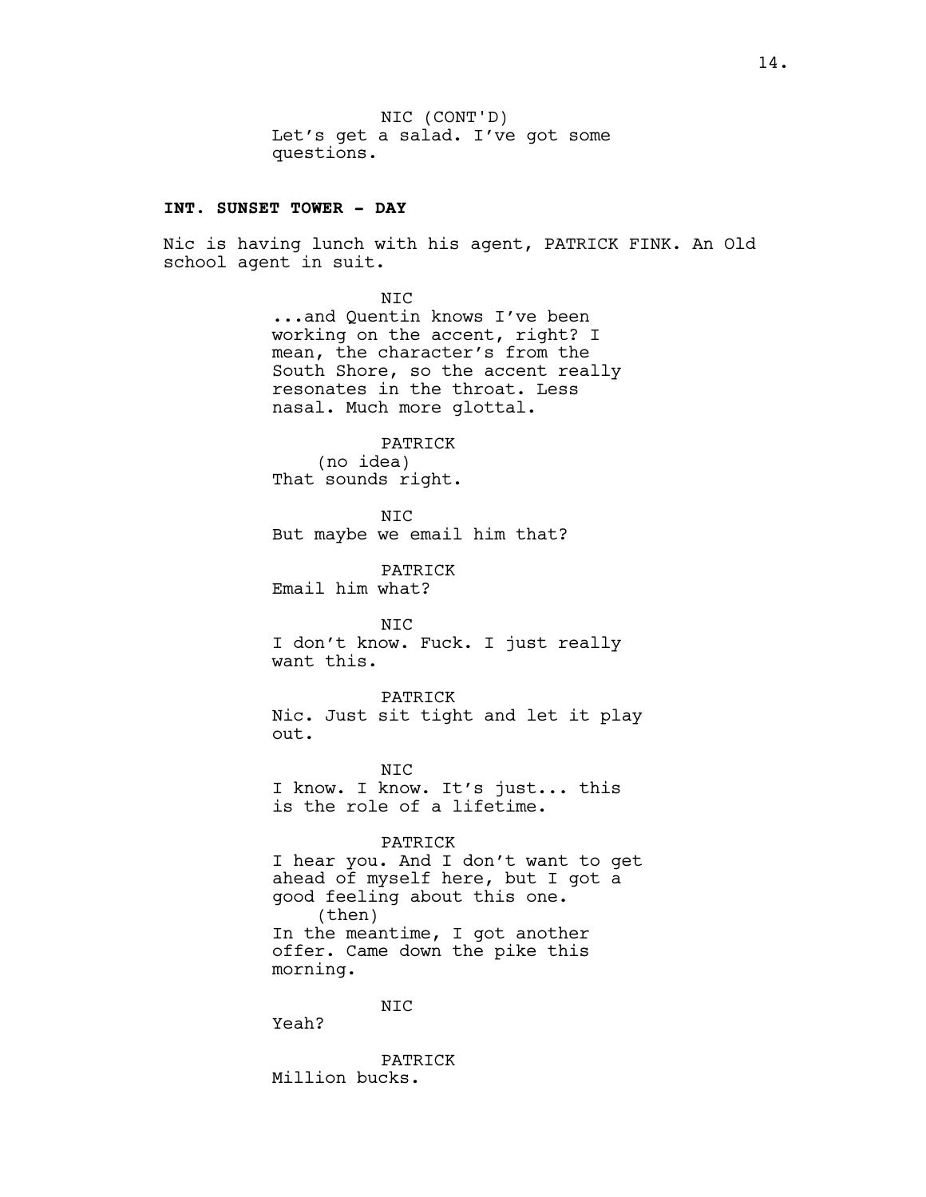NIC (CONT'D)
Let's get a salad. I've got some questions.

**INT. SUNSET TOWER - DAY**

Nic is having lunch with his agent, PATRICK FINK. An Old school agent in suit.

NIC
...and Quentin knows I've been working on the accent, right? I mean, the character's from the South Shore, so the accent really resonates in the throat. Less nasal. Much more glottal.

PATRICK
(no idea)
That sounds right.

NIC
But maybe we email him that?

PATRICK
Email him what?

NIC
I don't know. Fuck. I just really want this.

PATRICK
Nic. Just sit tight and let it play out.

NIC
I know. I know. It's just... this is the role of a lifetime.

PATRICK
I hear you. And I don't want to get ahead of myself here, but I got a good feeling about this one.
(then)
In the meantime, I got another offer. Came down the pike this morning.

NIC
Yeah?

PATRICK
Million bucks.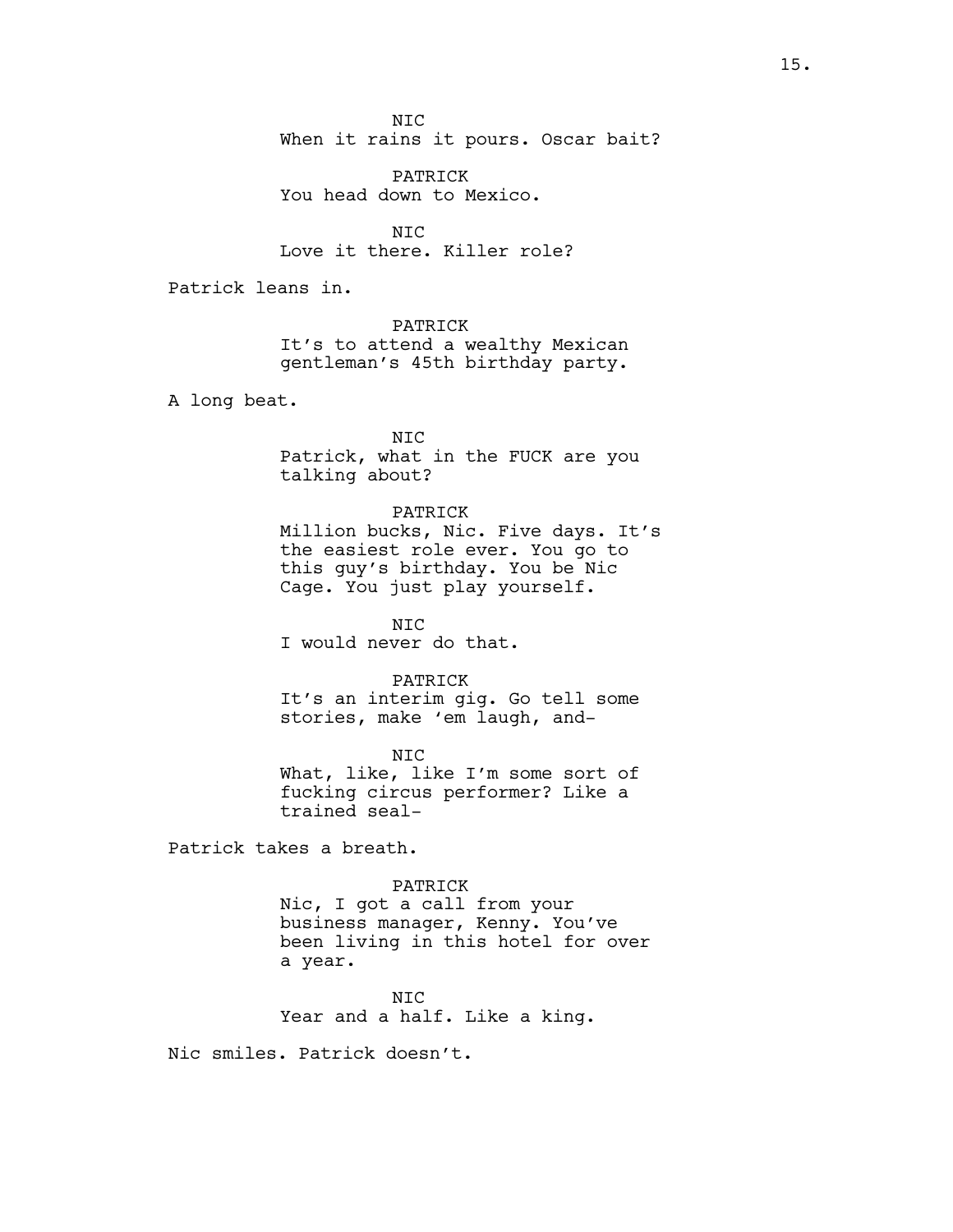NIC
When it rains it pours. Oscar bait?

PATRICK
You head down to Mexico.

NIC
Love it there. Killer role?

Patrick leans in.

PATRICK
It's to attend a wealthy Mexican gentleman's 45th birthday party.

A long beat.

NIC
Patrick, what in the FUCK are you talking about?

PATRICK
Million bucks, Nic. Five days. It's the easiest role ever. You go to this guy's birthday. You be Nic Cage. You just play yourself.

NIC
I would never do that.

PATRICK
It's an interim gig. Go tell some stories, make 'em laugh, and-

NIC
What, like, like I'm some sort of fucking circus performer? Like a trained seal-

Patrick takes a breath.

PATRICK
Nic, I got a call from your business manager, Kenny. You've been living in this hotel for over a year.

NIC
Year and a half. Like a king.

Nic smiles. Patrick doesn't.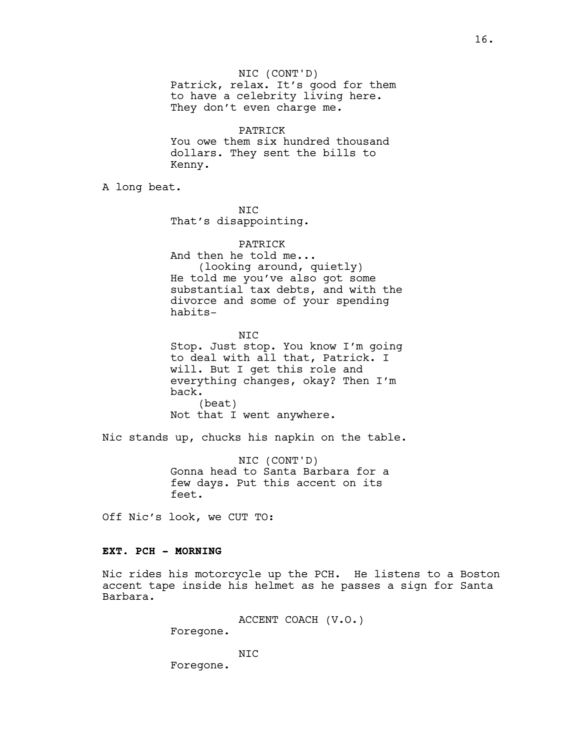NIC (CONT'D)
Patrick, relax. It's good for them to have a celebrity living here. They don't even charge me.

PATRICK
You owe them six hundred thousand dollars. They sent the bills to Kenny.

A long beat.

NIC
That's disappointing.

PATRICK
And then he told me...
(looking around, quietly)
He told me you've also got some substantial tax debts, and with the divorce and some of your spending habits-

NIC
Stop. Just stop. You know I'm going to deal with all that, Patrick. I will. But I get this role and everything changes, okay? Then I'm back.
(beat)
Not that I went anywhere.

Nic stands up, chucks his napkin on the table.

NIC (CONT'D)
Gonna head to Santa Barbara for a few days. Put this accent on its feet.

Off Nic's look, we CUT TO:

**EXT. PCH - MORNING**

Nic rides his motorcycle up the PCH. He listens to a Boston accent tape inside his helmet as he passes a sign for Santa Barbara.

ACCENT COACH (V.O.)
Foregone.

NIC
Foregone.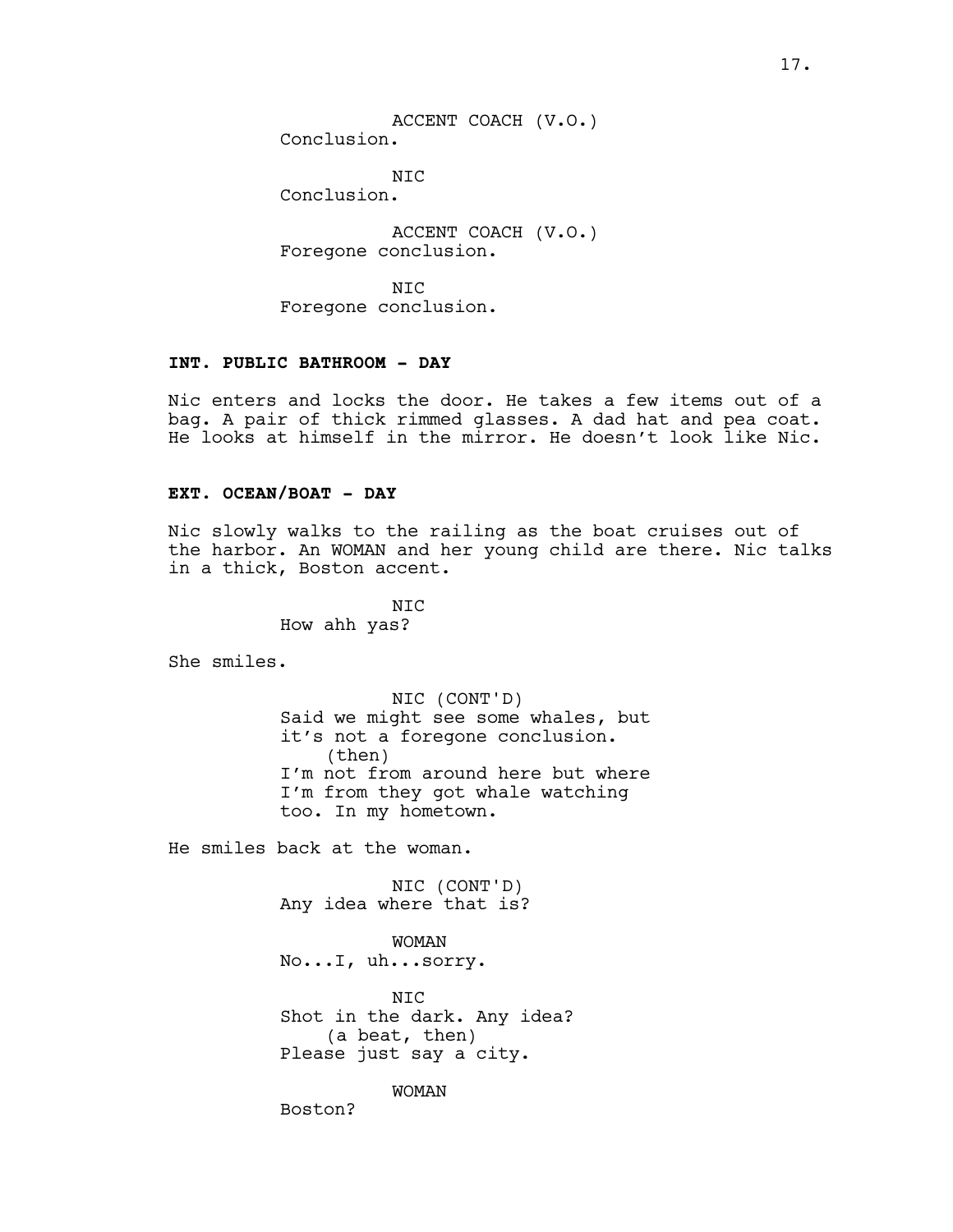ACCENT COACH (V.O.)
Conclusion.

NIC
Conclusion.

ACCENT COACH (V.O.)
Foregone conclusion.

NIC
Foregone conclusion.

**INT. PUBLIC BATHROOM - DAY**

Nic enters and locks the door. He takes a few items out of a bag. A pair of thick rimmed glasses. A dad hat and pea coat. He looks at himself in the mirror. He doesn't look like Nic.

**EXT. OCEAN/BOAT - DAY**

Nic slowly walks to the railing as the boat cruises out of the harbor. An WOMAN and her young child are there. Nic talks in a thick, Boston accent.

NIC
How ahh yas?

She smiles.

NIC (CONT'D)
Said we might see some whales, but it's not a foregone conclusion.
(then)
I'm not from around here but where I'm from they got whale watching too. In my hometown.

He smiles back at the woman.

NIC (CONT'D)
Any idea where that is?

WOMAN
No...I, uh...sorry.

NIC
Shot in the dark. Any idea?
(a beat, then)
Please just say a city.

WOMAN
Boston?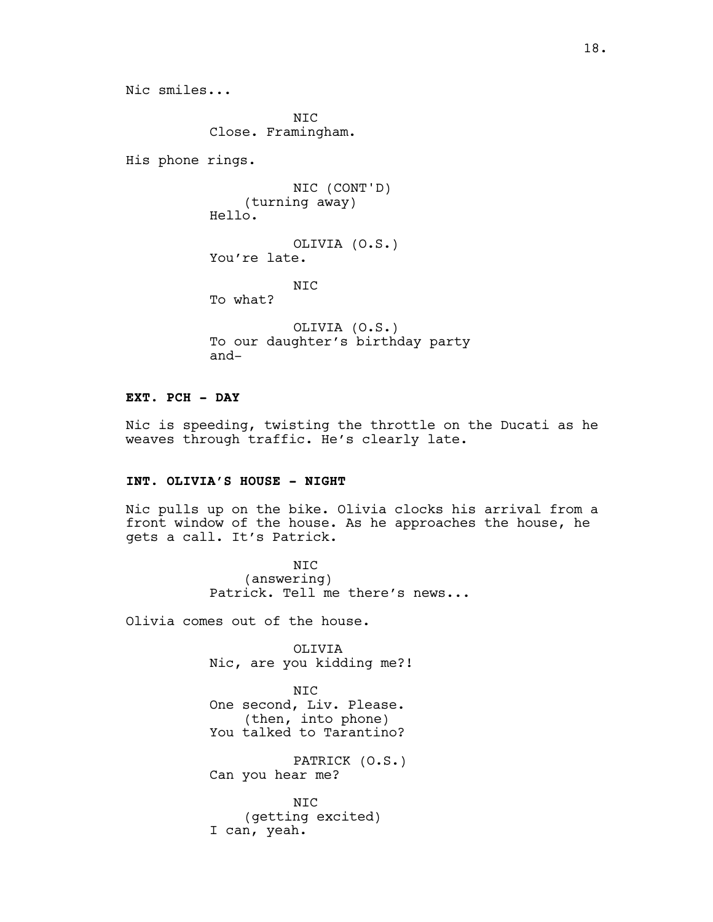Nic smiles...

NIC
Close. Framingham.

His phone rings.

NIC (CONT'D)
(turning away)
Hello.

OLIVIA (O.S.)
You're late.

NIC
To what?

OLIVIA (O.S.)
To our daughter's birthday party and-

**EXT. PCH - DAY**

Nic is speeding, twisting the throttle on the Ducati as he weaves through traffic. He's clearly late.

**INT. OLIVIA'S HOUSE - NIGHT**

Nic pulls up on the bike. Olivia clocks his arrival from a front window of the house. As he approaches the house, he gets a call. It's Patrick.

NIC
(answering)
Patrick. Tell me there's news...

Olivia comes out of the house.

OLIVIA
Nic, are you kidding me?!

NIC
One second, Liv. Please.
(then, into phone)
You talked to Tarantino?

PATRICK (O.S.)
Can you hear me?

NIC
(getting excited)
I can, yeah.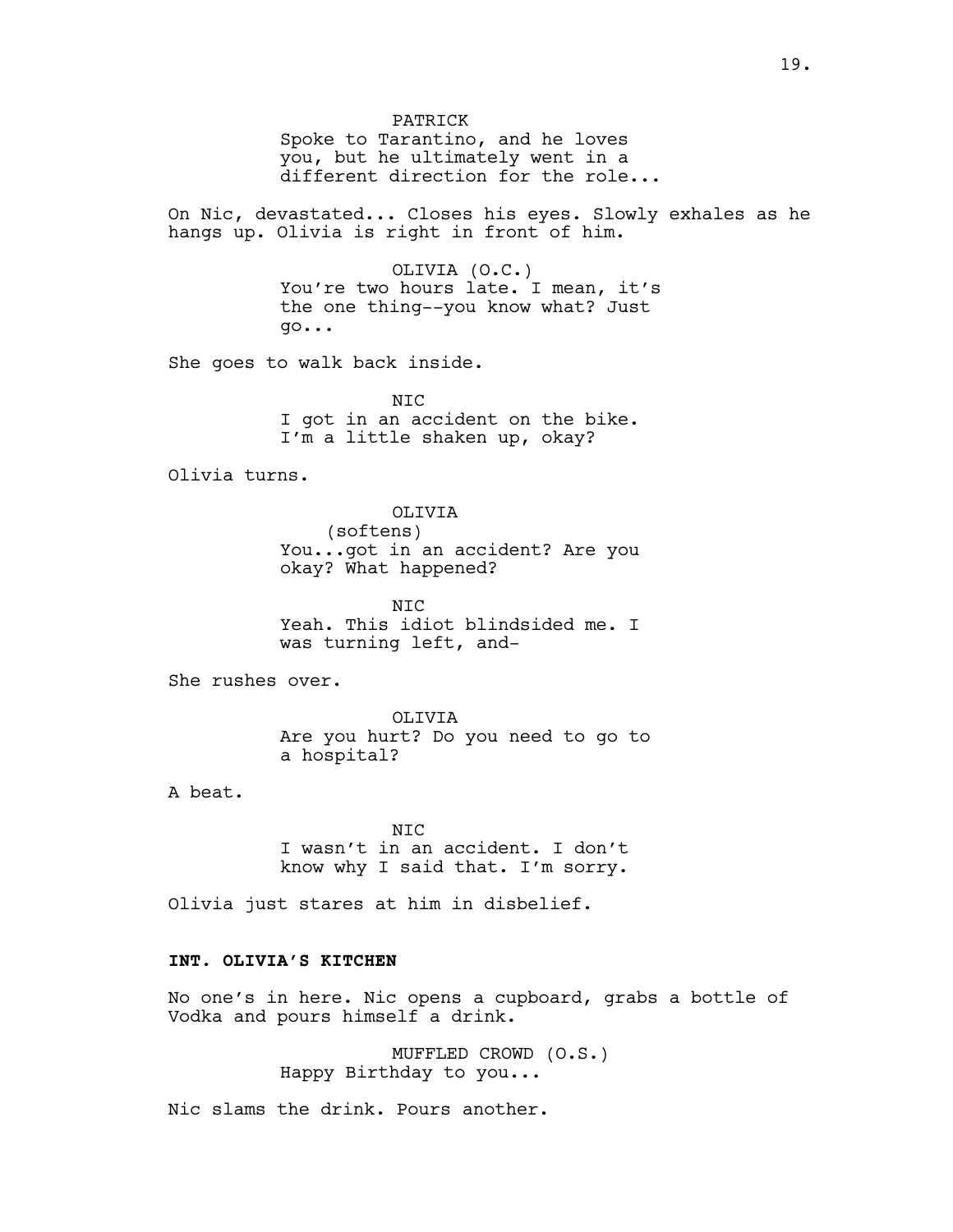PATRICK
Spoke to Tarantino, and he loves you, but he ultimately went in a different direction for the role...

On Nic, devastated... Closes his eyes. Slowly exhales as he hangs up. Olivia is right in front of him.

OLIVIA (O.C.)
You're two hours late. I mean, it's the one thing--you know what? Just go...

She goes to walk back inside.

NIC
I got in an accident on the bike. I'm a little shaken up, okay?

Olivia turns.

OLIVIA
(softens)
You...got in an accident? Are you okay? What happened?

NIC
Yeah. This idiot blindsided me. I was turning left, and-

She rushes over.

OLIVIA
Are you hurt? Do you need to go to a hospital?

A beat.

NIC
I wasn't in an accident. I don't know why I said that. I'm sorry.

Olivia just stares at him in disbelief.

**INT. OLIVIA'S KITCHEN**

No one's in here. Nic opens a cupboard, grabs a bottle of Vodka and pours himself a drink.

MUFFLED CROWD (O.S.)
Happy Birthday to you...

Nic slams the drink. Pours another.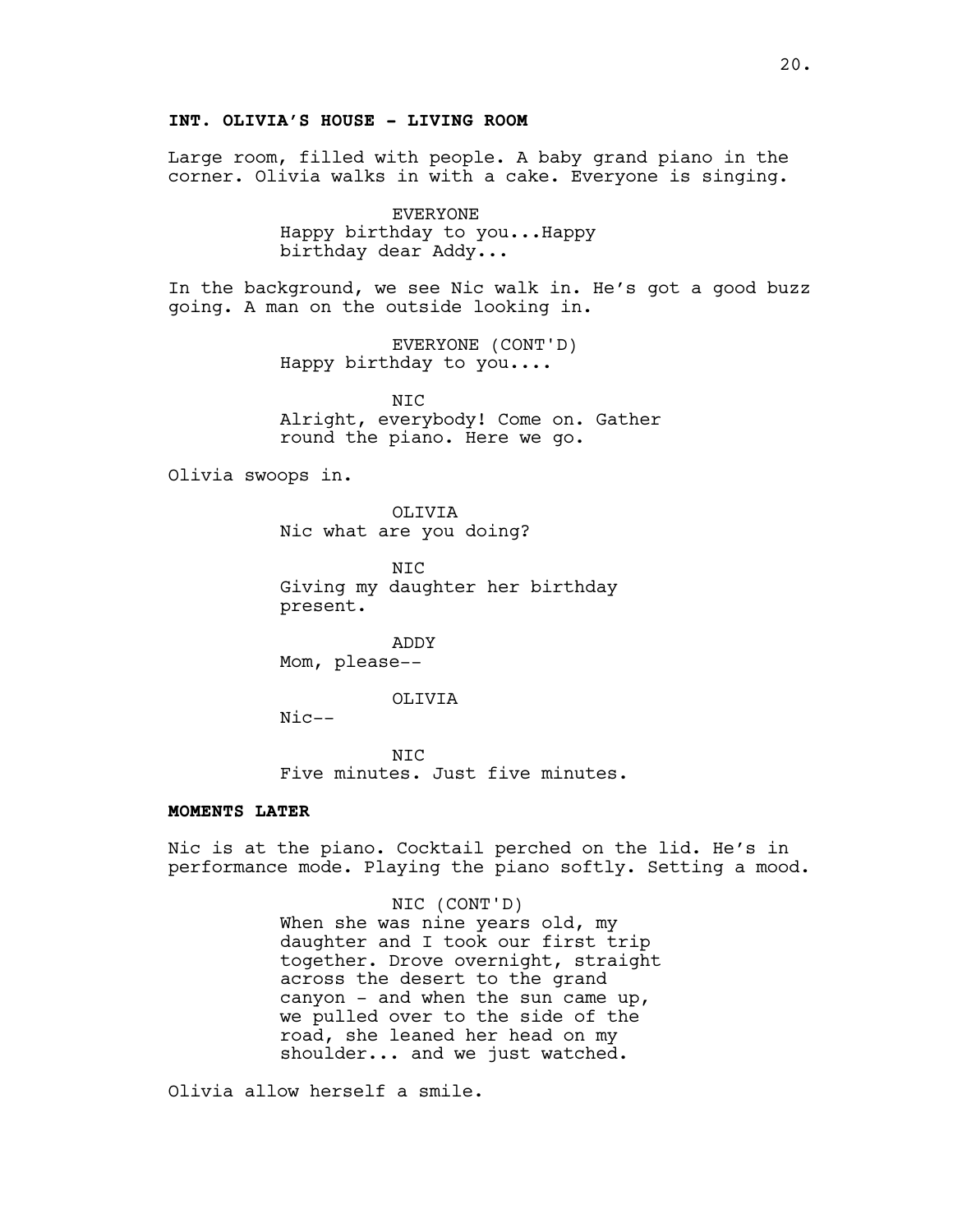**INT. OLIVIA'S HOUSE - LIVING ROOM**

Large room, filled with people. A baby grand piano in the corner. Olivia walks in with a cake. Everyone is singing.

EVERYONE
Happy birthday to you...Happy birthday dear Addy...

In the background, we see Nic walk in. He's got a good buzz going. A man on the outside looking in.

EVERYONE (CONT'D)
Happy birthday to you....

NIC
Alright, everybody! Come on. Gather round the piano. Here we go.

Olivia swoops in.

OLIVIA
Nic what are you doing?

NIC
Giving my daughter her birthday present.

ADDY
Mom, please--

OLIVIA
Nic--

NIC
Five minutes. Just five minutes.

**MOMENTS LATER**

Nic is at the piano. Cocktail perched on the lid. He's in performance mode. Playing the piano softly. Setting a mood.

NIC (CONT'D)
When she was nine years old, my daughter and I took our first trip together. Drove overnight, straight across the desert to the grand canyon - and when the sun came up, we pulled over to the side of the road, she leaned her head on my shoulder... and we just watched.

Olivia allow herself a smile.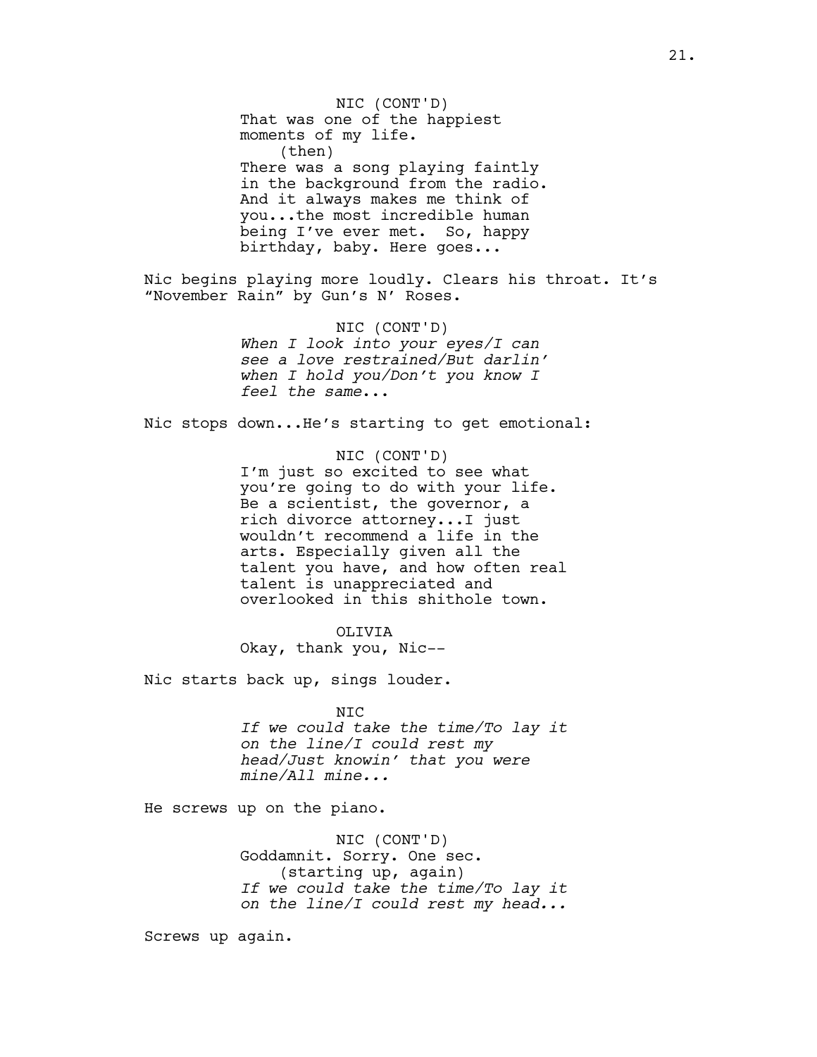NIC (CONT'D)
That was one of the happiest moments of my life.
(then)
There was a song playing faintly in the background from the radio. And it always makes me think of you...the most incredible human being I've ever met. So, happy birthday, baby. Here goes...

Nic begins playing more loudly. Clears his throat. It's "November Rain" by Gun's N' Roses.

NIC (CONT'D)
*When I look into your eyes/I can see a love restrained/But darlin' when I hold you/Don't you know I feel the same...*

Nic stops down...He's starting to get emotional:

NIC (CONT'D)
I'm just so excited to see what you're going to do with your life. Be a scientist, the governor, a rich divorce attorney...I just wouldn't recommend a life in the arts. Especially given all the talent you have, and how often real talent is unappreciated and overlooked in this shithole town.

OLIVIA
Okay, thank you, Nic--

Nic starts back up, sings louder.

NIC
*If we could take the time/To lay it on the line/I could rest my head/Just knowin' that you were mine/All mine...*

He screws up on the piano.

NIC (CONT'D)
Goddamnit. Sorry. One sec.
(starting up, again)
*If we could take the time/To lay it on the line/I could rest my head...*

Screws up again.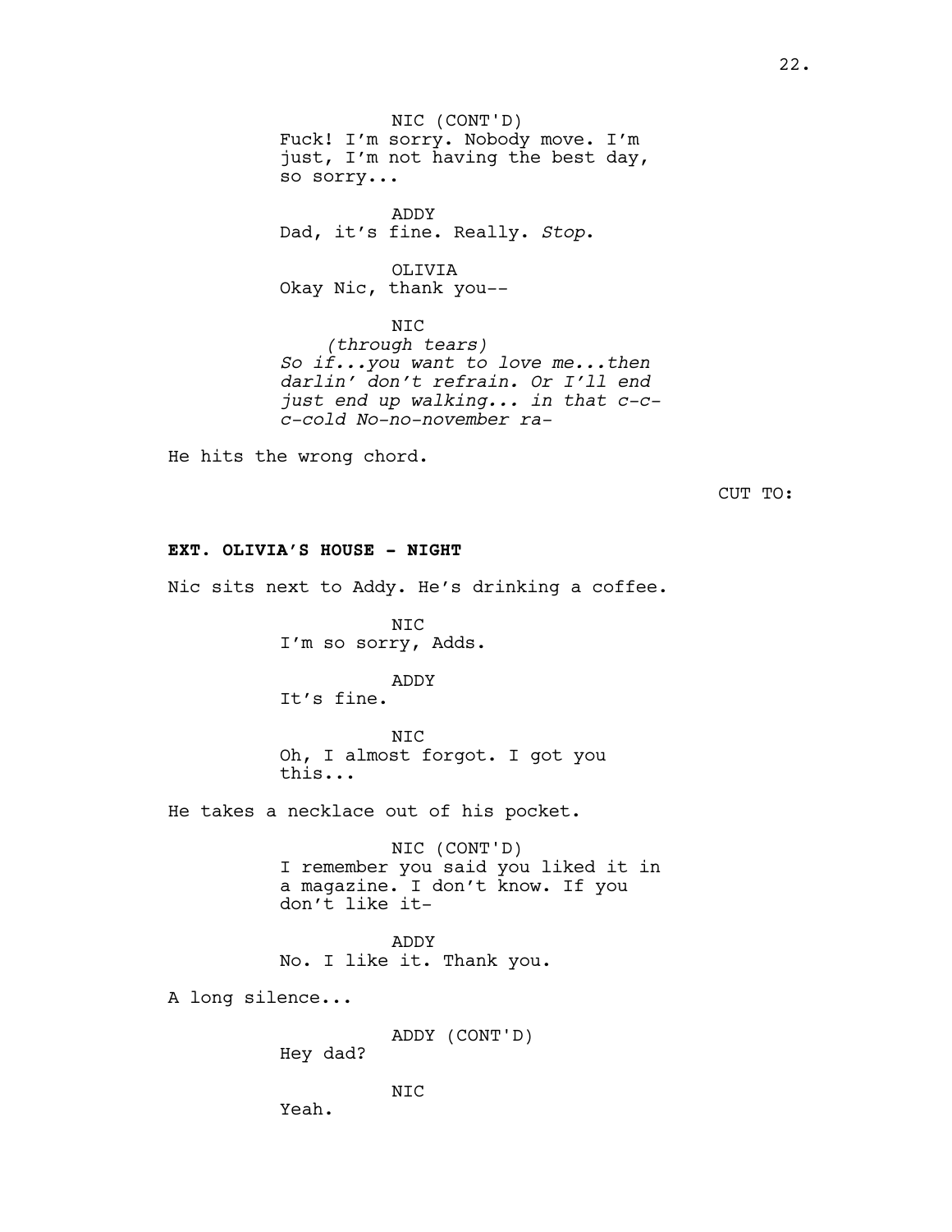NIC (CONT'D)
Fuck! I'm sorry. Nobody move. I'm just, I'm not having the best day, so sorry...

ADDY
Dad, it's fine. Really. *Stop*.

OLIVIA
Okay Nic, thank you--

NIC
*(through tears)*
*So if...you want to love me...then darlin' don't refrain. Or I'll end just end up walking... in that c-c-c-cold No-no-november ra-*

He hits the wrong chord.

CUT TO:

**EXT. OLIVIA'S HOUSE - NIGHT**

Nic sits next to Addy. He's drinking a coffee.

NIC
I'm so sorry, Adds.

ADDY
It's fine.

NIC
Oh, I almost forgot. I got you this...

He takes a necklace out of his pocket.

NIC (CONT'D)
I remember you said you liked it in a magazine. I don't know. If you don't like it-

ADDY
No. I like it. Thank you.

A long silence...

ADDY (CONT'D)
Hey dad?

NIC
Yeah.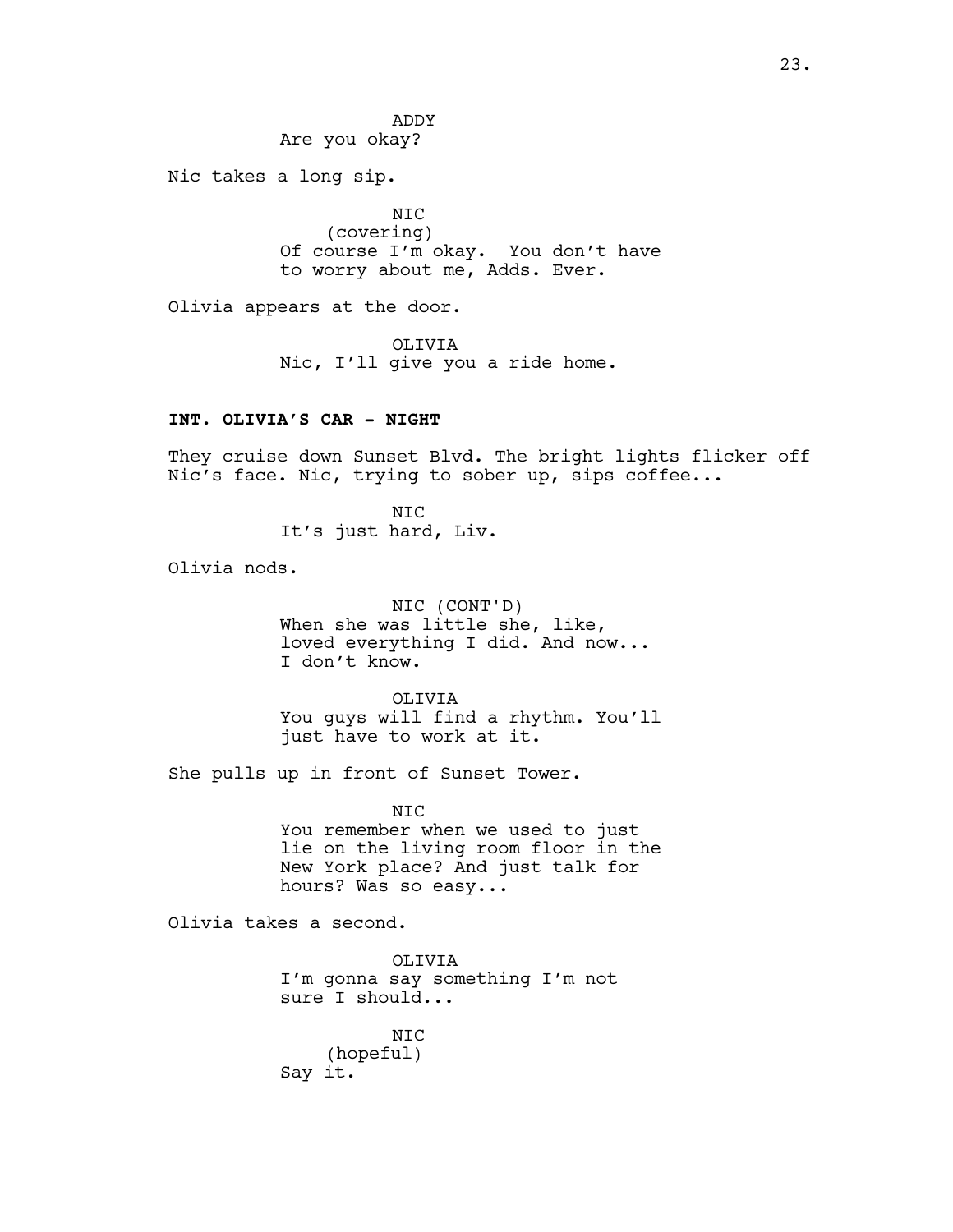ADDY
Are you okay?

Nic takes a long sip.

NIC
(covering)
Of course I'm okay. You don't have to worry about me, Adds. Ever.

Olivia appears at the door.

OLIVIA
Nic, I'll give you a ride home.

**INT. OLIVIA'S CAR - NIGHT**

They cruise down Sunset Blvd. The bright lights flicker off Nic's face. Nic, trying to sober up, sips coffee...

NIC
It's just hard, Liv.

Olivia nods.

NIC (CONT'D)
When she was little she, like, loved everything I did. And now... I don't know.

OLIVIA
You guys will find a rhythm. You'll just have to work at it.

She pulls up in front of Sunset Tower.

NIC
You remember when we used to just lie on the living room floor in the New York place? And just talk for hours? Was so easy...

Olivia takes a second.

OLIVIA
I'm gonna say something I'm not sure I should...

NIC
(hopeful)
Say it.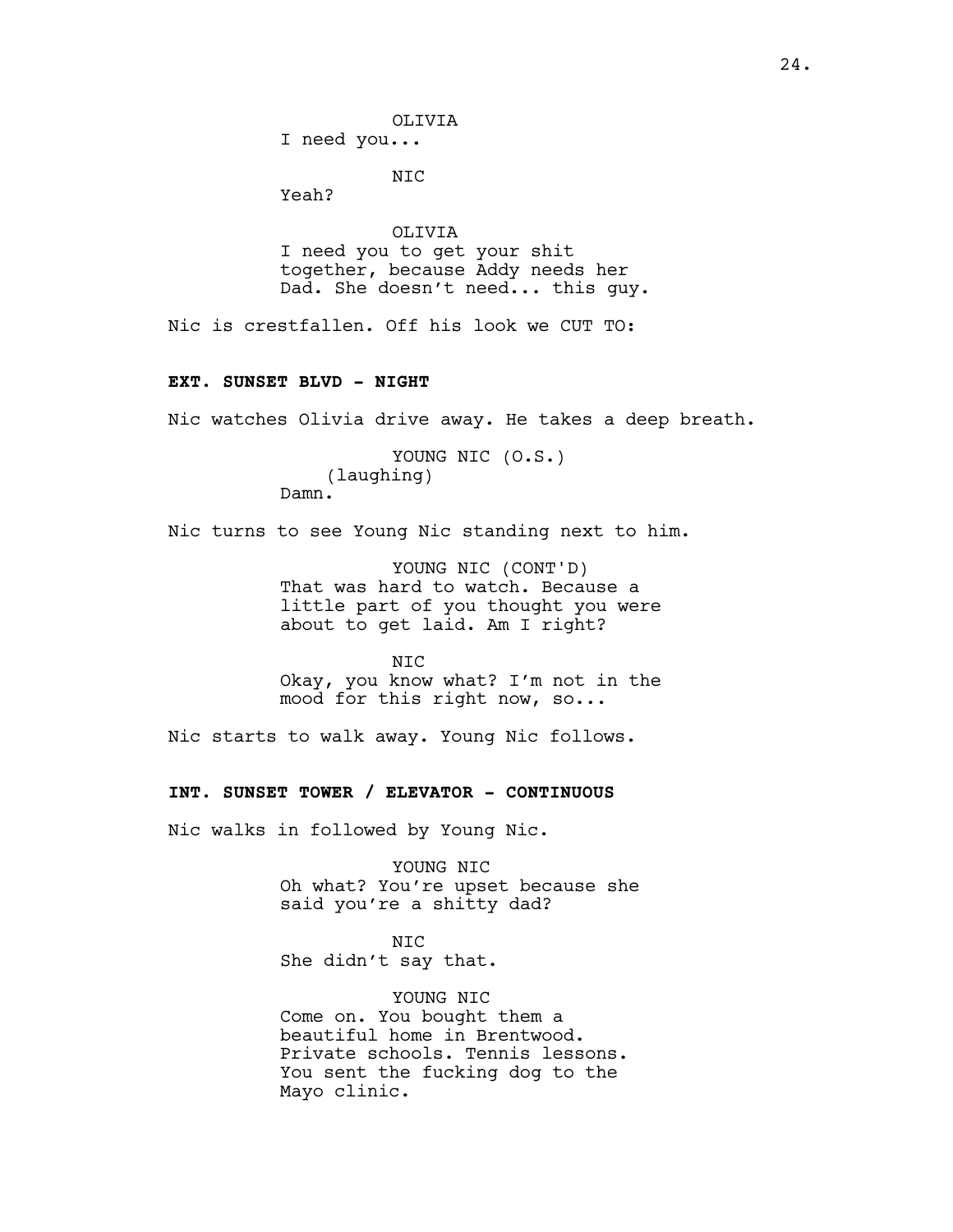OLIVIA
I need you...

NIC
Yeah?

OLIVIA
I need you to get your shit together, because Addy needs her Dad. She doesn't need... this guy.

Nic is crestfallen. Off his look we CUT TO:

**EXT. SUNSET BLVD - NIGHT**

Nic watches Olivia drive away. He takes a deep breath.

YOUNG NIC (O.S.)
(laughing)
Damn.

Nic turns to see Young Nic standing next to him.

YOUNG NIC (CONT'D)
That was hard to watch. Because a little part of you thought you were about to get laid. Am I right?

NIC
Okay, you know what? I'm not in the mood for this right now, so...

Nic starts to walk away. Young Nic follows.

**INT. SUNSET TOWER / ELEVATOR - CONTINUOUS**

Nic walks in followed by Young Nic.

YOUNG NIC
Oh what? You're upset because she said you're a shitty dad?

NIC
She didn't say that.

YOUNG NIC
Come on. You bought them a beautiful home in Brentwood. Private schools. Tennis lessons. You sent the fucking dog to the Mayo clinic.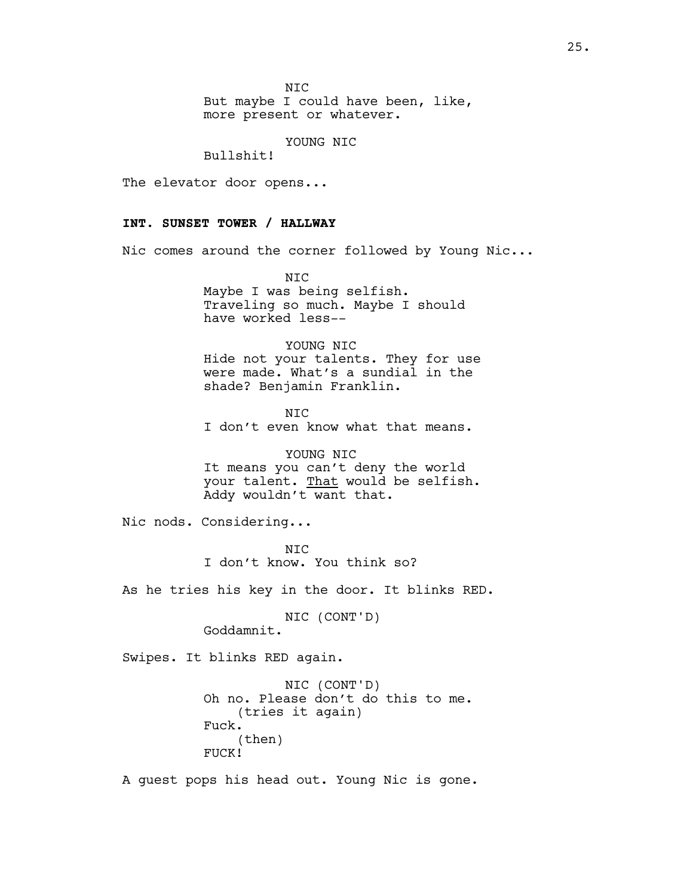NIC
But maybe I could have been, like, more present or whatever.

YOUNG NIC
Bullshit!

The elevator door opens...

**INT. SUNSET TOWER / HALLWAY**

Nic comes around the corner followed by Young Nic...

NIC
Maybe I was being selfish. Traveling so much. Maybe I should have worked less--

YOUNG NIC
Hide not your talents. They for use were made. What's a sundial in the shade? Benjamin Franklin.

NIC
I don't even know what that means.

YOUNG NIC
It means you can't deny the world your talent. <u>That</u> would be selfish. Addy wouldn't want that.

Nic nods. Considering...

NIC
I don't know. You think so?

As he tries his key in the door. It blinks RED.

NIC (CONT'D)
Goddamnit.

Swipes. It blinks RED again.

NIC (CONT'D)
Oh no. Please don't do this to me.
(tries it again)
Fuck.
(then)
FUCK!

A guest pops his head out. Young Nic is gone.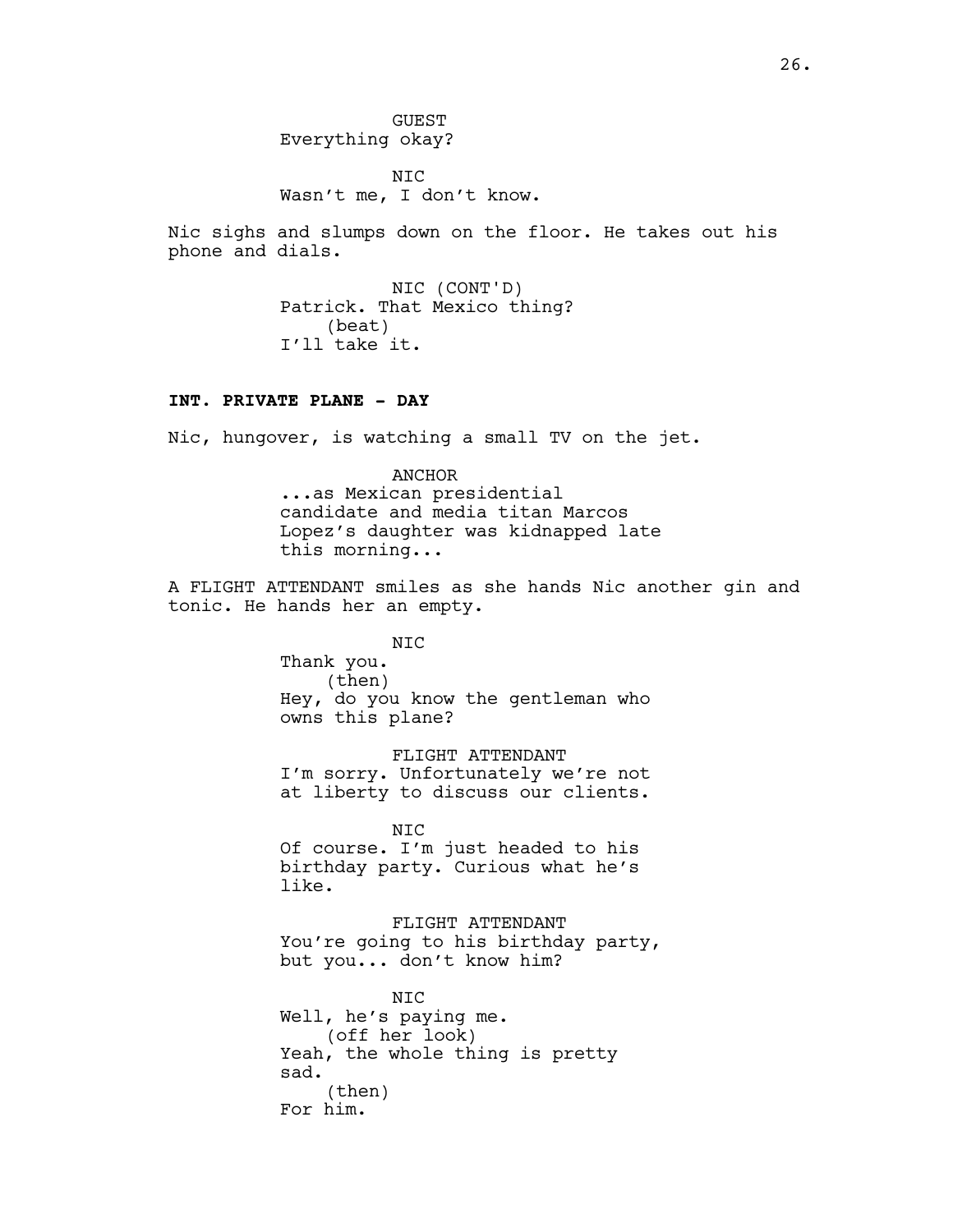GUEST
Everything okay?

NIC
Wasn't me, I don't know.

Nic sighs and slumps down on the floor. He takes out his phone and dials.

NIC (CONT'D)
Patrick. That Mexico thing?
(beat)
I'll take it.

**INT. PRIVATE PLANE - DAY**

Nic, hungover, is watching a small TV on the jet.

ANCHOR
...as Mexican presidential candidate and media titan Marcos Lopez's daughter was kidnapped late this morning...

A FLIGHT ATTENDANT smiles as she hands Nic another gin and tonic. He hands her an empty.

NIC
Thank you.
(then)
Hey, do you know the gentleman who owns this plane?

FLIGHT ATTENDANT
I'm sorry. Unfortunately we're not at liberty to discuss our clients.

NIC
Of course. I'm just headed to his birthday party. Curious what he's like.

FLIGHT ATTENDANT
You're going to his birthday party, but you... don't know him?

NIC
Well, he's paying me.
(off her look)
Yeah, the whole thing is pretty sad.
(then)
For him.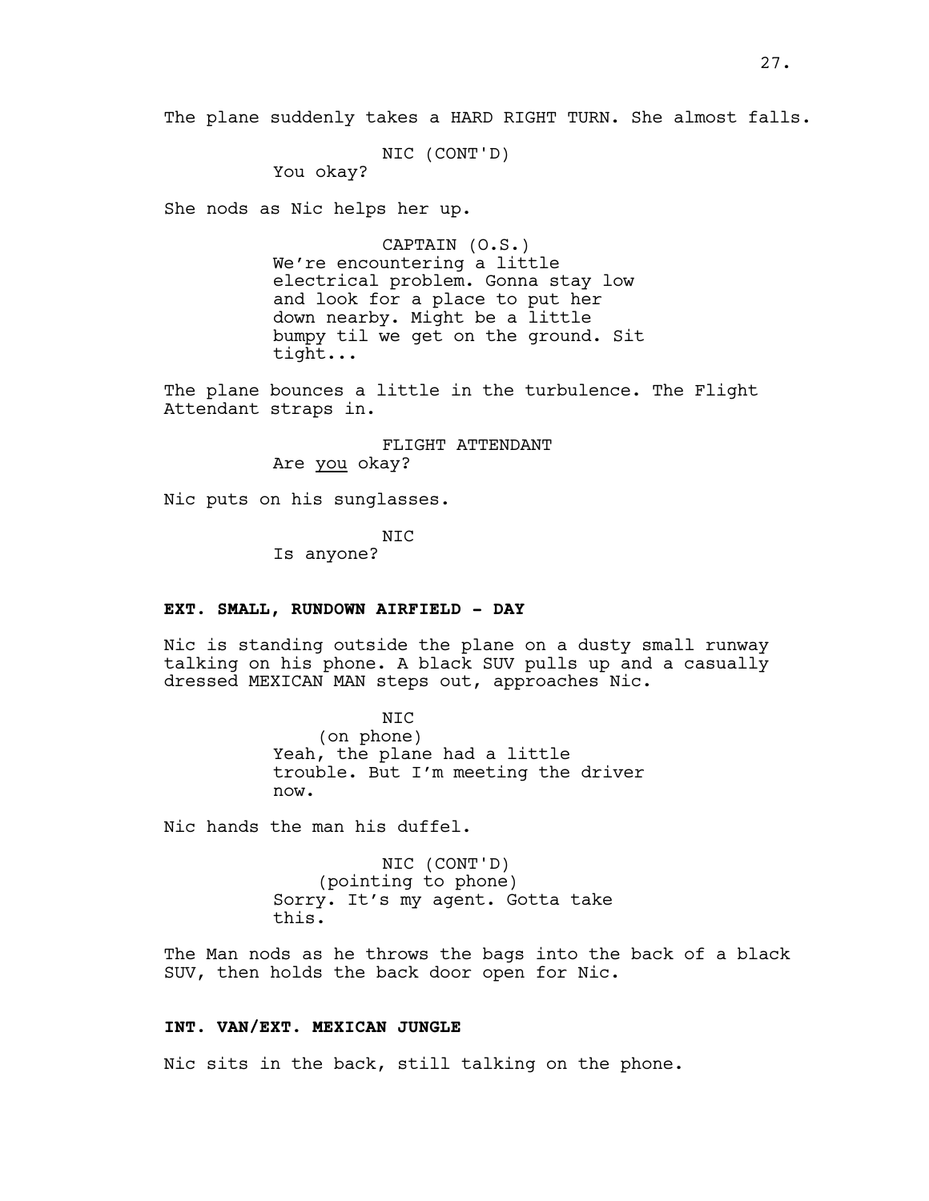The plane suddenly takes a HARD RIGHT TURN. She almost falls.

NIC (CONT'D)
You okay?

She nods as Nic helps her up.

CAPTAIN (O.S.)
We're encountering a little electrical problem. Gonna stay low and look for a place to put her down nearby. Might be a little bumpy til we get on the ground. Sit tight...

The plane bounces a little in the turbulence. The Flight Attendant straps in.

FLIGHT ATTENDANT
Are _you_ okay?

Nic puts on his sunglasses.

NIC
Is anyone?

**EXT. SMALL, RUNDOWN AIRFIELD - DAY**

Nic is standing outside the plane on a dusty small runway talking on his phone. A black SUV pulls up and a casually dressed MEXICAN MAN steps out, approaches Nic.

NIC
(on phone)
Yeah, the plane had a little trouble. But I'm meeting the driver now.

Nic hands the man his duffel.

NIC (CONT'D)
(pointing to phone)
Sorry. It's my agent. Gotta take this.

The Man nods as he throws the bags into the back of a black SUV, then holds the back door open for Nic.

**INT. VAN/EXT. MEXICAN JUNGLE**

Nic sits in the back, still talking on the phone.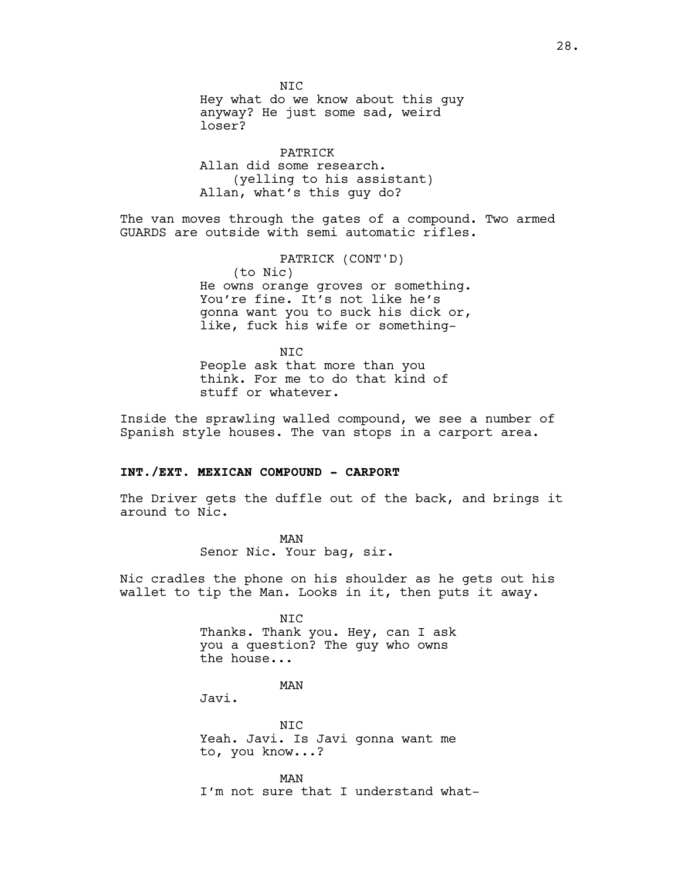NIC
Hey what do we know about this guy anyway? He just some sad, weird loser?

PATRICK
Allan did some research.
(yelling to his assistant)
Allan, what's this guy do?

The van moves through the gates of a compound. Two armed GUARDS are outside with semi automatic rifles.

PATRICK (CONT'D)
(to Nic)
He owns orange groves or something. You're fine. It's not like he's gonna want you to suck his dick or, like, fuck his wife or something-

NIC
People ask that more than you think. For me to do that kind of stuff or whatever.

Inside the sprawling walled compound, we see a number of Spanish style houses. The van stops in a carport area.

**INT./EXT. MEXICAN COMPOUND - CARPORT**

The Driver gets the duffle out of the back, and brings it around to Nic.

MAN
Senor Nic. Your bag, sir.

Nic cradles the phone on his shoulder as he gets out his wallet to tip the Man. Looks in it, then puts it away.

NIC
Thanks. Thank you. Hey, can I ask you a question? The guy who owns the house...

MAN
Javi.

NIC
Yeah. Javi. Is Javi gonna want me to, you know...?

MAN
I'm not sure that I understand what-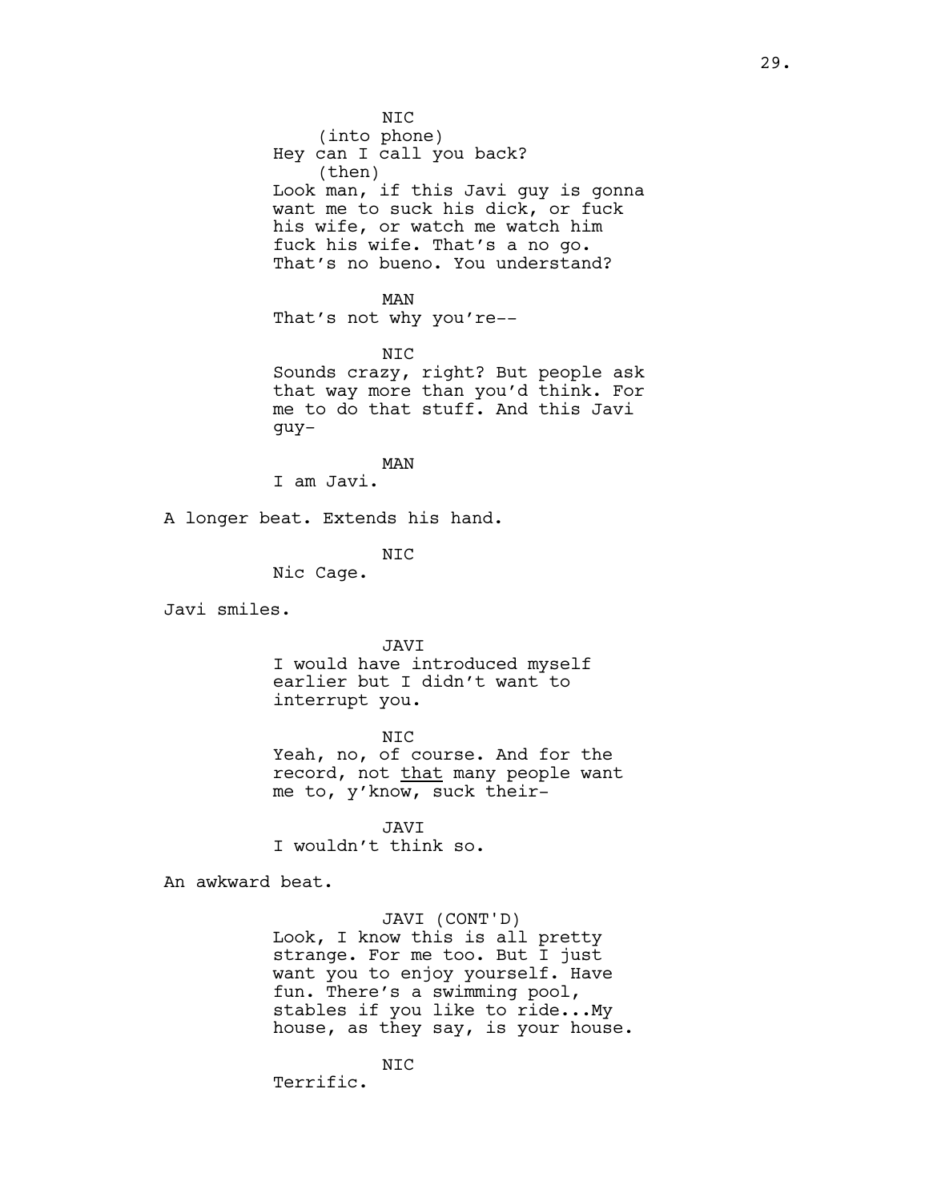NIC
(into phone)
Hey can I call you back?
(then)
Look man, if this Javi guy is gonna want me to suck his dick, or fuck his wife, or watch me watch him fuck his wife. That's a no go. That's no bueno. You understand?

MAN
That's not why you're--

NIC
Sounds crazy, right? But people ask that way more than you'd think. For me to do that stuff. And this Javi guy-

MAN
I am Javi.

A longer beat. Extends his hand.

NIC
Nic Cage.

Javi smiles.

JAVI
I would have introduced myself earlier but I didn't want to interrupt you.

NIC
Yeah, no, of course. And for the record, not <u>that</u> many people want me to, y'know, suck their-

JAVI
I wouldn't think so.

An awkward beat.

JAVI (CONT'D)
Look, I know this is all pretty strange. For me too. But I just want you to enjoy yourself. Have fun. There's a swimming pool, stables if you like to ride...My house, as they say, is your house.

NIC
Terrific.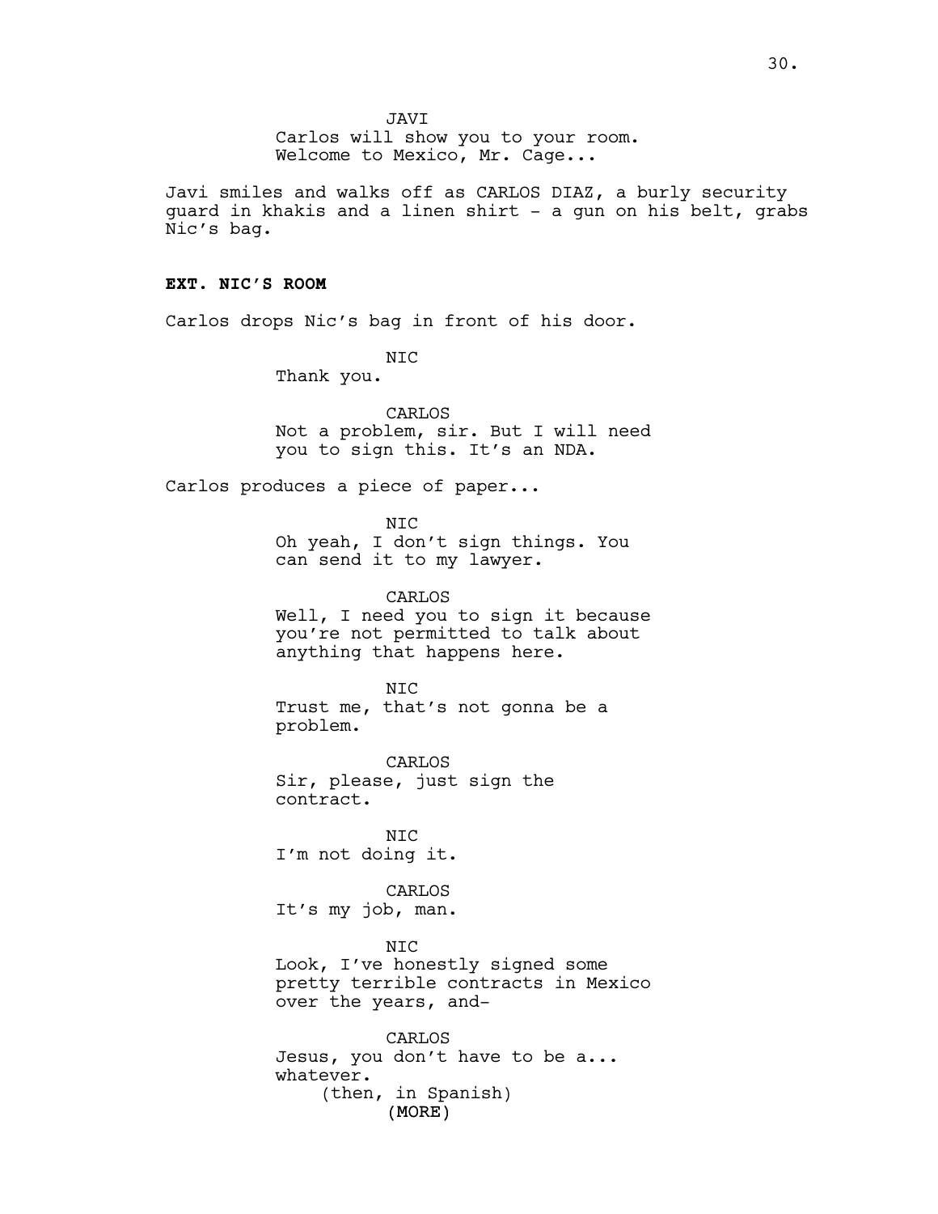JAVI
Carlos will show you to your room.
Welcome to Mexico, Mr. Cage...

Javi smiles and walks off as CARLOS DIAZ, a burly security guard in khakis and a linen shirt - a gun on his belt, grabs Nic's bag.

**EXT. NIC'S ROOM**

Carlos drops Nic's bag in front of his door.

NIC
Thank you.

CARLOS
Not a problem, sir. But I will need you to sign this. It's an NDA.

Carlos produces a piece of paper...

NIC
Oh yeah, I don't sign things. You can send it to my lawyer.

CARLOS
Well, I need you to sign it because you're not permitted to talk about anything that happens here.

NIC
Trust me, that's not gonna be a problem.

CARLOS
Sir, please, just sign the contract.

NIC
I'm not doing it.

CARLOS
It's my job, man.

NIC
Look, I've honestly signed some pretty terrible contracts in Mexico over the years, and-

CARLOS
Jesus, you don't have to be a... whatever.
(then, in Spanish)
(MORE)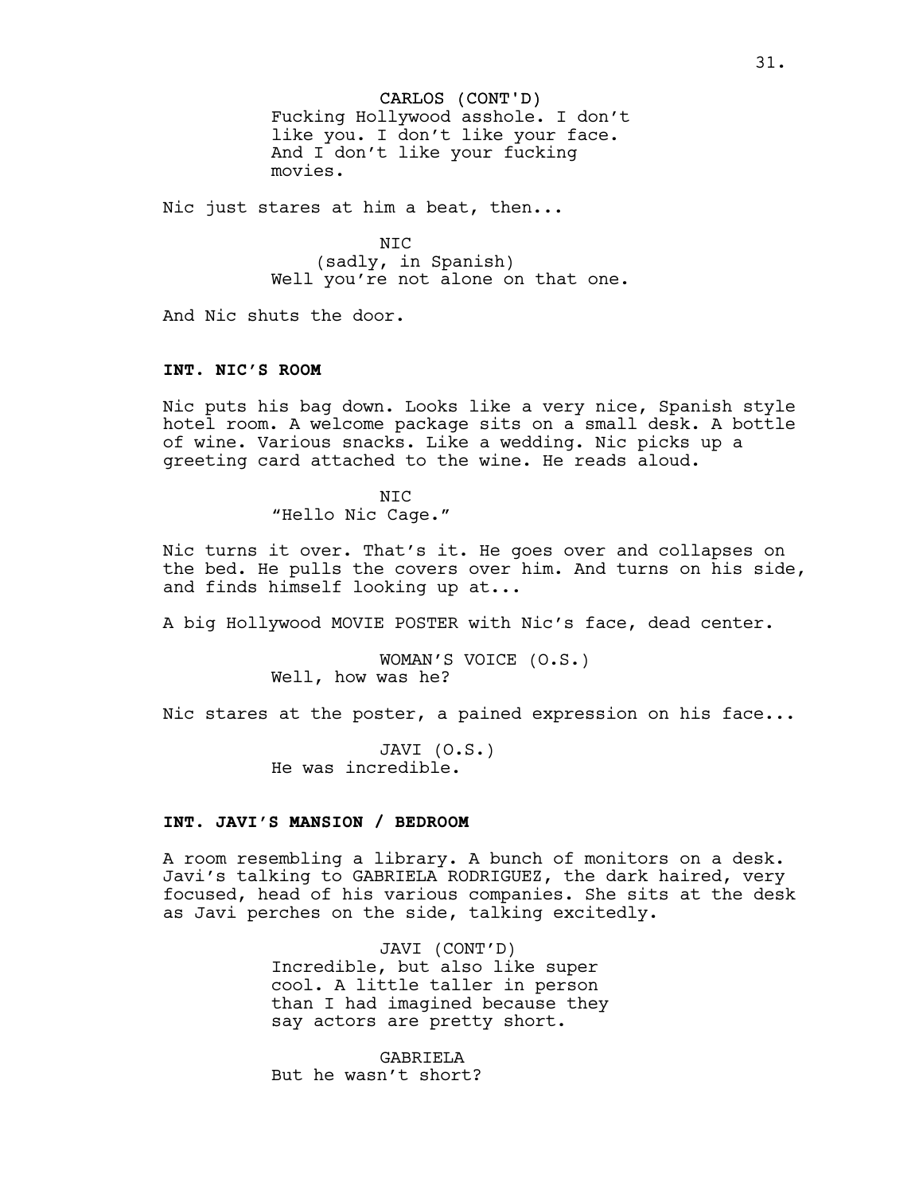CARLOS (CONT'D)
Fucking Hollywood asshole. I don't like you. I don't like your face. And I don't like your fucking movies.

Nic just stares at him a beat, then...

NIC
(sadly, in Spanish)
Well you're not alone on that one.

And Nic shuts the door.

**INT. NIC'S ROOM**

Nic puts his bag down. Looks like a very nice, Spanish style hotel room. A welcome package sits on a small desk. A bottle of wine. Various snacks. Like a wedding. Nic picks up a greeting card attached to the wine. He reads aloud.

NIC
"Hello Nic Cage."

Nic turns it over. That's it. He goes over and collapses on the bed. He pulls the covers over him. And turns on his side, and finds himself looking up at...

A big Hollywood MOVIE POSTER with Nic's face, dead center.

WOMAN'S VOICE (O.S.)
Well, how was he?

Nic stares at the poster, a pained expression on his face...

JAVI (O.S.)
He was incredible.

**INT. JAVI'S MANSION / BEDROOM**

A room resembling a library. A bunch of monitors on a desk. Javi's talking to GABRIELA RODRIGUEZ, the dark haired, very focused, head of his various companies. She sits at the desk as Javi perches on the side, talking excitedly.

JAVI (CONT'D)
Incredible, but also like super cool. A little taller in person than I had imagined because they say actors are pretty short.

GABRIELA
But he wasn't short?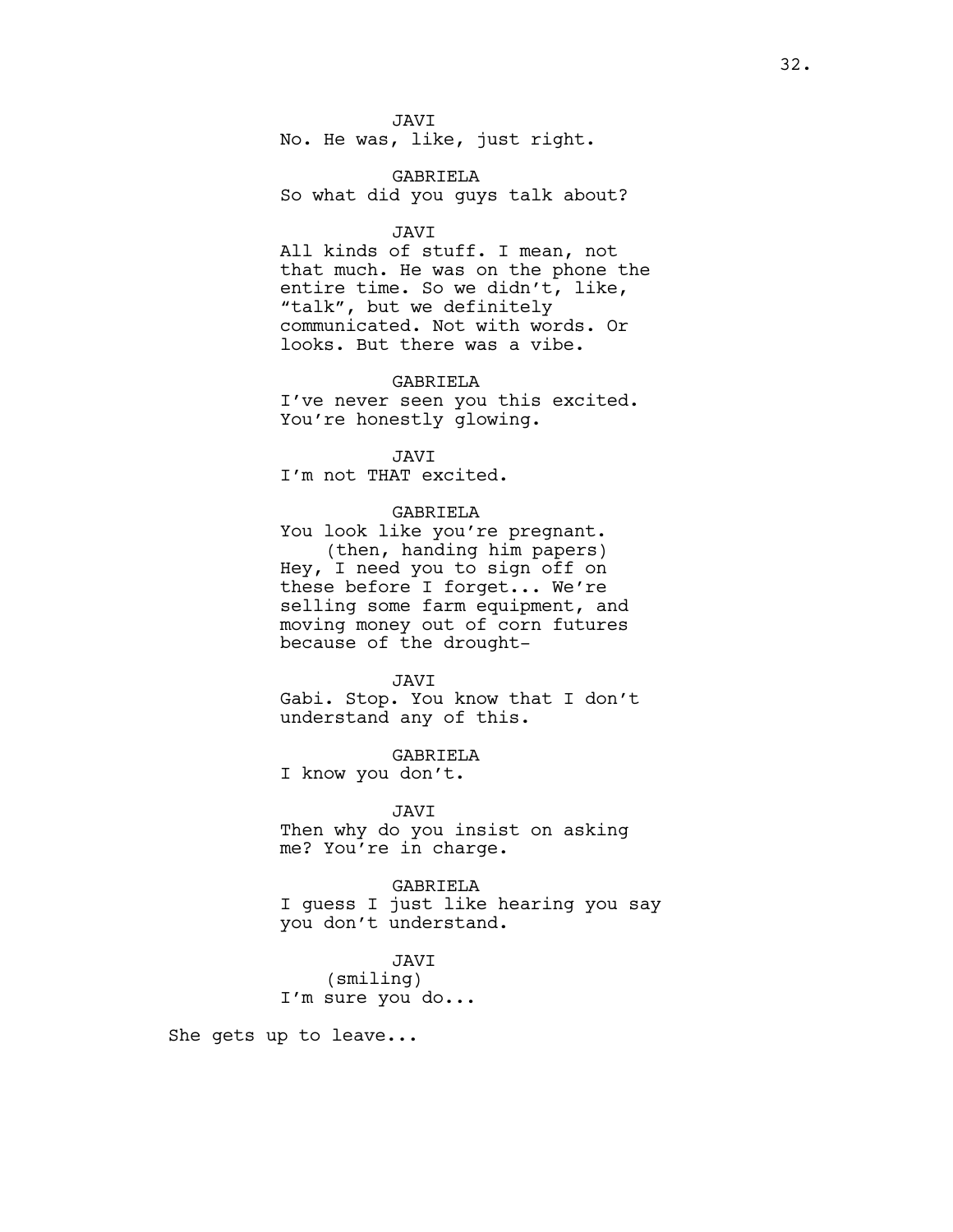JAVI
No. He was, like, just right.

GABRIELA
So what did you guys talk about?

JAVI
All kinds of stuff. I mean, not that much. He was on the phone the entire time. So we didn't, like, "talk", but we definitely communicated. Not with words. Or looks. But there was a vibe.

GABRIELA
I've never seen you this excited. You're honestly glowing.

JAVI
I'm not THAT excited.

GABRIELA
You look like you're pregnant.
(then, handing him papers)
Hey, I need you to sign off on these before I forget... We're selling some farm equipment, and moving money out of corn futures because of the drought-

JAVI
Gabi. Stop. You know that I don't understand any of this.

GABRIELA
I know you don't.

JAVI
Then why do you insist on asking me? You're in charge.

GABRIELA
I guess I just like hearing you say you don't understand.

JAVI
(smiling)
I'm sure you do...

She gets up to leave...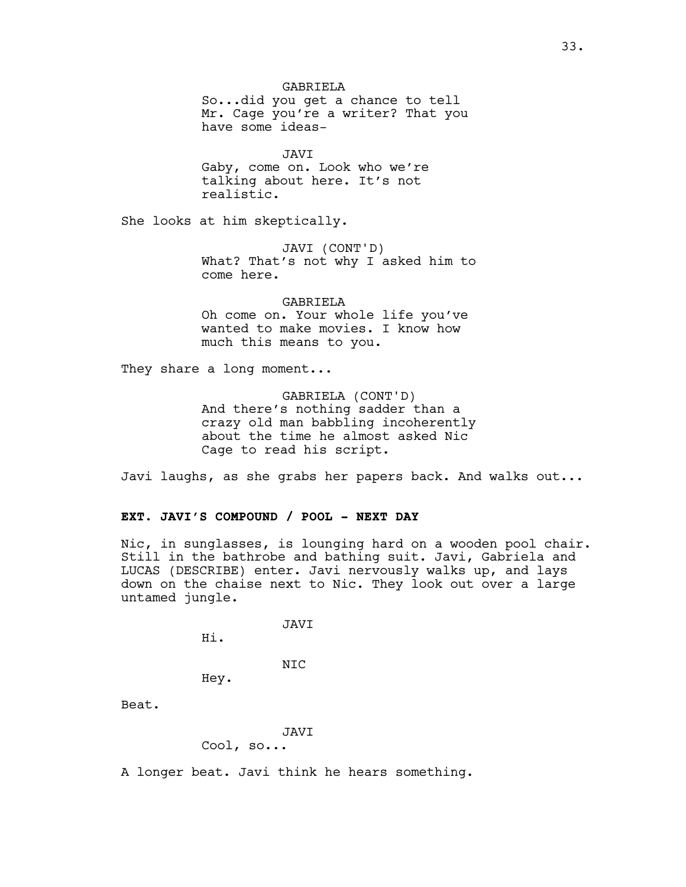GABRIELA
So...did you get a chance to tell Mr. Cage you're a writer? That you have some ideas-

JAVI
Gaby, come on. Look who we're talking about here. It's not realistic.

She looks at him skeptically.

JAVI (CONT'D)
What? That's not why I asked him to come here.

GABRIELA
Oh come on. Your whole life you've wanted to make movies. I know how much this means to you.

They share a long moment...

GABRIELA (CONT'D)
And there's nothing sadder than a crazy old man babbling incoherently about the time he almost asked Nic Cage to read his script.

Javi laughs, as she grabs her papers back. And walks out...

**EXT. JAVI'S COMPOUND / POOL - NEXT DAY**

Nic, in sunglasses, is lounging hard on a wooden pool chair. Still in the bathrobe and bathing suit. Javi, Gabriela and LUCAS (DESCRIBE) enter. Javi nervously walks up, and lays down on the chaise next to Nic. They look out over a large untamed jungle.

JAVI
Hi.

NIC
Hey.

Beat.

JAVI
Cool, so...

A longer beat. Javi think he hears something.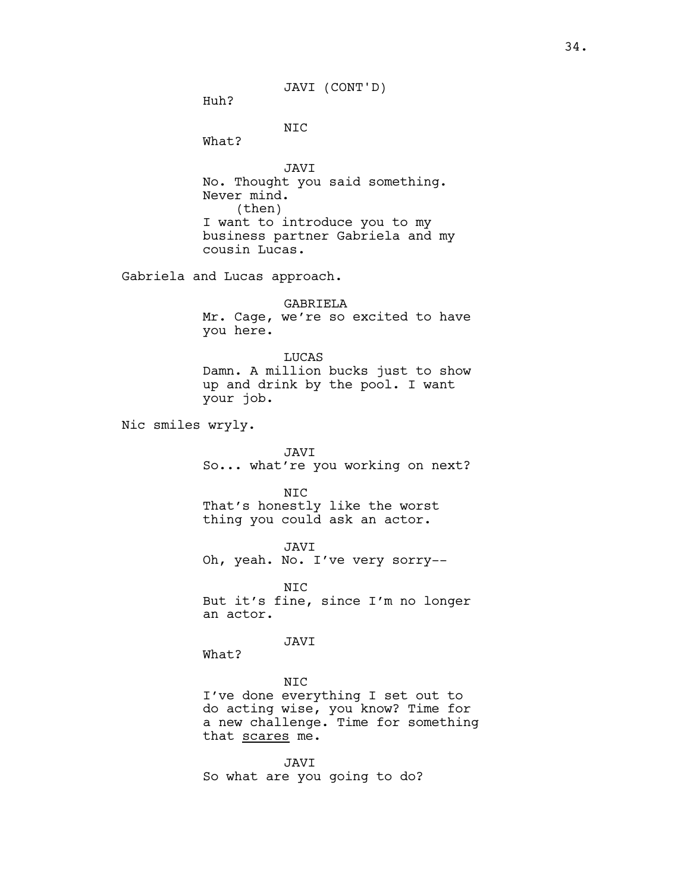JAVI (CONT'D)
Huh?

NIC
What?

JAVI
No. Thought you said something.
Never mind.
(then)
I want to introduce you to my business partner Gabriela and my cousin Lucas.

Gabriela and Lucas approach.

GABRIELA
Mr. Cage, we're so excited to have you here.

LUCAS
Damn. A million bucks just to show up and drink by the pool. I want your job.

Nic smiles wryly.

JAVI
So... what're you working on next?

NIC
That's honestly like the worst thing you could ask an actor.

JAVI
Oh, yeah. No. I've very sorry--

NIC
But it's fine, since I'm no longer an actor.

JAVI
What?

NIC
I've done everything I set out to do acting wise, you know? Time for a new challenge. Time for something that <u>scares</u> me.

JAVI
So what are you going to do?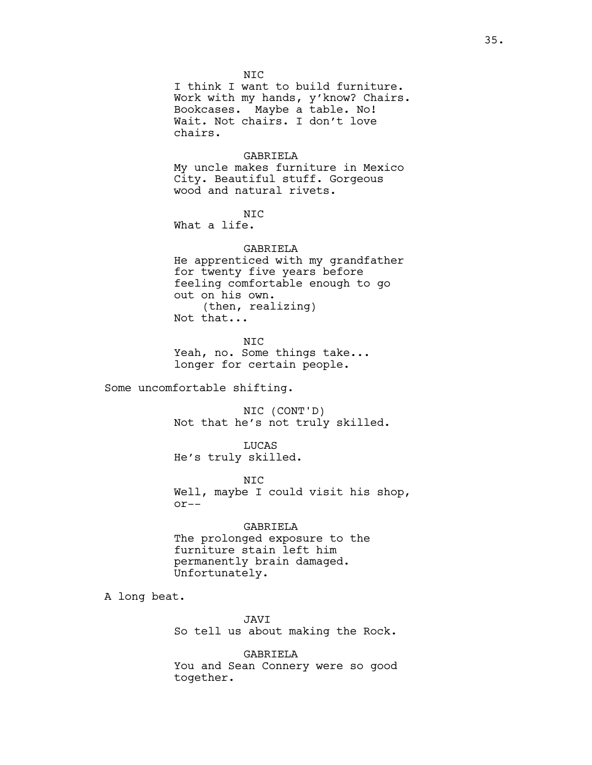NIC
I think I want to build furniture. Work with my hands, y'know? Chairs. Bookcases.  Maybe a table. No! Wait. Not chairs. I don't love chairs.

GABRIELA
My uncle makes furniture in Mexico City. Beautiful stuff. Gorgeous wood and natural rivets.

NIC
What a life.

GABRIELA
He apprenticed with my grandfather for twenty five years before feeling comfortable enough to go out on his own.
(then, realizing)
Not that...

NIC
Yeah, no. Some things take... longer for certain people.

Some uncomfortable shifting.

NIC (CONT'D)
Not that he's not truly skilled.

LUCAS
He's truly skilled.

NIC
Well, maybe I could visit his shop, or--

GABRIELA
The prolonged exposure to the furniture stain left him permanently brain damaged. Unfortunately.

A long beat.

JAVI
So tell us about making the Rock.

GABRIELA
You and Sean Connery were so good together.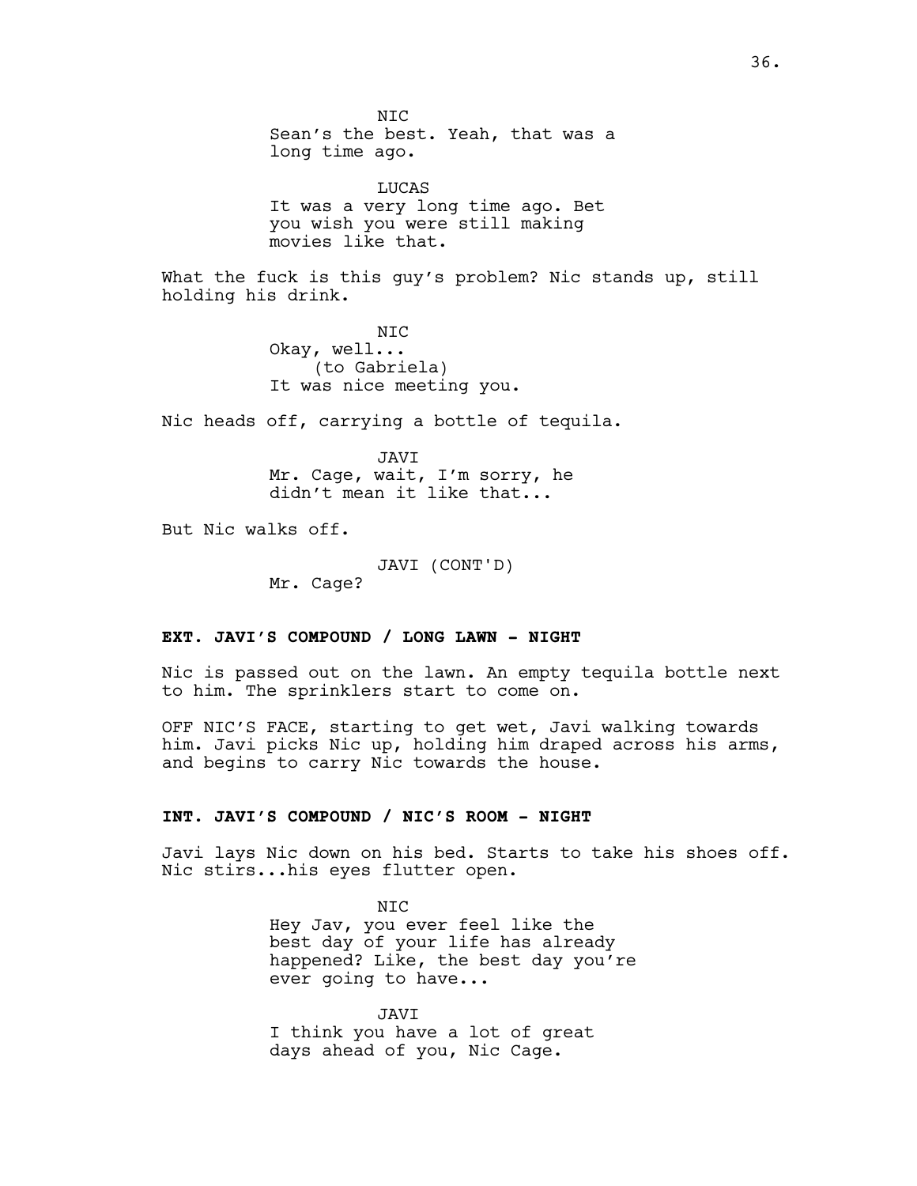NIC
Sean's the best. Yeah, that was a long time ago.

LUCAS
It was a very long time ago. Bet you wish you were still making movies like that.

What the fuck is this guy's problem? Nic stands up, still holding his drink.

NIC
Okay, well...
(to Gabriela)
It was nice meeting you.

Nic heads off, carrying a bottle of tequila.

JAVI
Mr. Cage, wait, I'm sorry, he didn't mean it like that...

But Nic walks off.

JAVI (CONT'D)
Mr. Cage?

**EXT. JAVI'S COMPOUND / LONG LAWN - NIGHT**

Nic is passed out on the lawn. An empty tequila bottle next to him. The sprinklers start to come on.

OFF NIC'S FACE, starting to get wet, Javi walking towards him. Javi picks Nic up, holding him draped across his arms, and begins to carry Nic towards the house.

**INT. JAVI'S COMPOUND / NIC'S ROOM - NIGHT**

Javi lays Nic down on his bed. Starts to take his shoes off. Nic stirs...his eyes flutter open.

NIC
Hey Jav, you ever feel like the best day of your life has already happened? Like, the best day you're ever going to have...

JAVI
I think you have a lot of great days ahead of you, Nic Cage.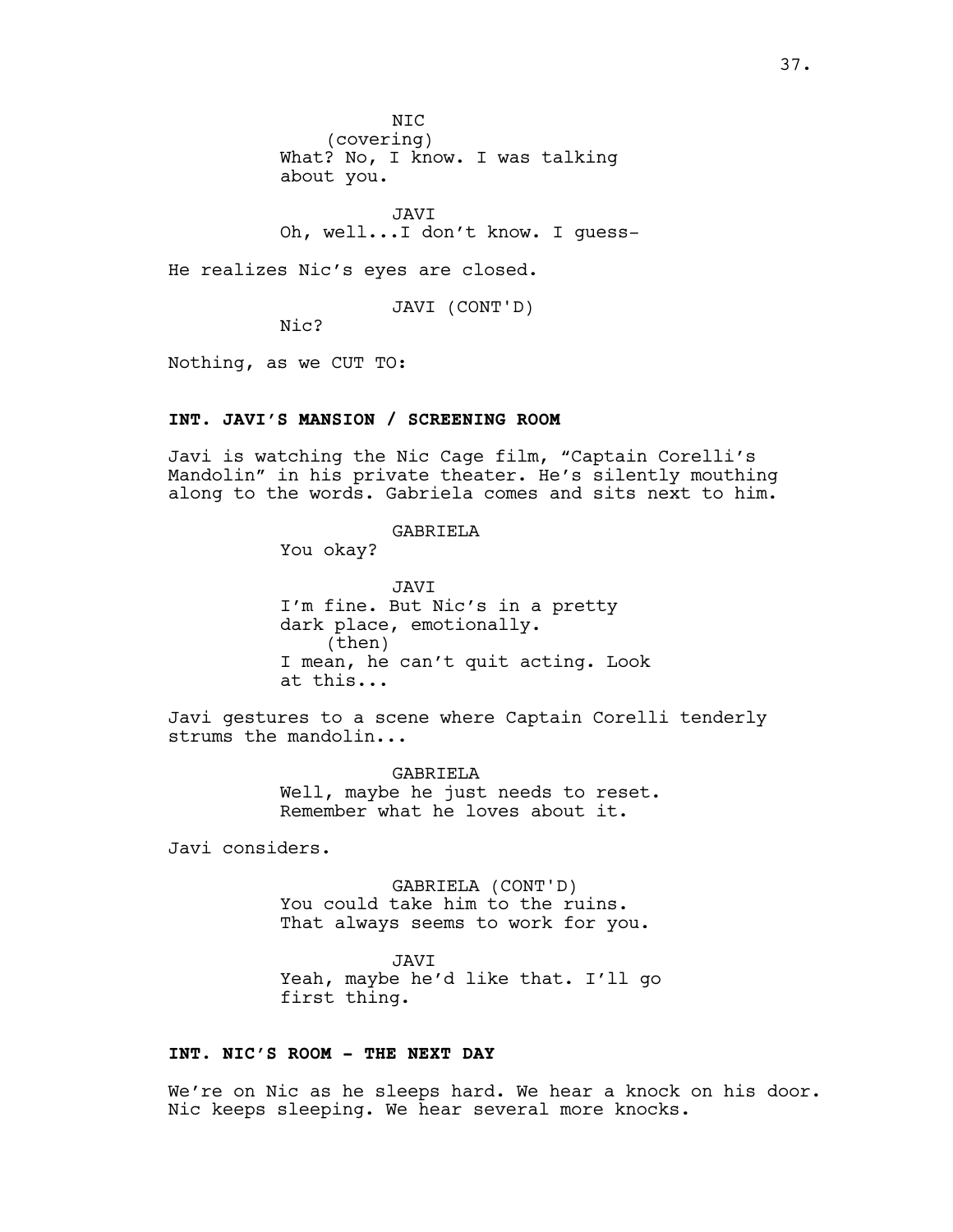NIC
(covering)
What? No, I know. I was talking about you.

JAVI
Oh, well...I don't know. I guess-

He realizes Nic's eyes are closed.

JAVI (CONT'D)
Nic?

Nothing, as we CUT TO:

**INT. JAVI'S MANSION / SCREENING ROOM**

Javi is watching the Nic Cage film, "Captain Corelli's Mandolin" in his private theater. He's silently mouthing along to the words. Gabriela comes and sits next to him.

GABRIELA
You okay?

JAVI
I'm fine. But Nic's in a pretty dark place, emotionally.
(then)
I mean, he can't quit acting. Look at this...

Javi gestures to a scene where Captain Corelli tenderly strums the mandolin...

GABRIELA
Well, maybe he just needs to reset. Remember what he loves about it.

Javi considers.

GABRIELA (CONT'D)
You could take him to the ruins. That always seems to work for you.

JAVI
Yeah, maybe he'd like that. I'll go first thing.

**INT. NIC'S ROOM - THE NEXT DAY**

We're on Nic as he sleeps hard. We hear a knock on his door. Nic keeps sleeping. We hear several more knocks.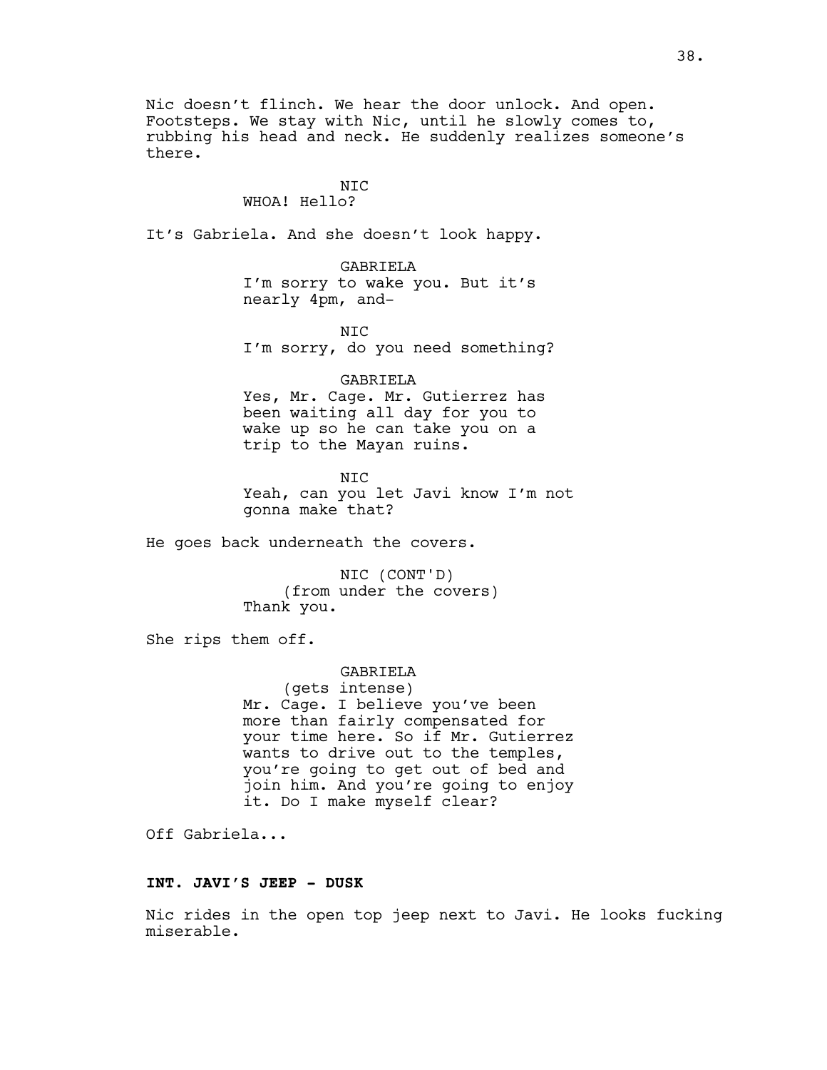Nic doesn't flinch. We hear the door unlock. And open. Footsteps. We stay with Nic, until he slowly comes to, rubbing his head and neck. He suddenly realizes someone's there.

NIC
WHOA! Hello?

It's Gabriela. And she doesn't look happy.

GABRIELA
I'm sorry to wake you. But it's nearly 4pm, and-

NIC
I'm sorry, do you need something?

GABRIELA
Yes, Mr. Cage. Mr. Gutierrez has been waiting all day for you to wake up so he can take you on a trip to the Mayan ruins.

NIC
Yeah, can you let Javi know I'm not gonna make that?

He goes back underneath the covers.

NIC (CONT'D)
(from under the covers)
Thank you.

She rips them off.

GABRIELA
(gets intense)
Mr. Cage. I believe you've been more than fairly compensated for your time here. So if Mr. Gutierrez wants to drive out to the temples, you're going to get out of bed and join him. And you're going to enjoy it. Do I make myself clear?

Off Gabriela...

**INT. JAVI'S JEEP - DUSK**

Nic rides in the open top jeep next to Javi. He looks fucking miserable.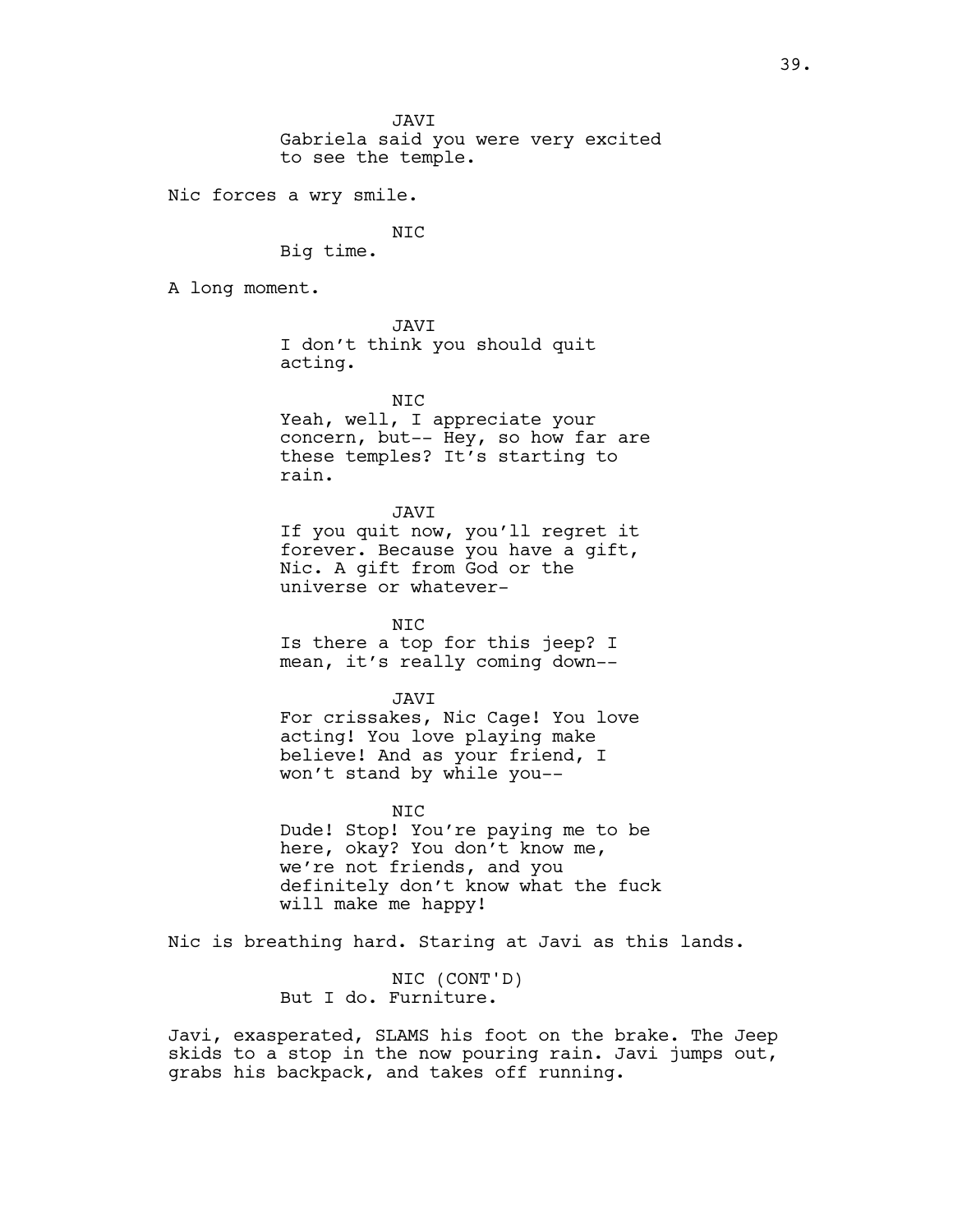JAVI
Gabriela said you were very excited to see the temple.

Nic forces a wry smile.

NIC
Big time.

A long moment.

JAVI
I don't think you should quit acting.

NIC
Yeah, well, I appreciate your concern, but-- Hey, so how far are these temples? It's starting to rain.

JAVI
If you quit now, you'll regret it forever. Because you have a gift, Nic. A gift from God or the universe or whatever-

NIC
Is there a top for this jeep? I mean, it's really coming down--

JAVI
For crissakes, Nic Cage! You love acting! You love playing make believe! And as your friend, I won't stand by while you--

NIC
Dude! Stop! You're paying me to be here, okay? You don't know me, we're not friends, and you definitely don't know what the fuck will make me happy!

Nic is breathing hard. Staring at Javi as this lands.

NIC (CONT'D)
But I do. Furniture.

Javi, exasperated, SLAMS his foot on the brake. The Jeep skids to a stop in the now pouring rain. Javi jumps out, grabs his backpack, and takes off running.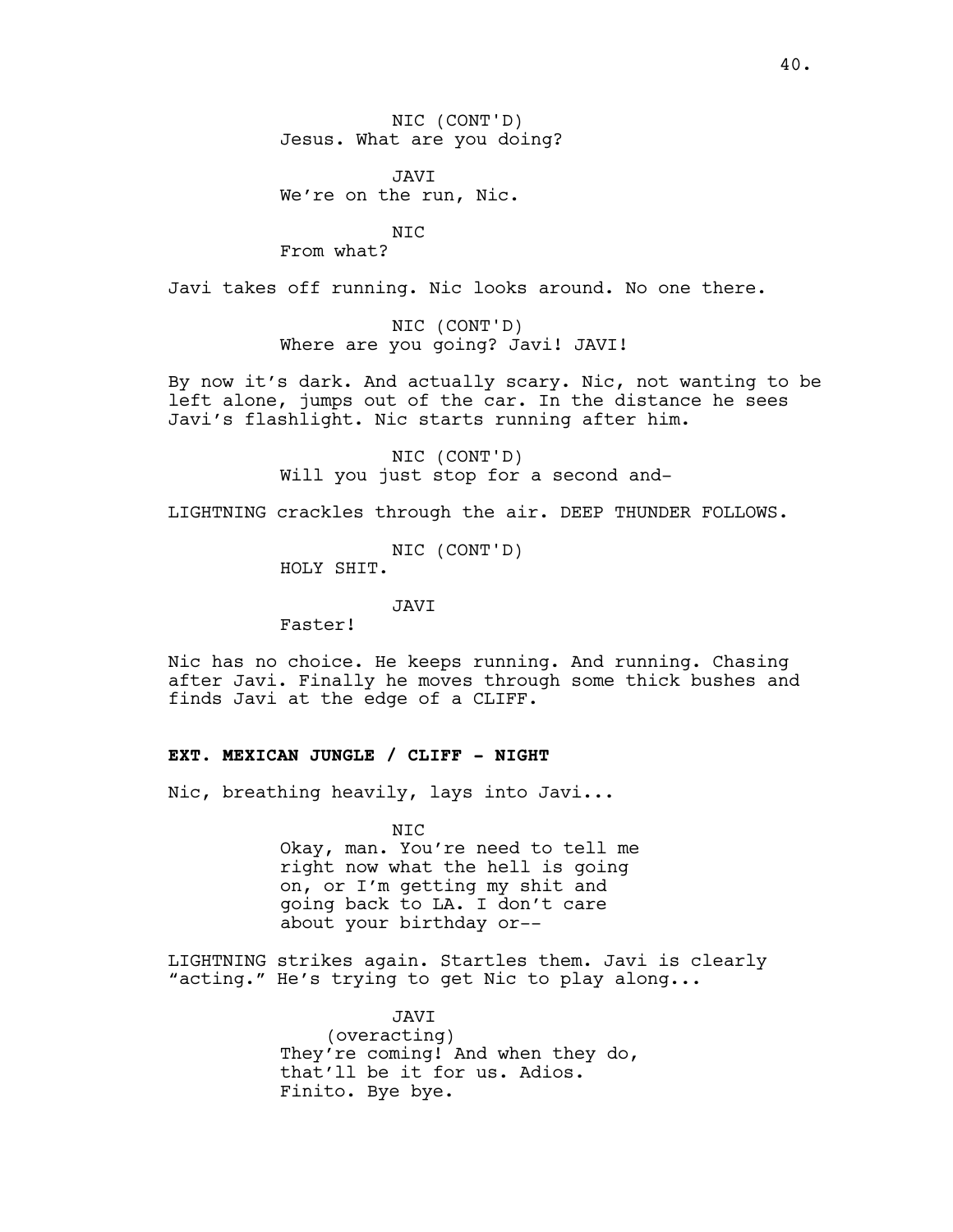NIC (CONT'D)
Jesus. What are you doing?

JAVI
We're on the run, Nic.

NIC
From what?

Javi takes off running. Nic looks around. No one there.

NIC (CONT'D)
Where are you going? Javi! JAVI!

By now it's dark. And actually scary. Nic, not wanting to be left alone, jumps out of the car. In the distance he sees Javi's flashlight. Nic starts running after him.

NIC (CONT'D)
Will you just stop for a second and-

LIGHTNING crackles through the air. DEEP THUNDER FOLLOWS.

NIC (CONT'D)
HOLY SHIT.

JAVI
Faster!

Nic has no choice. He keeps running. And running. Chasing after Javi. Finally he moves through some thick bushes and finds Javi at the edge of a CLIFF.

**EXT. MEXICAN JUNGLE / CLIFF - NIGHT**

Nic, breathing heavily, lays into Javi...

NIC
Okay, man. You're need to tell me right now what the hell is going on, or I'm getting my shit and going back to LA. I don't care about your birthday or--

LIGHTNING strikes again. Startles them. Javi is clearly "acting." He's trying to get Nic to play along...

JAVI
(overacting)
They're coming! And when they do, that'll be it for us. Adios. Finito. Bye bye.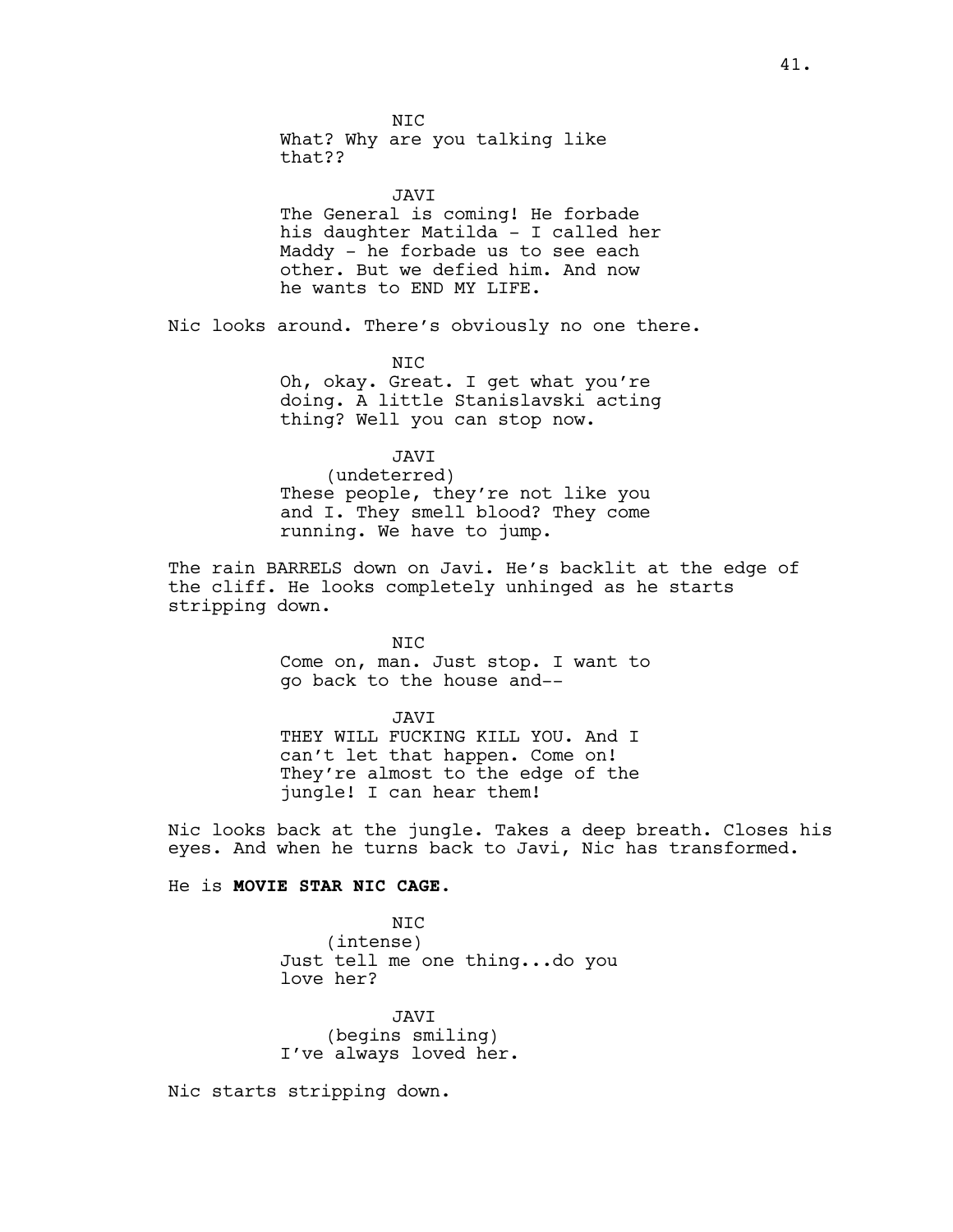NIC
What? Why are you talking like that??

JAVI
The General is coming! He forbade his daughter Matilda - I called her Maddy - he forbade us to see each other. But we defied him. And now he wants to END MY LIFE.

Nic looks around. There's obviously no one there.

NIC
Oh, okay. Great. I get what you're doing. A little Stanislavski acting thing? Well you can stop now.

JAVI
(undeterred)
These people, they're not like you and I. They smell blood? They come running. We have to jump.

The rain BARRELS down on Javi. He's backlit at the edge of the cliff. He looks completely unhinged as he starts stripping down.

NIC
Come on, man. Just stop. I want to go back to the house and--

JAVI
THEY WILL FUCKING KILL YOU. And I can't let that happen. Come on! They're almost to the edge of the jungle! I can hear them!

Nic looks back at the jungle. Takes a deep breath. Closes his eyes. And when he turns back to Javi, Nic has transformed.

He is **MOVIE STAR NIC CAGE.**

NIC
(intense)
Just tell me one thing...do you love her?

JAVI
(begins smiling)
I've always loved her.

Nic starts stripping down.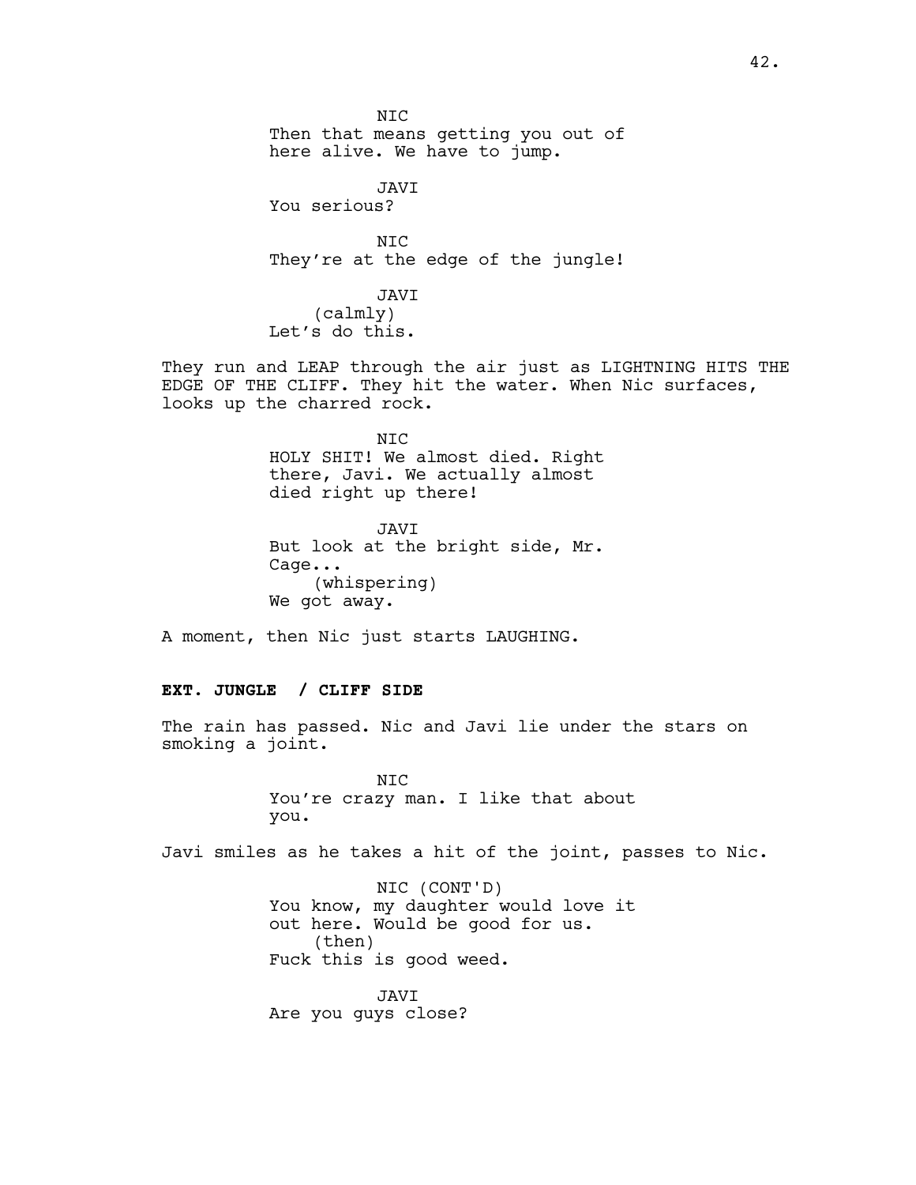NIC
Then that means getting you out of
here alive. We have to jump.

JAVI
You serious?

NIC
They're at the edge of the jungle!

JAVI
(calmly)
Let's do this.

They run and LEAP through the air just as LIGHTNING HITS THE EDGE OF THE CLIFF. They hit the water. When Nic surfaces, looks up the charred rock.

NIC
HOLY SHIT! We almost died. Right
there, Javi. We actually almost
died right up there!

JAVI
But look at the bright side, Mr.
Cage...
(whispering)
We got away.

A moment, then Nic just starts LAUGHING.

**EXT. JUNGLE / CLIFF SIDE**

The rain has passed. Nic and Javi lie under the stars on smoking a joint.

NIC
You're crazy man. I like that about
you.

Javi smiles as he takes a hit of the joint, passes to Nic.

NIC (CONT'D)
You know, my daughter would love it
out here. Would be good for us.
(then)
Fuck this is good weed.

JAVI
Are you guys close?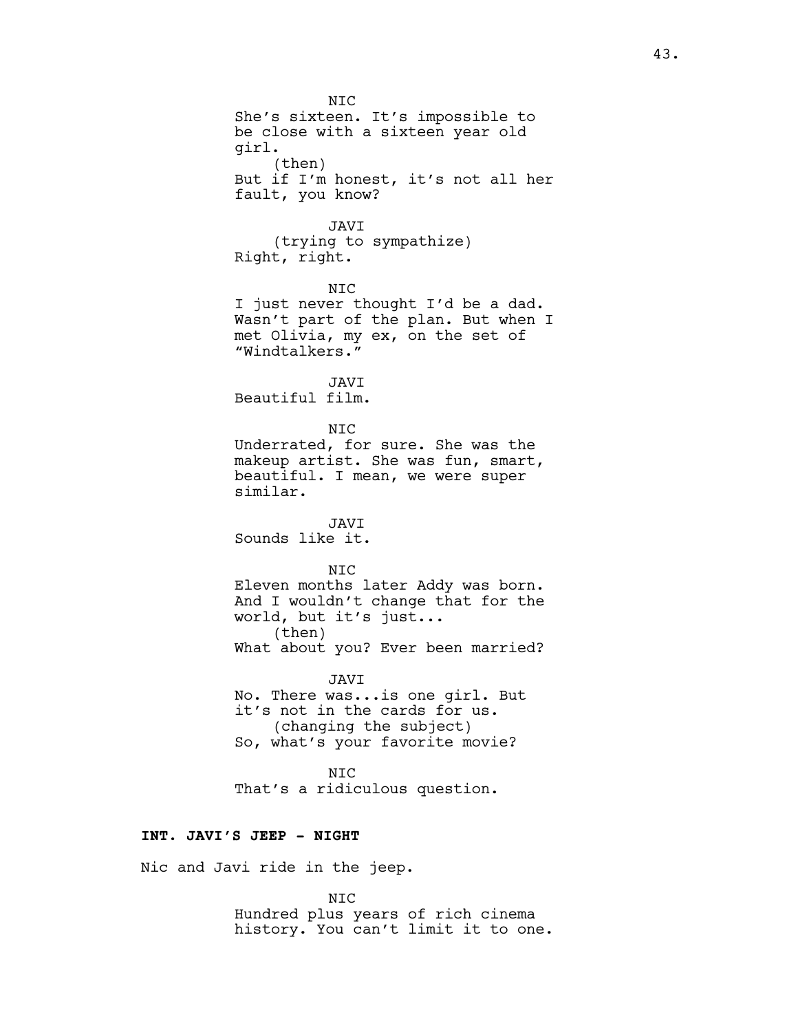NIC
She's sixteen. It's impossible to be close with a sixteen year old girl.
(then)
But if I'm honest, it's not all her fault, you know?

JAVI
(trying to sympathize)
Right, right.

NIC
I just never thought I'd be a dad. Wasn't part of the plan. But when I met Olivia, my ex, on the set of "Windtalkers."

JAVI
Beautiful film.

NIC
Underrated, for sure. She was the makeup artist. She was fun, smart, beautiful. I mean, we were super similar.

JAVI
Sounds like it.

NIC
Eleven months later Addy was born. And I wouldn't change that for the world, but it's just...
(then)
What about you? Ever been married?

JAVI
No. There was...is one girl. But it's not in the cards for us.
(changing the subject)
So, what's your favorite movie?

NIC
That's a ridiculous question.

**INT. JAVI'S JEEP - NIGHT**

Nic and Javi ride in the jeep.

NIC
Hundred plus years of rich cinema history. You can't limit it to one.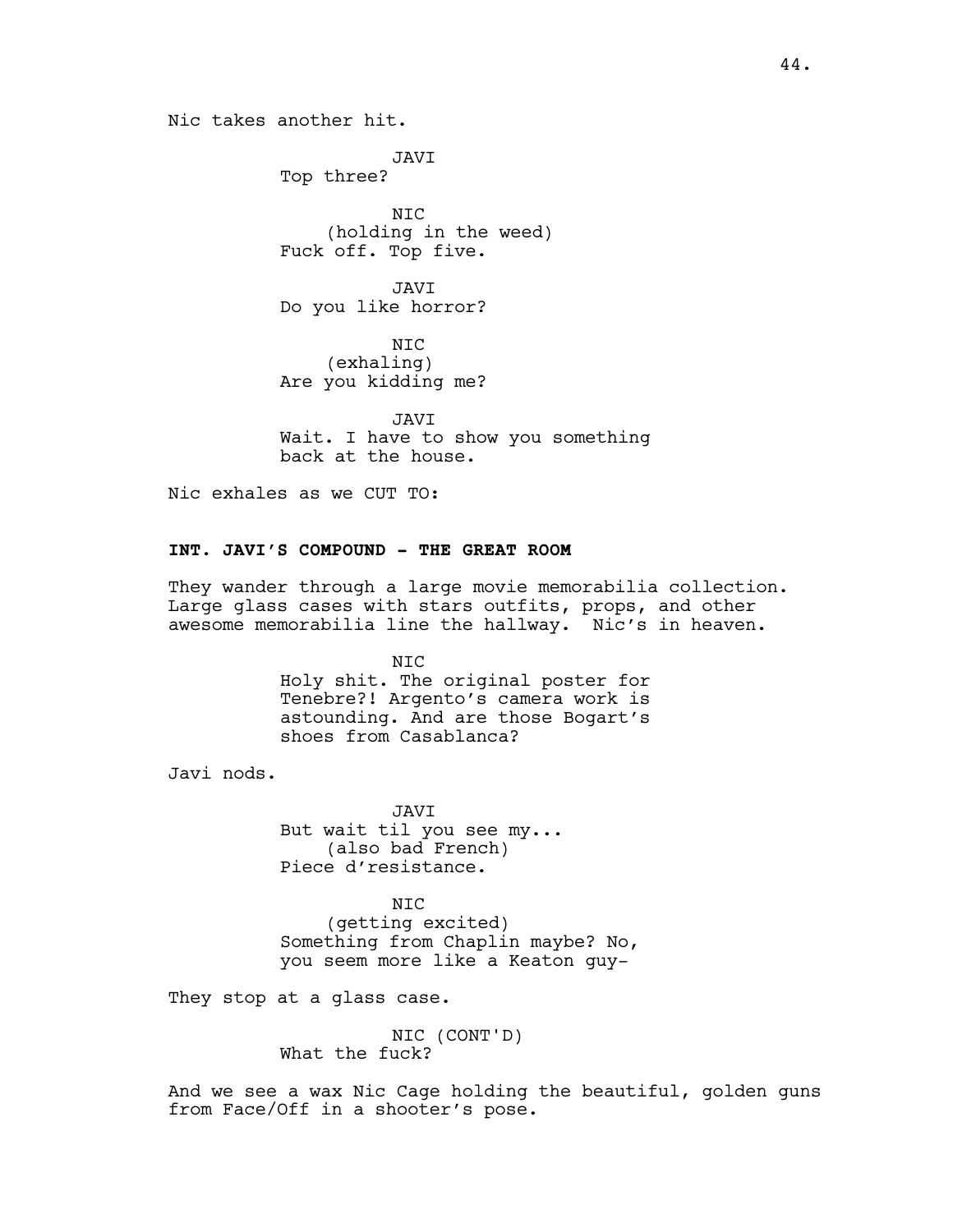Nic takes another hit.

JAVI
Top three?

NIC
(holding in the weed)
Fuck off. Top five.

JAVI
Do you like horror?

NIC
(exhaling)
Are you kidding me?

JAVI
Wait. I have to show you something back at the house.

Nic exhales as we CUT TO:

**INT. JAVI'S COMPOUND - THE GREAT ROOM**

They wander through a large movie memorabilia collection. Large glass cases with stars outfits, props, and other awesome memorabilia line the hallway. Nic's in heaven.

NIC
Holy shit. The original poster for Tenebre?! Argento's camera work is astounding. And are those Bogart's shoes from Casablanca?

Javi nods.

JAVI
But wait til you see my...
(also bad French)
Piece d'resistance.

NIC
(getting excited)
Something from Chaplin maybe? No, you seem more like a Keaton guy-

They stop at a glass case.

NIC (CONT'D)
What the fuck?

And we see a wax Nic Cage holding the beautiful, golden guns from Face/Off in a shooter's pose.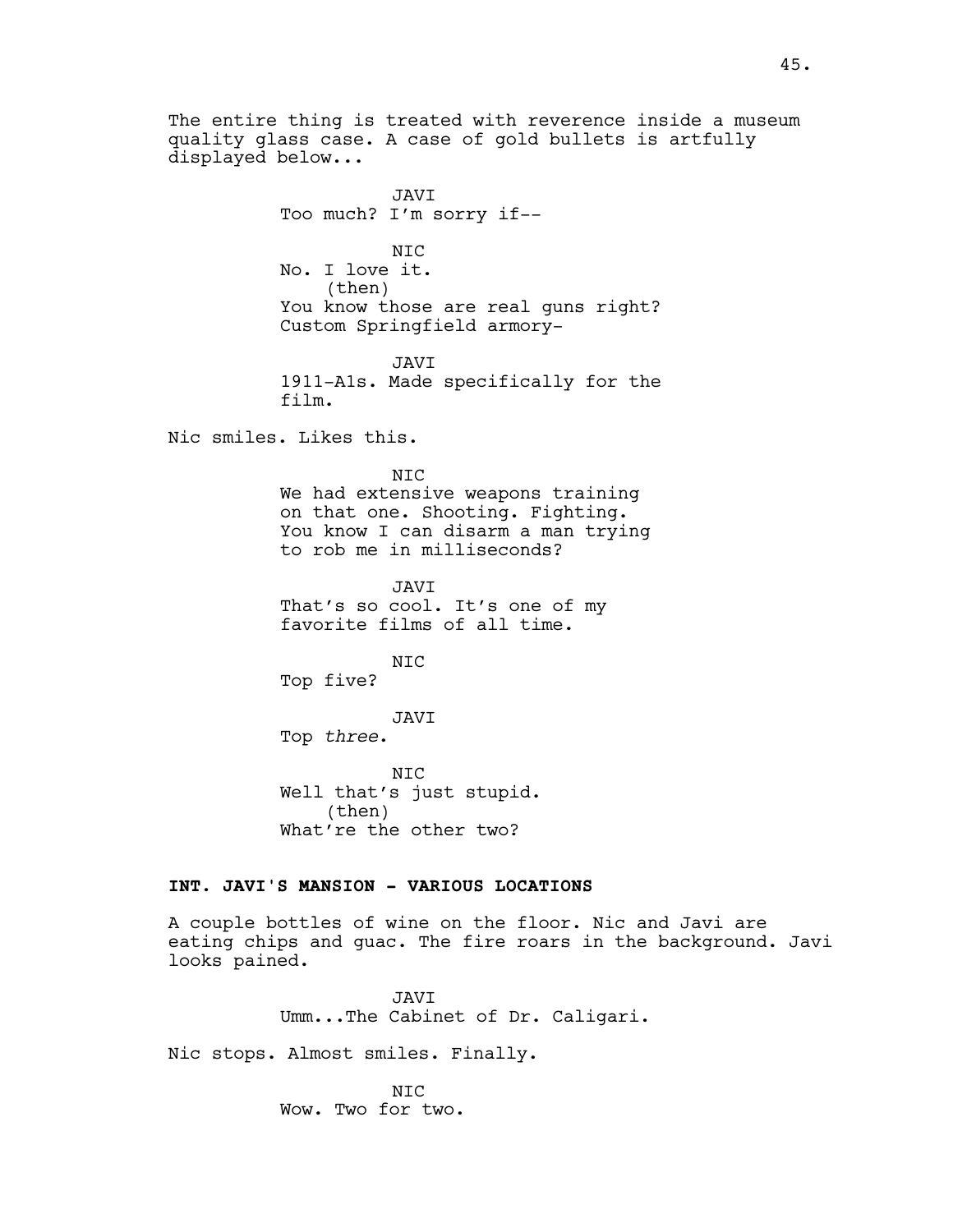The entire thing is treated with reverence inside a museum quality glass case. A case of gold bullets is artfully displayed below...

JAVI
Too much? I'm sorry if--

NIC
No. I love it.
(then)
You know those are real guns right? Custom Springfield armory-

JAVI
1911-A1s. Made specifically for the film.

Nic smiles. Likes this.

NIC
We had extensive weapons training on that one. Shooting. Fighting. You know I can disarm a man trying to rob me in milliseconds?

JAVI
That's so cool. It's one of my favorite films of all time.

NIC
Top five?

JAVI
Top *three*.

NIC
Well that's just stupid.
(then)
What're the other two?

**INT. JAVI'S MANSION - VARIOUS LOCATIONS**

A couple bottles of wine on the floor. Nic and Javi are eating chips and guac. The fire roars in the background. Javi looks pained.

JAVI
Umm...The Cabinet of Dr. Caligari.

Nic stops. Almost smiles. Finally.

NIC
Wow. Two for two.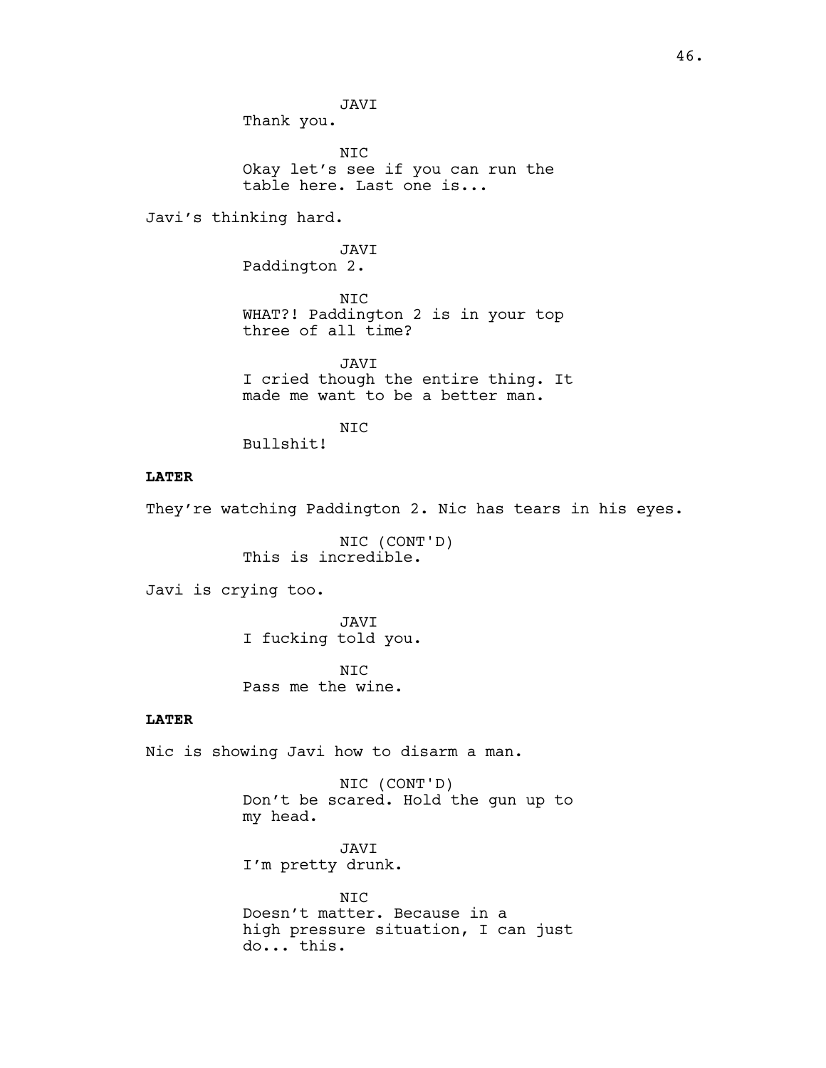JAVI
Thank you.

NIC
Okay let's see if you can run the table here. Last one is...

Javi's thinking hard.

JAVI
Paddington 2.

NIC
WHAT?! Paddington 2 is in your top three of all time?

JAVI
I cried though the entire thing. It made me want to be a better man.

NIC
Bullshit!

**LATER**

They're watching Paddington 2. Nic has tears in his eyes.

NIC (CONT'D)
This is incredible.

Javi is crying too.

JAVI
I fucking told you.

NIC
Pass me the wine.

**LATER**

Nic is showing Javi how to disarm a man.

NIC (CONT'D)
Don't be scared. Hold the gun up to my head.

JAVI
I'm pretty drunk.

NIC
Doesn't matter. Because in a high pressure situation, I can just do... this.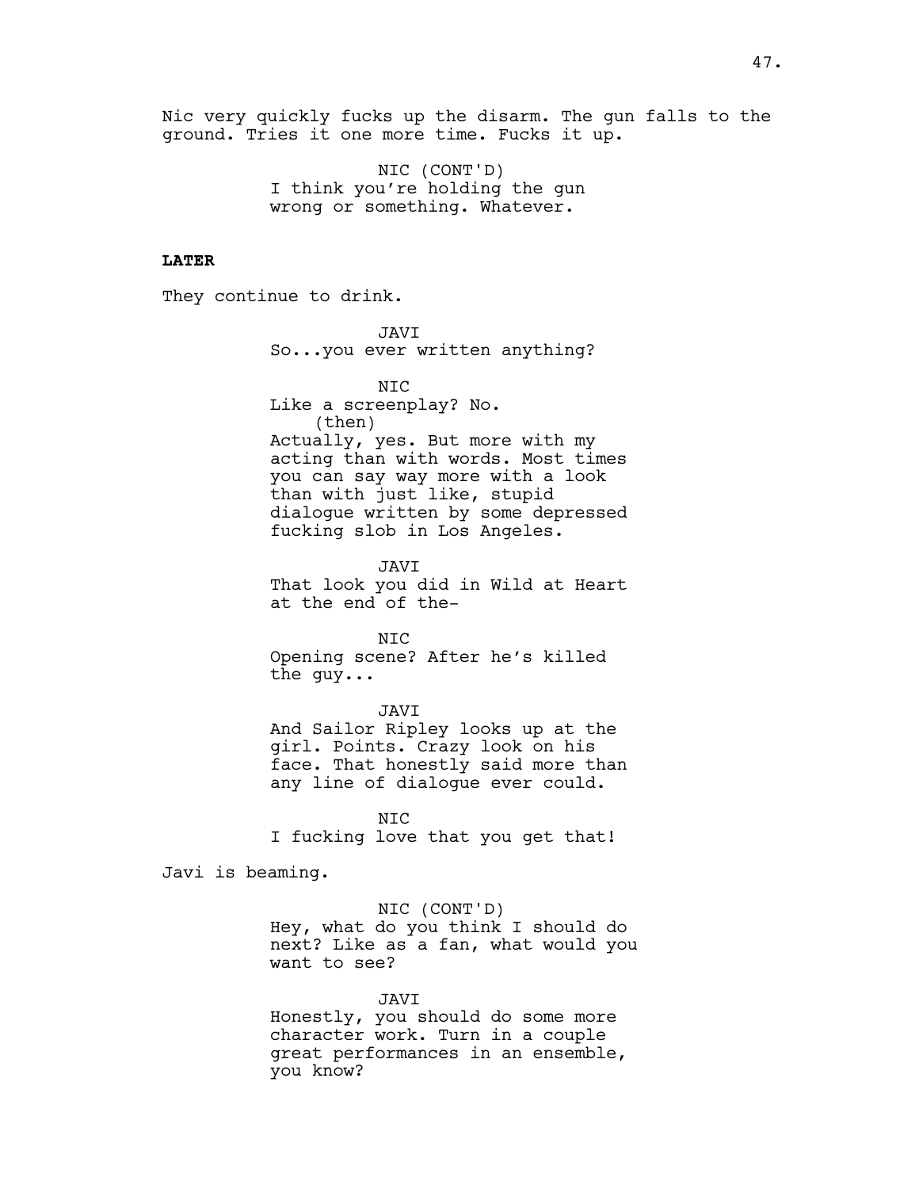Nic very quickly fucks up the disarm. The gun falls to the ground. Tries it one more time. Fucks it up.

NIC (CONT'D)
I think you're holding the gun wrong or something. Whatever.

**LATER**

They continue to drink.

JAVI
So...you ever written anything?

NIC
Like a screenplay? No.
(then)
Actually, yes. But more with my acting than with words. Most times you can say way more with a look than with just like, stupid dialogue written by some depressed fucking slob in Los Angeles.

JAVI
That look you did in Wild at Heart at the end of the-

NIC
Opening scene? After he's killed the guy...

JAVI
And Sailor Ripley looks up at the girl. Points. Crazy look on his face. That honestly said more than any line of dialogue ever could.

NIC
I fucking love that you get that!

Javi is beaming.

NIC (CONT'D)
Hey, what do you think I should do next? Like as a fan, what would you want to see?

JAVI
Honestly, you should do some more character work. Turn in a couple great performances in an ensemble, you know?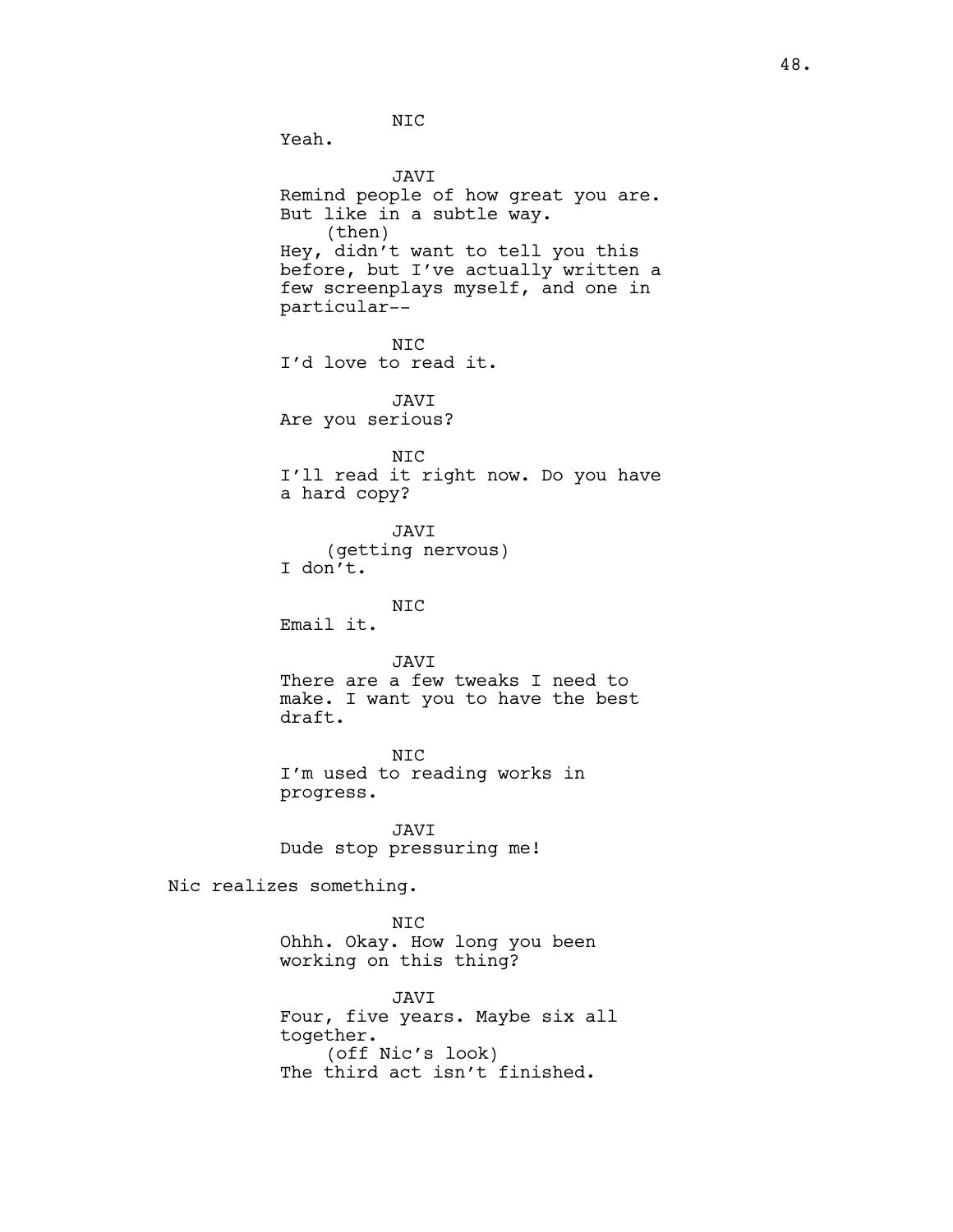NIC
Yeah.

JAVI
Remind people of how great you are. But like in a subtle way.
(then)
Hey, didn't want to tell you this before, but I've actually written a few screenplays myself, and one in particular--

NIC
I'd love to read it.

JAVI
Are you serious?

NIC
I'll read it right now. Do you have a hard copy?

JAVI
(getting nervous)
I don't.

NIC
Email it.

JAVI
There are a few tweaks I need to make. I want you to have the best draft.

NIC
I'm used to reading works in progress.

JAVI
Dude stop pressuring me!

Nic realizes something.

NIC
Ohhh. Okay. How long you been working on this thing?

JAVI
Four, five years. Maybe six all together.
(off Nic's look)
The third act isn't finished.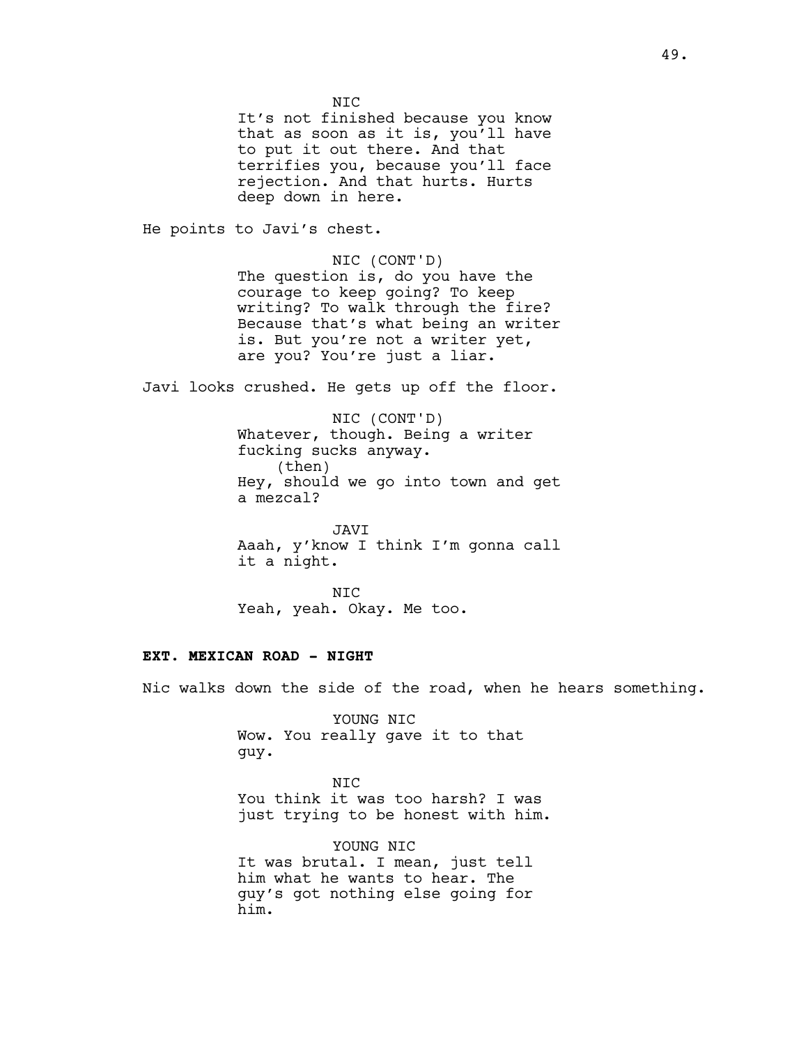NIC

It's not finished because you know that as soon as it is, you'll have to put it out there. And that terrifies you, because you'll face rejection. And that hurts. Hurts deep down in here.

He points to Javi's chest.

NIC (CONT'D)

The question is, do you have the courage to keep going? To keep writing? To walk through the fire? Because that's what being an writer is. But you're not a writer yet, are you? You're just a liar.

Javi looks crushed. He gets up off the floor.

NIC (CONT'D)

Whatever, though. Being a writer fucking sucks anyway.

(then)

Hey, should we go into town and get a mezcal?

JAVI

Aaah, y'know I think I'm gonna call it a night.

NIC

Yeah, yeah. Okay. Me too.

**EXT. MEXICAN ROAD - NIGHT**

Nic walks down the side of the road, when he hears something.

YOUNG NIC

Wow. You really gave it to that guy.

NIC

You think it was too harsh? I was just trying to be honest with him.

YOUNG NIC

It was brutal. I mean, just tell him what he wants to hear. The guy's got nothing else going for him.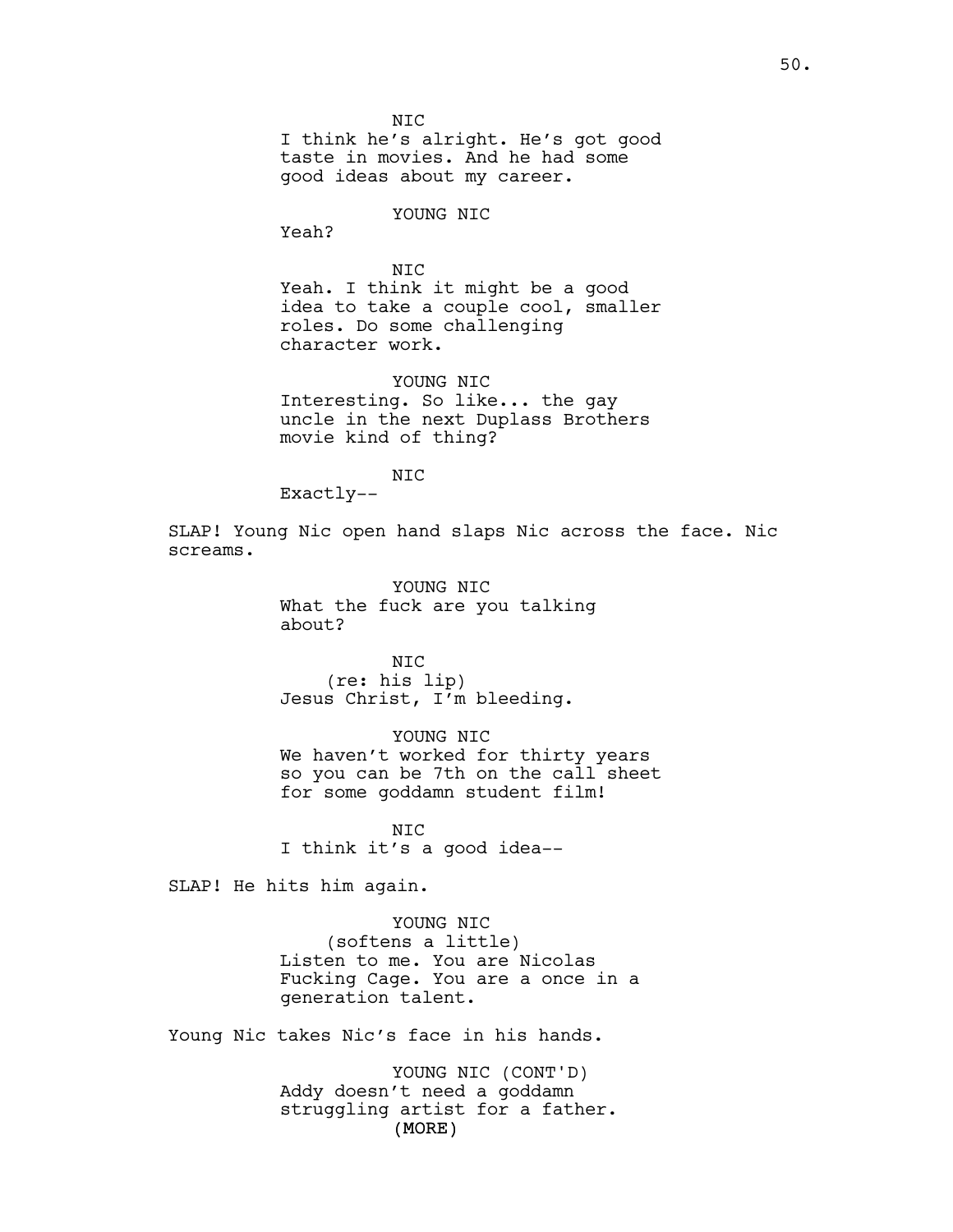NIC
I think he's alright. He's got good taste in movies. And he had some good ideas about my career.

YOUNG NIC
Yeah?

NIC
Yeah. I think it might be a good idea to take a couple cool, smaller roles. Do some challenging character work.

YOUNG NIC
Interesting. So like... the gay uncle in the next Duplass Brothers movie kind of thing?

NIC
Exactly--

SLAP! Young Nic open hand slaps Nic across the face. Nic screams.

YOUNG NIC
What the fuck are you talking about?

NIC
(re: his lip)
Jesus Christ, I'm bleeding.

YOUNG NIC
We haven't worked for thirty years so you can be 7th on the call sheet for some goddamn student film!

NIC
I think it's a good idea--

SLAP! He hits him again.

YOUNG NIC
(softens a little)
Listen to me. You are Nicolas Fucking Cage. You are a once in a generation talent.

Young Nic takes Nic's face in his hands.

YOUNG NIC (CONT'D)
Addy doesn't need a goddamn struggling artist for a father.
(MORE)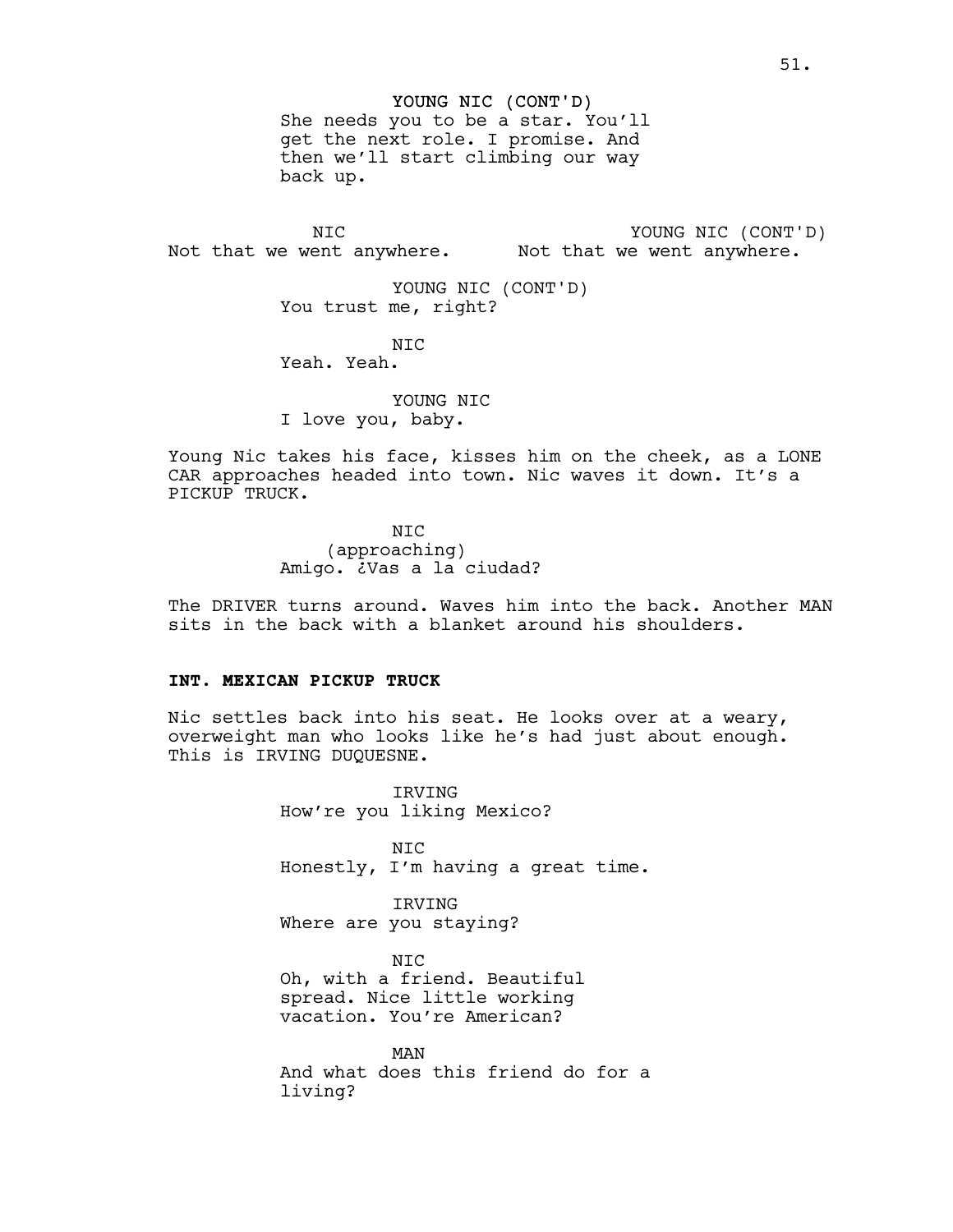YOUNG NIC (CONT'D)
She needs you to be a star. You'll get the next role. I promise. And then we'll start climbing our way back up.

NIC
Not that we went anywhere.

YOUNG NIC (CONT'D)
Not that we went anywhere.

YOUNG NIC (CONT'D)
You trust me, right?

NIC
Yeah. Yeah.

YOUNG NIC
I love you, baby.

Young Nic takes his face, kisses him on the cheek, as a LONE CAR approaches headed into town. Nic waves it down. It's a PICKUP TRUCK.

NIC
(approaching)
Amigo. ¿Vas a la ciudad?

The DRIVER turns around. Waves him into the back. Another MAN sits in the back with a blanket around his shoulders.

**INT. MEXICAN PICKUP TRUCK**

Nic settles back into his seat. He looks over at a weary, overweight man who looks like he's had just about enough. This is IRVING DUQUESNE.

IRVING
How're you liking Mexico?

NIC
Honestly, I'm having a great time.

IRVING
Where are you staying?

NIC
Oh, with a friend. Beautiful spread. Nice little working vacation. You're American?

MAN
And what does this friend do for a living?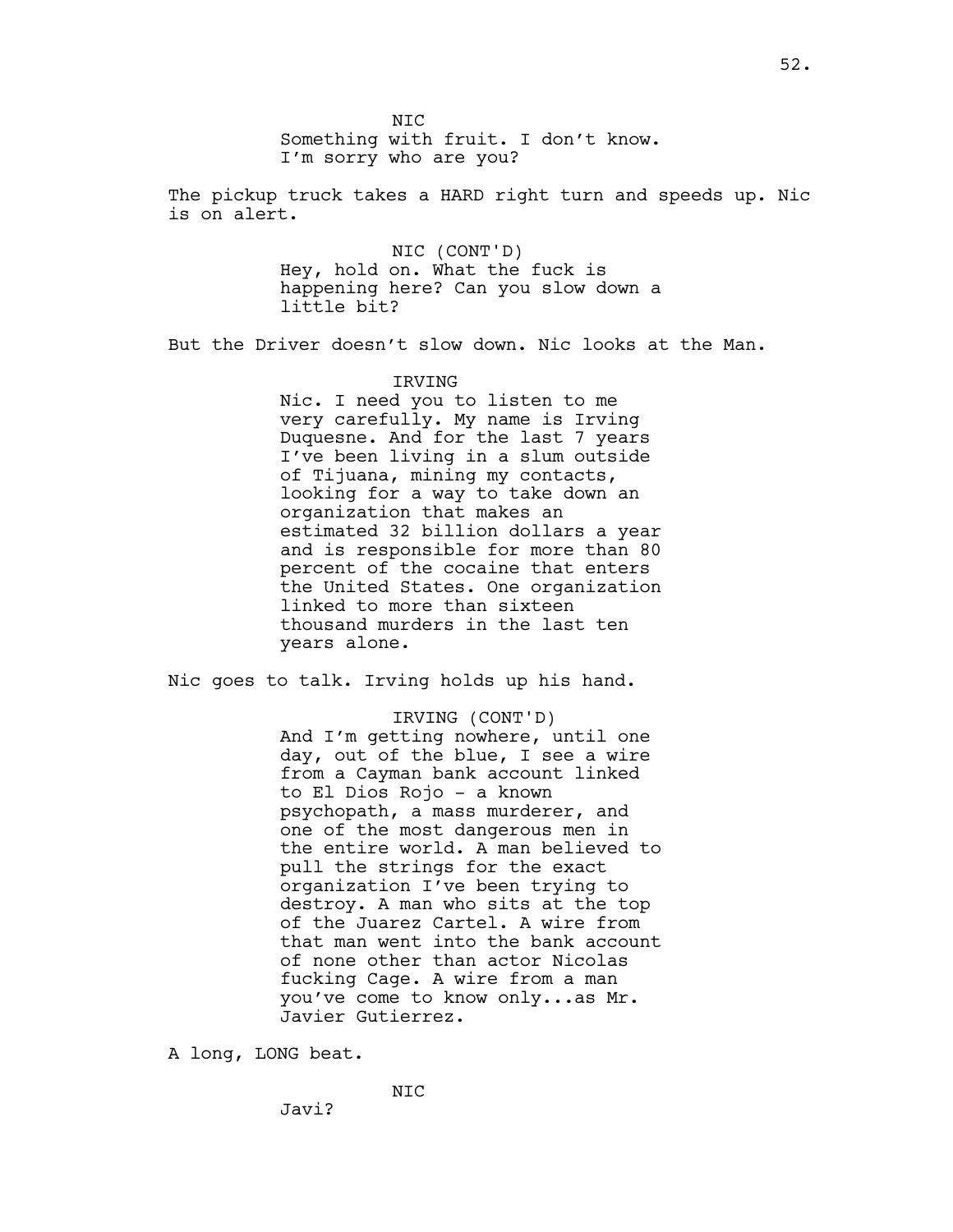NIC
Something with fruit. I don't know.
I'm sorry who are you?

The pickup truck takes a HARD right turn and speeds up. Nic is on alert.

NIC (CONT'D)
Hey, hold on. What the fuck is happening here? Can you slow down a little bit?

But the Driver doesn't slow down. Nic looks at the Man.

IRVING
Nic. I need you to listen to me very carefully. My name is Irving Duquesne. And for the last 7 years I've been living in a slum outside of Tijuana, mining my contacts, looking for a way to take down an organization that makes an estimated 32 billion dollars a year and is responsible for more than 80 percent of the cocaine that enters the United States. One organization linked to more than sixteen thousand murders in the last ten years alone.

Nic goes to talk. Irving holds up his hand.

IRVING (CONT'D)
And I'm getting nowhere, until one day, out of the blue, I see a wire from a Cayman bank account linked to El Dios Rojo - a known psychopath, a mass murderer, and one of the most dangerous men in the entire world. A man believed to pull the strings for the exact organization I've been trying to destroy. A man who sits at the top of the Juarez Cartel. A wire from that man went into the bank account of none other than actor Nicolas fucking Cage. A wire from a man you've come to know only...as Mr. Javier Gutierrez.

A long, LONG beat.

NIC
Javi?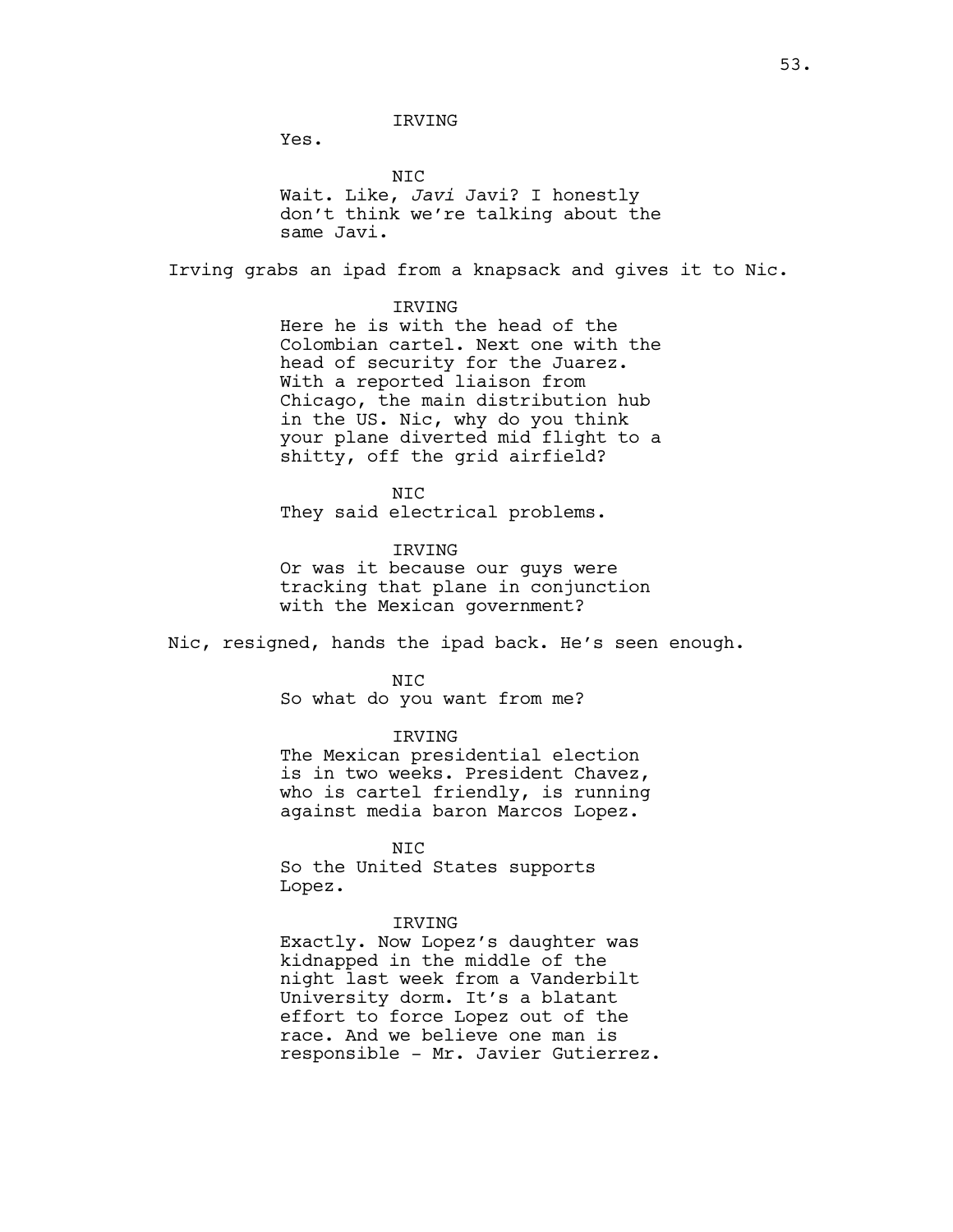IRVING

Yes.

NIC

Wait. Like, *Javi* Javi? I honestly don't think we're talking about the same Javi.

Irving grabs an ipad from a knapsack and gives it to Nic.

IRVING

Here he is with the head of the Colombian cartel. Next one with the head of security for the Juarez. With a reported liaison from Chicago, the main distribution hub in the US. Nic, why do you think your plane diverted mid flight to a shitty, off the grid airfield?

NIC

They said electrical problems.

IRVING

Or was it because our guys were tracking that plane in conjunction with the Mexican government?

Nic, resigned, hands the ipad back. He's seen enough.

NIC

So what do you want from me?

IRVING

The Mexican presidential election is in two weeks. President Chavez, who is cartel friendly, is running against media baron Marcos Lopez.

NIC

So the United States supports Lopez.

IRVING

Exactly. Now Lopez's daughter was kidnapped in the middle of the night last week from a Vanderbilt University dorm. It's a blatant effort to force Lopez out of the race. And we believe one man is responsible - Mr. Javier Gutierrez.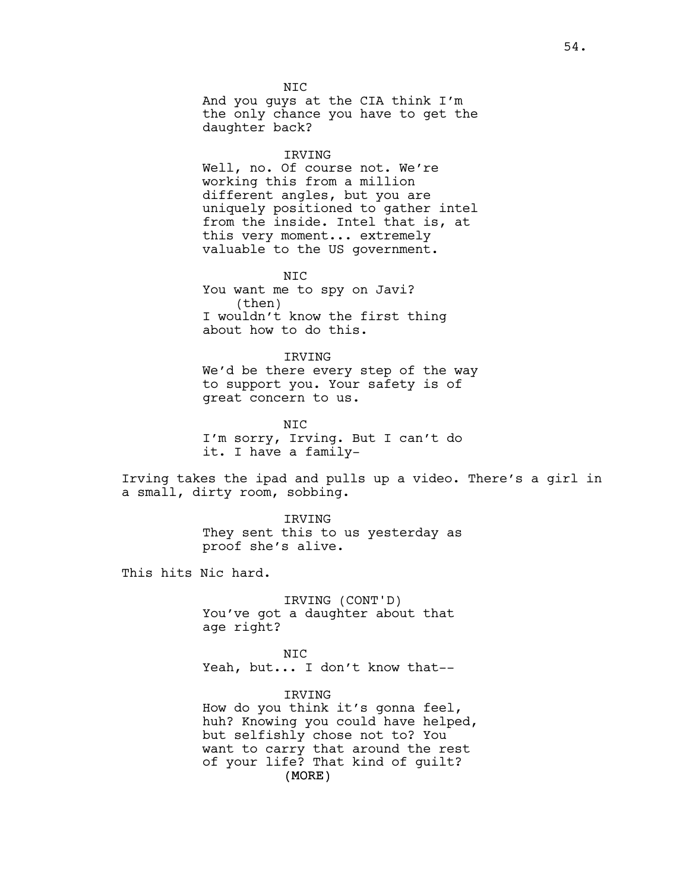NIC
And you guys at the CIA think I'm the only chance you have to get the daughter back?

IRVING
Well, no. Of course not. We're working this from a million different angles, but you are uniquely positioned to gather intel from the inside. Intel that is, at this very moment... extremely valuable to the US government.

NIC
You want me to spy on Javi?
(then)
I wouldn't know the first thing about how to do this.

IRVING
We'd be there every step of the way to support you. Your safety is of great concern to us.

NIC
I'm sorry, Irving. But I can't do it. I have a family-

Irving takes the ipad and pulls up a video. There's a girl in a small, dirty room, sobbing.

IRVING
They sent this to us yesterday as proof she's alive.

This hits Nic hard.

IRVING (CONT'D)
You've got a daughter about that age right?

NIC
Yeah, but... I don't know that--

IRVING
How do you think it's gonna feel, huh? Knowing you could have helped, but selfishly chose not to? You want to carry that around the rest of your life? That kind of guilt?
(MORE)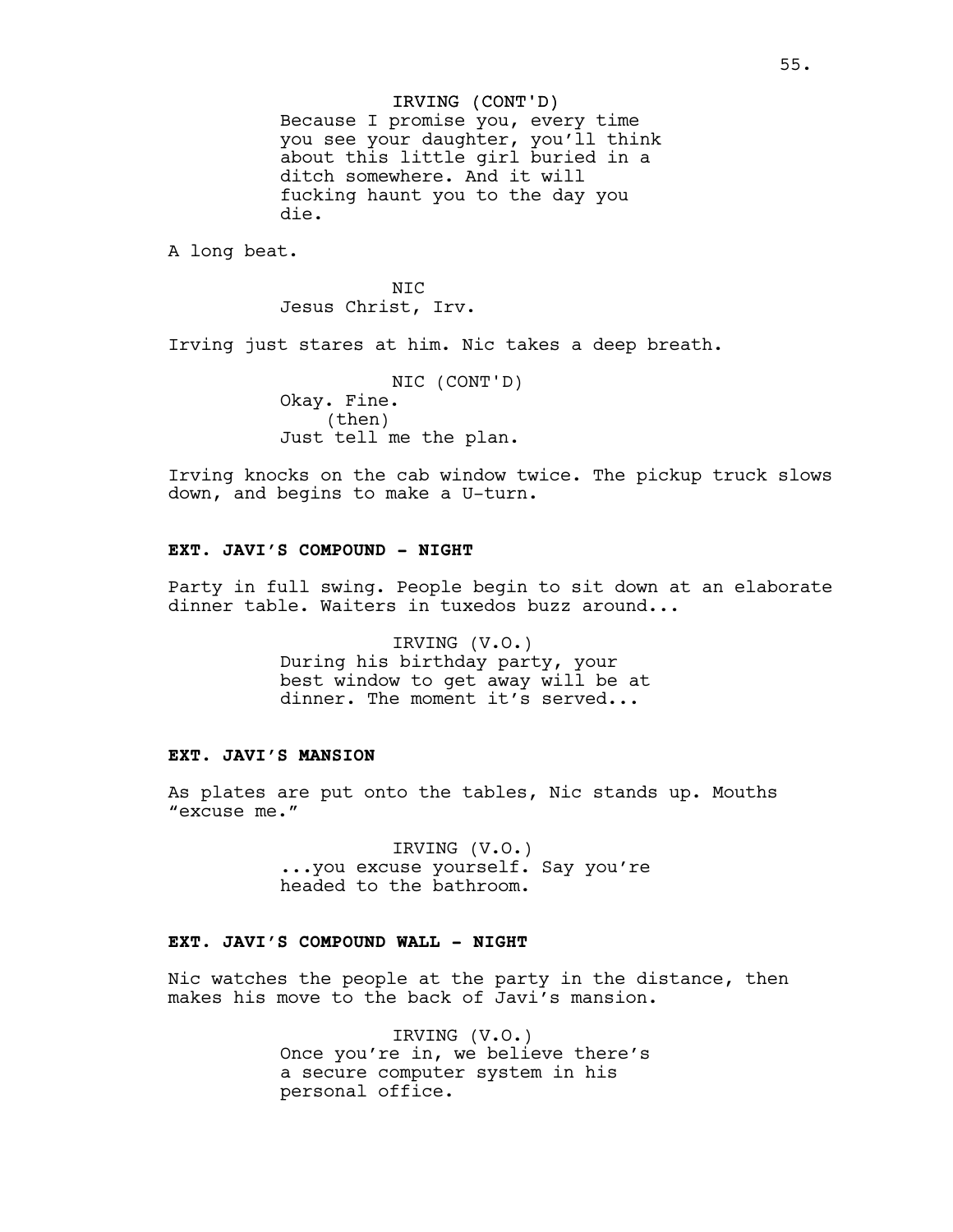IRVING (CONT'D)
Because I promise you, every time you see your daughter, you'll think about this little girl buried in a ditch somewhere. And it will fucking haunt you to the day you die.

A long beat.

NIC
Jesus Christ, Irv.

Irving just stares at him. Nic takes a deep breath.

NIC (CONT'D)
Okay. Fine.
(then)
Just tell me the plan.

Irving knocks on the cab window twice. The pickup truck slows down, and begins to make a U-turn.

**EXT. JAVI'S COMPOUND - NIGHT**

Party in full swing. People begin to sit down at an elaborate dinner table. Waiters in tuxedos buzz around...

IRVING (V.O.)
During his birthday party, your best window to get away will be at dinner. The moment it's served...

**EXT. JAVI'S MANSION**

As plates are put onto the tables, Nic stands up. Mouths "excuse me."

IRVING (V.O.)
...you excuse yourself. Say you're headed to the bathroom.

**EXT. JAVI'S COMPOUND WALL - NIGHT**

Nic watches the people at the party in the distance, then makes his move to the back of Javi's mansion.

IRVING (V.O.)
Once you're in, we believe there's a secure computer system in his personal office.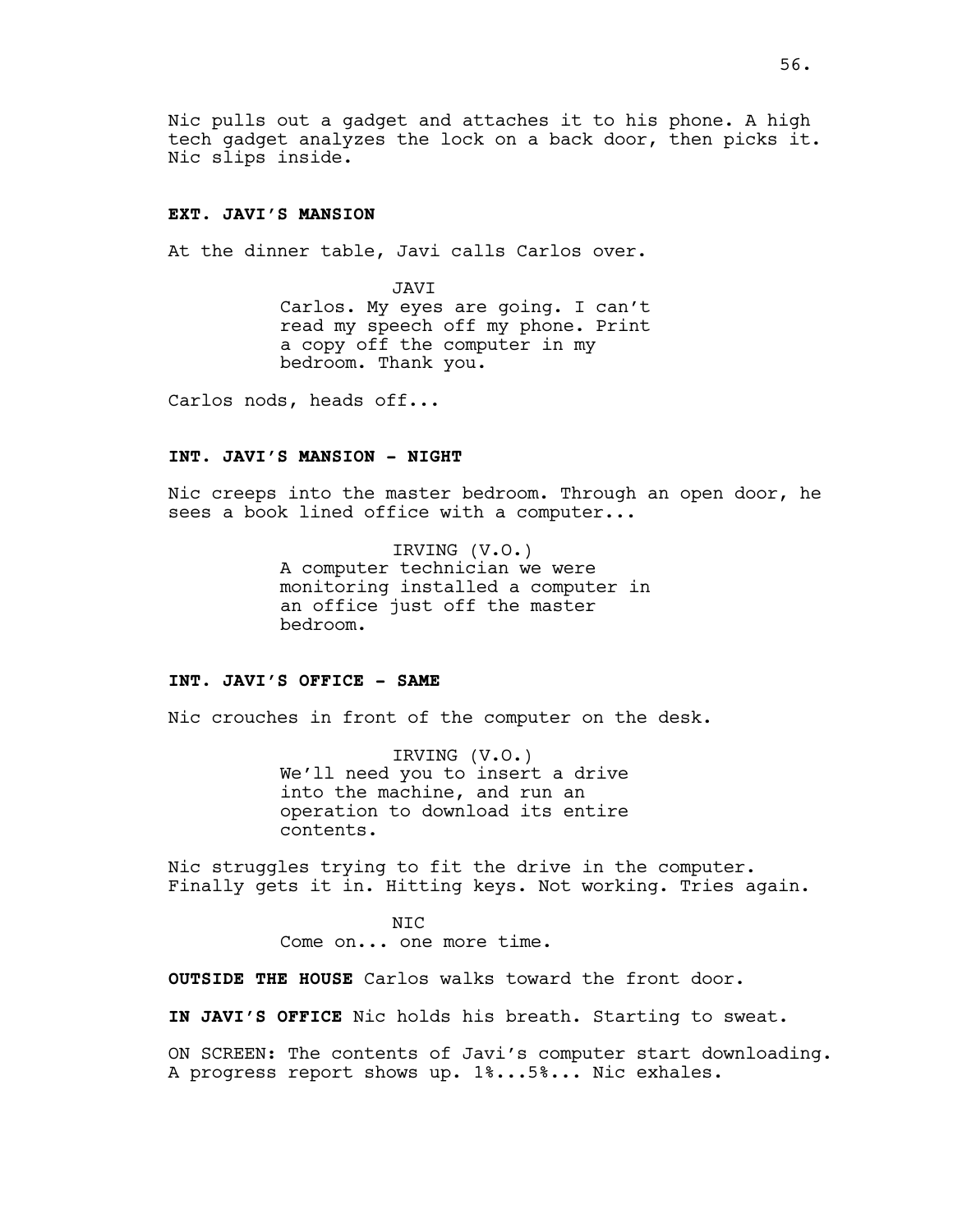Nic pulls out a gadget and attaches it to his phone. A high tech gadget analyzes the lock on a back door, then picks it. Nic slips inside.

**EXT. JAVI'S MANSION**

At the dinner table, Javi calls Carlos over.

JAVI
Carlos. My eyes are going. I can't read my speech off my phone. Print a copy off the computer in my bedroom. Thank you.

Carlos nods, heads off...

**INT. JAVI'S MANSION - NIGHT**

Nic creeps into the master bedroom. Through an open door, he sees a book lined office with a computer...

IRVING (V.O.)
A computer technician we were monitoring installed a computer in an office just off the master bedroom.

**INT. JAVI'S OFFICE - SAME**

Nic crouches in front of the computer on the desk.

IRVING (V.O.)
We'll need you to insert a drive into the machine, and run an operation to download its entire contents.

Nic struggles trying to fit the drive in the computer. Finally gets it in. Hitting keys. Not working. Tries again.

NIC
Come on... one more time.

**OUTSIDE THE HOUSE** Carlos walks toward the front door.

**IN JAVI'S OFFICE** Nic holds his breath. Starting to sweat.

ON SCREEN: The contents of Javi's computer start downloading. A progress report shows up. 1%...5%... Nic exhales.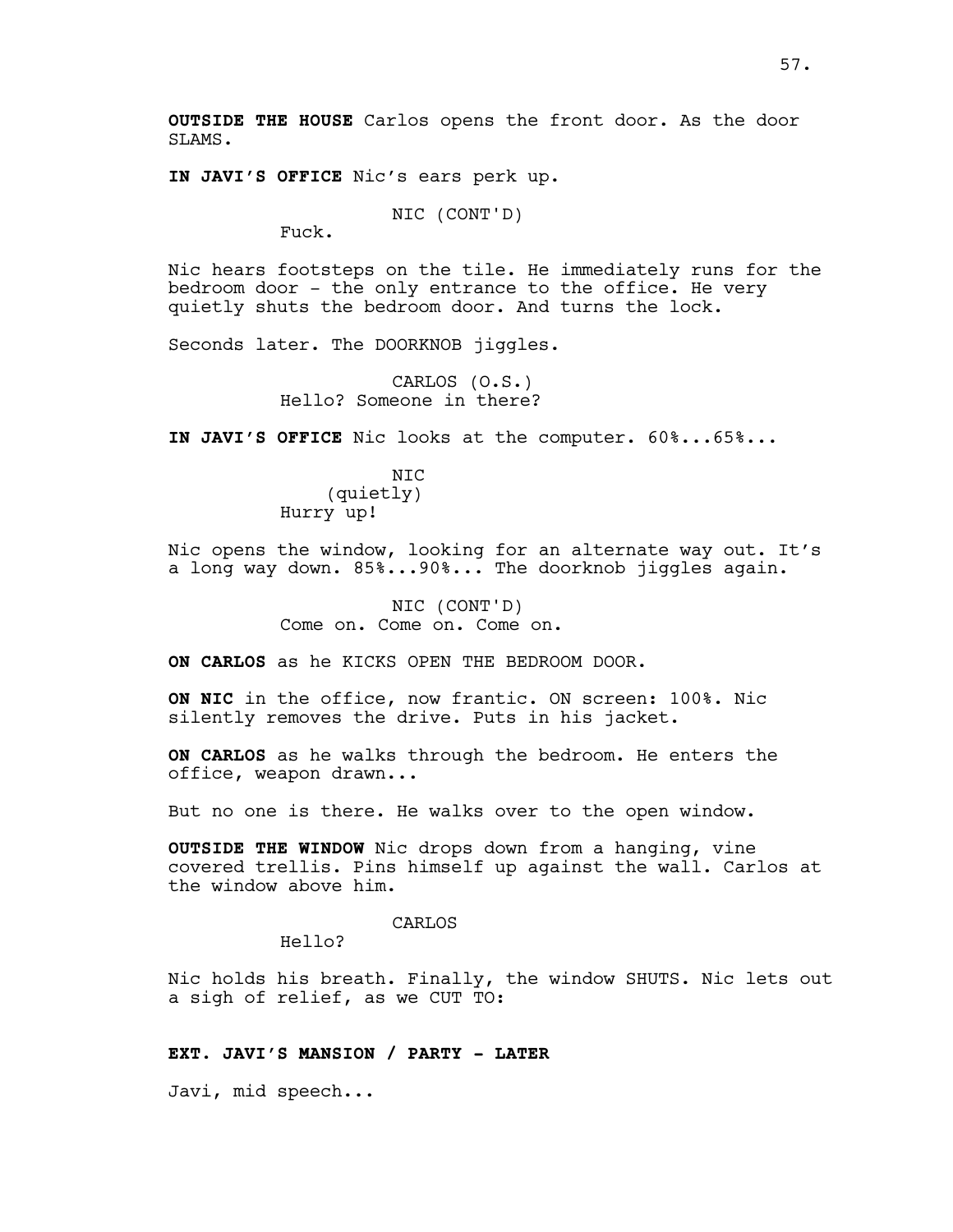**OUTSIDE THE HOUSE** Carlos opens the front door. As the door SLAMS.

**IN JAVI'S OFFICE** Nic's ears perk up.

NIC (CONT'D)
Fuck.

Nic hears footsteps on the tile. He immediately runs for the bedroom door - the only entrance to the office. He very quietly shuts the bedroom door. And turns the lock.

Seconds later. The DOORKNOB jiggles.

CARLOS (O.S.)
Hello? Someone in there?

**IN JAVI'S OFFICE** Nic looks at the computer. 60%...65%...

NIC
(quietly)
Hurry up!

Nic opens the window, looking for an alternate way out. It's a long way down. 85%...90%... The doorknob jiggles again.

NIC (CONT'D)
Come on. Come on. Come on.

**ON CARLOS** as he KICKS OPEN THE BEDROOM DOOR.

**ON NIC** in the office, now frantic. ON screen: 100%. Nic silently removes the drive. Puts in his jacket.

**ON CARLOS** as he walks through the bedroom. He enters the office, weapon drawn...

But no one is there. He walks over to the open window.

**OUTSIDE THE WINDOW** Nic drops down from a hanging, vine covered trellis. Pins himself up against the wall. Carlos at the window above him.

CARLOS
Hello?

Nic holds his breath. Finally, the window SHUTS. Nic lets out a sigh of relief, as we CUT TO:

**EXT. JAVI'S MANSION / PARTY - LATER**

Javi, mid speech...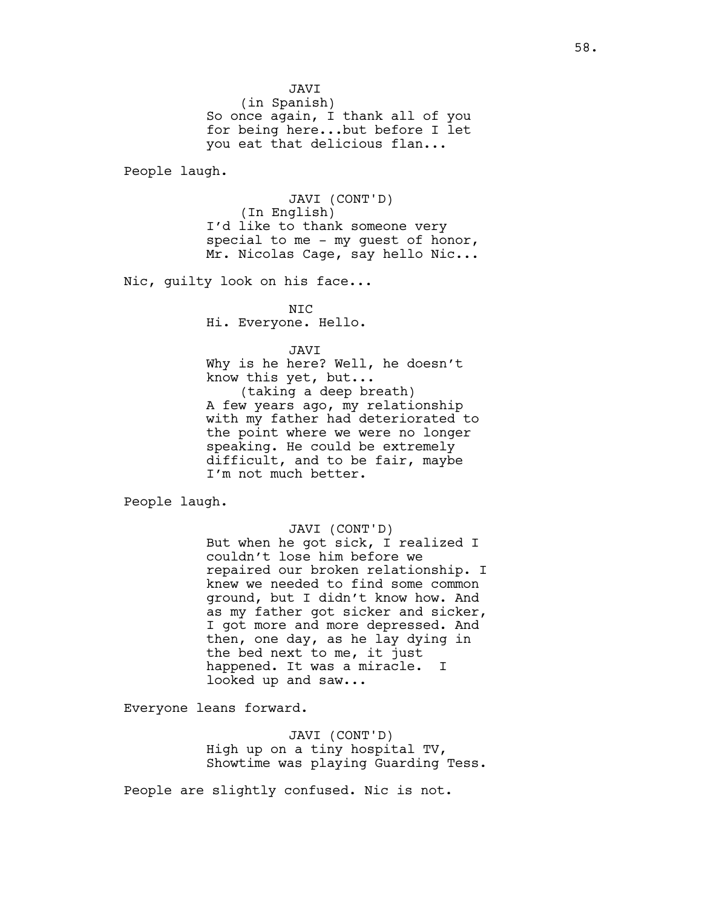JAVI
(in Spanish)
So once again, I thank all of you for being here...but before I let you eat that delicious flan...

People laugh.

JAVI (CONT'D)
(In English)
I'd like to thank someone very special to me - my guest of honor, Mr. Nicolas Cage, say hello Nic...

Nic, guilty look on his face...

NIC
Hi. Everyone. Hello.

JAVI
Why is he here? Well, he doesn't know this yet, but...
(taking a deep breath)
A few years ago, my relationship with my father had deteriorated to the point where we were no longer speaking. He could be extremely difficult, and to be fair, maybe I'm not much better.

People laugh.

JAVI (CONT'D)
But when he got sick, I realized I couldn't lose him before we repaired our broken relationship. I knew we needed to find some common ground, but I didn't know how. And as my father got sicker and sicker, I got more and more depressed. And then, one day, as he lay dying in the bed next to me, it just happened. It was a miracle. I looked up and saw...

Everyone leans forward.

JAVI (CONT'D)
High up on a tiny hospital TV, Showtime was playing Guarding Tess.

People are slightly confused. Nic is not.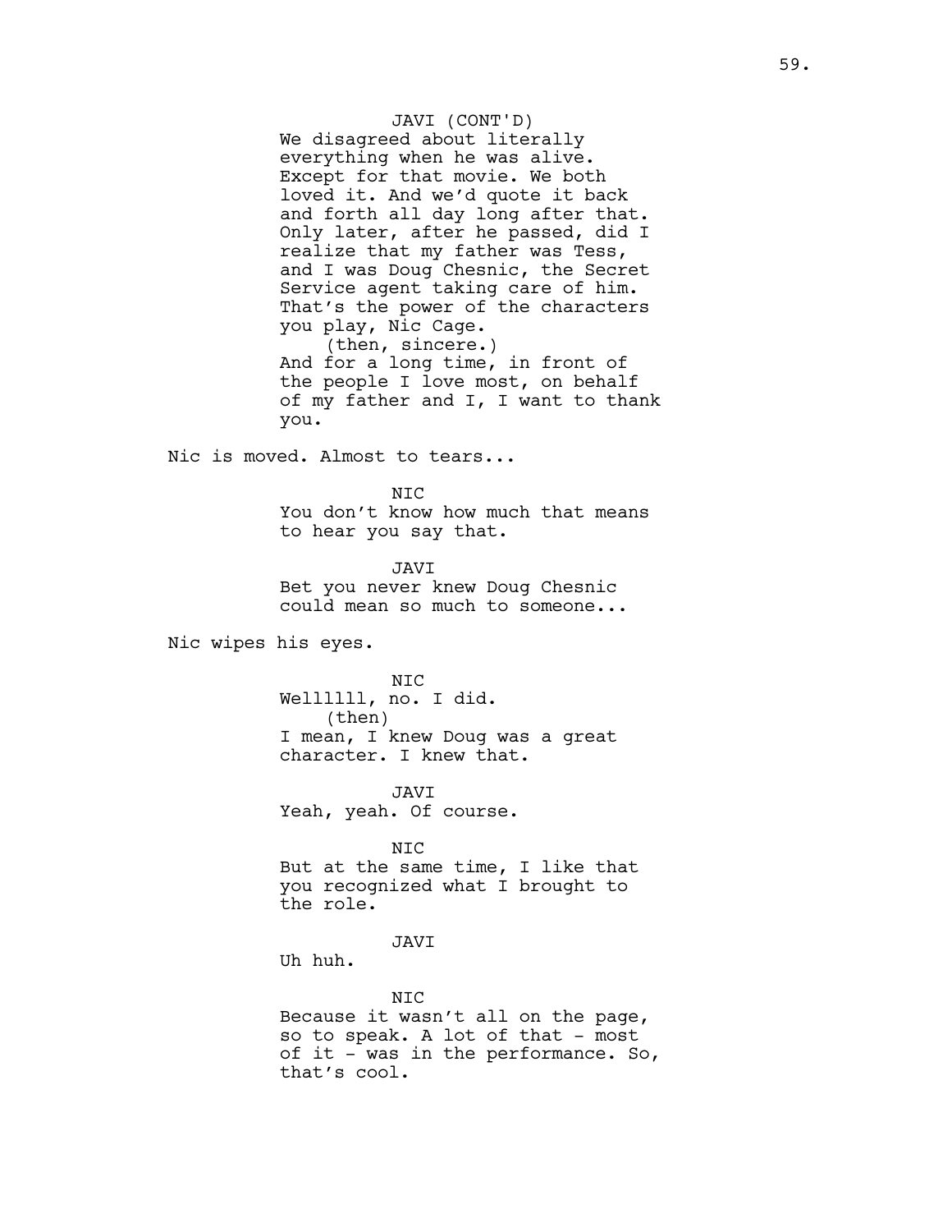JAVI (CONT'D)
We disagreed about literally everything when he was alive. Except for that movie. We both loved it. And we'd quote it back and forth all day long after that. Only later, after he passed, did I realize that my father was Tess, and I was Doug Chesnic, the Secret Service agent taking care of him. That's the power of the characters you play, Nic Cage.
(then, sincere.)
And for a long time, in front of the people I love most, on behalf of my father and I, I want to thank you.

Nic is moved. Almost to tears...

NIC
You don't know how much that means to hear you say that.

JAVI
Bet you never knew Doug Chesnic could mean so much to someone...

Nic wipes his eyes.

NIC
Wellllll, no. I did.
(then)
I mean, I knew Doug was a great character. I knew that.

JAVI
Yeah, yeah. Of course.

NIC
But at the same time, I like that you recognized what I brought to the role.

JAVI
Uh huh.

NIC
Because it wasn't all on the page, so to speak. A lot of that - most of it - was in the performance. So, that's cool.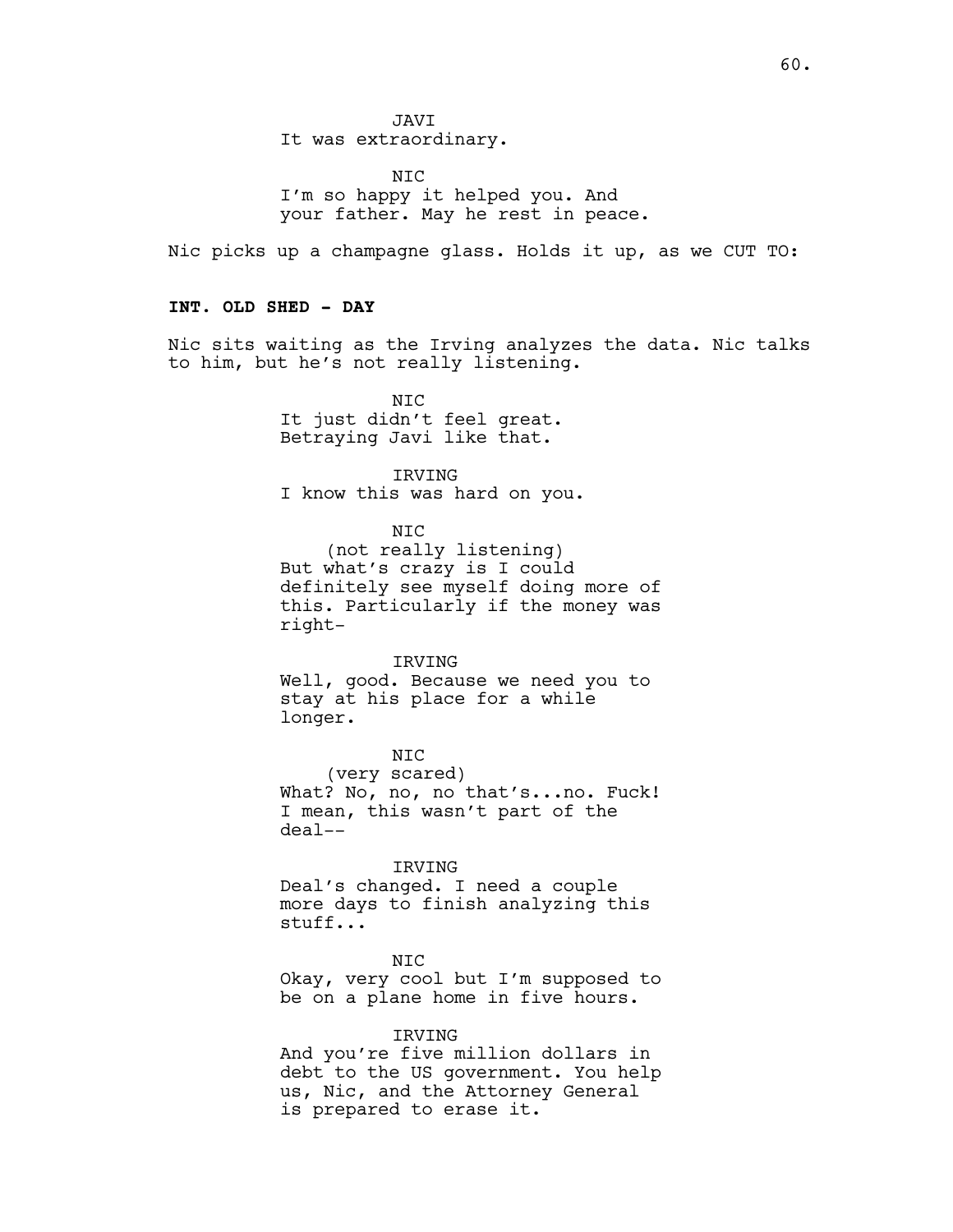JAVI
It was extraordinary.

NIC
I'm so happy it helped you. And your father. May he rest in peace.

Nic picks up a champagne glass. Holds it up, as we CUT TO:

**INT. OLD SHED - DAY**

Nic sits waiting as the Irving analyzes the data. Nic talks to him, but he's not really listening.

NIC
It just didn't feel great. Betraying Javi like that.

IRVING
I know this was hard on you.

NIC
(not really listening)
But what's crazy is I could definitely see myself doing more of this. Particularly if the money was right-

IRVING
Well, good. Because we need you to stay at his place for a while longer.

NIC
(very scared)
What? No, no, no that's...no. Fuck! I mean, this wasn't part of the deal--

IRVING
Deal's changed. I need a couple more days to finish analyzing this stuff...

NIC
Okay, very cool but I'm supposed to be on a plane home in five hours.

IRVING
And you're five million dollars in debt to the US government. You help us, Nic, and the Attorney General is prepared to erase it.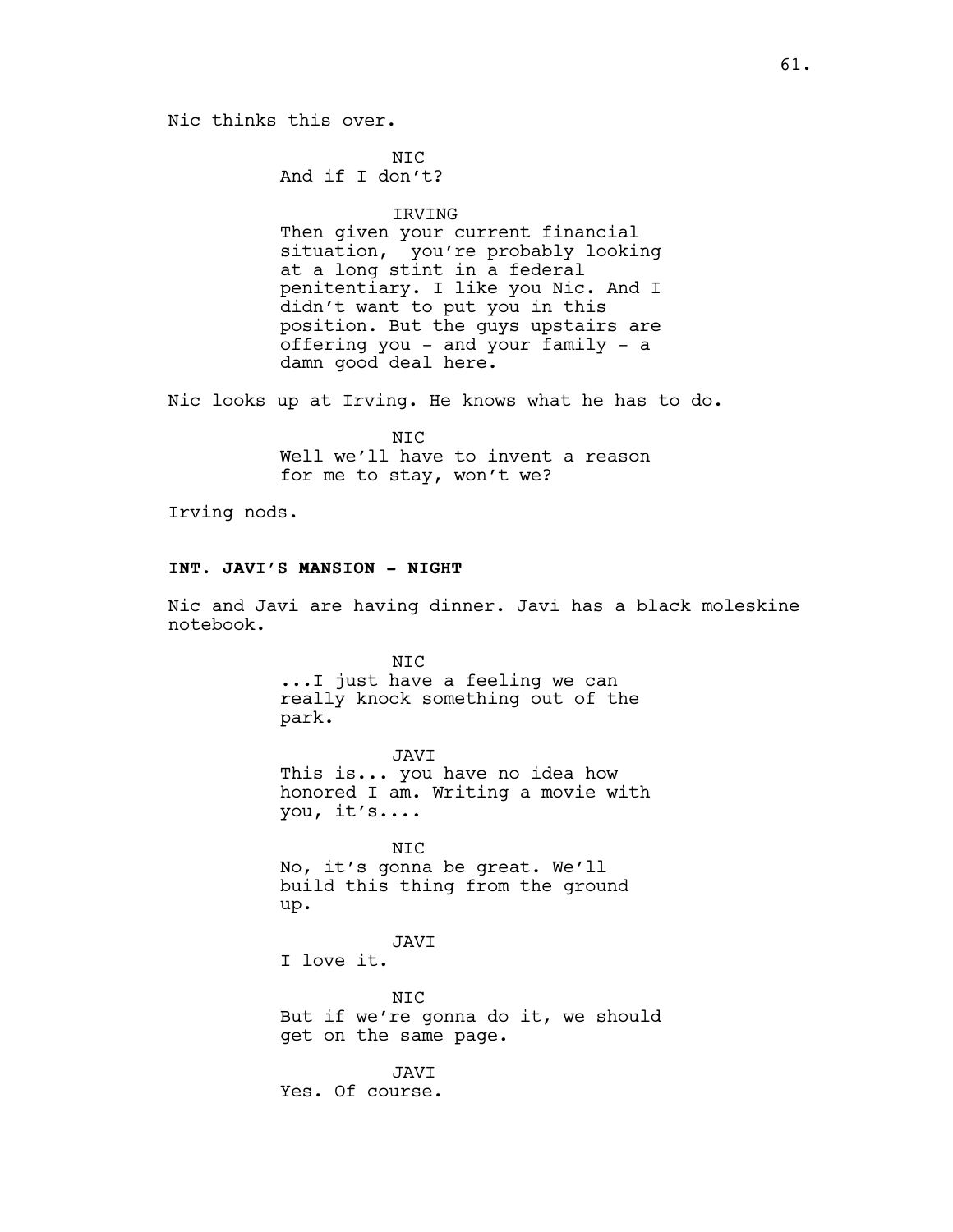Nic thinks this over.

NIC
And if I don't?

IRVING
Then given your current financial situation,  you're probably looking at a long stint in a federal penitentiary. I like you Nic. And I didn't want to put you in this position. But the guys upstairs are offering you - and your family - a damn good deal here.

Nic looks up at Irving. He knows what he has to do.

NIC
Well we'll have to invent a reason for me to stay, won't we?

Irving nods.

**INT. JAVI'S MANSION - NIGHT**

Nic and Javi are having dinner. Javi has a black moleskine notebook.

NIC
...I just have a feeling we can really knock something out of the park.

JAVI
This is... you have no idea how honored I am. Writing a movie with you, it's....

NIC
No, it's gonna be great. We'll build this thing from the ground up.

JAVI
I love it.

NIC
But if we're gonna do it, we should get on the same page.

JAVI
Yes. Of course.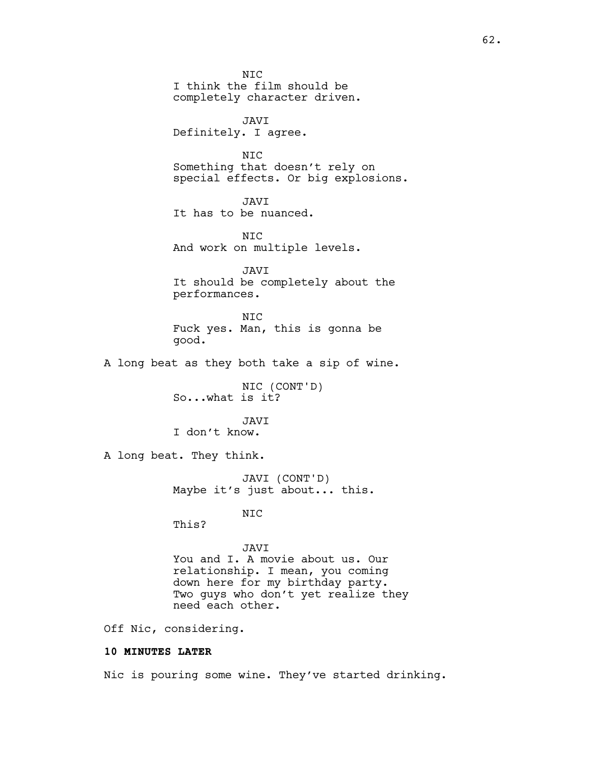NIC
I think the film should be completely character driven.

JAVI
Definitely. I agree.

NIC
Something that doesn't rely on special effects. Or big explosions.

JAVI
It has to be nuanced.

NIC
And work on multiple levels.

JAVI
It should be completely about the performances.

NIC
Fuck yes. Man, this is gonna be good.

A long beat as they both take a sip of wine.

NIC (CONT'D)
So...what is it?

JAVI
I don't know.

A long beat. They think.

JAVI (CONT'D)
Maybe it's just about... this.

NIC
This?

JAVI
You and I. A movie about us. Our relationship. I mean, you coming down here for my birthday party. Two guys who don't yet realize they need each other.

Off Nic, considering.

**10 MINUTES LATER**

Nic is pouring some wine. They've started drinking.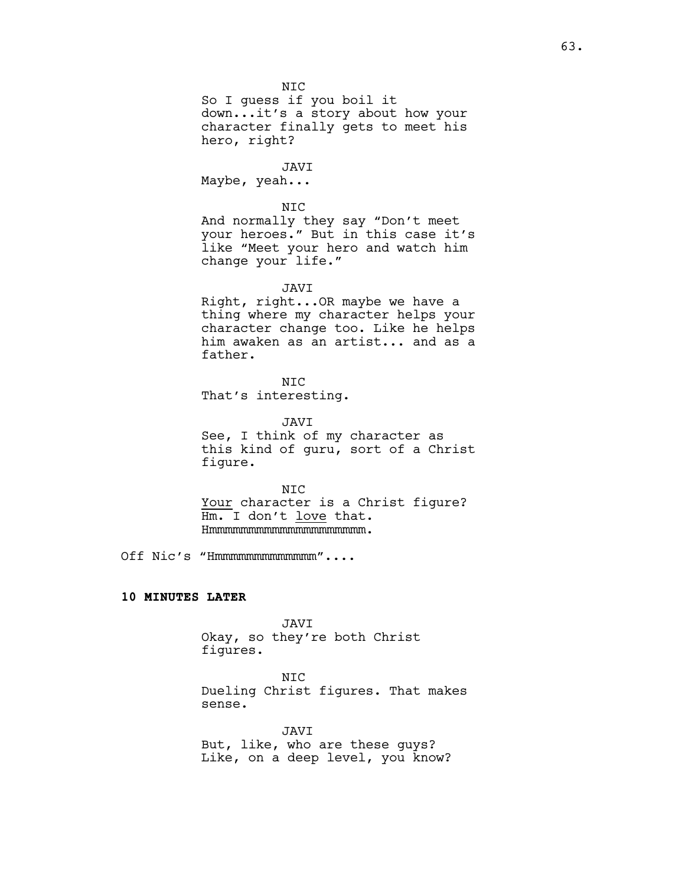NIC
So I guess if you boil it down...it's a story about how your character finally gets to meet his hero, right?

JAVI
Maybe, yeah...

NIC
And normally they say "Don't meet your heroes." But in this case it's like "Meet your hero and watch him change your life."

JAVI
Right, right...OR maybe we have a thing where my character helps your character change too. Like he helps him awaken as an artist... and as a father.

NIC
That's interesting.

JAVI
See, I think of my character as this kind of guru, sort of a Christ figure.

NIC
<u>Your</u> character is a Christ figure? Hm. I don't <u>love</u> that. Hmmmmmmmmmmmmmmmmmmmmmmm.

Off Nic's "Hmmmmmmmmmmmmmm"....

**10 MINUTES LATER**

JAVI
Okay, so they're both Christ figures.

NIC
Dueling Christ figures. That makes sense.

JAVI
But, like, who are these guys? Like, on a deep level, you know?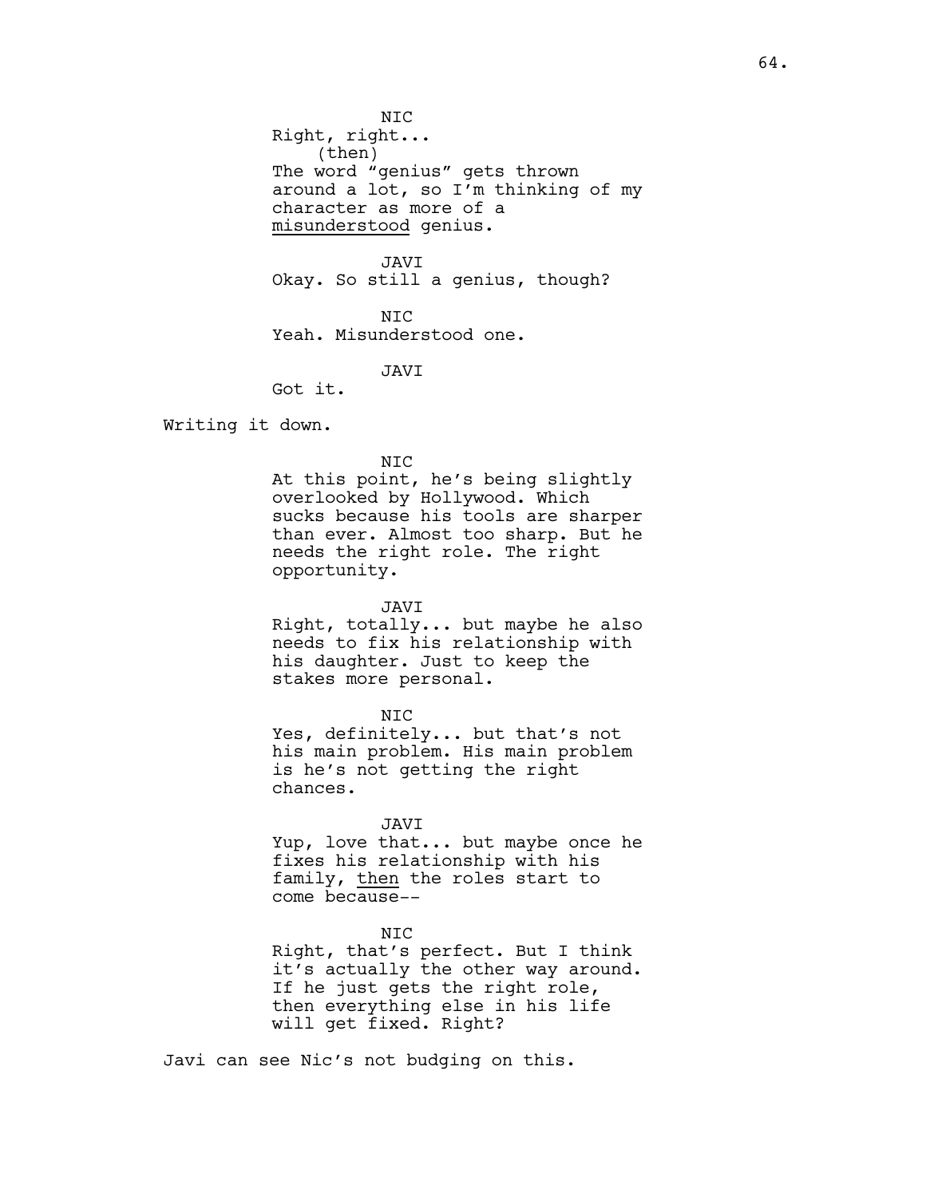NIC
Right, right...
(then)
The word “genius” gets thrown around a lot, so I’m thinking of my character as more of a <u>misunderstood</u> genius.

JAVI
Okay. So still a genius, though?

NIC
Yeah. Misunderstood one.

JAVI
Got it.

Writing it down.

NIC
At this point, he’s being slightly overlooked by Hollywood. Which sucks because his tools are sharper than ever. Almost too sharp. But he needs the right role. The right opportunity.

JAVI
Right, totally... but maybe he also needs to fix his relationship with his daughter. Just to keep the stakes more personal.

NIC
Yes, definitely... but that’s not his main problem. His main problem is he’s not getting the right chances.

JAVI
Yup, love that... but maybe once he fixes his relationship with his family, <u>then</u> the roles start to come because--

NIC
Right, that’s perfect. But I think it’s actually the other way around. If he just gets the right role, then everything else in his life will get fixed. Right?

Javi can see Nic’s not budging on this.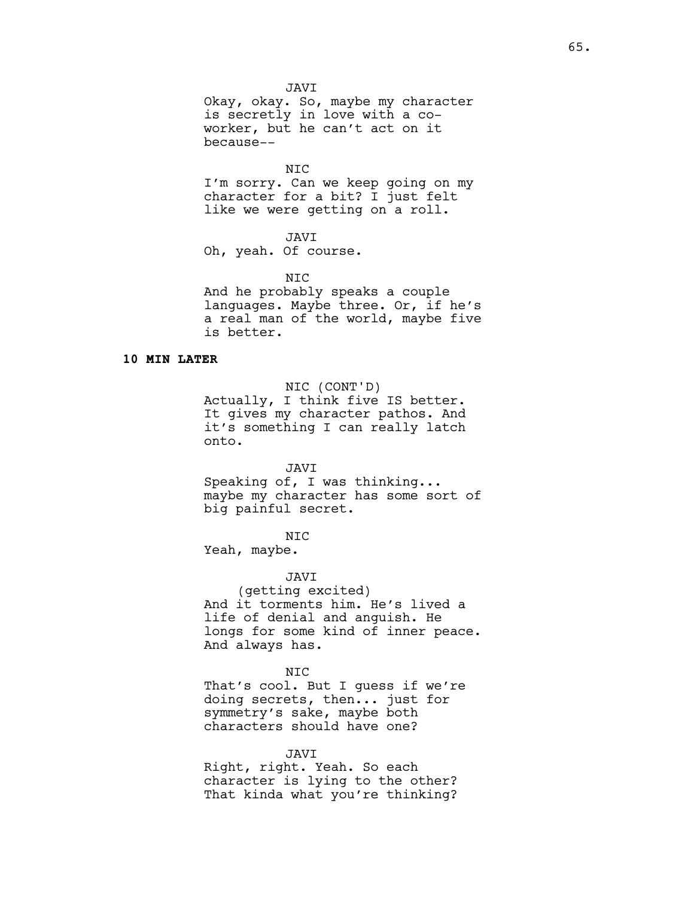JAVI
Okay, okay. So, maybe my character is secretly in love with a co-worker, but he can't act on it because--

NIC
I'm sorry. Can we keep going on my character for a bit? I just felt like we were getting on a roll.

JAVI
Oh, yeah. Of course.

NIC
And he probably speaks a couple languages. Maybe three. Or, if he's a real man of the world, maybe five is better.

**10 MIN LATER**

NIC (CONT'D)
Actually, I think five IS better. It gives my character pathos. And it's something I can really latch onto.

JAVI
Speaking of, I was thinking... maybe my character has some sort of big painful secret.

NIC
Yeah, maybe.

JAVI
(getting excited)
And it torments him. He's lived a life of denial and anguish. He longs for some kind of inner peace. And always has.

NIC
That's cool. But I guess if we're doing secrets, then... just for symmetry's sake, maybe both characters should have one?

JAVI
Right, right. Yeah. So each character is lying to the other? That kinda what you're thinking?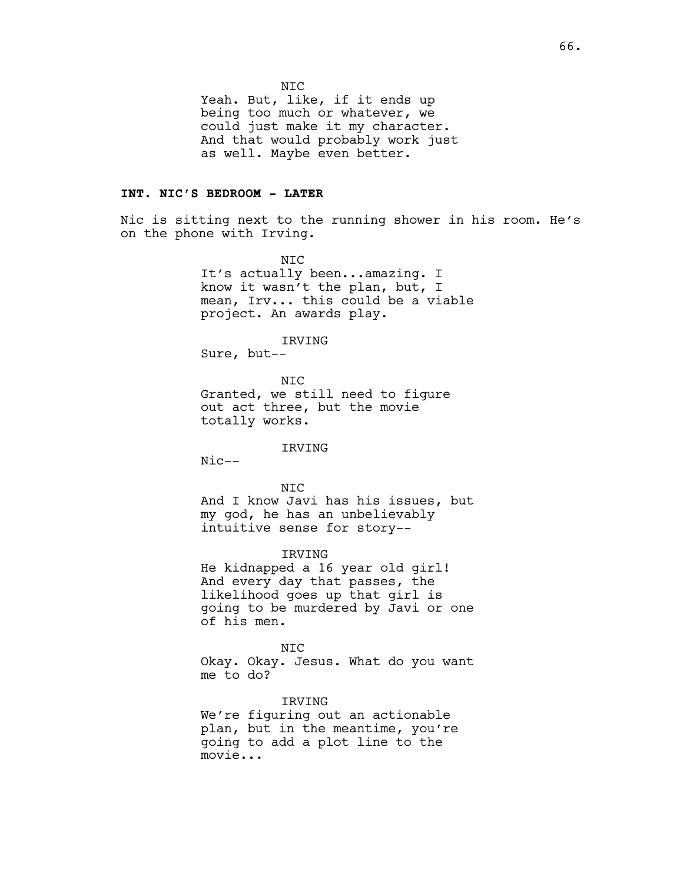NIC

Yeah. But, like, if it ends up being too much or whatever, we could just make it my character. And that would probably work just as well. Maybe even better.

**INT. NIC'S BEDROOM - LATER**

Nic is sitting next to the running shower in his room. He's on the phone with Irving.

NIC

It's actually been...amazing. I know it wasn't the plan, but, I mean, Irv... this could be a viable project. An awards play.

IRVING

Sure, but--

NIC

Granted, we still need to figure out act three, but the movie totally works.

IRVING

Nic--

NIC

And I know Javi has his issues, but my god, he has an unbelievably intuitive sense for story--

IRVING

He kidnapped a 16 year old girl! And every day that passes, the likelihood goes up that girl is going to be murdered by Javi or one of his men.

NIC

Okay. Okay. Jesus. What do you want me to do?

IRVING

We're figuring out an actionable plan, but in the meantime, you're going to add a plot line to the movie...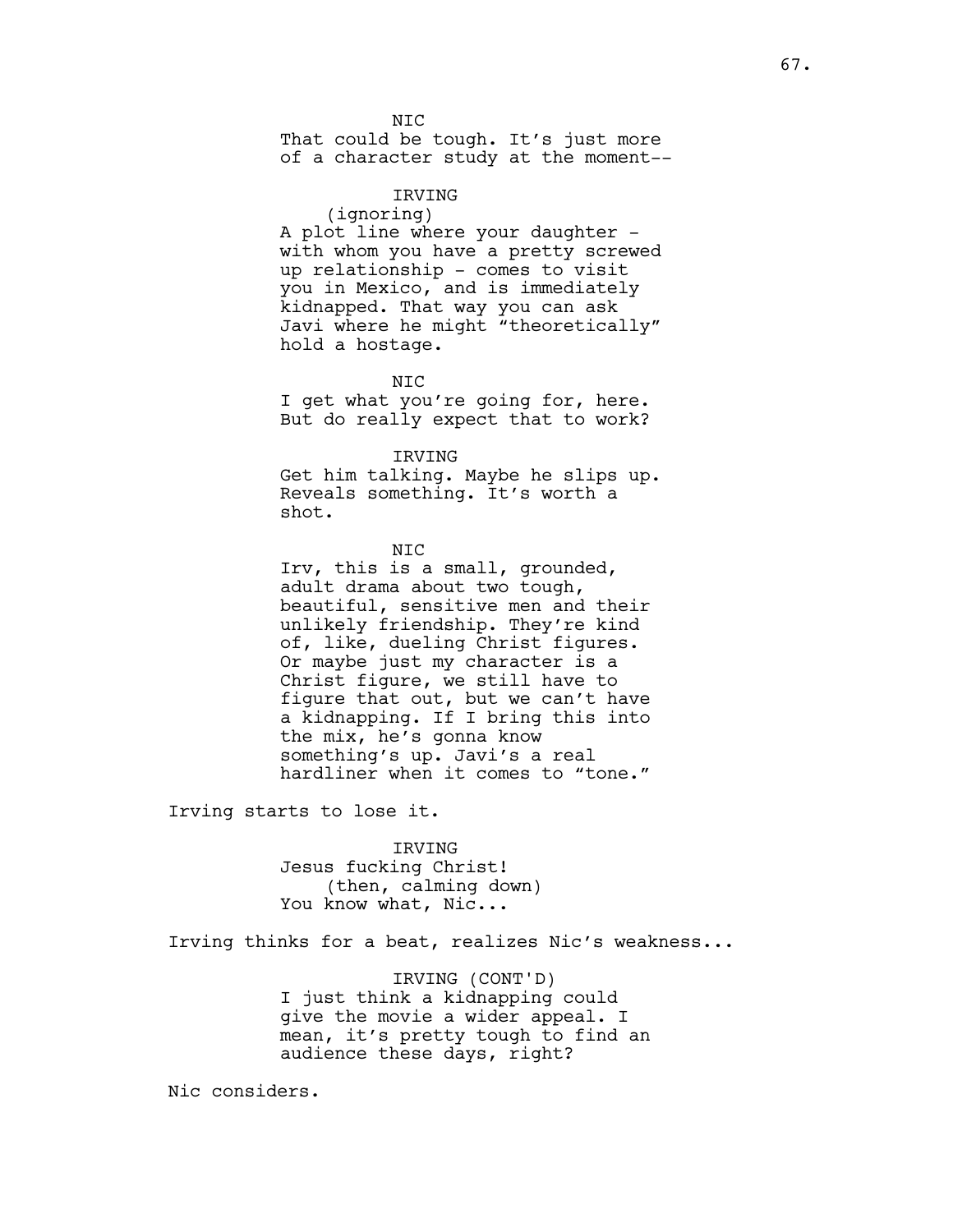NIC
That could be tough. It's just more of a character study at the moment--

IRVING
(ignoring)
A plot line where your daughter - with whom you have a pretty screwed up relationship - comes to visit you in Mexico, and is immediately kidnapped. That way you can ask Javi where he might "theoretically" hold a hostage.

NIC
I get what you're going for, here. But do really expect that to work?

IRVING
Get him talking. Maybe he slips up. Reveals something. It's worth a shot.

NIC
Irv, this is a small, grounded, adult drama about two tough, beautiful, sensitive men and their unlikely friendship. They're kind of, like, dueling Christ figures. Or maybe just my character is a Christ figure, we still have to figure that out, but we can't have a kidnapping. If I bring this into the mix, he's gonna know something's up. Javi's a real hardliner when it comes to "tone."

Irving starts to lose it.

IRVING
Jesus fucking Christ!
(then, calming down)
You know what, Nic...

Irving thinks for a beat, realizes Nic's weakness...

IRVING (CONT'D)
I just think a kidnapping could give the movie a wider appeal. I mean, it's pretty tough to find an audience these days, right?

Nic considers.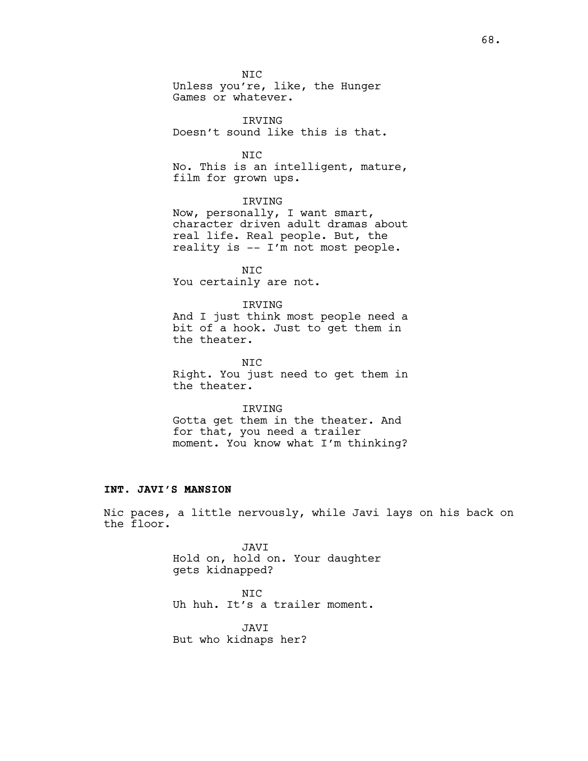NIC
Unless you're, like, the Hunger Games or whatever.

IRVING
Doesn't sound like this is that.

NIC
No. This is an intelligent, mature, film for grown ups.

IRVING
Now, personally, I want smart, character driven adult dramas about real life. Real people. But, the reality is -- I'm not most people.

NIC
You certainly are not.

IRVING
And I just think most people need a bit of a hook. Just to get them in the theater.

NIC
Right. You just need to get them in the theater.

IRVING
Gotta get them in the theater. And for that, you need a trailer moment. You know what I'm thinking?

**INT. JAVI'S MANSION**

Nic paces, a little nervously, while Javi lays on his back on the floor.

JAVI
Hold on, hold on. Your daughter gets kidnapped?

NIC
Uh huh. It's a trailer moment.

JAVI
But who kidnaps her?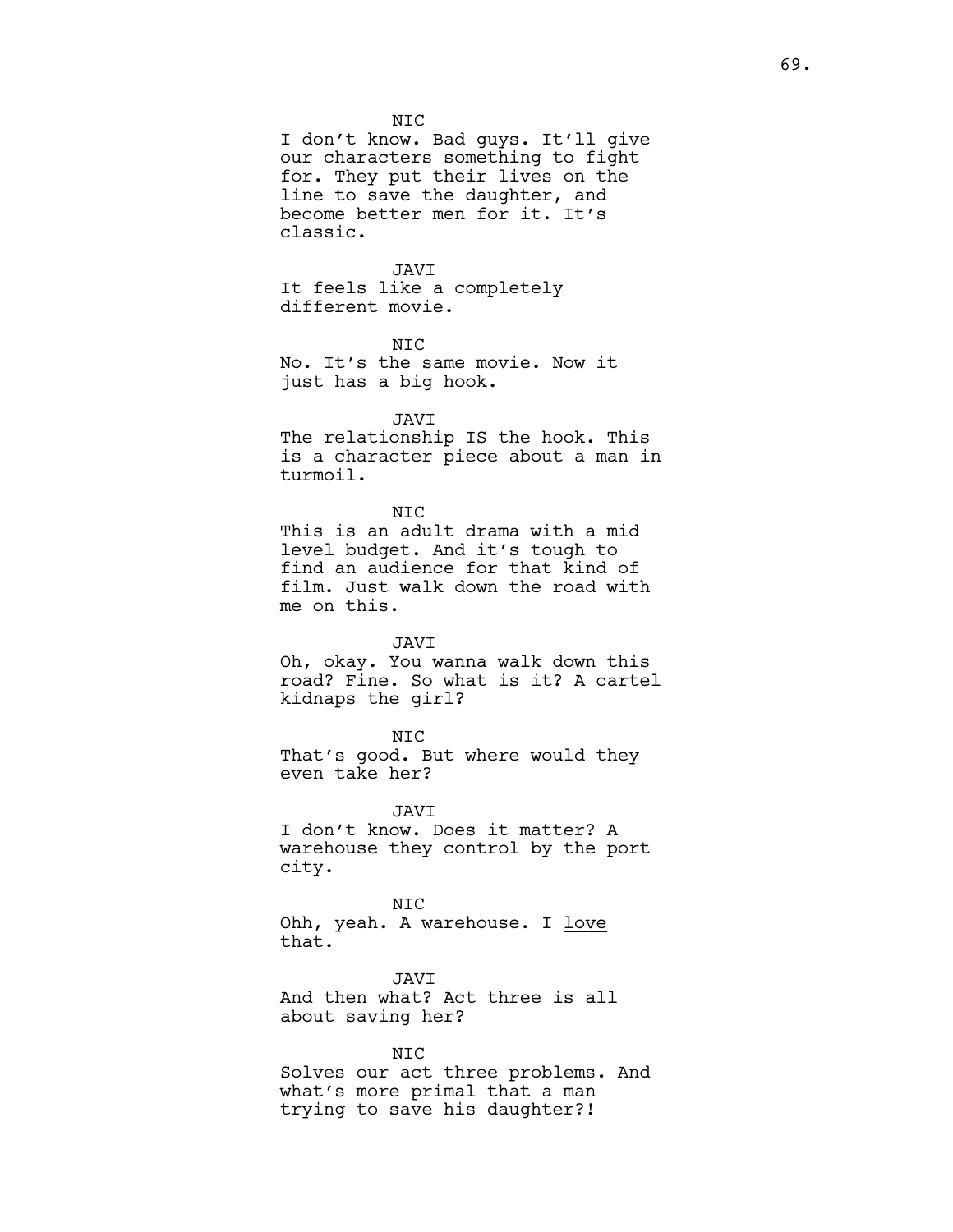NIC

I don't know. Bad guys. It'll give our characters something to fight for. They put their lives on the line to save the daughter, and become better men for it. It's classic.

JAVI

It feels like a completely different movie.

NIC

No. It's the same movie. Now it just has a big hook.

JAVI

The relationship IS the hook. This is a character piece about a man in turmoil.

NIC

This is an adult drama with a mid level budget. And it's tough to find an audience for that kind of film. Just walk down the road with me on this.

JAVI

Oh, okay. You wanna walk down this road? Fine. So what is it? A cartel kidnaps the girl?

NIC

That's good. But where would they even take her?

JAVI

I don't know. Does it matter? A warehouse they control by the port city.

NIC

Ohh, yeah. A warehouse. I <u>love</u> that.

JAVI

And then what? Act three is all about saving her?

NIC

Solves our act three problems. And what's more primal that a man trying to save his daughter?!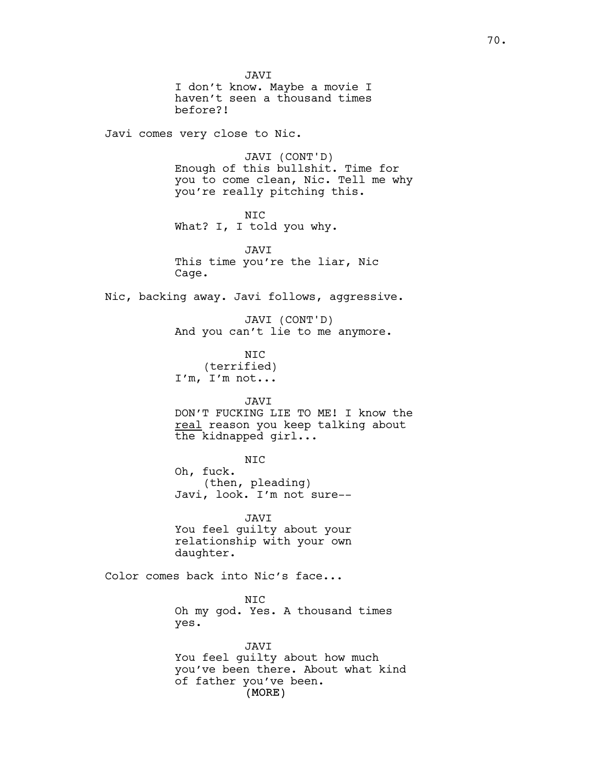JAVI
I don't know. Maybe a movie I haven't seen a thousand times before?!

Javi comes very close to Nic.

JAVI (CONT'D)
Enough of this bullshit. Time for you to come clean, Nic. Tell me why you're really pitching this.

NIC
What? I, I told you why.

JAVI
This time you're the liar, Nic Cage.

Nic, backing away. Javi follows, aggressive.

JAVI (CONT'D)
And you can't lie to me anymore.

NIC
(terrified)
I'm, I'm not...

JAVI
DON'T FUCKING LIE TO ME! I know the <u>real</u> reason you keep talking about the kidnapped girl...

NIC
Oh, fuck.
(then, pleading)
Javi, look. I'm not sure--

JAVI
You feel guilty about your relationship with your own daughter.

Color comes back into Nic's face...

NIC
Oh my god. Yes. A thousand times yes.

JAVI
You feel guilty about how much you've been there. About what kind of father you've been.
(MORE)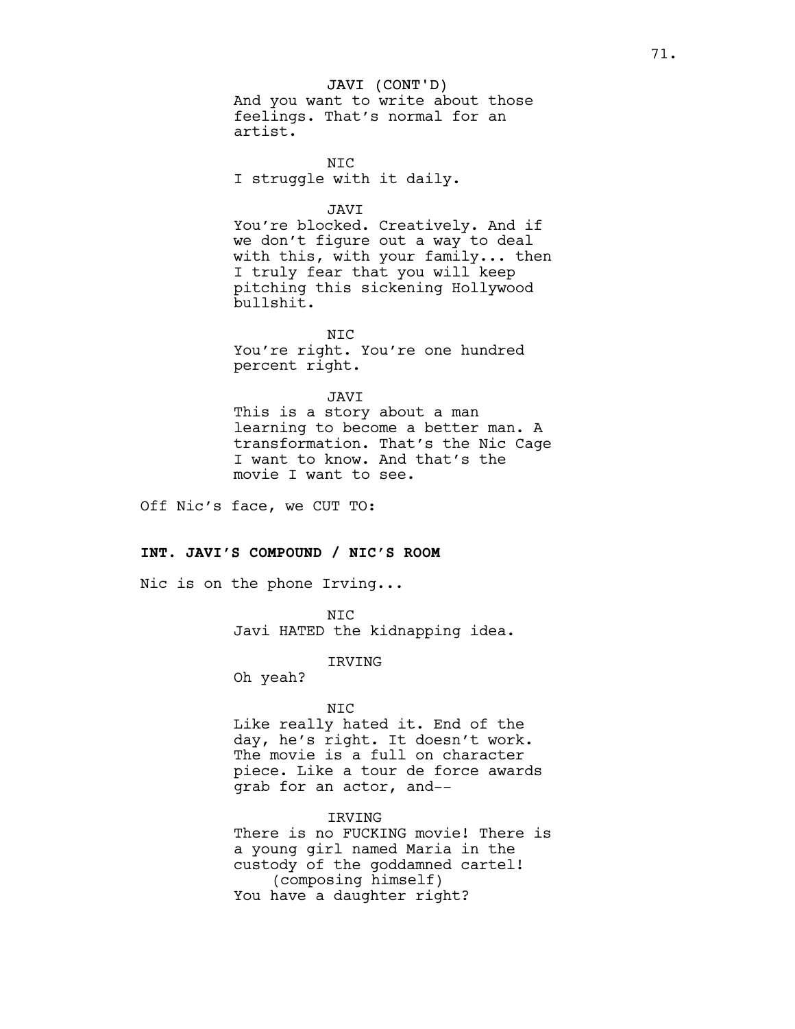JAVI (CONT'D)
And you want to write about those feelings. That's normal for an artist.

NIC
I struggle with it daily.

JAVI
You're blocked. Creatively. And if we don't figure out a way to deal with this, with your family... then I truly fear that you will keep pitching this sickening Hollywood bullshit.

NIC
You're right. You're one hundred percent right.

JAVI
This is a story about a man learning to become a better man. A transformation. That's the Nic Cage I want to know. And that's the movie I want to see.

Off Nic's face, we CUT TO:

**INT. JAVI'S COMPOUND / NIC'S ROOM**

Nic is on the phone Irving...

NIC
Javi HATED the kidnapping idea.

IRVING
Oh yeah?

NIC
Like really hated it. End of the day, he's right. It doesn't work. The movie is a full on character piece. Like a tour de force awards grab for an actor, and--

IRVING
There is no FUCKING movie! There is a young girl named Maria in the custody of the goddamned cartel!
(composing himself)
You have a daughter right?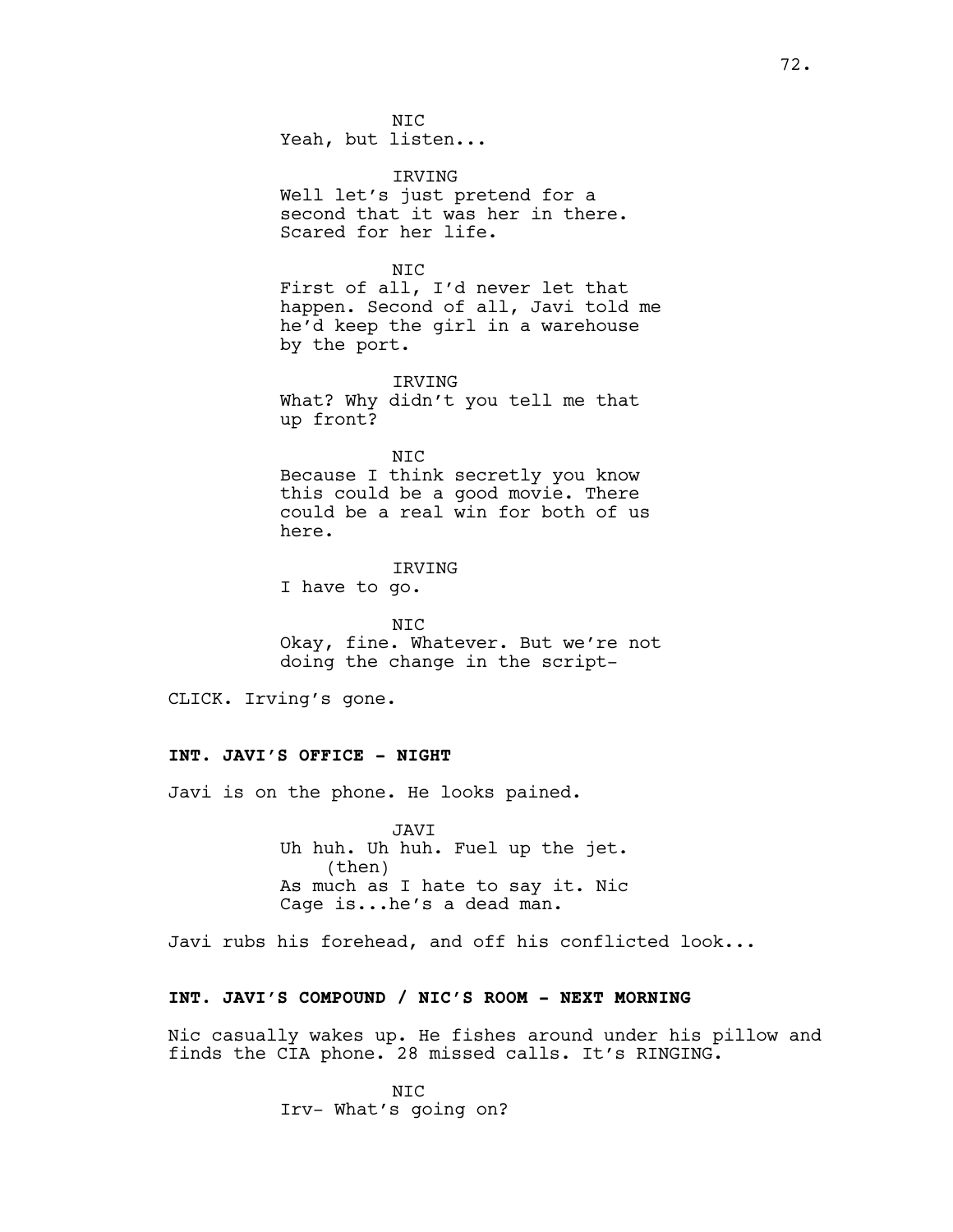NIC
Yeah, but listen...

IRVING
Well let's just pretend for a second that it was her in there. Scared for her life.

NIC
First of all, I'd never let that happen. Second of all, Javi told me he'd keep the girl in a warehouse by the port.

IRVING
What? Why didn't you tell me that up front?

NIC
Because I think secretly you know this could be a good movie. There could be a real win for both of us here.

IRVING
I have to go.

NIC
Okay, fine. Whatever. But we're not doing the change in the script-

CLICK. Irving's gone.

**INT. JAVI'S OFFICE - NIGHT**

Javi is on the phone. He looks pained.

JAVI
Uh huh. Uh huh. Fuel up the jet.
(then)
As much as I hate to say it. Nic Cage is...he's a dead man.

Javi rubs his forehead, and off his conflicted look...

**INT. JAVI'S COMPOUND / NIC'S ROOM - NEXT MORNING**

Nic casually wakes up. He fishes around under his pillow and finds the CIA phone. 28 missed calls. It's RINGING.

NIC
Irv- What's going on?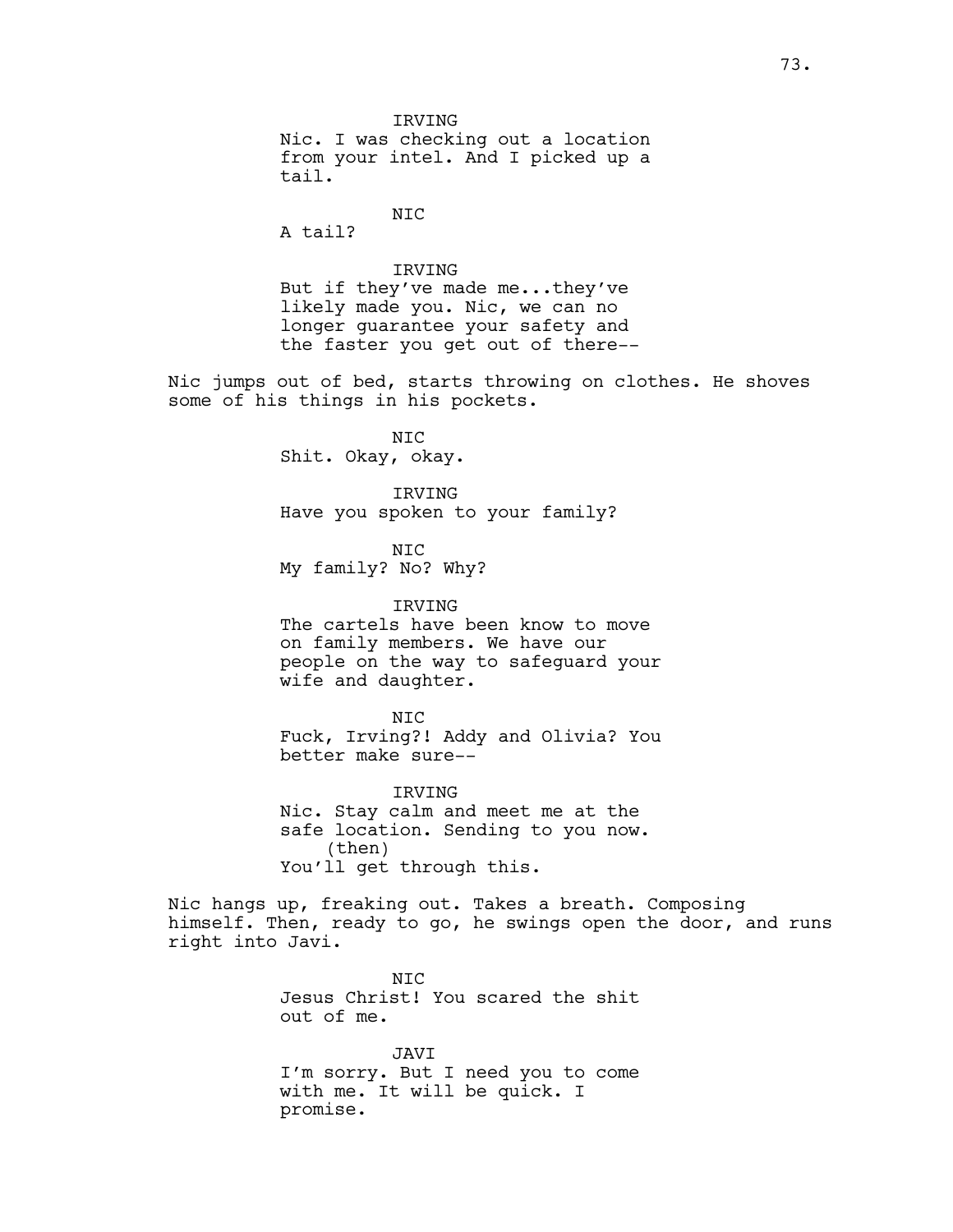IRVING
Nic. I was checking out a location from your intel. And I picked up a tail.

NIC
A tail?

IRVING
But if they've made me...they've likely made you. Nic, we can no longer guarantee your safety and the faster you get out of there--

Nic jumps out of bed, starts throwing on clothes. He shoves some of his things in his pockets.

NIC
Shit. Okay, okay.

IRVING
Have you spoken to your family?

NIC
My family? No? Why?

IRVING
The cartels have been know to move on family members. We have our people on the way to safeguard your wife and daughter.

NIC
Fuck, Irving?! Addy and Olivia? You better make sure--

IRVING
Nic. Stay calm and meet me at the safe location. Sending to you now.
(then)
You'll get through this.

Nic hangs up, freaking out. Takes a breath. Composing himself. Then, ready to go, he swings open the door, and runs right into Javi.

NIC
Jesus Christ! You scared the shit out of me.

JAVI
I'm sorry. But I need you to come with me. It will be quick. I promise.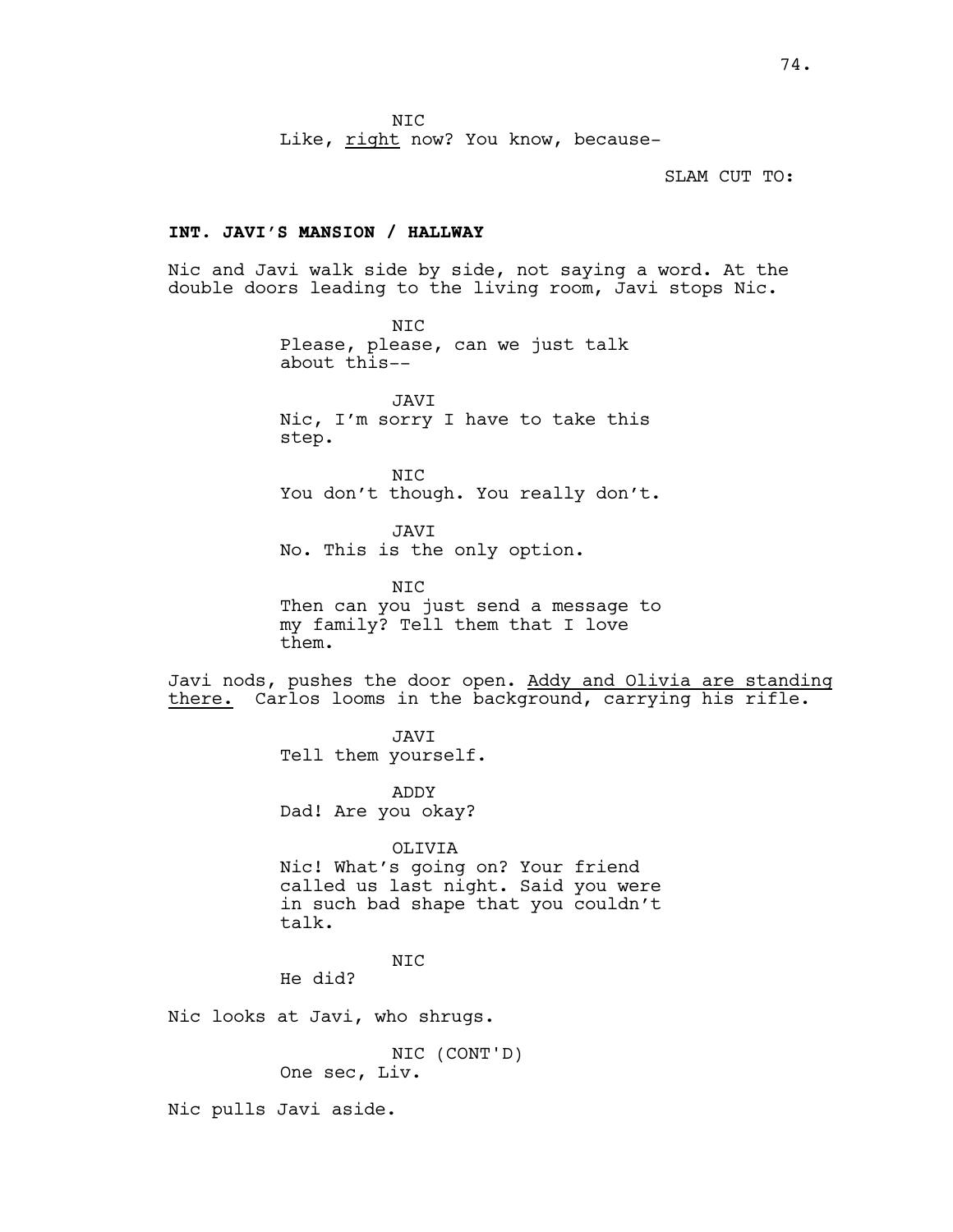NIC
Like, <u>right</u> now? You know, because-

SLAM CUT TO:

**INT. JAVI'S MANSION / HALLWAY**

Nic and Javi walk side by side, not saying a word. At the double doors leading to the living room, Javi stops Nic.

NIC
Please, please, can we just talk about this--

JAVI
Nic, I'm sorry I have to take this step.

NIC
You don't though. You really don't.

JAVI
No. This is the only option.

NIC
Then can you just send a message to my family? Tell them that I love them.

Javi nods, pushes the door open. <u>Addy and Olivia are standing there.</u> Carlos looms in the background, carrying his rifle.

JAVI
Tell them yourself.

ADDY
Dad! Are you okay?

OLIVIA
Nic! What's going on? Your friend called us last night. Said you were in such bad shape that you couldn't talk.

NIC
He did?

Nic looks at Javi, who shrugs.

NIC (CONT'D)
One sec, Liv.

Nic pulls Javi aside.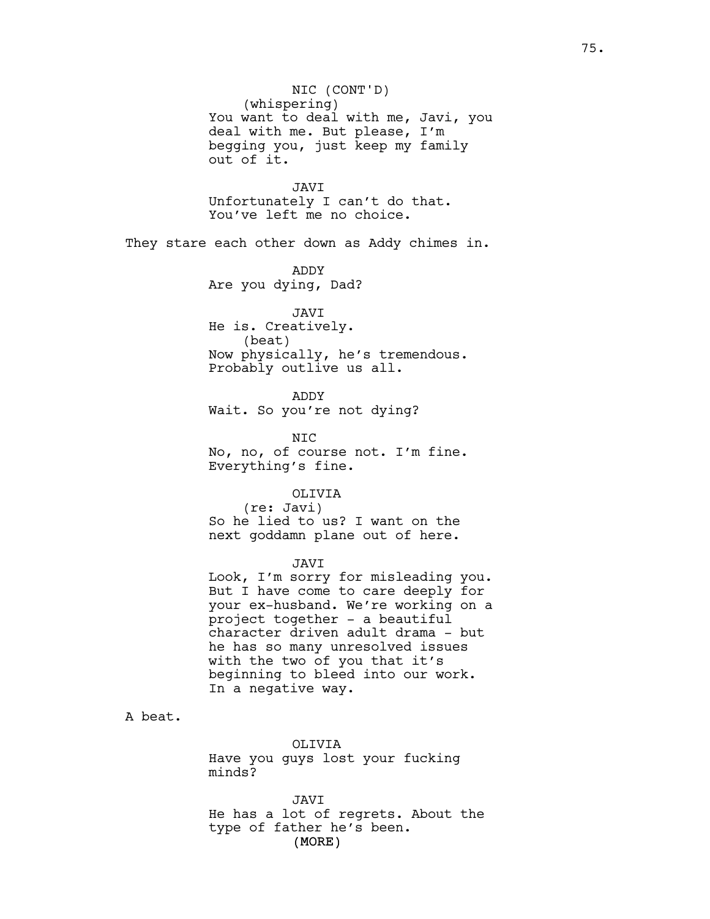NIC (CONT'D)
(whispering)
You want to deal with me, Javi, you deal with me. But please, I'm begging you, just keep my family out of it.

JAVI
Unfortunately I can't do that. You've left me no choice.

They stare each other down as Addy chimes in.

ADDY
Are you dying, Dad?

JAVI
He is. Creatively.
(beat)
Now physically, he's tremendous. Probably outlive us all.

ADDY
Wait. So you're not dying?

NIC
No, no, of course not. I'm fine. Everything's fine.

OLIVIA
(re: Javi)
So he lied to us? I want on the next goddamn plane out of here.

JAVI
Look, I'm sorry for misleading you. But I have come to care deeply for your ex-husband. We're working on a project together - a beautiful character driven adult drama - but he has so many unresolved issues with the two of you that it's beginning to bleed into our work. In a negative way.

A beat.

OLIVIA
Have you guys lost your fucking minds?

JAVI
He has a lot of regrets. About the type of father he's been.
(MORE)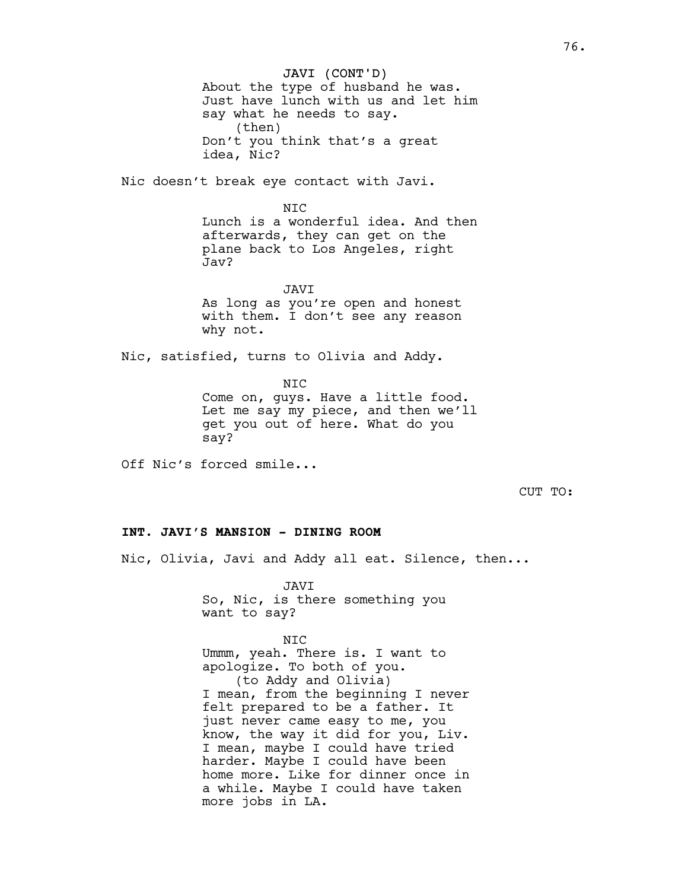JAVI (CONT'D)

About the type of husband he was. Just have lunch with us and let him say what he needs to say.

(then)

Don't you think that's a great idea, Nic?

Nic doesn't break eye contact with Javi.

NIC

Lunch is a wonderful idea. And then afterwards, they can get on the plane back to Los Angeles, right Jav?

JAVI

As long as you're open and honest with them. I don't see any reason why not.

Nic, satisfied, turns to Olivia and Addy.

NIC

Come on, guys. Have a little food. Let me say my piece, and then we'll get you out of here. What do you say?

Off Nic's forced smile...

CUT TO:

**INT. JAVI'S MANSION - DINING ROOM**

Nic, Olivia, Javi and Addy all eat. Silence, then...

JAVI

So, Nic, is there something you want to say?

NIC

Ummm, yeah. There is. I want to apologize. To both of you.

(to Addy and Olivia)

I mean, from the beginning I never felt prepared to be a father. It just never came easy to me, you know, the way it did for you, Liv. I mean, maybe I could have tried harder. Maybe I could have been home more. Like for dinner once in a while. Maybe I could have taken more jobs in LA.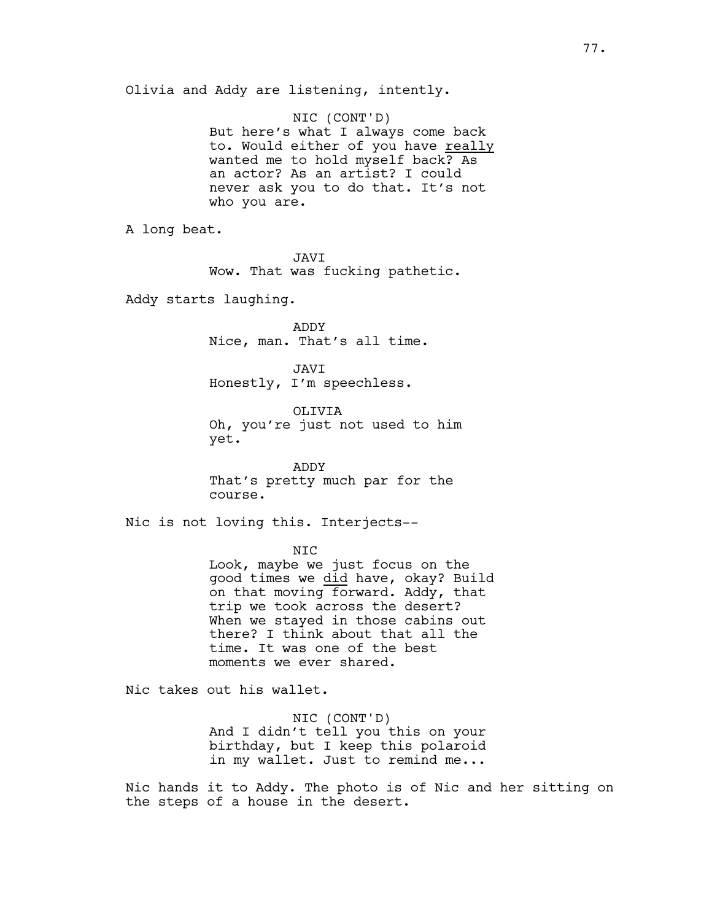Olivia and Addy are listening, intently.

NIC (CONT'D)
But here's what I always come back to. Would either of you have <u>really</u> wanted me to hold myself back? As an actor? As an artist? I could never ask you to do that. It's not who you are.

A long beat.

JAVI
Wow. That was fucking pathetic.

Addy starts laughing.

ADDY
Nice, man. That's all time.

JAVI
Honestly, I'm speechless.

OLIVIA
Oh, you're just not used to him yet.

ADDY
That's pretty much par for the course.

Nic is not loving this. Interjects--

NIC
Look, maybe we just focus on the good times we <u>did</u> have, okay? Build on that moving forward. Addy, that trip we took across the desert? When we stayed in those cabins out there? I think about that all the time. It was one of the best moments we ever shared.

Nic takes out his wallet.

NIC (CONT'D)
And I didn't tell you this on your birthday, but I keep this polaroid in my wallet. Just to remind me...

Nic hands it to Addy. The photo is of Nic and her sitting on the steps of a house in the desert.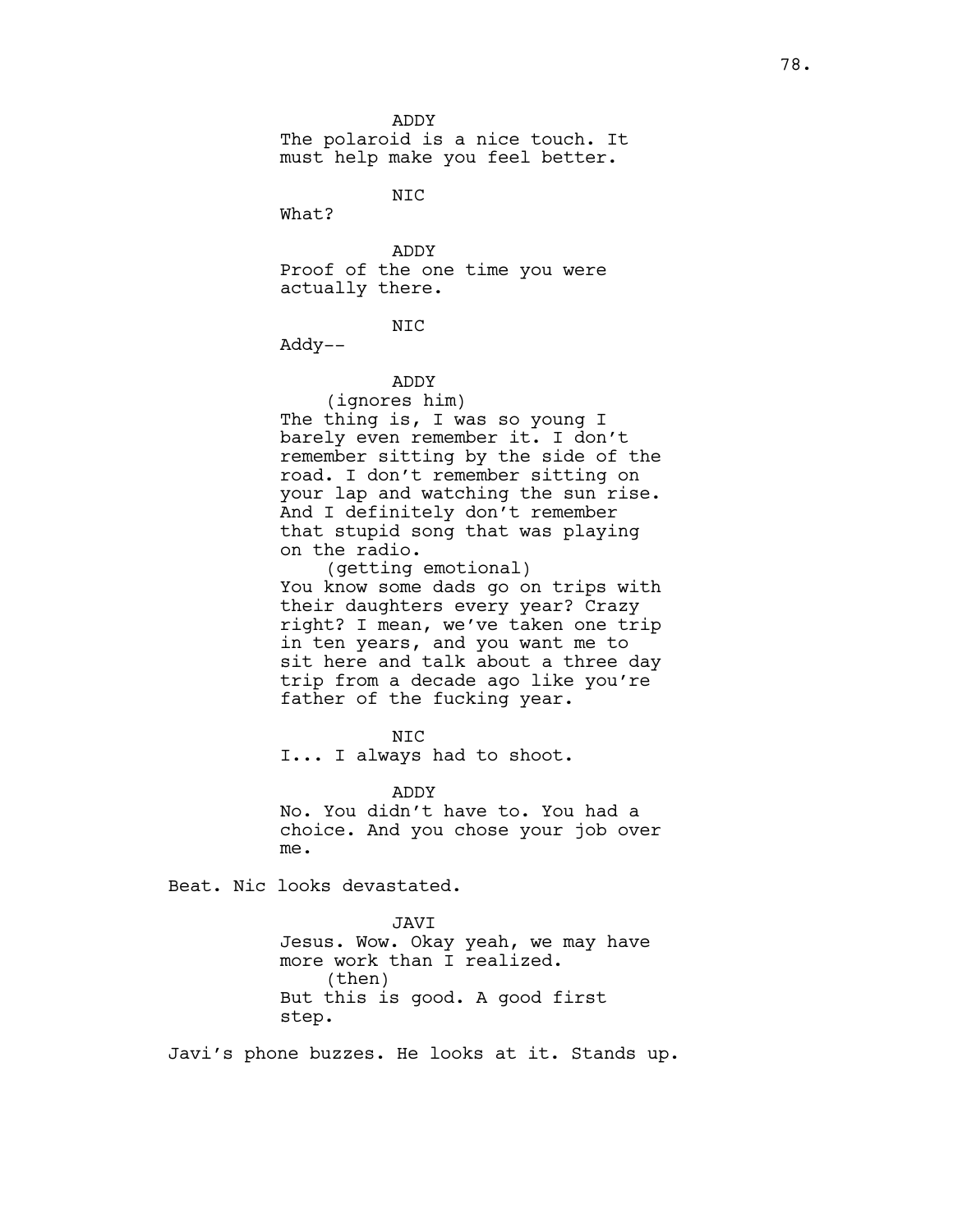ADDY
The polaroid is a nice touch. It must help make you feel better.

NIC
What?

ADDY
Proof of the one time you were actually there.

NIC
Addy--

ADDY
(ignores him)
The thing is, I was so young I barely even remember it. I don't remember sitting by the side of the road. I don't remember sitting on your lap and watching the sun rise. And I definitely don't remember that stupid song that was playing on the radio.
(getting emotional)
You know some dads go on trips with their daughters every year? Crazy right? I mean, we've taken one trip in ten years, and you want me to sit here and talk about a three day trip from a decade ago like you're father of the fucking year.

NIC
I... I always had to shoot.

ADDY
No. You didn't have to. You had a choice. And you chose your job over me.

Beat. Nic looks devastated.

JAVI
Jesus. Wow. Okay yeah, we may have more work than I realized.
(then)
But this is good. A good first step.

Javi's phone buzzes. He looks at it. Stands up.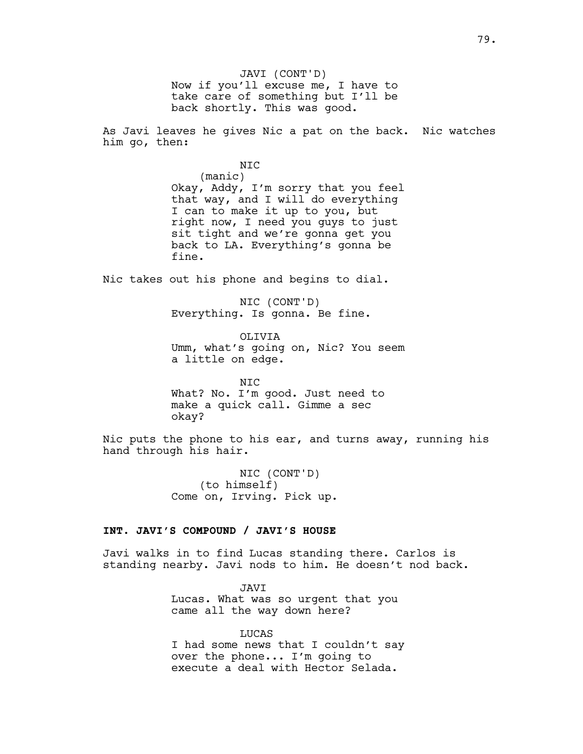JAVI (CONT'D)
Now if you'll excuse me, I have to take care of something but I'll be back shortly. This was good.

As Javi leaves he gives Nic a pat on the back. Nic watches him go, then:

NIC
(manic)
Okay, Addy, I'm sorry that you feel that way, and I will do everything I can to make it up to you, but right now, I need you guys to just sit tight and we're gonna get you back to LA. Everything's gonna be fine.

Nic takes out his phone and begins to dial.

NIC (CONT'D)
Everything. Is gonna. Be fine.

OLIVIA
Umm, what's going on, Nic? You seem a little on edge.

NIC
What? No. I'm good. Just need to make a quick call. Gimme a sec okay?

Nic puts the phone to his ear, and turns away, running his hand through his hair.

NIC (CONT'D)
(to himself)
Come on, Irving. Pick up.

**INT. JAVI'S COMPOUND / JAVI'S HOUSE**

Javi walks in to find Lucas standing there. Carlos is standing nearby. Javi nods to him. He doesn't nod back.

JAVI
Lucas. What was so urgent that you came all the way down here?

LUCAS
I had some news that I couldn't say over the phone... I'm going to execute a deal with Hector Selada.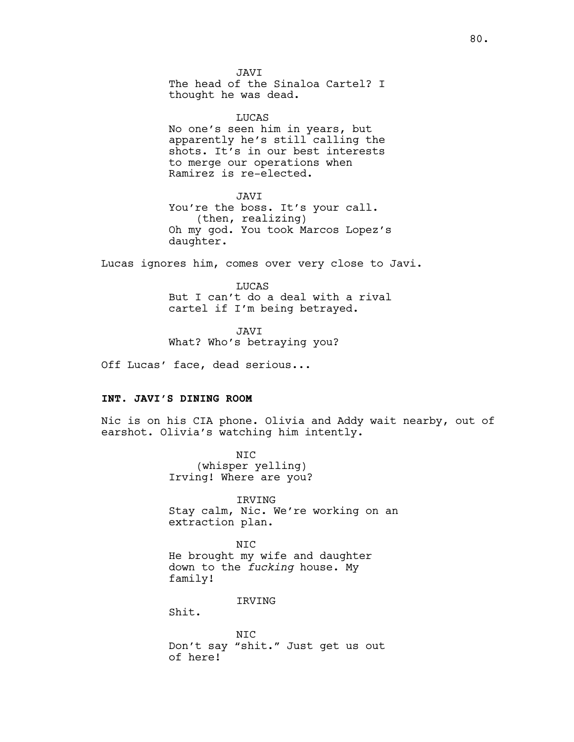JAVI

The head of the Sinaloa Cartel? I thought he was dead.

LUCAS

No one's seen him in years, but apparently he's still calling the shots. It's in our best interests to merge our operations when Ramirez is re-elected.

JAVI

You're the boss. It's your call.

(then, realizing)

Oh my god. You took Marcos Lopez's daughter.

Lucas ignores him, comes over very close to Javi.

LUCAS

But I can't do a deal with a rival cartel if I'm being betrayed.

JAVI

What? Who's betraying you?

Off Lucas' face, dead serious...

**INT. JAVI'S DINING ROOM**

Nic is on his CIA phone. Olivia and Addy wait nearby, out of earshot. Olivia's watching him intently.

NIC

(whisper yelling)

Irving! Where are you?

IRVING

Stay calm, Nic. We're working on an extraction plan.

NIC

He brought my wife and daughter down to the *fucking* house. My family!

IRVING

Shit.

NIC

Don't say "shit." Just get us out of here!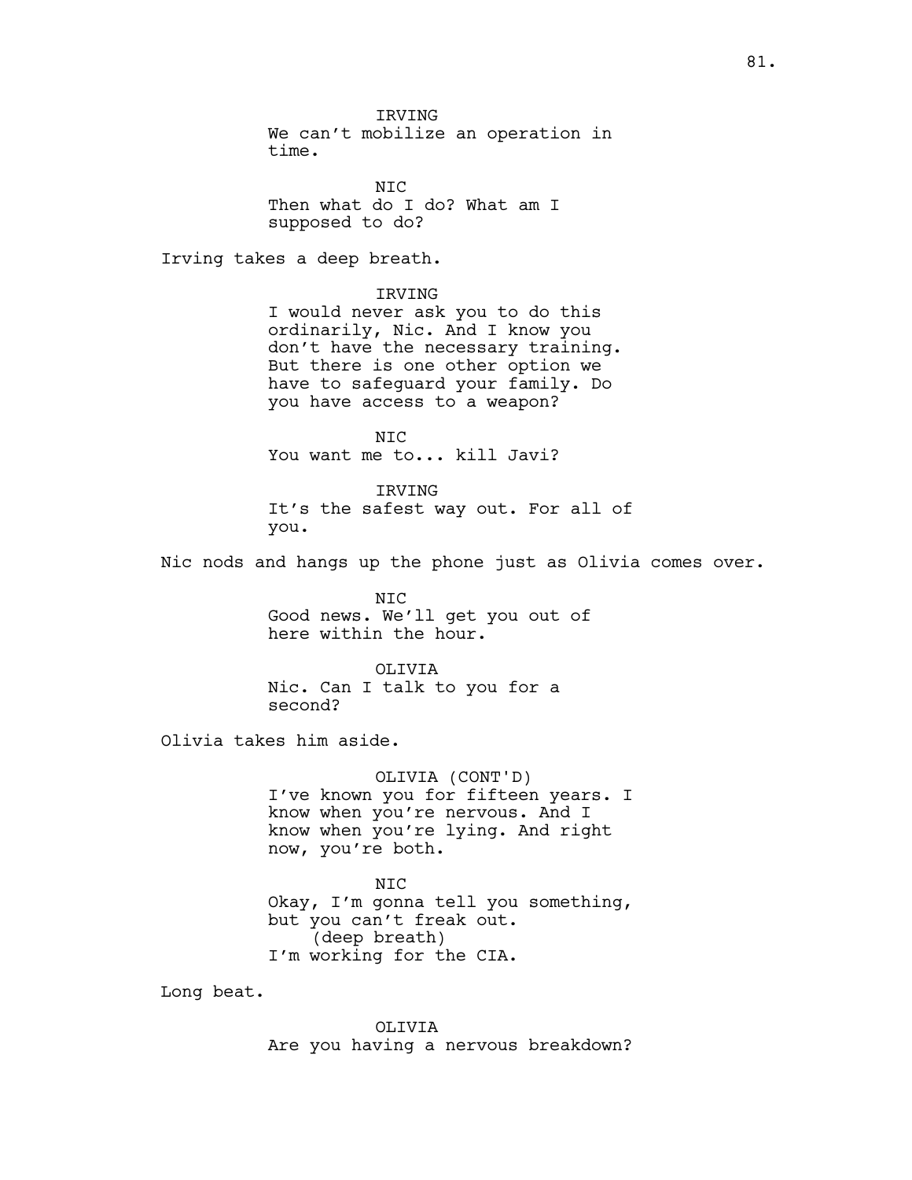IRVING
We can't mobilize an operation in time.

NIC
Then what do I do? What am I supposed to do?

Irving takes a deep breath.

IRVING
I would never ask you to do this ordinarily, Nic. And I know you don't have the necessary training. But there is one other option we have to safeguard your family. Do you have access to a weapon?

NIC
You want me to... kill Javi?

IRVING
It's the safest way out. For all of you.

Nic nods and hangs up the phone just as Olivia comes over.

NIC
Good news. We'll get you out of here within the hour.

OLIVIA
Nic. Can I talk to you for a second?

Olivia takes him aside.

OLIVIA (CONT'D)
I've known you for fifteen years. I know when you're nervous. And I know when you're lying. And right now, you're both.

NIC
Okay, I'm gonna tell you something, but you can't freak out.
(deep breath)
I'm working for the CIA.

Long beat.

OLIVIA
Are you having a nervous breakdown?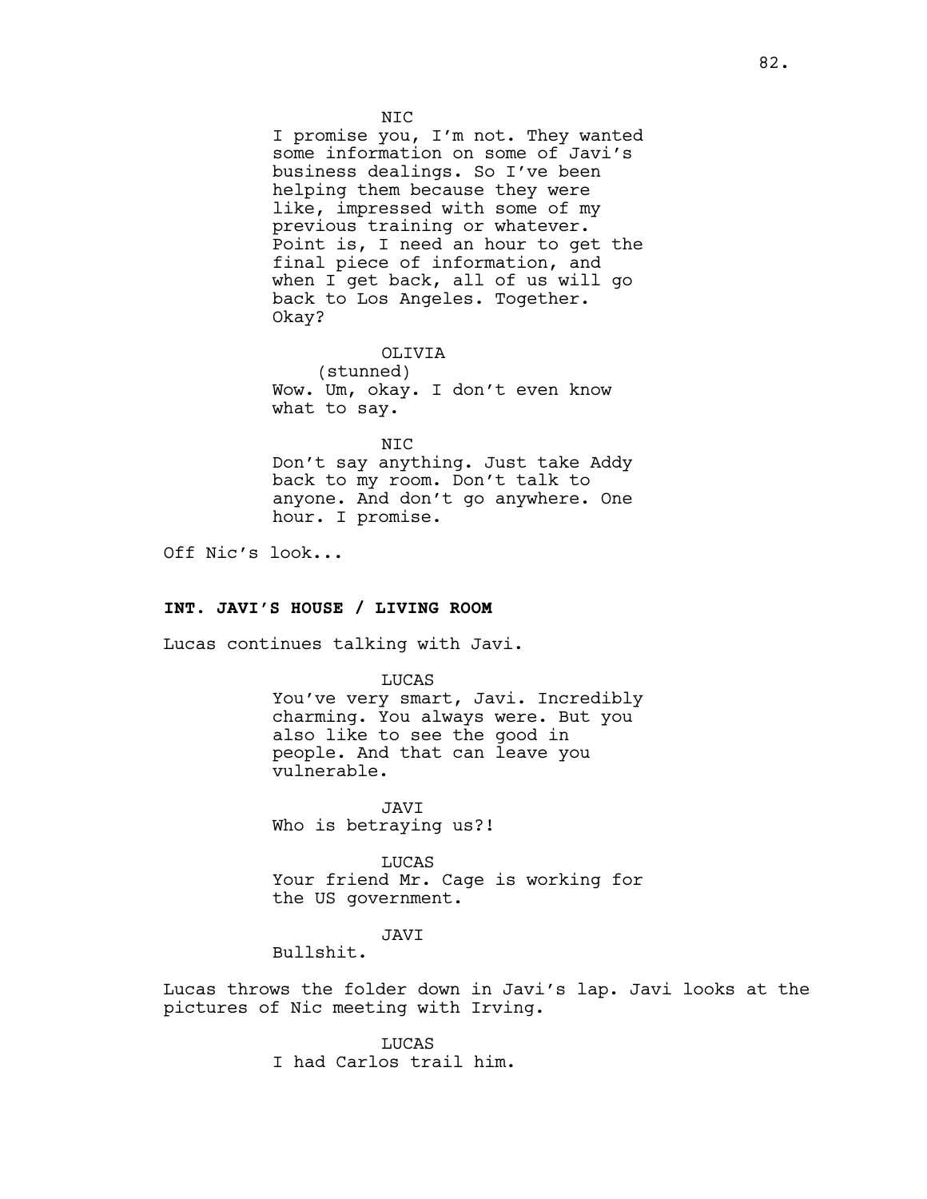NIC

I promise you, I'm not. They wanted some information on some of Javi's business dealings. So I've been helping them because they were like, impressed with some of my previous training or whatever. Point is, I need an hour to get the final piece of information, and when I get back, all of us will go back to Los Angeles. Together. Okay?

OLIVIA

(stunned)

Wow. Um, okay. I don't even know what to say.

NIC

Don't say anything. Just take Addy back to my room. Don't talk to anyone. And don't go anywhere. One hour. I promise.

Off Nic's look...

**INT. JAVI'S HOUSE / LIVING ROOM**

Lucas continues talking with Javi.

LUCAS

You've very smart, Javi. Incredibly charming. You always were. But you also like to see the good in people. And that can leave you vulnerable.

JAVI

Who is betraying us?!

LUCAS

Your friend Mr. Cage is working for the US government.

JAVI

Bullshit.

Lucas throws the folder down in Javi's lap. Javi looks at the pictures of Nic meeting with Irving.

LUCAS

I had Carlos trail him.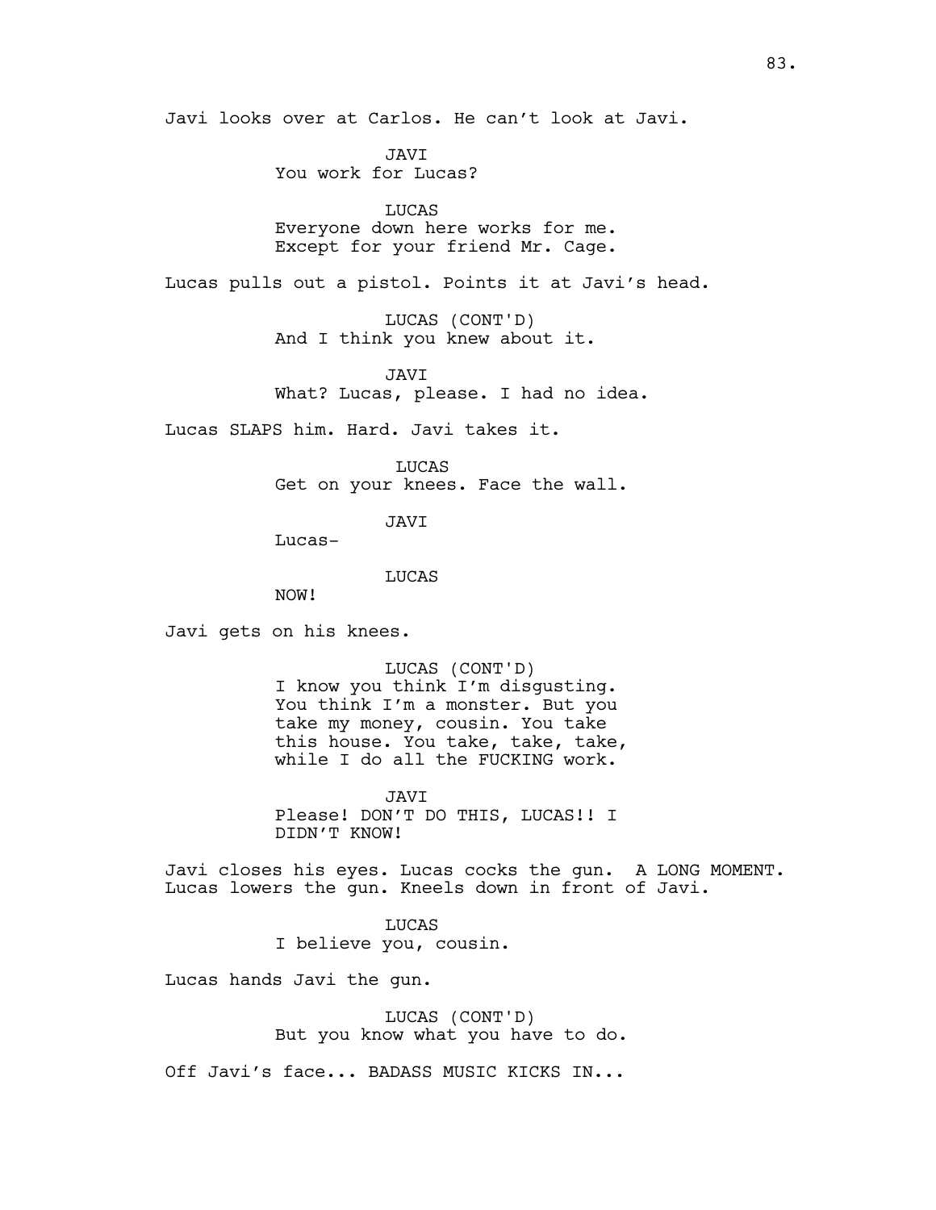Javi looks over at Carlos. He can't look at Javi.

JAVI
You work for Lucas?

LUCAS
Everyone down here works for me.
Except for your friend Mr. Cage.

Lucas pulls out a pistol. Points it at Javi's head.

LUCAS (CONT'D)
And I think you knew about it.

JAVI
What? Lucas, please. I had no idea.

Lucas SLAPS him. Hard. Javi takes it.

LUCAS
Get on your knees. Face the wall.

JAVI
Lucas-

LUCAS
NOW!

Javi gets on his knees.

LUCAS (CONT'D)
I know you think I'm disgusting.
You think I'm a monster. But you
take my money, cousin. You take
this house. You take, take, take,
while I do all the FUCKING work.

JAVI
Please! DON'T DO THIS, LUCAS!! I
DIDN'T KNOW!

Javi closes his eyes. Lucas cocks the gun. A LONG MOMENT.
Lucas lowers the gun. Kneels down in front of Javi.

LUCAS
I believe you, cousin.

Lucas hands Javi the gun.

LUCAS (CONT'D)
But you know what you have to do.

Off Javi's face... BADASS MUSIC KICKS IN...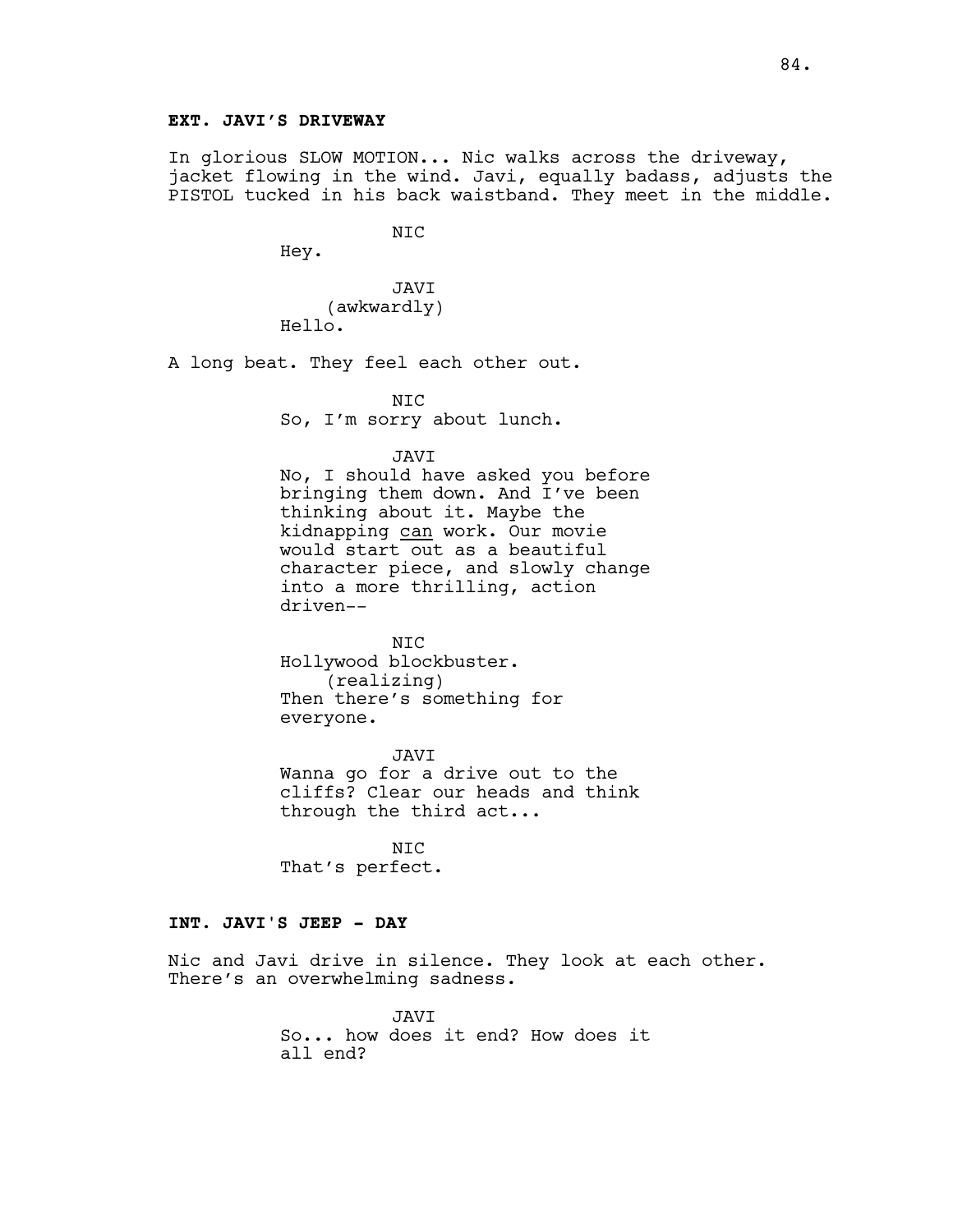**EXT. JAVI'S DRIVEWAY**

In glorious SLOW MOTION... Nic walks across the driveway, jacket flowing in the wind. Javi, equally badass, adjusts the PISTOL tucked in his back waistband. They meet in the middle.

NIC
Hey.

JAVI
(awkwardly)
Hello.

A long beat. They feel each other out.

NIC
So, I'm sorry about lunch.

JAVI
No, I should have asked you before bringing them down. And I've been thinking about it. Maybe the kidnapping <u>can</u> work. Our movie would start out as a beautiful character piece, and slowly change into a more thrilling, action driven--

NIC
Hollywood blockbuster.
(realizing)
Then there's something for everyone.

JAVI
Wanna go for a drive out to the cliffs? Clear our heads and think through the third act...

NIC
That's perfect.

**INT. JAVI'S JEEP - DAY**

Nic and Javi drive in silence. They look at each other. There's an overwhelming sadness.

JAVI
So... how does it end? How does it all end?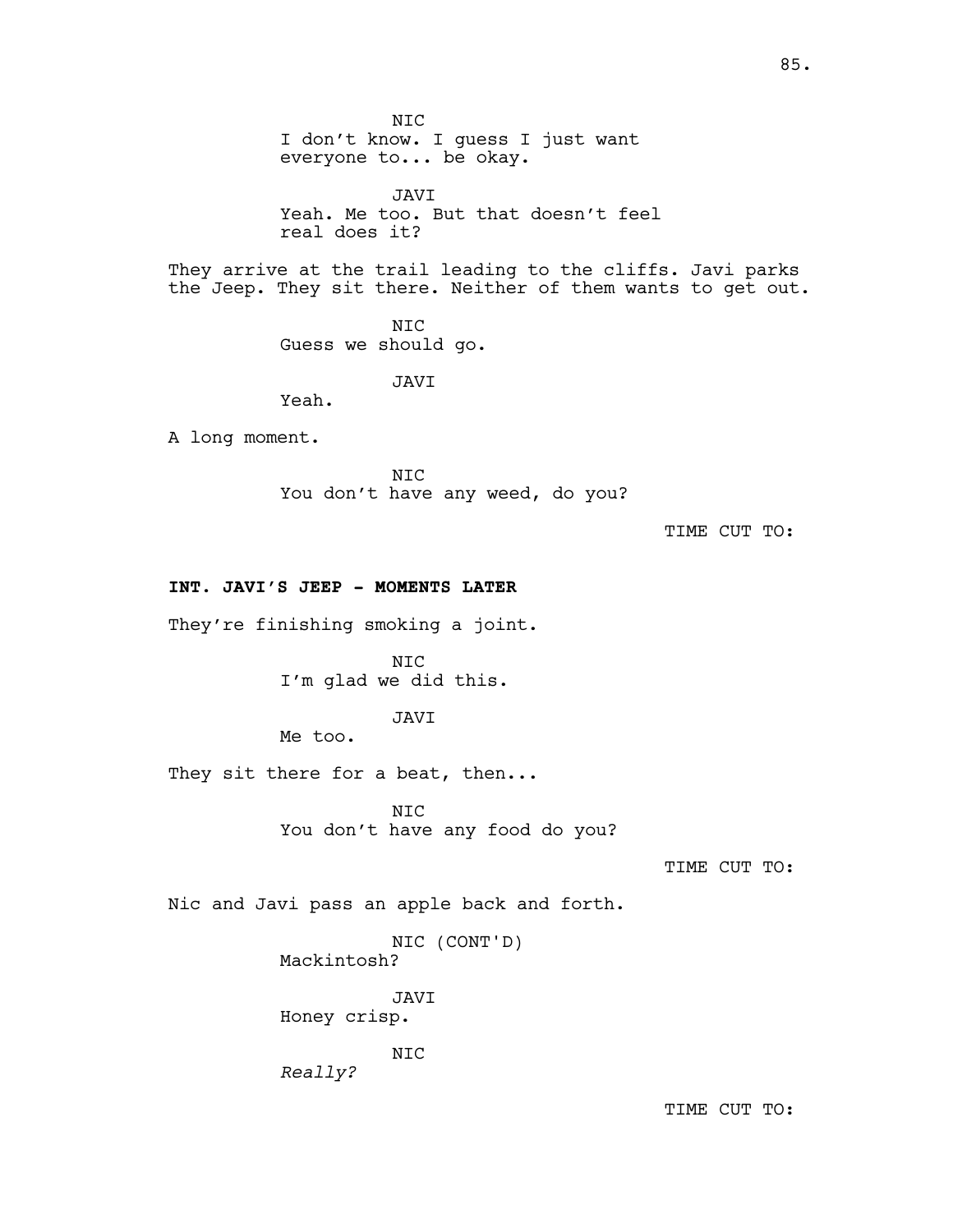NIC
I don't know. I guess I just want everyone to... be okay.

JAVI
Yeah. Me too. But that doesn't feel real does it?

They arrive at the trail leading to the cliffs. Javi parks the Jeep. They sit there. Neither of them wants to get out.

NIC
Guess we should go.

JAVI
Yeah.

A long moment.

NIC
You don't have any weed, do you?

TIME CUT TO:

**INT. JAVI'S JEEP - MOMENTS LATER**

They're finishing smoking a joint.

NIC
I'm glad we did this.

JAVI
Me too.

They sit there for a beat, then...

NIC
You don't have any food do you?

TIME CUT TO:

Nic and Javi pass an apple back and forth.

NIC (CONT'D)
Mackintosh?

JAVI
Honey crisp.

NIC
*Really?*

TIME CUT TO: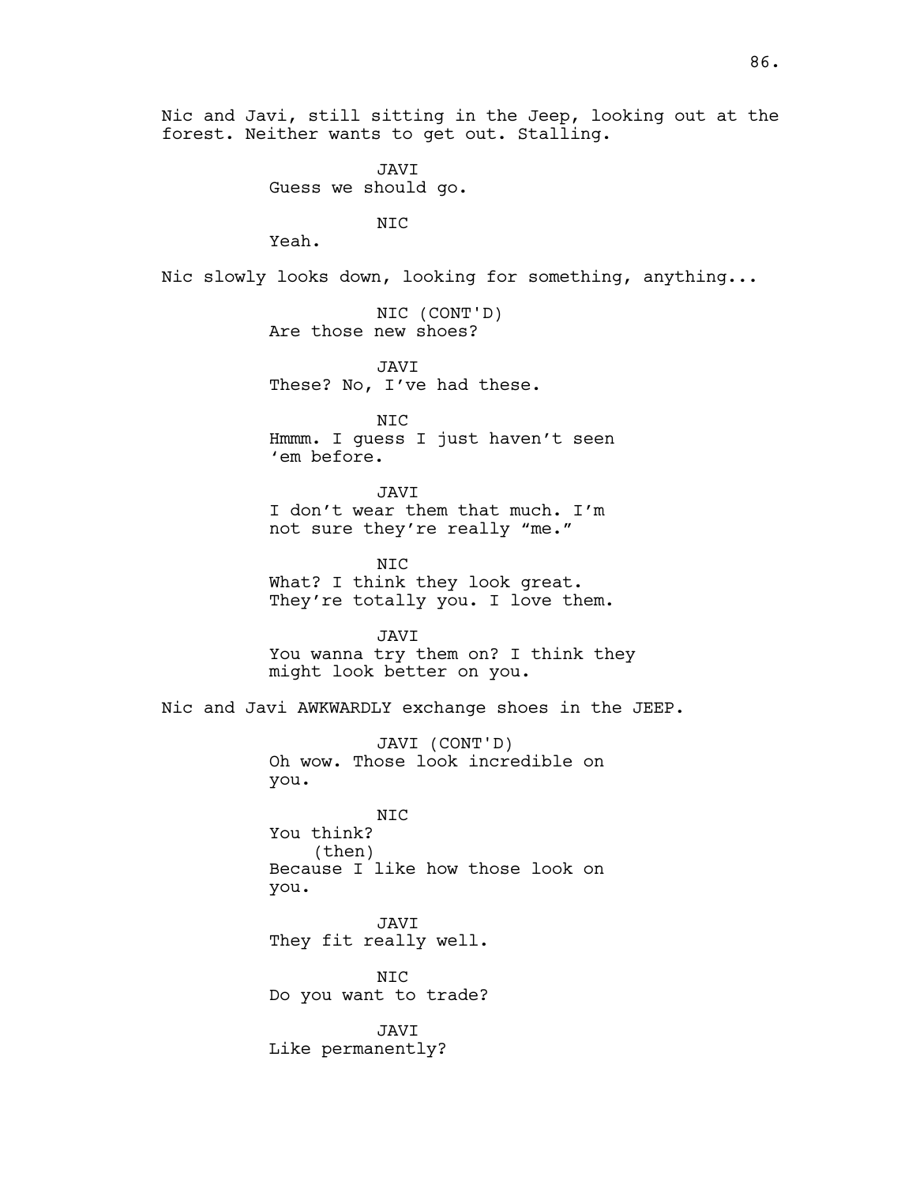Nic and Javi, still sitting in the Jeep, looking out at the forest. Neither wants to get out. Stalling.

JAVI
Guess we should go.

NIC
Yeah.

Nic slowly looks down, looking for something, anything...

NIC (CONT'D)
Are those new shoes?

JAVI
These? No, I've had these.

NIC
Hmmm. I guess I just haven't seen 'em before.

JAVI
I don't wear them that much. I'm not sure they're really "me."

NIC
What? I think they look great. They're totally you. I love them.

JAVI
You wanna try them on? I think they might look better on you.

Nic and Javi AWKWARDLY exchange shoes in the JEEP.

JAVI (CONT'D)
Oh wow. Those look incredible on you.

NIC
You think?
(then)
Because I like how those look on you.

JAVI
They fit really well.

NIC
Do you want to trade?

JAVI
Like permanently?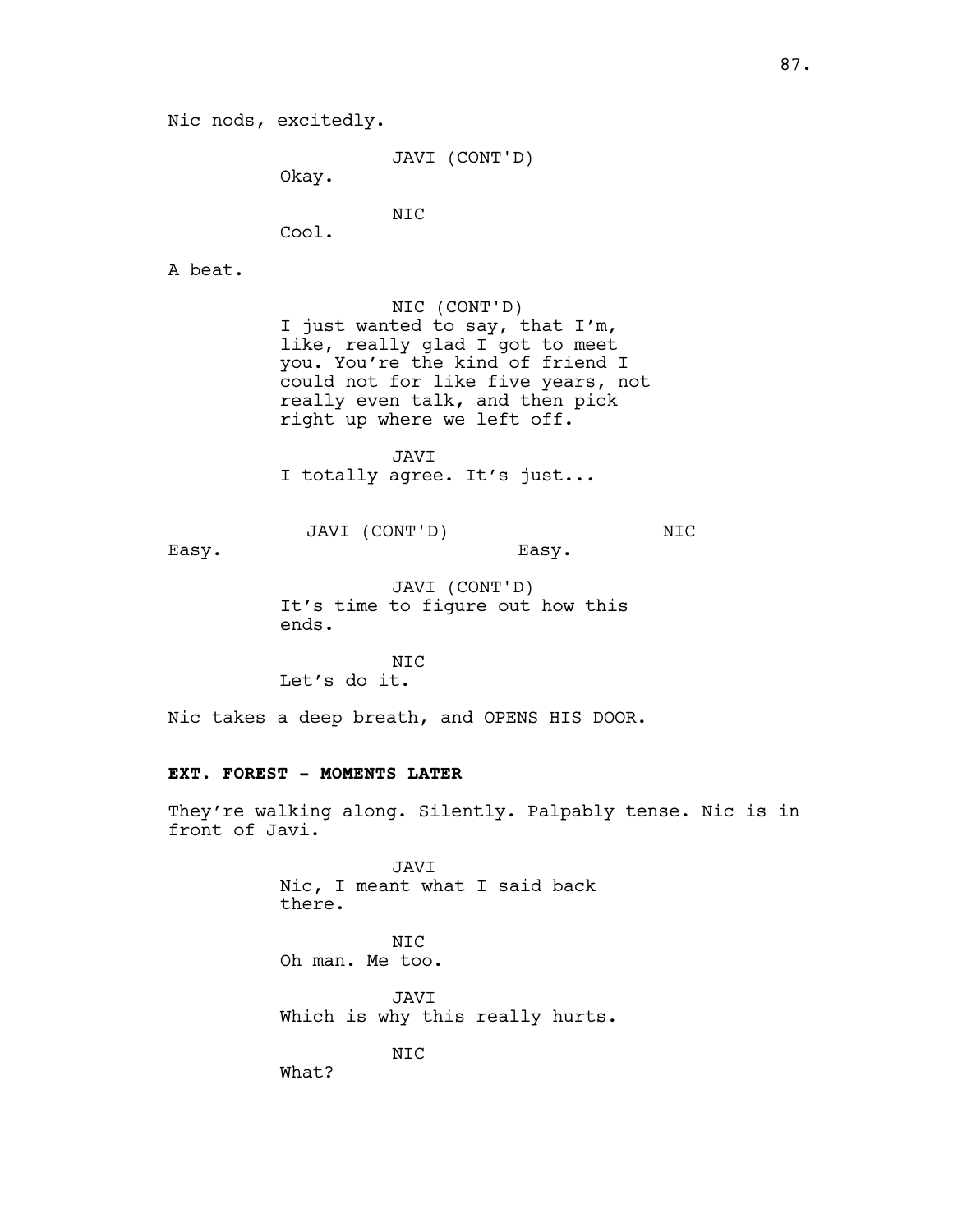Nic nods, excitedly.

JAVI (CONT'D)
Okay.

NIC
Cool.

A beat.

NIC (CONT'D)
I just wanted to say, that I'm, like, really glad I got to meet you. You're the kind of friend I could not for like five years, not really even talk, and then pick right up where we left off.

JAVI
I totally agree. It's just...

| JAVI (CONT'D) | NIC |
| --- | --- |
| Easy. | Easy. |

JAVI (CONT'D)
It's time to figure out how this ends.

NIC
Let's do it.

Nic takes a deep breath, and OPENS HIS DOOR.

**EXT. FOREST - MOMENTS LATER**

They're walking along. Silently. Palpably tense. Nic is in front of Javi.

JAVI
Nic, I meant what I said back there.

NIC
Oh man. Me too.

JAVI
Which is why this really hurts.

NIC
What?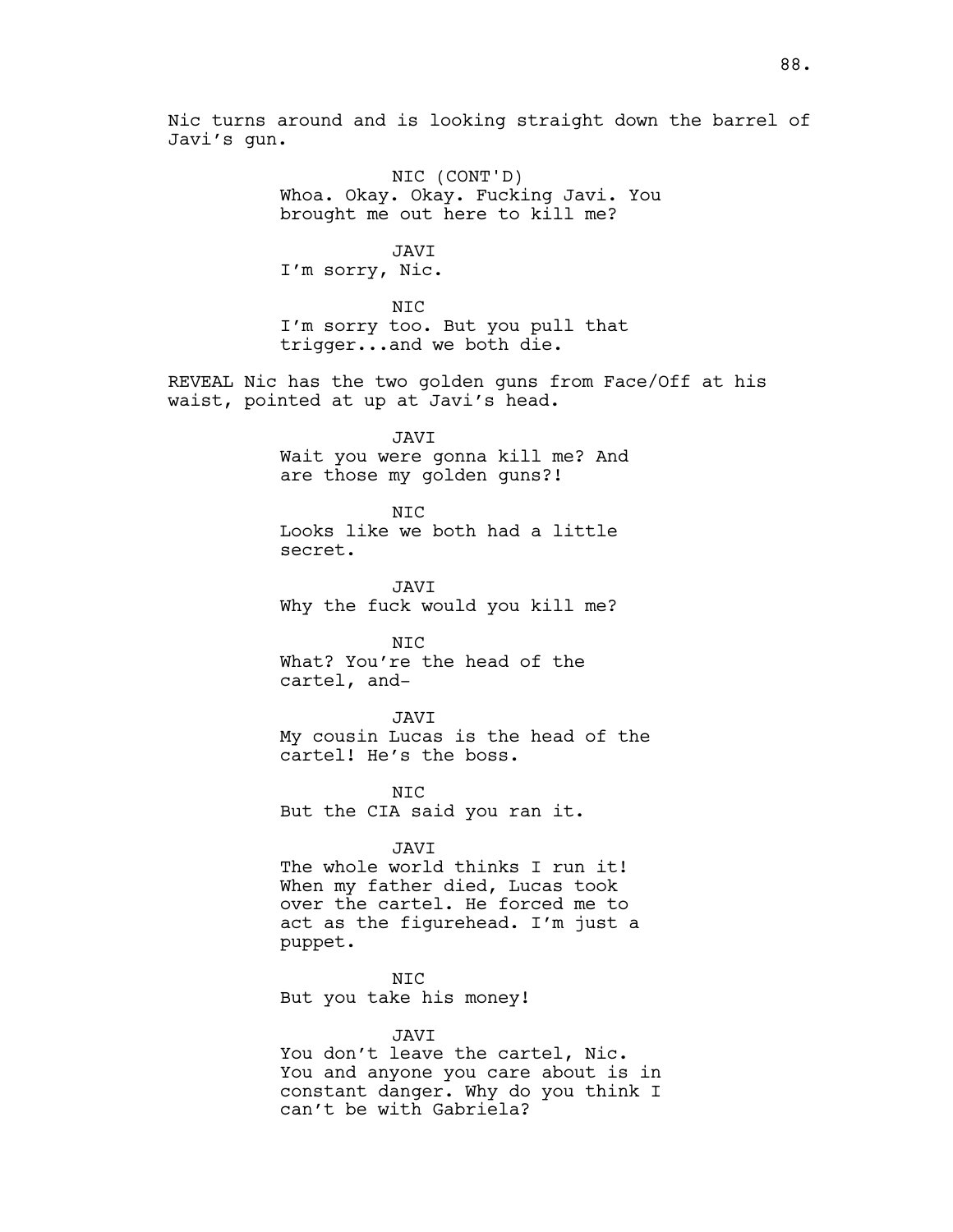Nic turns around and is looking straight down the barrel of Javi's gun.

NIC (CONT'D)
Whoa. Okay. Okay. Fucking Javi. You brought me out here to kill me?

JAVI
I'm sorry, Nic.

NIC
I'm sorry too. But you pull that trigger...and we both die.

REVEAL Nic has the two golden guns from Face/Off at his waist, pointed at up at Javi's head.

JAVI
Wait you were gonna kill me? And are those my golden guns?!

NIC
Looks like we both had a little secret.

JAVI
Why the fuck would you kill me?

NIC
What? You're the head of the cartel, and-

JAVI
My cousin Lucas is the head of the cartel! He's the boss.

NIC
But the CIA said you ran it.

JAVI
The whole world thinks I run it! When my father died, Lucas took over the cartel. He forced me to act as the figurehead. I'm just a puppet.

NIC
But you take his money!

JAVI
You don't leave the cartel, Nic. You and anyone you care about is in constant danger. Why do you think I can't be with Gabriela?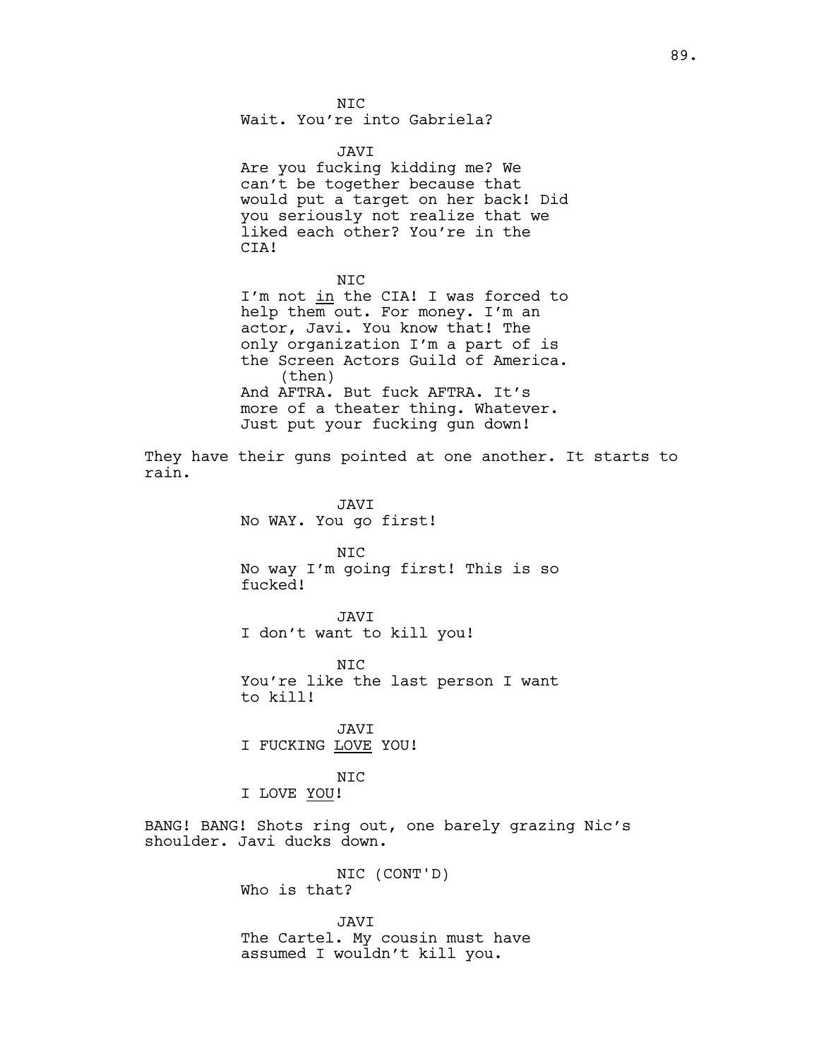NIC
Wait. You're into Gabriela?

JAVI
Are you fucking kidding me? We can't be together because that would put a target on her back! Did you seriously not realize that we liked each other? You're in the CIA!

NIC
I'm not <u>in</u> the CIA! I was forced to help them out. For money. I'm an actor, Javi. You know that! The only organization I'm a part of is the Screen Actors Guild of America.
(then)
And AFTRA. But fuck AFTRA. It's more of a theater thing. Whatever. Just put your fucking gun down!

They have their guns pointed at one another. It starts to rain.

JAVI
No WAY. You go first!

NIC
No way I'm going first! This is so fucked!

JAVI
I don't want to kill you!

NIC
You're like the last person I want to kill!

JAVI
I FUCKING <u>LOVE</u> YOU!

NIC
I LOVE <u>YOU</u>!

BANG! BANG! Shots ring out, one barely grazing Nic's shoulder. Javi ducks down.

NIC (CONT'D)
Who is that?

JAVI
The Cartel. My cousin must have assumed I wouldn't kill you.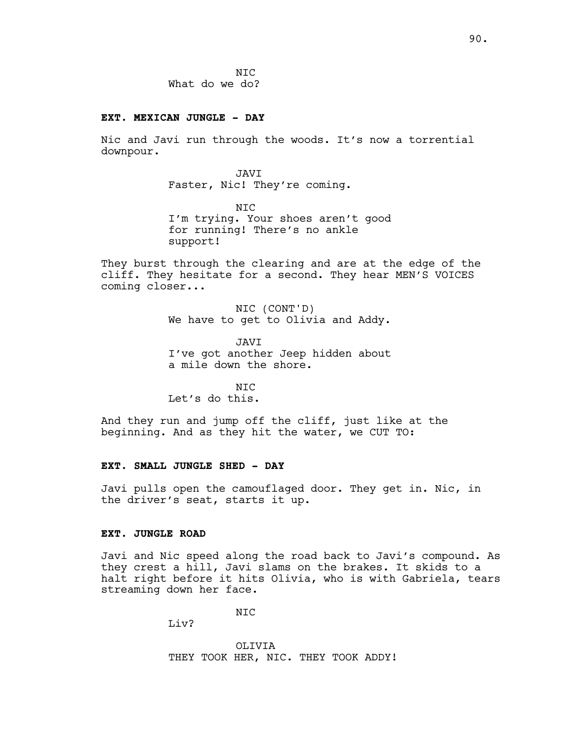NIC
What do we do?

**EXT. MEXICAN JUNGLE - DAY**

Nic and Javi run through the woods. It's now a torrential downpour.

JAVI
Faster, Nic! They're coming.

NIC
I'm trying. Your shoes aren't good for running! There's no ankle support!

They burst through the clearing and are at the edge of the cliff. They hesitate for a second. They hear MEN'S VOICES coming closer...

NIC (CONT'D)
We have to get to Olivia and Addy.

JAVI
I've got another Jeep hidden about a mile down the shore.

NIC
Let's do this.

And they run and jump off the cliff, just like at the beginning. And as they hit the water, we CUT TO:

**EXT. SMALL JUNGLE SHED - DAY**

Javi pulls open the camouflaged door. They get in. Nic, in the driver's seat, starts it up.

**EXT. JUNGLE ROAD**

Javi and Nic speed along the road back to Javi's compound. As they crest a hill, Javi slams on the brakes. It skids to a halt right before it hits Olivia, who is with Gabriela, tears streaming down her face.

NIC
Liv?

OLIVIA
THEY TOOK HER, NIC. THEY TOOK ADDY!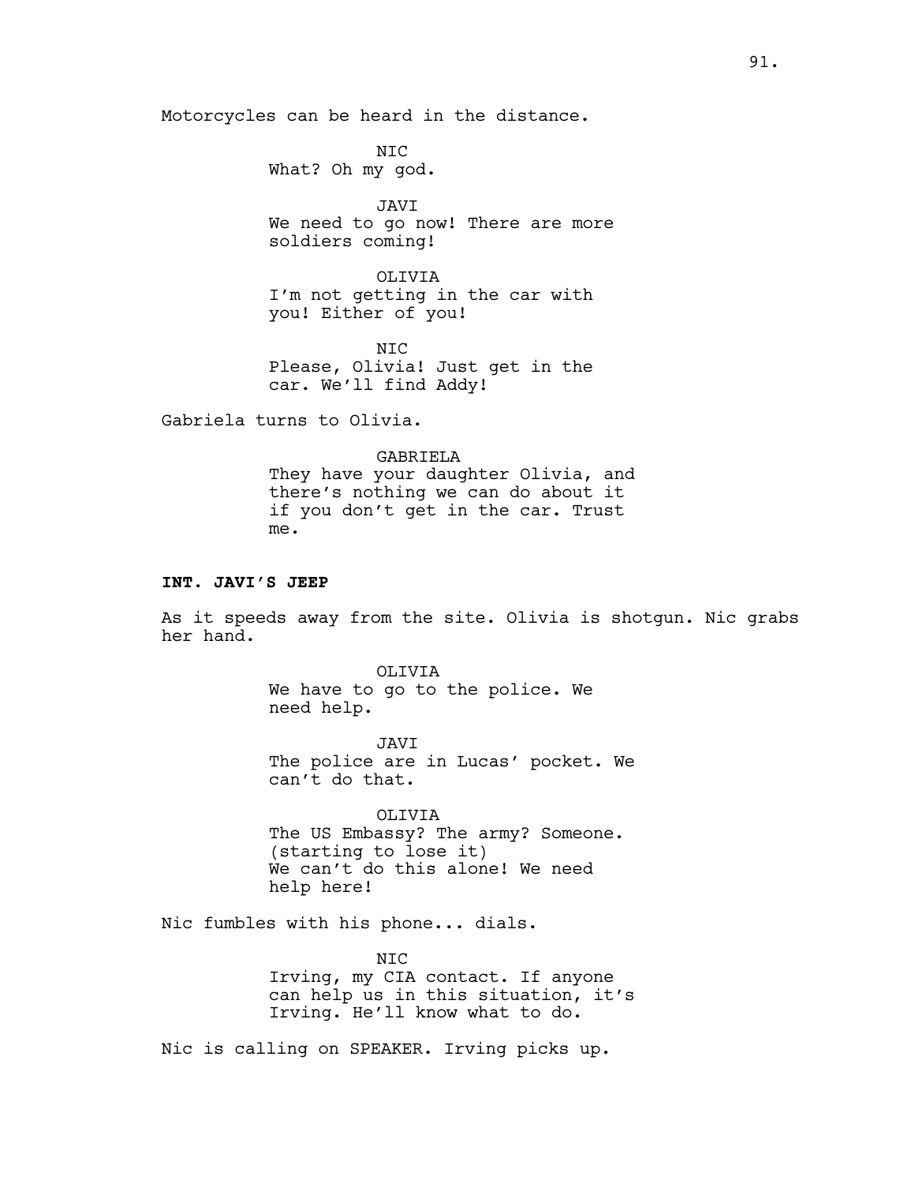Motorcycles can be heard in the distance.

NIC
What? Oh my god.

JAVI
We need to go now! There are more soldiers coming!

OLIVIA
I'm not getting in the car with you! Either of you!

NIC
Please, Olivia! Just get in the car. We'll find Addy!

Gabriela turns to Olivia.

GABRIELA
They have your daughter Olivia, and there's nothing we can do about it if you don't get in the car. Trust me.

**INT. JAVI'S JEEP**

As it speeds away from the site. Olivia is shotgun. Nic grabs her hand.

OLIVIA
We have to go to the police. We need help.

JAVI
The police are in Lucas' pocket. We can't do that.

OLIVIA
The US Embassy? The army? Someone.
(starting to lose it)
We can't do this alone! We need help here!

Nic fumbles with his phone... dials.

NIC
Irving, my CIA contact. If anyone can help us in this situation, it's Irving. He'll know what to do.

Nic is calling on SPEAKER. Irving picks up.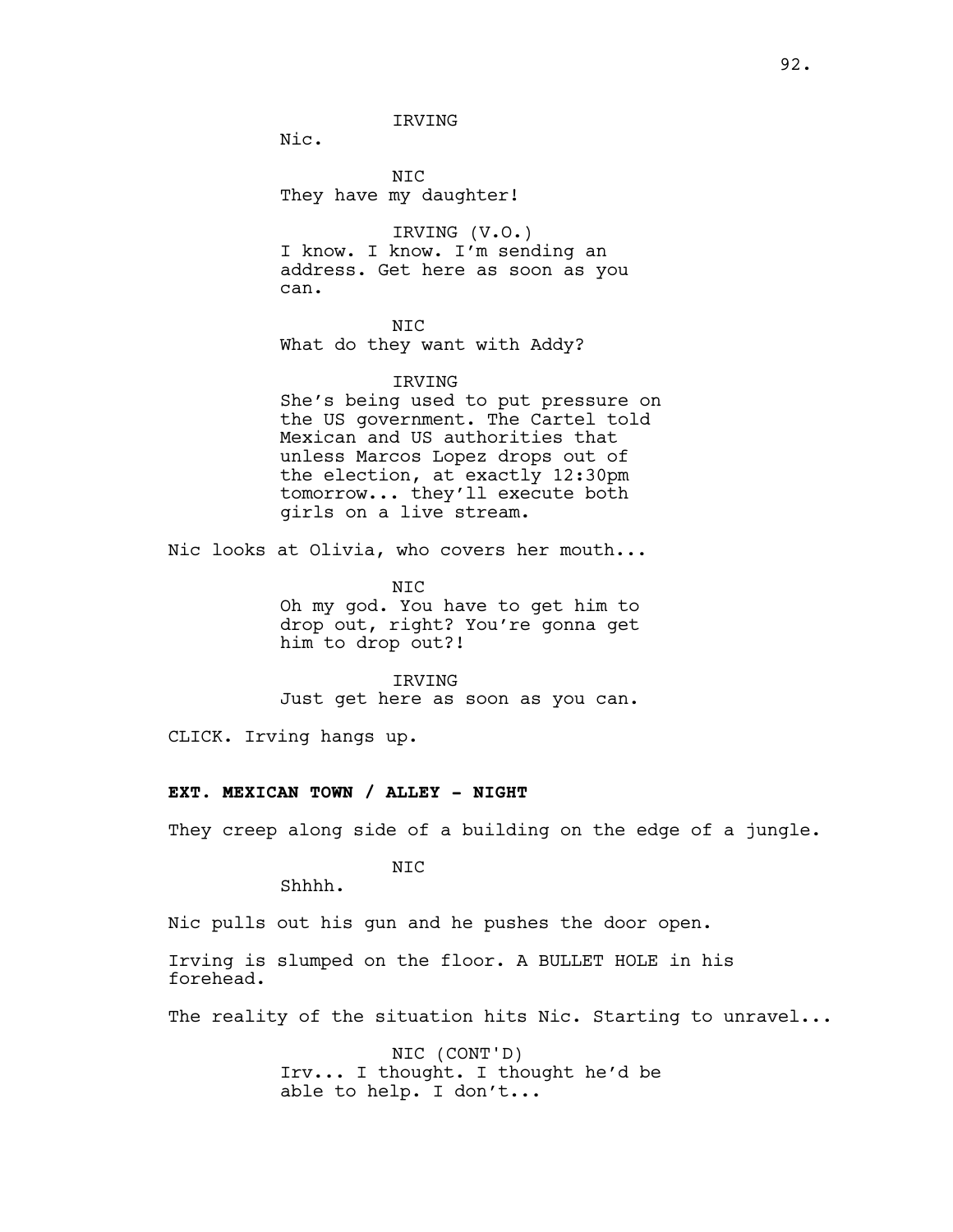IRVING

Nic.

NIC

They have my daughter!

IRVING (V.O.)

I know. I know. I'm sending an address. Get here as soon as you can.

NIC

What do they want with Addy?

IRVING

She's being used to put pressure on the US government. The Cartel told Mexican and US authorities that unless Marcos Lopez drops out of the election, at exactly 12:30pm tomorrow... they'll execute both girls on a live stream.

Nic looks at Olivia, who covers her mouth...

NIC

Oh my god. You have to get him to drop out, right? You're gonna get him to drop out?!

IRVING

Just get here as soon as you can.

CLICK. Irving hangs up.

**EXT. MEXICAN TOWN / ALLEY - NIGHT**

They creep along side of a building on the edge of a jungle.

NIC

Shhhh.

Nic pulls out his gun and he pushes the door open.

Irving is slumped on the floor. A BULLET HOLE in his forehead.

The reality of the situation hits Nic. Starting to unravel...

NIC (CONT'D)

Irv... I thought. I thought he'd be able to help. I don't...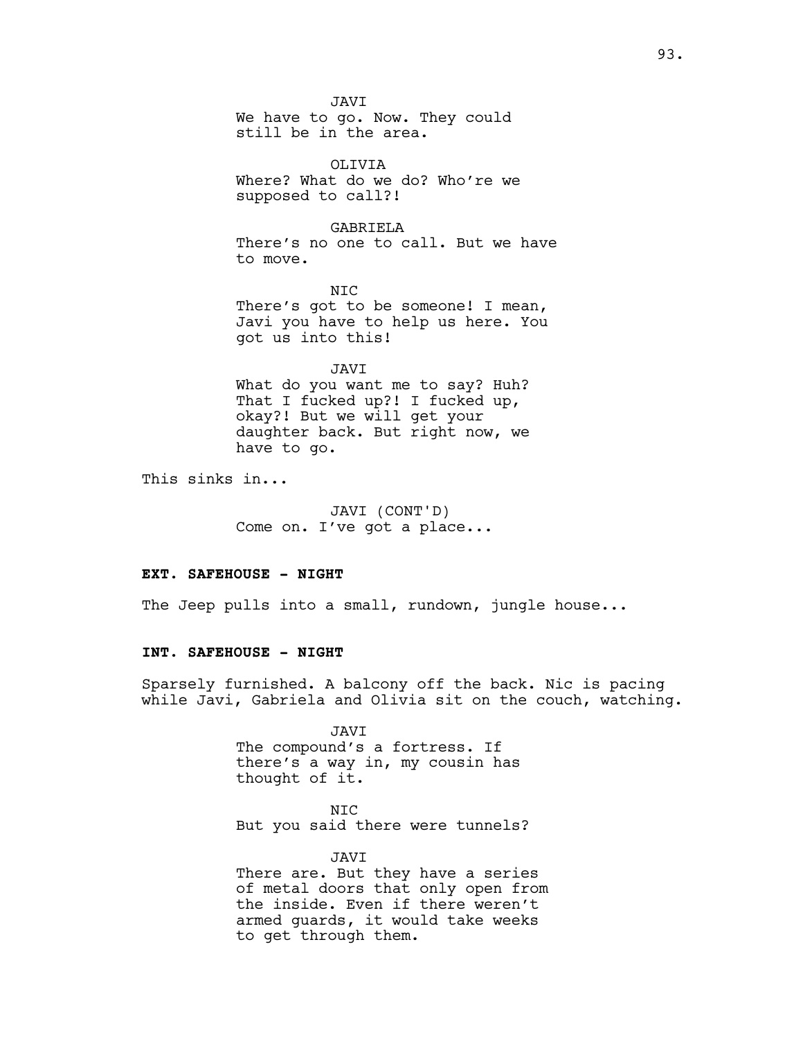JAVI
We have to go. Now. They could still be in the area.

OLIVIA
Where? What do we do? Who're we supposed to call?!

GABRIELA
There's no one to call. But we have to move.

NIC
There's got to be someone! I mean, Javi you have to help us here. You got us into this!

JAVI
What do you want me to say? Huh? That I fucked up?! I fucked up, okay?! But we will get your daughter back. But right now, we have to go.

This sinks in...

JAVI (CONT'D)
Come on. I've got a place...

**EXT. SAFEHOUSE - NIGHT**

The Jeep pulls into a small, rundown, jungle house...

**INT. SAFEHOUSE - NIGHT**

Sparsely furnished. A balcony off the back. Nic is pacing while Javi, Gabriela and Olivia sit on the couch, watching.

JAVI
The compound's a fortress. If there's a way in, my cousin has thought of it.

NIC
But you said there were tunnels?

JAVI
There are. But they have a series of metal doors that only open from the inside. Even if there weren't armed guards, it would take weeks to get through them.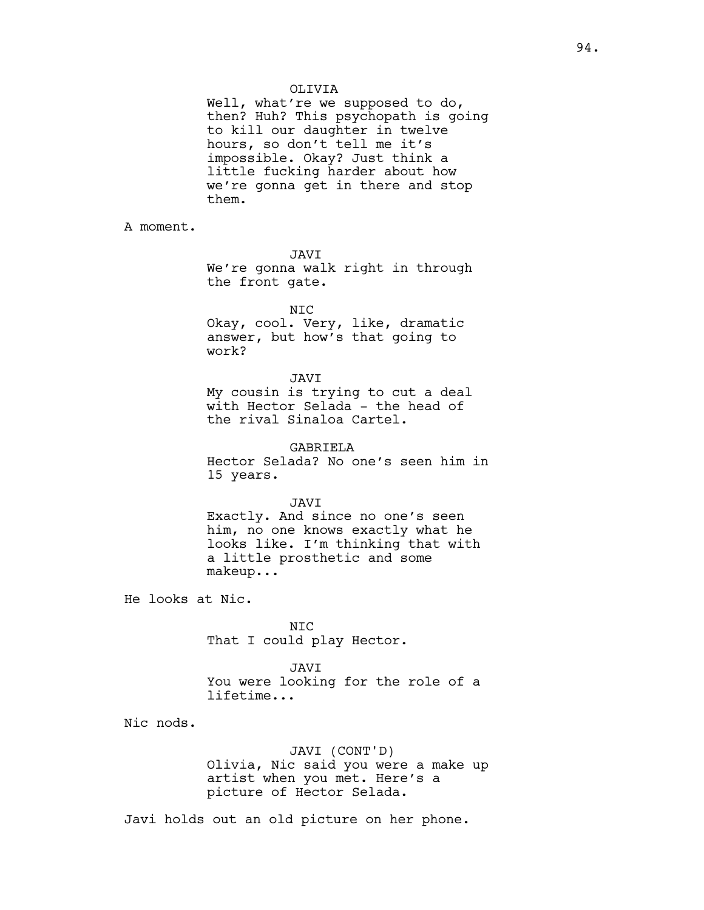OLIVIA
Well, what're we supposed to do, then? Huh? This psychopath is going to kill our daughter in twelve hours, so don't tell me it's impossible. Okay? Just think a little fucking harder about how we're gonna get in there and stop them.

A moment.

JAVI
We're gonna walk right in through the front gate.

NIC
Okay, cool. Very, like, dramatic answer, but how's that going to work?

JAVI
My cousin is trying to cut a deal with Hector Selada - the head of the rival Sinaloa Cartel.

GABRIELA
Hector Selada? No one's seen him in 15 years.

JAVI
Exactly. And since no one's seen him, no one knows exactly what he looks like. I'm thinking that with a little prosthetic and some makeup...

He looks at Nic.

NIC
That I could play Hector.

JAVI
You were looking for the role of a lifetime...

Nic nods.

JAVI (CONT'D)
Olivia, Nic said you were a make up artist when you met. Here's a picture of Hector Selada.

Javi holds out an old picture on her phone.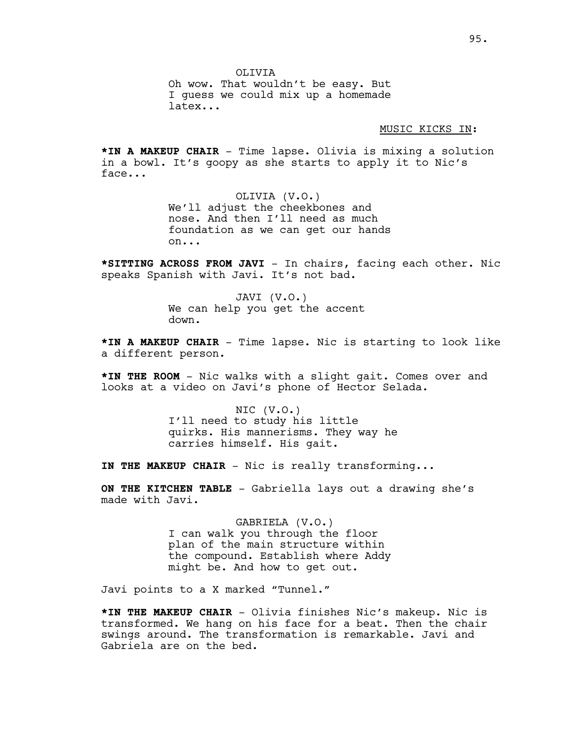OLIVIA
Oh wow. That wouldn't be easy. But I guess we could mix up a homemade latex...

MUSIC KICKS IN:

***IN A MAKEUP CHAIR** - Time lapse. Olivia is mixing a solution in a bowl. It's goopy as she starts to apply it to Nic's face...

OLIVIA (V.O.)
We'll adjust the cheekbones and nose. And then I'll need as much foundation as we can get our hands on...

***SITTING ACROSS FROM JAVI** - In chairs, facing each other. Nic speaks Spanish with Javi. It's not bad.

JAVI (V.O.)
We can help you get the accent down.

***IN A MAKEUP CHAIR** - Time lapse. Nic is starting to look like a different person.

***IN THE ROOM** - Nic walks with a slight gait. Comes over and looks at a video on Javi's phone of Hector Selada.

NIC (V.O.)
I'll need to study his little quirks. His mannerisms. They way he carries himself. His gait.

**IN THE MAKEUP CHAIR** - Nic is really transforming...

**ON THE KITCHEN TABLE** - Gabriella lays out a drawing she's made with Javi.

GABRIELA (V.O.)
I can walk you through the floor plan of the main structure within the compound. Establish where Addy might be. And how to get out.

Javi points to a X marked "Tunnel."

***IN THE MAKEUP CHAIR** - Olivia finishes Nic's makeup. Nic is transformed. We hang on his face for a beat. Then the chair swings around. The transformation is remarkable. Javi and Gabriela are on the bed.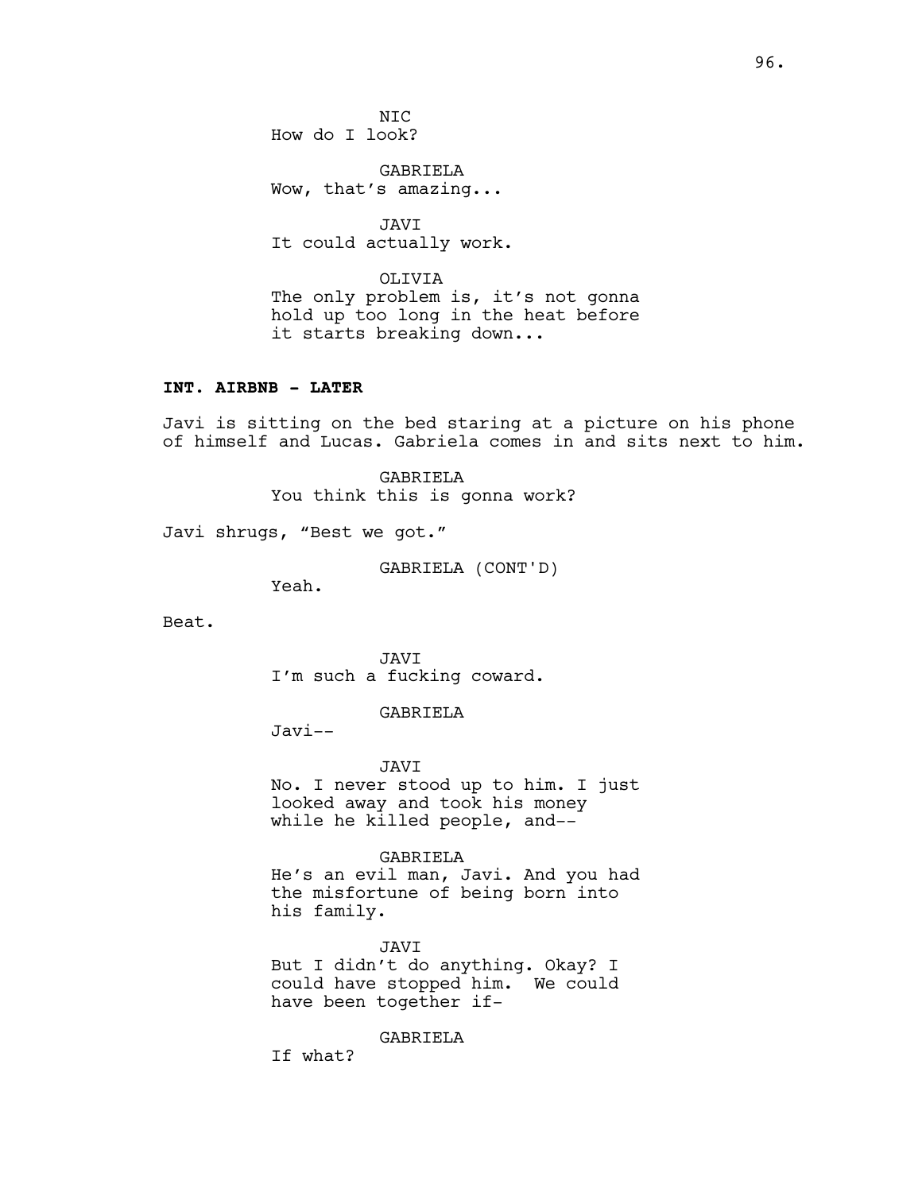NIC
How do I look?

GABRIELA
Wow, that's amazing...

JAVI
It could actually work.

OLIVIA
The only problem is, it's not gonna hold up too long in the heat before it starts breaking down...

**INT. AIRBNB - LATER**

Javi is sitting on the bed staring at a picture on his phone of himself and Lucas. Gabriela comes in and sits next to him.

GABRIELA
You think this is gonna work?

Javi shrugs, "Best we got."

GABRIELA (CONT'D)
Yeah.

Beat.

JAVI
I'm such a fucking coward.

GABRIELA
Javi--

JAVI
No. I never stood up to him. I just looked away and took his money while he killed people, and--

GABRIELA
He's an evil man, Javi. And you had the misfortune of being born into his family.

JAVI
But I didn't do anything. Okay? I could have stopped him. We could have been together if-

GABRIELA
If what?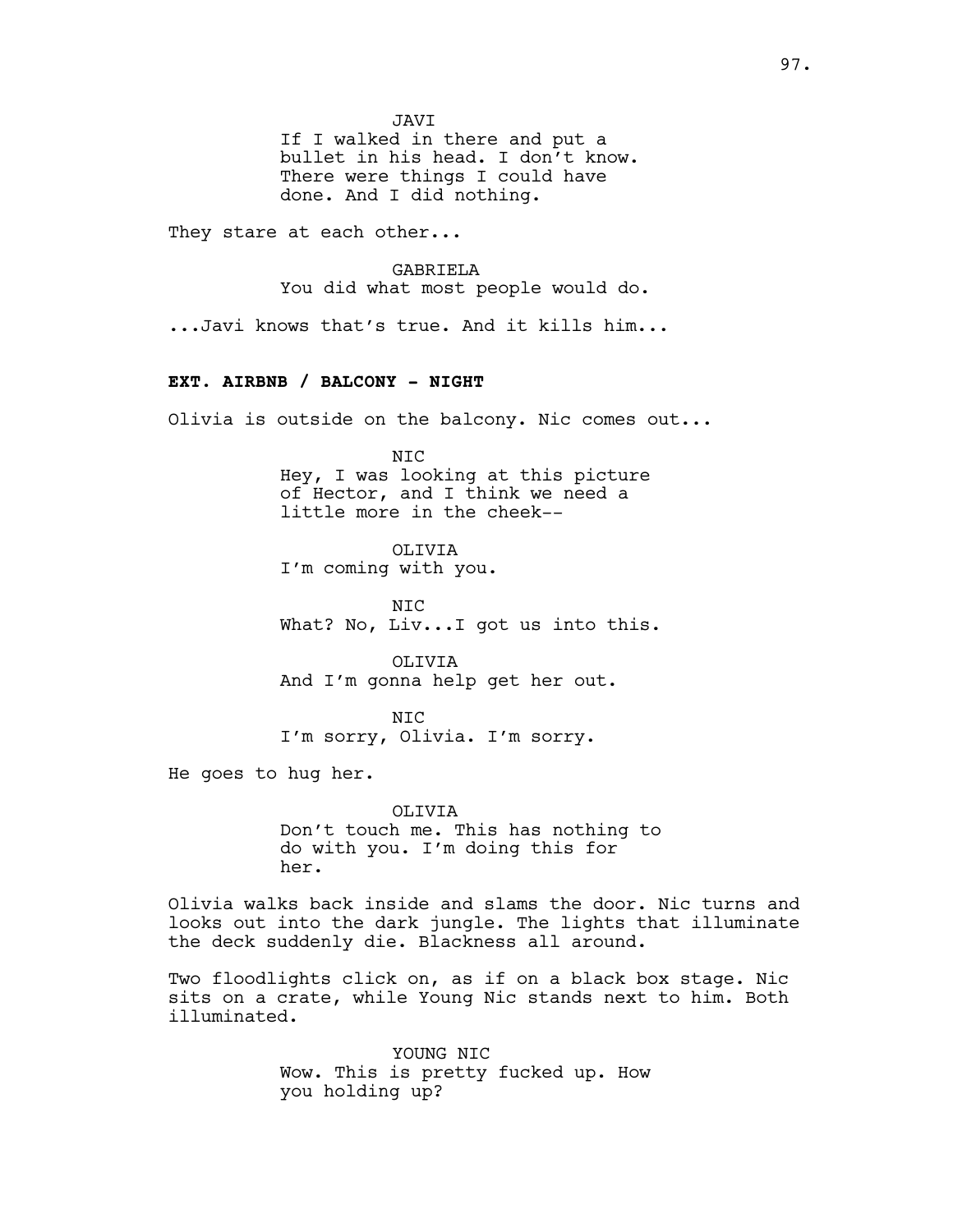JAVI
If I walked in there and put a bullet in his head. I don't know. There were things I could have done. And I did nothing.

They stare at each other...

GABRIELA
You did what most people would do.

...Javi knows that's true. And it kills him...

**EXT. AIRBNB / BALCONY - NIGHT**

Olivia is outside on the balcony. Nic comes out...

NIC
Hey, I was looking at this picture of Hector, and I think we need a little more in the cheek--

OLIVIA
I'm coming with you.

NIC
What? No, Liv...I got us into this.

OLIVIA
And I'm gonna help get her out.

NIC
I'm sorry, Olivia. I'm sorry.

He goes to hug her.

OLIVIA
Don't touch me. This has nothing to do with you. I'm doing this for her.

Olivia walks back inside and slams the door. Nic turns and looks out into the dark jungle. The lights that illuminate the deck suddenly die. Blackness all around.

Two floodlights click on, as if on a black box stage. Nic sits on a crate, while Young Nic stands next to him. Both illuminated.

YOUNG NIC
Wow. This is pretty fucked up. How you holding up?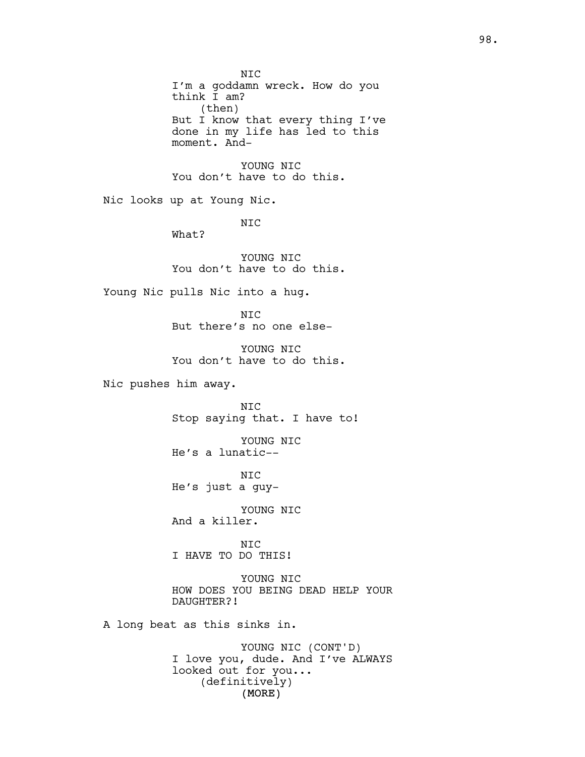NIC
I'm a goddamn wreck. How do you think I am?
(then)
But I know that every thing I've done in my life has led to this moment. And-

YOUNG NIC
You don't have to do this.

Nic looks up at Young Nic.

NIC
What?

YOUNG NIC
You don't have to do this.

Young Nic pulls Nic into a hug.

NIC
But there's no one else-

YOUNG NIC
You don't have to do this.

Nic pushes him away.

NIC
Stop saying that. I have to!

YOUNG NIC
He's a lunatic--

NIC
He's just a guy-

YOUNG NIC
And a killer.

NIC
I HAVE TO DO THIS!

YOUNG NIC
HOW DOES YOU BEING DEAD HELP YOUR DAUGHTER?!

A long beat as this sinks in.

YOUNG NIC (CONT'D)
I love you, dude. And I've ALWAYS looked out for you...
(definitively)
(MORE)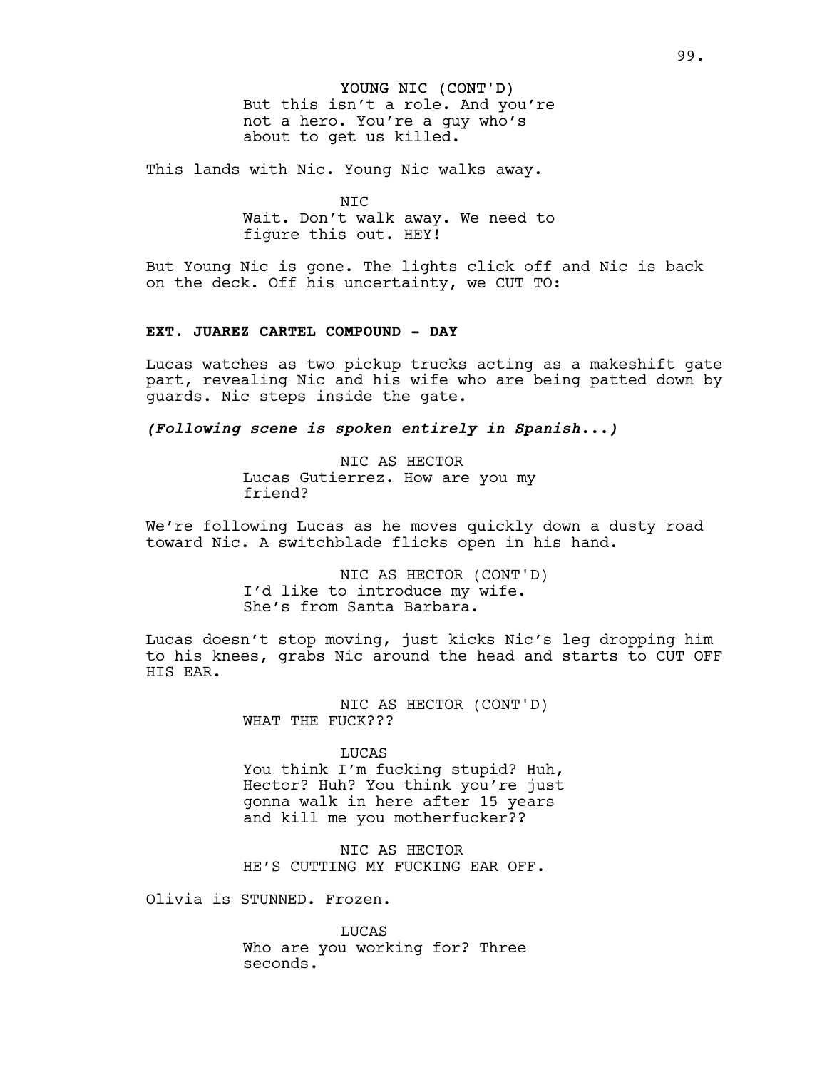YOUNG NIC (CONT'D)
But this isn't a role. And you're not a hero. You're a guy who's about to get us killed.

This lands with Nic. Young Nic walks away.

NIC
Wait. Don't walk away. We need to figure this out. HEY!

But Young Nic is gone. The lights click off and Nic is back on the deck. Off his uncertainty, we CUT TO:

**EXT. JUAREZ CARTEL COMPOUND - DAY**

Lucas watches as two pickup trucks acting as a makeshift gate part, revealing Nic and his wife who are being patted down by guards. Nic steps inside the gate.

***(Following scene is spoken entirely in Spanish...)***

NIC AS HECTOR
Lucas Gutierrez. How are you my friend?

We're following Lucas as he moves quickly down a dusty road toward Nic. A switchblade flicks open in his hand.

NIC AS HECTOR (CONT'D)
I'd like to introduce my wife. She's from Santa Barbara.

Lucas doesn't stop moving, just kicks Nic's leg dropping him to his knees, grabs Nic around the head and starts to CUT OFF HIS EAR.

NIC AS HECTOR (CONT'D)
WHAT THE FUCK???

LUCAS
You think I'm fucking stupid? Huh, Hector? Huh? You think you're just gonna walk in here after 15 years and kill me you motherfucker??

NIC AS HECTOR
HE'S CUTTING MY FUCKING EAR OFF.

Olivia is STUNNED. Frozen.

LUCAS
Who are you working for? Three seconds.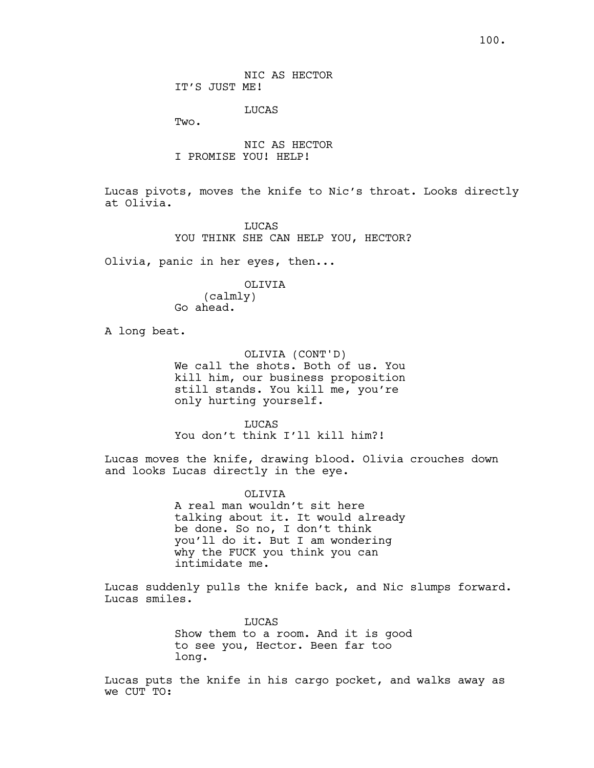NIC AS HECTOR
IT'S JUST ME!

LUCAS
Two.

NIC AS HECTOR
I PROMISE YOU! HELP!

Lucas pivots, moves the knife to Nic's throat. Looks directly at Olivia.

LUCAS
YOU THINK SHE CAN HELP YOU, HECTOR?

Olivia, panic in her eyes, then...

OLIVIA
(calmly)
Go ahead.

A long beat.

OLIVIA (CONT'D)
We call the shots. Both of us. You kill him, our business proposition still stands. You kill me, you're only hurting yourself.

LUCAS
You don't think I'll kill him?!

Lucas moves the knife, drawing blood. Olivia crouches down and looks Lucas directly in the eye.

OLIVIA
A real man wouldn't sit here talking about it. It would already be done. So no, I don't think you'll do it. But I am wondering why the FUCK you think you can intimidate me.

Lucas suddenly pulls the knife back, and Nic slumps forward. Lucas smiles.

LUCAS
Show them to a room. And it is good to see you, Hector. Been far too long.

Lucas puts the knife in his cargo pocket, and walks away as we CUT TO: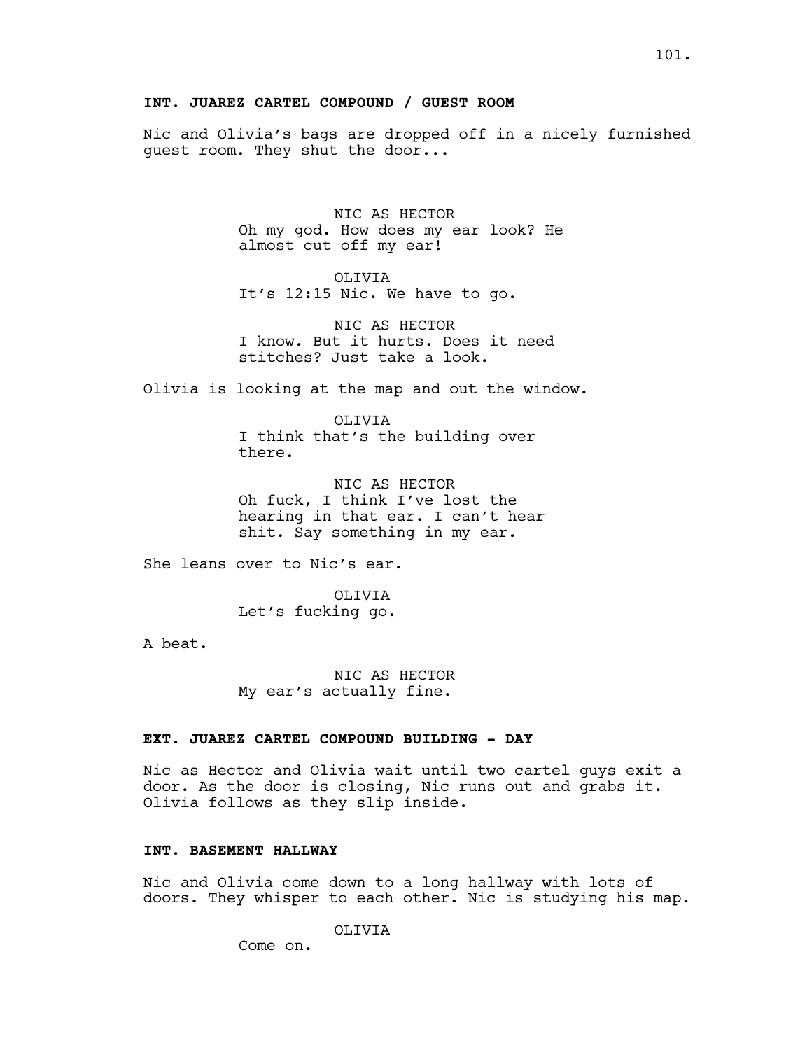**INT. JUAREZ CARTEL COMPOUND / GUEST ROOM**

Nic and Olivia's bags are dropped off in a nicely furnished guest room. They shut the door...

NIC AS HECTOR
Oh my god. How does my ear look? He almost cut off my ear!

OLIVIA
It's 12:15 Nic. We have to go.

NIC AS HECTOR
I know. But it hurts. Does it need stitches? Just take a look.

Olivia is looking at the map and out the window.

OLIVIA
I think that's the building over there.

NIC AS HECTOR
Oh fuck, I think I've lost the hearing in that ear. I can't hear shit. Say something in my ear.

She leans over to Nic's ear.

OLIVIA
Let's fucking go.

A beat.

NIC AS HECTOR
My ear's actually fine.

**EXT. JUAREZ CARTEL COMPOUND BUILDING - DAY**

Nic as Hector and Olivia wait until two cartel guys exit a door. As the door is closing, Nic runs out and grabs it. Olivia follows as they slip inside.

**INT. BASEMENT HALLWAY**

Nic and Olivia come down to a long hallway with lots of doors. They whisper to each other. Nic is studying his map.

OLIVIA
Come on.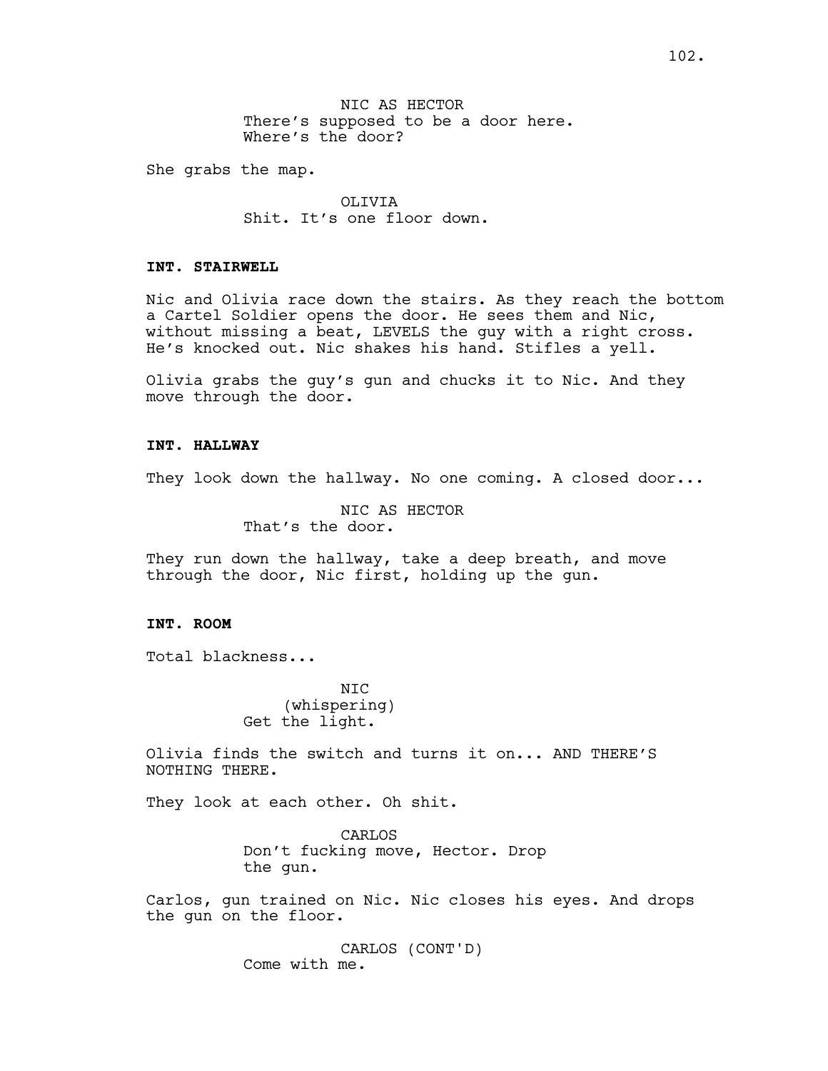NIC AS HECTOR
There's supposed to be a door here.
Where's the door?

She grabs the map.

OLIVIA
Shit. It's one floor down.

**INT. STAIRWELL**

Nic and Olivia race down the stairs. As they reach the bottom a Cartel Soldier opens the door. He sees them and Nic, without missing a beat, LEVELS the guy with a right cross. He's knocked out. Nic shakes his hand. Stifles a yell.

Olivia grabs the guy's gun and chucks it to Nic. And they move through the door.

**INT. HALLWAY**

They look down the hallway. No one coming. A closed door...

NIC AS HECTOR
That's the door.

They run down the hallway, take a deep breath, and move through the door, Nic first, holding up the gun.

**INT. ROOM**

Total blackness...

NIC
(whispering)
Get the light.

Olivia finds the switch and turns it on... AND THERE'S NOTHING THERE.

They look at each other. Oh shit.

CARLOS
Don't fucking move, Hector. Drop the gun.

Carlos, gun trained on Nic. Nic closes his eyes. And drops the gun on the floor.

CARLOS (CONT'D)
Come with me.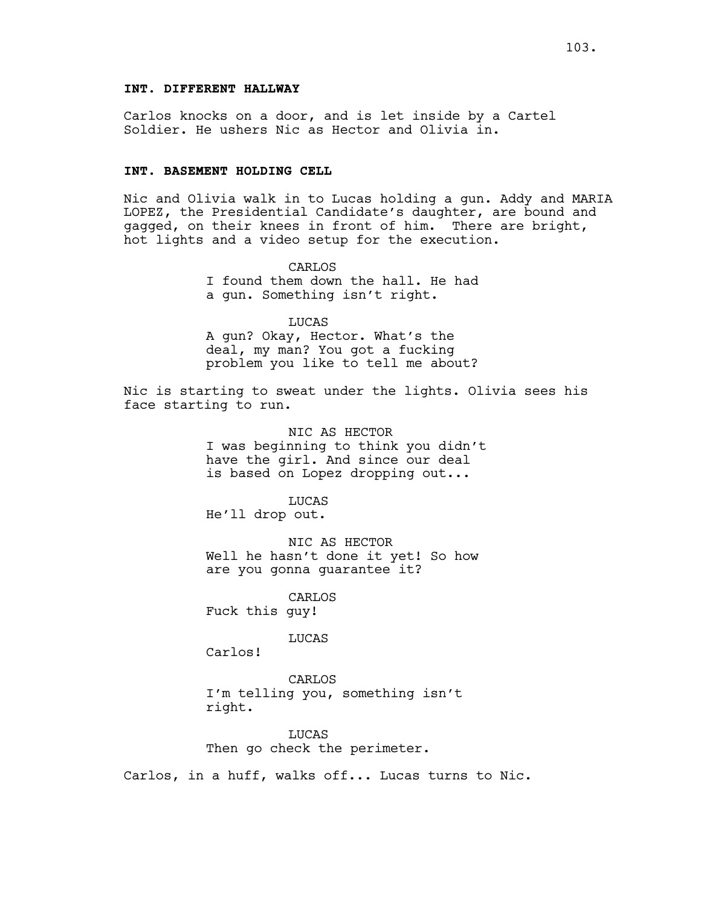**INT. DIFFERENT HALLWAY**

Carlos knocks on a door, and is let inside by a Cartel Soldier. He ushers Nic as Hector and Olivia in.

**INT. BASEMENT HOLDING CELL**

Nic and Olivia walk in to Lucas holding a gun. Addy and MARIA LOPEZ, the Presidential Candidate's daughter, are bound and gagged, on their knees in front of him.  There are bright, hot lights and a video setup for the execution.

CARLOS
I found them down the hall. He had a gun. Something isn't right.

LUCAS
A gun? Okay, Hector. What's the deal, my man? You got a fucking problem you like to tell me about?

Nic is starting to sweat under the lights. Olivia sees his face starting to run.

NIC AS HECTOR
I was beginning to think you didn't have the girl. And since our deal is based on Lopez dropping out...

LUCAS
He'll drop out.

NIC AS HECTOR
Well he hasn't done it yet! So how are you gonna guarantee it?

CARLOS
Fuck this guy!

LUCAS
Carlos!

CARLOS
I'm telling you, something isn't right.

LUCAS
Then go check the perimeter.

Carlos, in a huff, walks off... Lucas turns to Nic.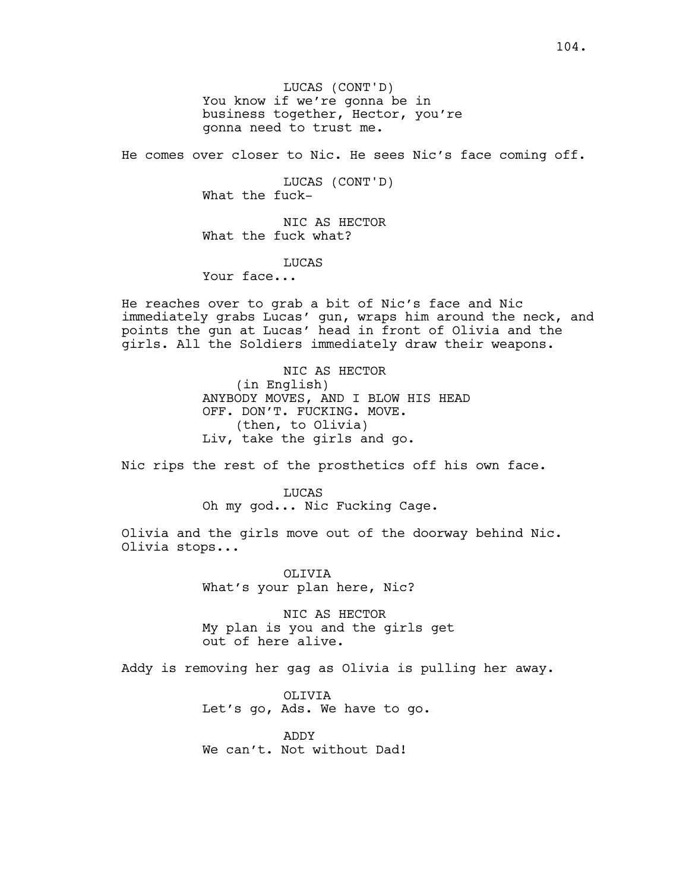LUCAS (CONT'D)
You know if we're gonna be in business together, Hector, you're gonna need to trust me.

He comes over closer to Nic. He sees Nic's face coming off.

LUCAS (CONT'D)
What the fuck-

NIC AS HECTOR
What the fuck what?

LUCAS
Your face...

He reaches over to grab a bit of Nic's face and Nic immediately grabs Lucas' gun, wraps him around the neck, and points the gun at Lucas' head in front of Olivia and the girls. All the Soldiers immediately draw their weapons.

NIC AS HECTOR
(in English)
ANYBODY MOVES, AND I BLOW HIS HEAD OFF. DON'T. FUCKING. MOVE.
(then, to Olivia)
Liv, take the girls and go.

Nic rips the rest of the prosthetics off his own face.

LUCAS
Oh my god... Nic Fucking Cage.

Olivia and the girls move out of the doorway behind Nic. Olivia stops...

OLIVIA
What's your plan here, Nic?

NIC AS HECTOR
My plan is you and the girls get out of here alive.

Addy is removing her gag as Olivia is pulling her away.

OLIVIA
Let's go, Ads. We have to go.

ADDY
We can't. Not without Dad!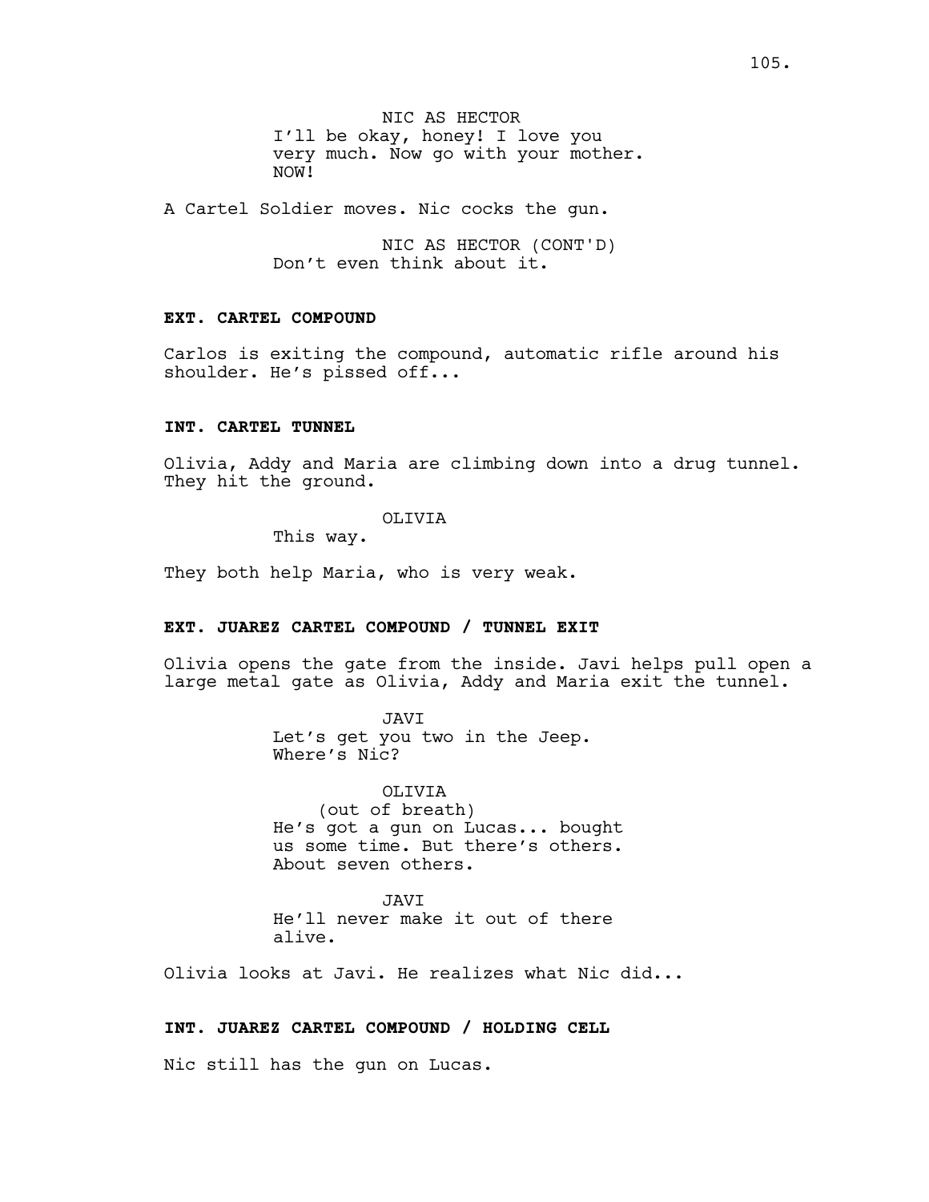NIC AS HECTOR
I'll be okay, honey! I love you very much. Now go with your mother. NOW!

A Cartel Soldier moves. Nic cocks the gun.

NIC AS HECTOR (CONT'D)
Don't even think about it.

**EXT. CARTEL COMPOUND**

Carlos is exiting the compound, automatic rifle around his shoulder. He's pissed off...

**INT. CARTEL TUNNEL**

Olivia, Addy and Maria are climbing down into a drug tunnel. They hit the ground.

OLIVIA
This way.

They both help Maria, who is very weak.

**EXT. JUAREZ CARTEL COMPOUND / TUNNEL EXIT**

Olivia opens the gate from the inside. Javi helps pull open a large metal gate as Olivia, Addy and Maria exit the tunnel.

JAVI
Let's get you two in the Jeep. Where's Nic?

OLIVIA
(out of breath)
He's got a gun on Lucas... bought us some time. But there's others. About seven others.

JAVI
He'll never make it out of there alive.

Olivia looks at Javi. He realizes what Nic did...

**INT. JUAREZ CARTEL COMPOUND / HOLDING CELL**

Nic still has the gun on Lucas.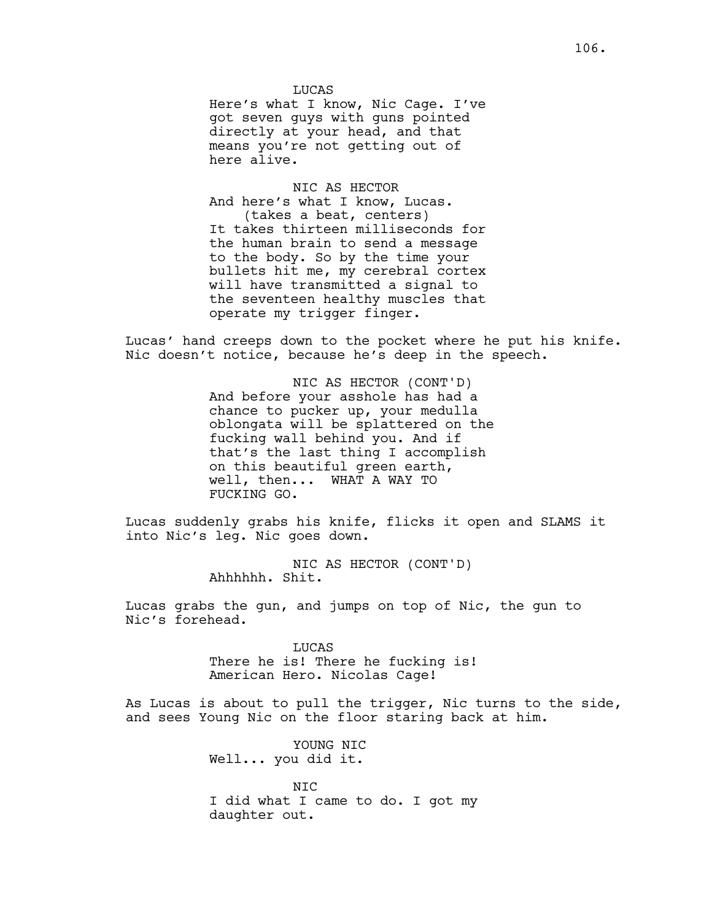LUCAS

Here's what I know, Nic Cage. I've got seven guys with guns pointed directly at your head, and that means you're not getting out of here alive.

NIC AS HECTOR

And here's what I know, Lucas.

(takes a beat, centers)

It takes thirteen milliseconds for the human brain to send a message to the body. So by the time your bullets hit me, my cerebral cortex will have transmitted a signal to the seventeen healthy muscles that operate my trigger finger.

Lucas' hand creeps down to the pocket where he put his knife. Nic doesn't notice, because he's deep in the speech.

NIC AS HECTOR (CONT'D)

And before your asshole has had a chance to pucker up, your medulla oblongata will be splattered on the fucking wall behind you. And if that's the last thing I accomplish on this beautiful green earth, well, then... WHAT A WAY TO FUCKING GO.

Lucas suddenly grabs his knife, flicks it open and SLAMS it into Nic's leg. Nic goes down.

NIC AS HECTOR (CONT'D)

Ahhhhhh. Shit.

Lucas grabs the gun, and jumps on top of Nic, the gun to Nic's forehead.

LUCAS

There he is! There he fucking is! American Hero. Nicolas Cage!

As Lucas is about to pull the trigger, Nic turns to the side, and sees Young Nic on the floor staring back at him.

YOUNG NIC

Well... you did it.

NIC

I did what I came to do. I got my daughter out.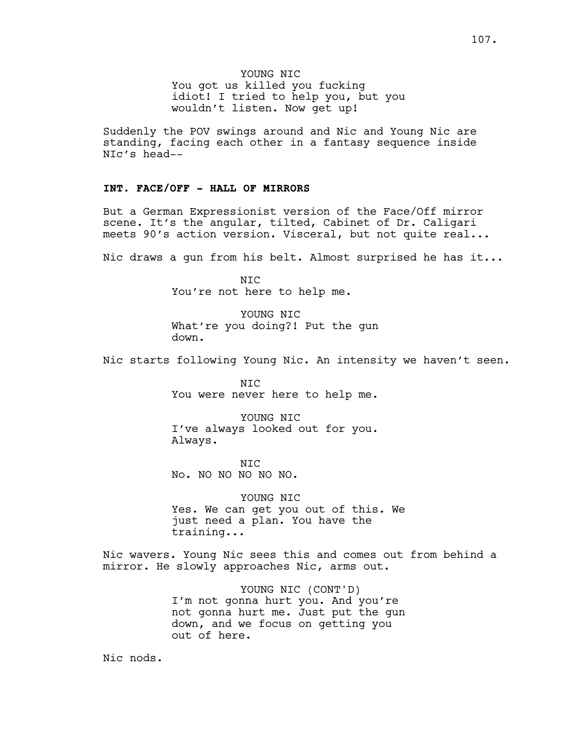YOUNG NIC
You got us killed you fucking idiot! I tried to help you, but you wouldn't listen. Now get up!

Suddenly the POV swings around and Nic and Young Nic are standing, facing each other in a fantasy sequence inside NIc's head--

**INT. FACE/OFF - HALL OF MIRRORS**

But a German Expressionist version of the Face/Off mirror scene. It's the angular, tilted, Cabinet of Dr. Caligari meets 90's action version. Visceral, but not quite real...

Nic draws a gun from his belt. Almost surprised he has it...

NIC
You're not here to help me.

YOUNG NIC
What're you doing?! Put the gun down.

Nic starts following Young Nic. An intensity we haven't seen.

NIC
You were never here to help me.

YOUNG NIC
I've always looked out for you. Always.

NIC
No. NO NO NO NO NO.

YOUNG NIC
Yes. We can get you out of this. We just need a plan. You have the training...

Nic wavers. Young Nic sees this and comes out from behind a mirror. He slowly approaches Nic, arms out.

YOUNG NIC (CONT'D)
I'm not gonna hurt you. And you're not gonna hurt me. Just put the gun down, and we focus on getting you out of here.

Nic nods.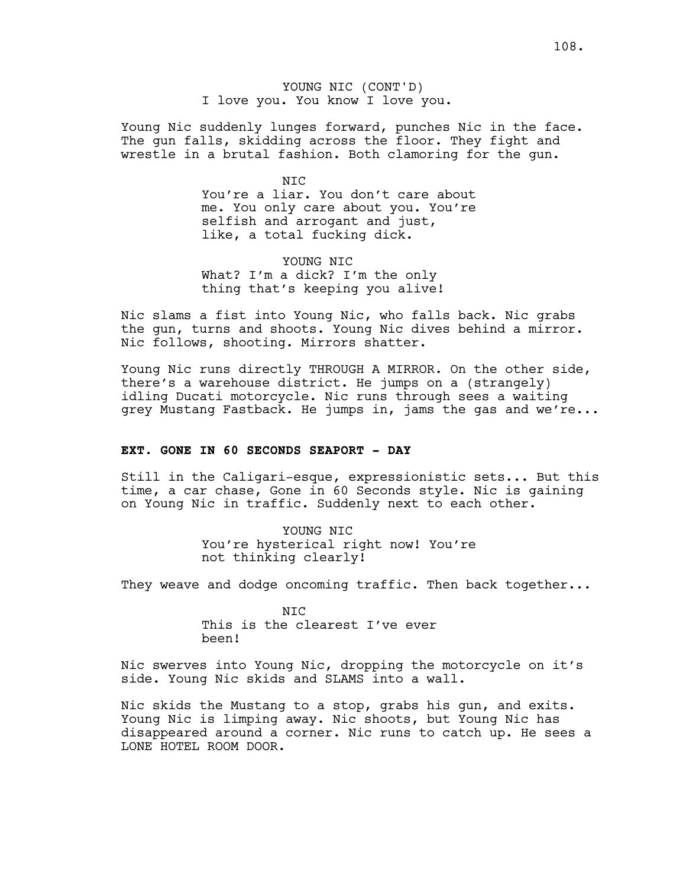YOUNG NIC (CONT'D)
I love you. You know I love you.

Young Nic suddenly lunges forward, punches Nic in the face. The gun falls, skidding across the floor. They fight and wrestle in a brutal fashion. Both clamoring for the gun.

NIC
You're a liar. You don't care about me. You only care about you. You're selfish and arrogant and just, like, a total fucking dick.

YOUNG NIC
What? I'm a dick? I'm the only thing that's keeping you alive!

Nic slams a fist into Young Nic, who falls back. Nic grabs the gun, turns and shoots. Young Nic dives behind a mirror. Nic follows, shooting. Mirrors shatter.

Young Nic runs directly THROUGH A MIRROR. On the other side, there's a warehouse district. He jumps on a (strangely) idling Ducati motorcycle. Nic runs through sees a waiting grey Mustang Fastback. He jumps in, jams the gas and we're...

**EXT. GONE IN 60 SECONDS SEAPORT - DAY**

Still in the Caligari-esque, expressionistic sets... But this time, a car chase, Gone in 60 Seconds style. Nic is gaining on Young Nic in traffic. Suddenly next to each other.

YOUNG NIC
You're hysterical right now! You're not thinking clearly!

They weave and dodge oncoming traffic. Then back together...

NIC
This is the clearest I've ever been!

Nic swerves into Young Nic, dropping the motorcycle on it's side. Young Nic skids and SLAMS into a wall.

Nic skids the Mustang to a stop, grabs his gun, and exits. Young Nic is limping away. Nic shoots, but Young Nic has disappeared around a corner. Nic runs to catch up. He sees a LONE HOTEL ROOM DOOR.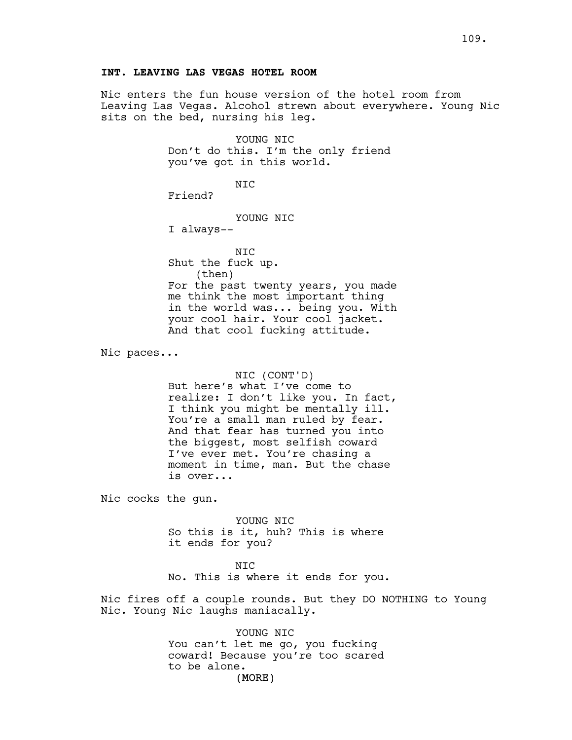**INT. LEAVING LAS VEGAS HOTEL ROOM**

Nic enters the fun house version of the hotel room from Leaving Las Vegas. Alcohol strewn about everywhere. Young Nic sits on the bed, nursing his leg.

YOUNG NIC
Don't do this. I'm the only friend you've got in this world.

NIC
Friend?

YOUNG NIC
I always--

NIC
Shut the fuck up.
(then)
For the past twenty years, you made me think the most important thing in the world was... being you. With your cool hair. Your cool jacket. And that cool fucking attitude.

Nic paces...

NIC (CONT'D)
But here's what I've come to realize: I don't like you. In fact, I think you might be mentally ill. You're a small man ruled by fear. And that fear has turned you into the biggest, most selfish coward I've ever met. You're chasing a moment in time, man. But the chase is over...

Nic cocks the gun.

YOUNG NIC
So this is it, huh? This is where it ends for you?

NIC
No. This is where it ends for you.

Nic fires off a couple rounds. But they DO NOTHING to Young Nic. Young Nic laughs maniacally.

YOUNG NIC
You can't let me go, you fucking coward! Because you're too scared to be alone.
(MORE)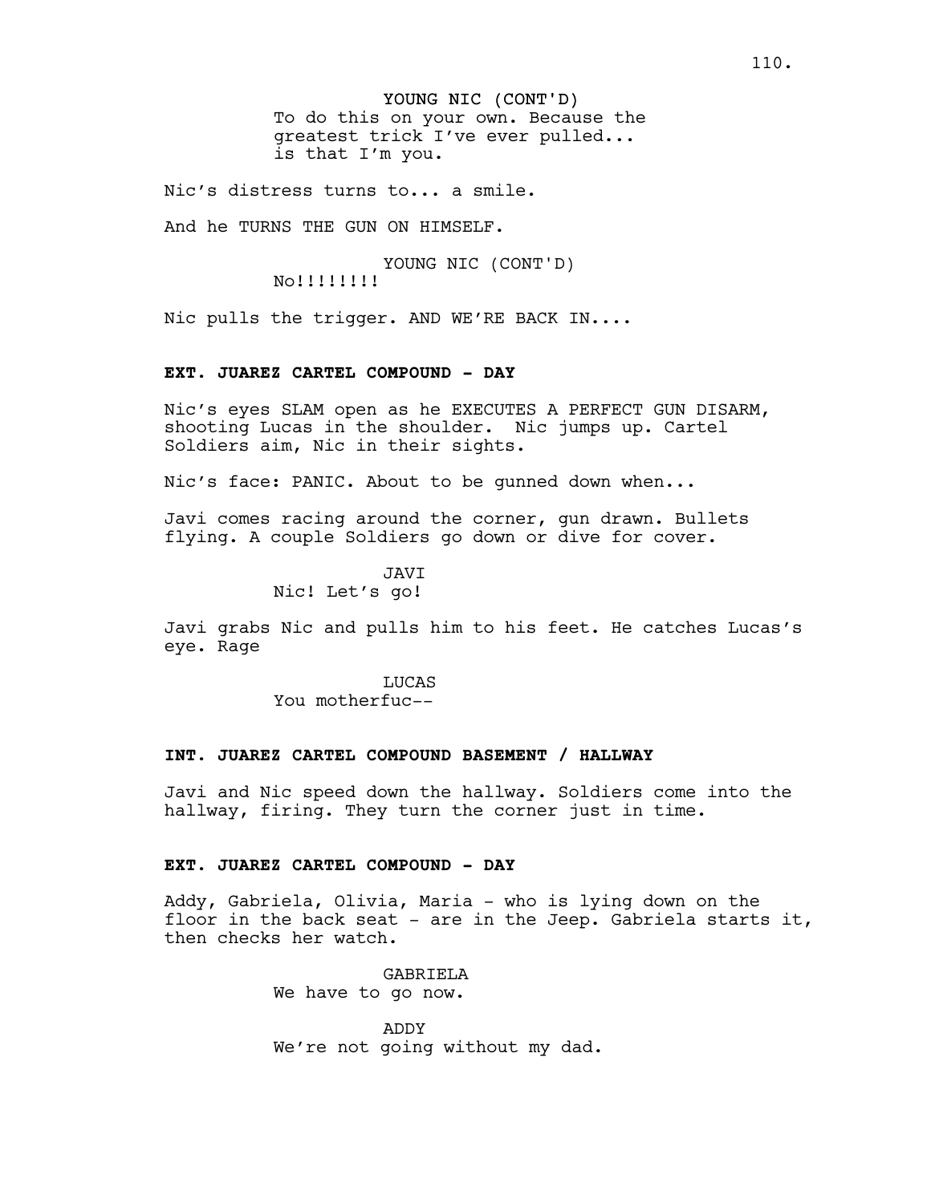YOUNG NIC (CONT'D)
To do this on your own. Because the greatest trick I've ever pulled... is that I'm you.

Nic's distress turns to... a smile.

And he TURNS THE GUN ON HIMSELF.

YOUNG NIC (CONT'D)
No!!!!!!!!

Nic pulls the trigger. AND WE'RE BACK IN....

**EXT. JUAREZ CARTEL COMPOUND - DAY**

Nic's eyes SLAM open as he EXECUTES A PERFECT GUN DISARM, shooting Lucas in the shoulder. Nic jumps up. Cartel Soldiers aim, Nic in their sights.

Nic's face: PANIC. About to be gunned down when...

Javi comes racing around the corner, gun drawn. Bullets flying. A couple Soldiers go down or dive for cover.

JAVI
Nic! Let's go!

Javi grabs Nic and pulls him to his feet. He catches Lucas's eye. Rage

LUCAS
You motherfuc--

**INT. JUAREZ CARTEL COMPOUND BASEMENT / HALLWAY**

Javi and Nic speed down the hallway. Soldiers come into the hallway, firing. They turn the corner just in time.

**EXT. JUAREZ CARTEL COMPOUND - DAY**

Addy, Gabriela, Olivia, Maria - who is lying down on the floor in the back seat - are in the Jeep. Gabriela starts it, then checks her watch.

GABRIELA
We have to go now.

ADDY
We're not going without my dad.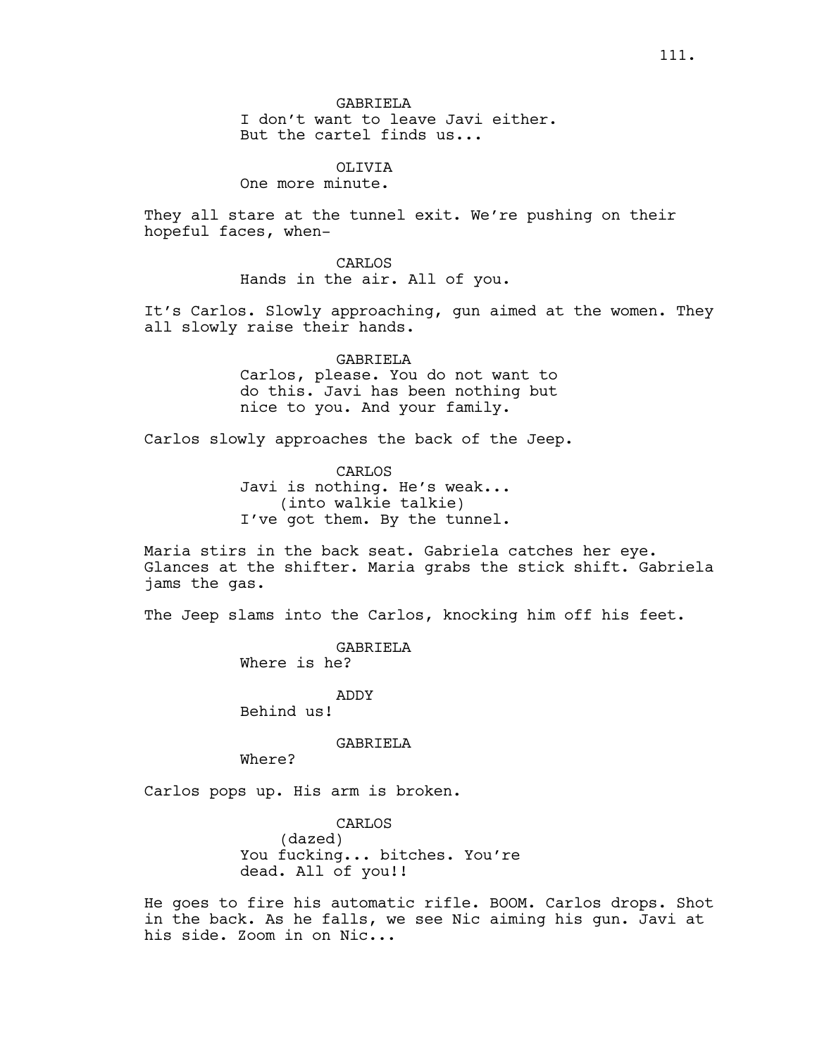GABRIELA
I don't want to leave Javi either.
But the cartel finds us...

OLIVIA
One more minute.

They all stare at the tunnel exit. We're pushing on their hopeful faces, when-

CARLOS
Hands in the air. All of you.

It's Carlos. Slowly approaching, gun aimed at the women. They all slowly raise their hands.

GABRIELA
Carlos, please. You do not want to
do this. Javi has been nothing but
nice to you. And your family.

Carlos slowly approaches the back of the Jeep.

CARLOS
Javi is nothing. He's weak...
(into walkie talkie)
I've got them. By the tunnel.

Maria stirs in the back seat. Gabriela catches her eye. Glances at the shifter. Maria grabs the stick shift. Gabriela jams the gas.

The Jeep slams into the Carlos, knocking him off his feet.

GABRIELA
Where is he?

ADDY
Behind us!

GABRIELA
Where?

Carlos pops up. His arm is broken.

CARLOS
(dazed)
You fucking... bitches. You're
dead. All of you!!

He goes to fire his automatic rifle. BOOM. Carlos drops. Shot in the back. As he falls, we see Nic aiming his gun. Javi at his side. Zoom in on Nic...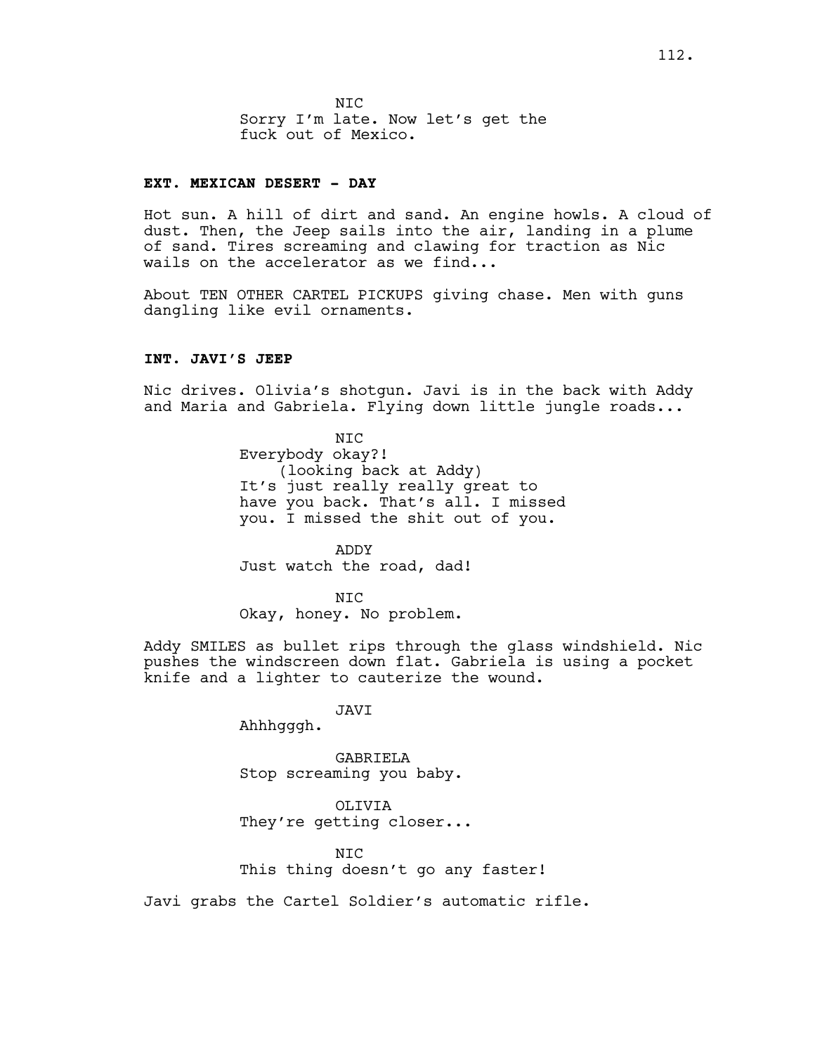NIC
Sorry I'm late. Now let's get the fuck out of Mexico.

**EXT. MEXICAN DESERT - DAY**

Hot sun. A hill of dirt and sand. An engine howls. A cloud of dust. Then, the Jeep sails into the air, landing in a plume of sand. Tires screaming and clawing for traction as Nic wails on the accelerator as we find...

About TEN OTHER CARTEL PICKUPS giving chase. Men with guns dangling like evil ornaments.

**INT. JAVI'S JEEP**

Nic drives. Olivia's shotgun. Javi is in the back with Addy and Maria and Gabriela. Flying down little jungle roads...

NIC
Everybody okay?!
(looking back at Addy)
It's just really really great to have you back. That's all. I missed you. I missed the shit out of you.

ADDY
Just watch the road, dad!

NIC
Okay, honey. No problem.

Addy SMILES as bullet rips through the glass windshield. Nic pushes the windscreen down flat. Gabriela is using a pocket knife and a lighter to cauterize the wound.

JAVI
Ahhhgggh.

GABRIELA
Stop screaming you baby.

OLIVIA
They're getting closer...

NIC
This thing doesn't go any faster!

Javi grabs the Cartel Soldier's automatic rifle.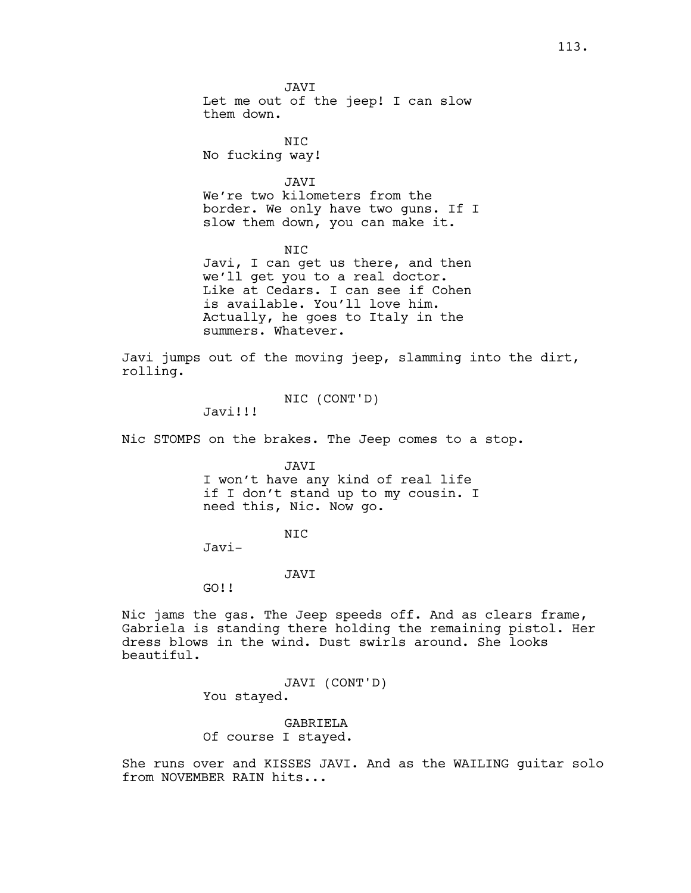JAVI
Let me out of the jeep! I can slow them down.

NIC
No fucking way!

JAVI
We're two kilometers from the border. We only have two guns. If I slow them down, you can make it.

NIC
Javi, I can get us there, and then we'll get you to a real doctor. Like at Cedars. I can see if Cohen is available. You'll love him. Actually, he goes to Italy in the summers. Whatever.

Javi jumps out of the moving jeep, slamming into the dirt, rolling.

NIC (CONT'D)
Javi!!!

Nic STOMPS on the brakes. The Jeep comes to a stop.

JAVI
I won't have any kind of real life if I don't stand up to my cousin. I need this, Nic. Now go.

NIC
Javi-

JAVI
GO!!

Nic jams the gas. The Jeep speeds off. And as clears frame, Gabriela is standing there holding the remaining pistol. Her dress blows in the wind. Dust swirls around. She looks beautiful.

JAVI (CONT'D)
You stayed.

GABRIELA
Of course I stayed.

She runs over and KISSES JAVI. And as the WAILING guitar solo from NOVEMBER RAIN hits...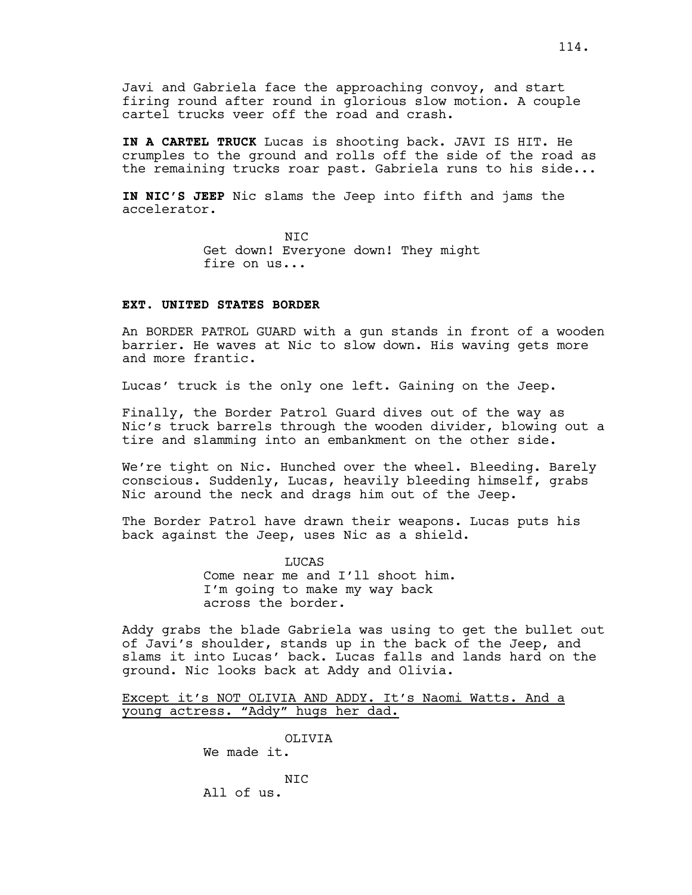Javi and Gabriela face the approaching convoy, and start firing round after round in glorious slow motion. A couple cartel trucks veer off the road and crash.

**IN A CARTEL TRUCK** Lucas is shooting back. JAVI IS HIT. He crumples to the ground and rolls off the side of the road as the remaining trucks roar past. Gabriela runs to his side...

**IN NIC'S JEEP** Nic slams the Jeep into fifth and jams the accelerator.

NIC
Get down! Everyone down! They might fire on us...

**EXT. UNITED STATES BORDER**

An BORDER PATROL GUARD with a gun stands in front of a wooden barrier. He waves at Nic to slow down. His waving gets more and more frantic.

Lucas' truck is the only one left. Gaining on the Jeep.

Finally, the Border Patrol Guard dives out of the way as Nic's truck barrels through the wooden divider, blowing out a tire and slamming into an embankment on the other side.

We're tight on Nic. Hunched over the wheel. Bleeding. Barely conscious. Suddenly, Lucas, heavily bleeding himself, grabs Nic around the neck and drags him out of the Jeep.

The Border Patrol have drawn their weapons. Lucas puts his back against the Jeep, uses Nic as a shield.

LUCAS
Come near me and I'll shoot him. I'm going to make my way back across the border.

Addy grabs the blade Gabriela was using to get the bullet out of Javi's shoulder, stands up in the back of the Jeep, and slams it into Lucas' back. Lucas falls and lands hard on the ground. Nic looks back at Addy and Olivia.

<u>Except it's NOT OLIVIA AND ADDY. It's Naomi Watts. And a young actress. "Addy" hugs her dad.</u>

OLIVIA
We made it.

NIC
All of us.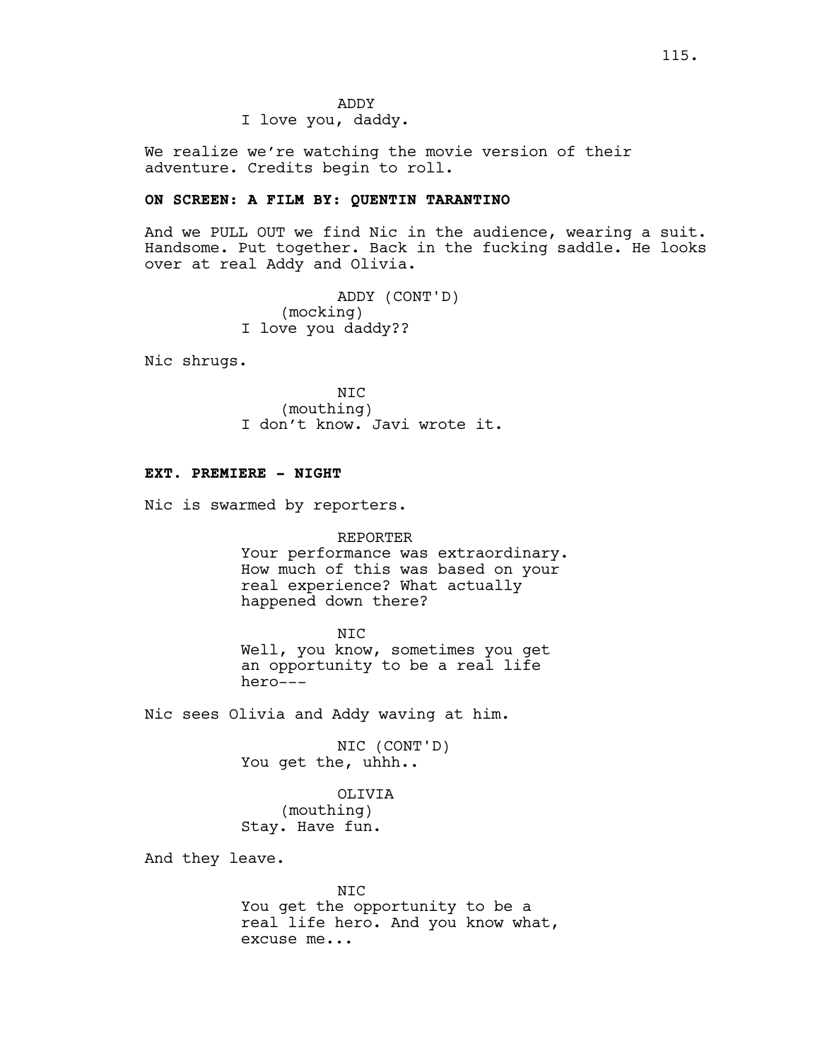ADDY
I love you, daddy.

We realize we're watching the movie version of their adventure. Credits begin to roll.

**ON SCREEN: A FILM BY: QUENTIN TARANTINO**

And we PULL OUT we find Nic in the audience, wearing a suit. Handsome. Put together. Back in the fucking saddle. He looks over at real Addy and Olivia.

ADDY (CONT'D)
(mocking)
I love you daddy??

Nic shrugs.

NIC
(mouthing)
I don't know. Javi wrote it.

**EXT. PREMIERE - NIGHT**

Nic is swarmed by reporters.

REPORTER
Your performance was extraordinary. How much of this was based on your real experience? What actually happened down there?

NIC
Well, you know, sometimes you get an opportunity to be a real life hero---

Nic sees Olivia and Addy waving at him.

NIC (CONT'D)
You get the, uhhh..

OLIVIA
(mouthing)
Stay. Have fun.

And they leave.

NIC
You get the opportunity to be a real life hero. And you know what, excuse me...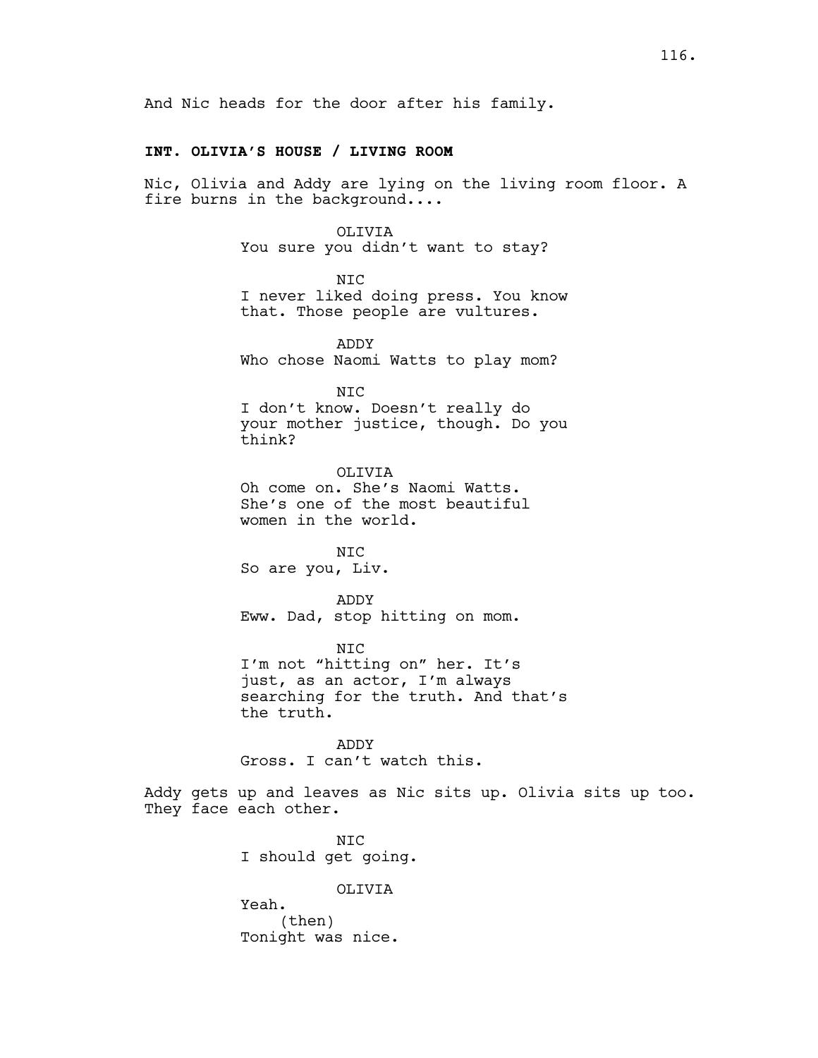And Nic heads for the door after his family.

**INT. OLIVIA'S HOUSE / LIVING ROOM**

Nic, Olivia and Addy are lying on the living room floor. A fire burns in the background....

OLIVIA
You sure you didn't want to stay?

NIC
I never liked doing press. You know that. Those people are vultures.

ADDY
Who chose Naomi Watts to play mom?

NIC
I don't know. Doesn't really do your mother justice, though. Do you think?

OLIVIA
Oh come on. She's Naomi Watts. She's one of the most beautiful women in the world.

NIC
So are you, Liv.

ADDY
Eww. Dad, stop hitting on mom.

NIC
I'm not "hitting on" her. It's just, as an actor, I'm always searching for the truth. And that's the truth.

ADDY
Gross. I can't watch this.

Addy gets up and leaves as Nic sits up. Olivia sits up too. They face each other.

NIC
I should get going.

OLIVIA
Yeah.
(then)
Tonight was nice.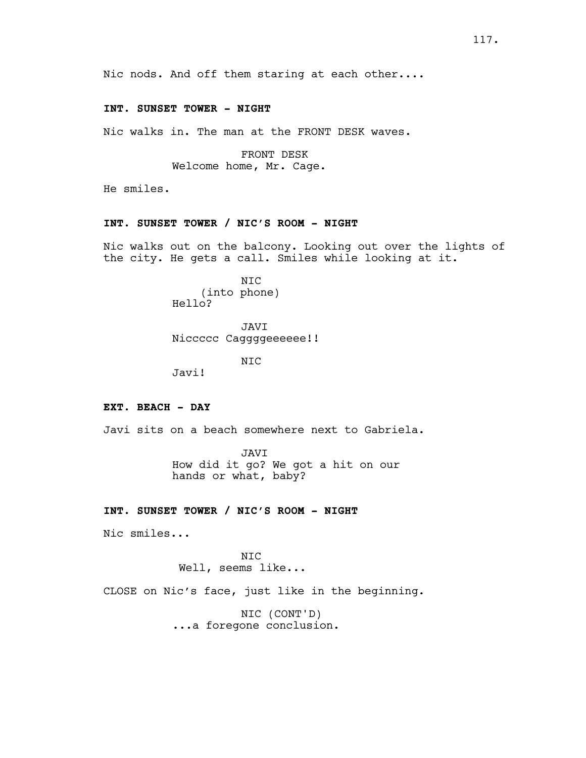Nic nods. And off them staring at each other....

**INT. SUNSET TOWER - NIGHT**

Nic walks in. The man at the FRONT DESK waves.

FRONT DESK
Welcome home, Mr. Cage.

He smiles.

**INT. SUNSET TOWER / NIC'S ROOM - NIGHT**

Nic walks out on the balcony. Looking out over the lights of the city. He gets a call. Smiles while looking at it.

NIC
(into phone)
Hello?

JAVI
Niccccc Caggggeeeeee!!

NIC
Javi!

**EXT. BEACH - DAY**

Javi sits on a beach somewhere next to Gabriela.

JAVI
How did it go? We got a hit on our hands or what, baby?

**INT. SUNSET TOWER / NIC'S ROOM - NIGHT**

Nic smiles...

NIC
Well, seems like...

CLOSE on Nic's face, just like in the beginning.

NIC (CONT'D)
...a foregone conclusion.